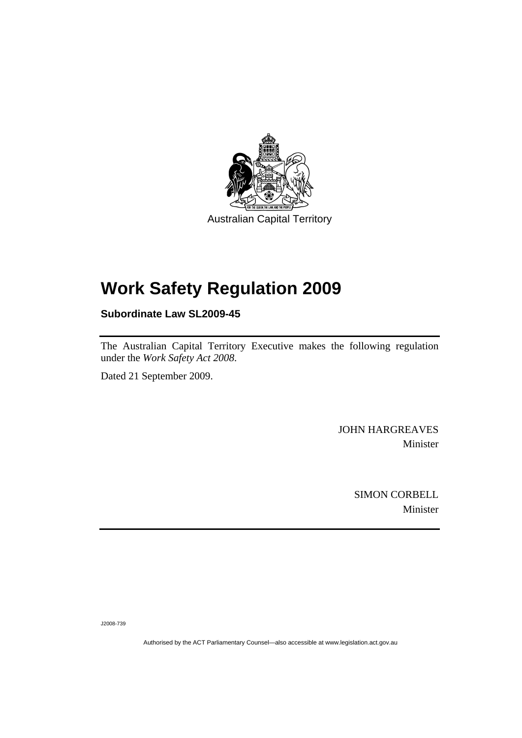Australian Capital Territory

# Work Safety Regulation 2009

**Subordinate Law SL2009-45**

The Australian Capital Territory Executive makes the following regulation under the *Work Safety Act 2008*.

Dated 21 September 2009.

JOHN HARGREAVES
Minister

SIMON CORBELL
Minister

J2008-739

Authorised by the ACT Parliamentary Counsel—also accessible at www.legislation.act.gov.au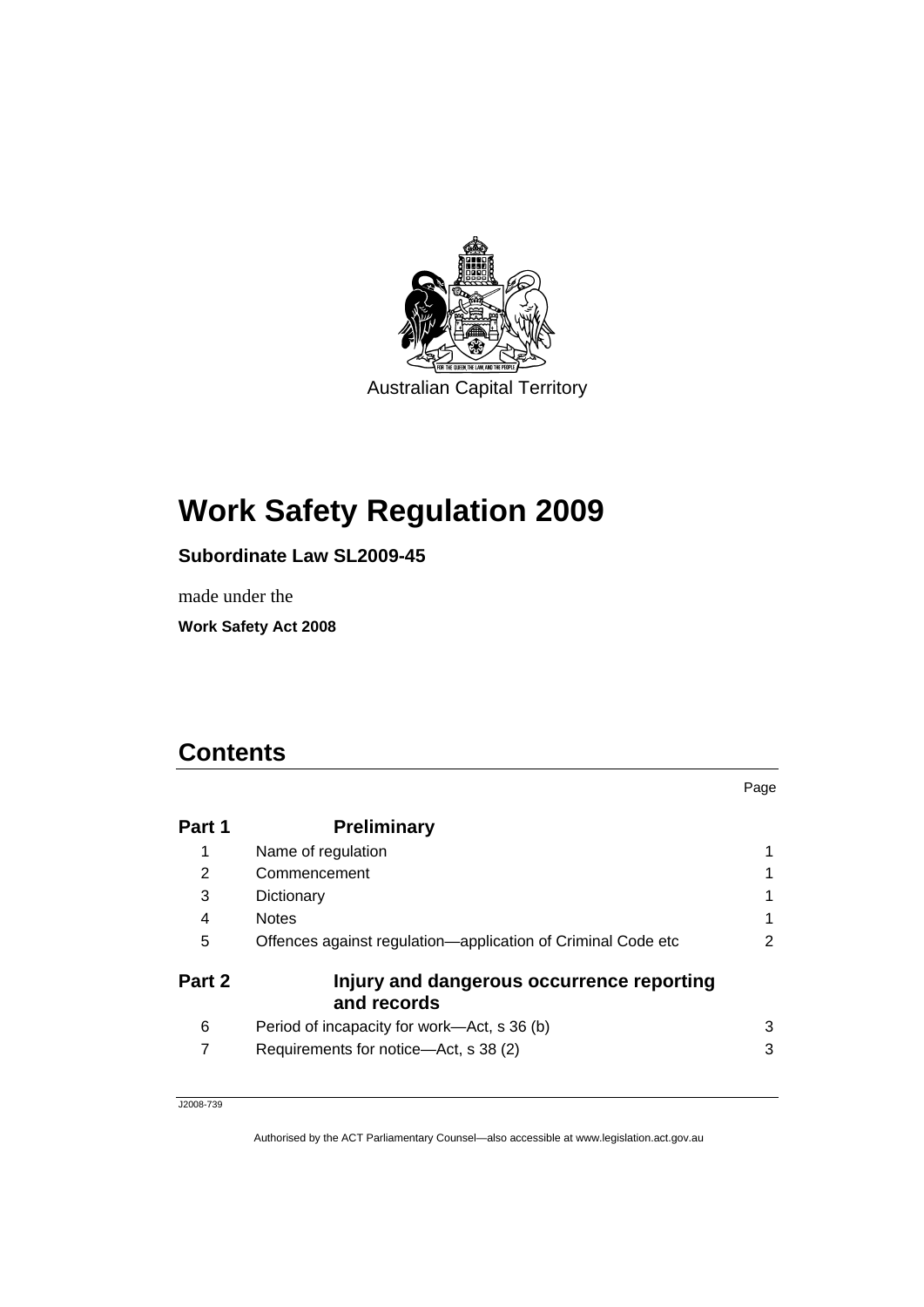Australian Capital Territory

# Work Safety Regulation 2009

**Subordinate Law SL2009-45**

made under the

**Work Safety Act 2008**

## Contents

| | | Page |
|---|---|---|
| **Part 1** | **Preliminary** | |
| 1 | Name of regulation | 1 |
| 2 | Commencement | 1 |
| 3 | Dictionary | 1 |
| 4 | Notes | 1 |
| 5 | Offences against regulation—application of Criminal Code etc | 2 |
| **Part 2** | **Injury and dangerous occurrence reporting and records** | |
| 6 | Period of incapacity for work—Act, s 36 (b) | 3 |
| 7 | Requirements for notice—Act, s 38 (2) | 3 |

J2008-739

Authorised by the ACT Parliamentary Counsel—also accessible at www.legislation.act.gov.au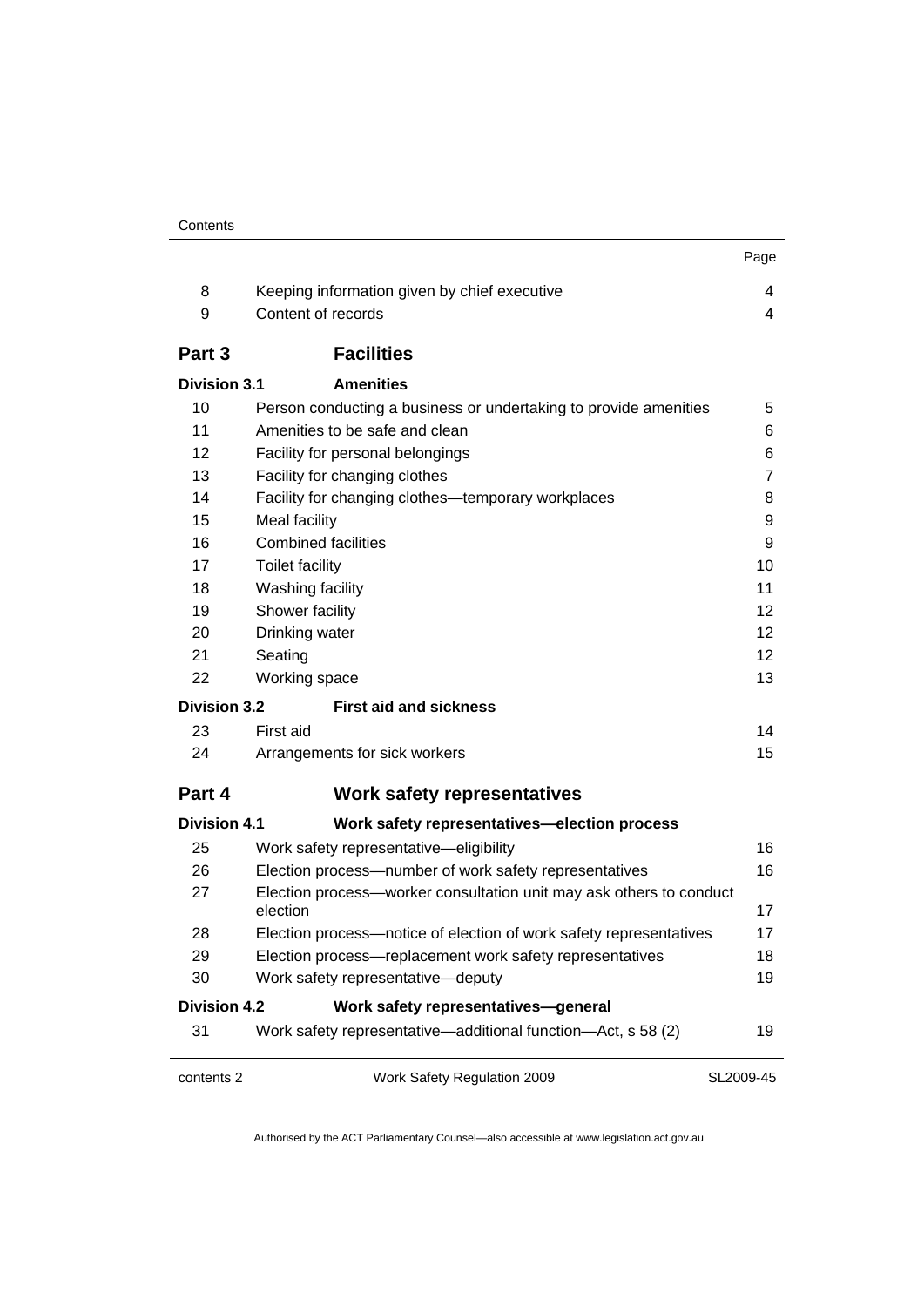| | | Page |
|---|---|---|
| 8 | Keeping information given by chief executive | 4 |
| 9 | Content of records | 4 |
| **Part 3** | **Facilities** | |
| **Division 3.1** | **Amenities** | |
| 10 | Person conducting a business or undertaking to provide amenities | 5 |
| 11 | Amenities to be safe and clean | 6 |
| 12 | Facility for personal belongings | 6 |
| 13 | Facility for changing clothes | 7 |
| 14 | Facility for changing clothes—temporary workplaces | 8 |
| 15 | Meal facility | 9 |
| 16 | Combined facilities | 9 |
| 17 | Toilet facility | 10 |
| 18 | Washing facility | 11 |
| 19 | Shower facility | 12 |
| 20 | Drinking water | 12 |
| 21 | Seating | 12 |
| 22 | Working space | 13 |
| **Division 3.2** | **First aid and sickness** | |
| 23 | First aid | 14 |
| 24 | Arrangements for sick workers | 15 |
| **Part 4** | **Work safety representatives** | |
| **Division 4.1** | **Work safety representatives—election process** | |
| 25 | Work safety representative—eligibility | 16 |
| 26 | Election process—number of work safety representatives | 16 |
| 27 | Election process—worker consultation unit may ask others to conduct election | 17 |
| 28 | Election process—notice of election of work safety representatives | 17 |
| 29 | Election process—replacement work safety representatives | 18 |
| 30 | Work safety representative—deputy | 19 |
| **Division 4.2** | **Work safety representatives—general** | |
| 31 | Work safety representative—additional function—Act, s 58 (2) | 19 |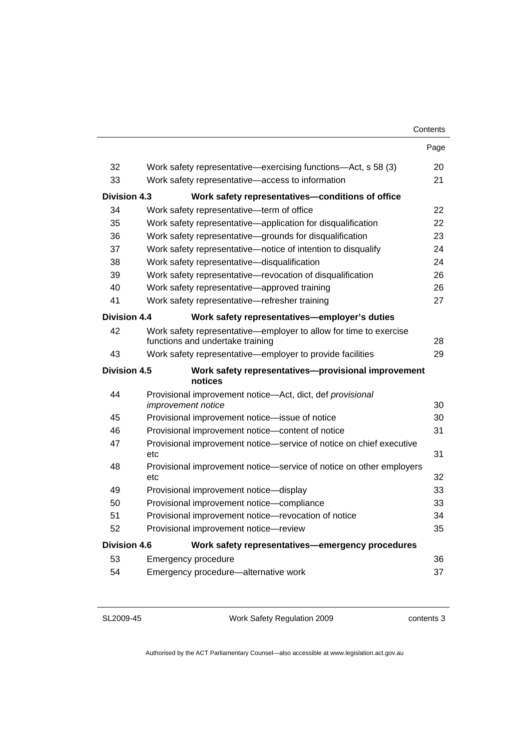| | | Page |
|---|---|---|
| 32 | Work safety representative—exercising functions—Act, s 58 (3) | 20 |
| 33 | Work safety representative—access to information | 21 |
| **Division 4.3** | **Work safety representatives—conditions of office** | |
| 34 | Work safety representative—term of office | 22 |
| 35 | Work safety representative—application for disqualification | 22 |
| 36 | Work safety representative—grounds for disqualification | 23 |
| 37 | Work safety representative—notice of intention to disqualify | 24 |
| 38 | Work safety representative—disqualification | 24 |
| 39 | Work safety representative—revocation of disqualification | 26 |
| 40 | Work safety representative—approved training | 26 |
| 41 | Work safety representative—refresher training | 27 |
| **Division 4.4** | **Work safety representatives—employer's duties** | |
| 42 | Work safety representative—employer to allow for time to exercise functions and undertake training | 28 |
| 43 | Work safety representative—employer to provide facilities | 29 |
| **Division 4.5** | **Work safety representatives—provisional improvement notices** | |
| 44 | Provisional improvement notice—Act, dict, def *provisional improvement notice* | 30 |
| 45 | Provisional improvement notice—issue of notice | 30 |
| 46 | Provisional improvement notice—content of notice | 31 |
| 47 | Provisional improvement notice—service of notice on chief executive etc | 31 |
| 48 | Provisional improvement notice—service of notice on other employers etc | 32 |
| 49 | Provisional improvement notice—display | 33 |
| 50 | Provisional improvement notice—compliance | 33 |
| 51 | Provisional improvement notice—revocation of notice | 34 |
| 52 | Provisional improvement notice—review | 35 |
| **Division 4.6** | **Work safety representatives—emergency procedures** | |
| 53 | Emergency procedure | 36 |
| 54 | Emergency procedure—alternative work | 37 |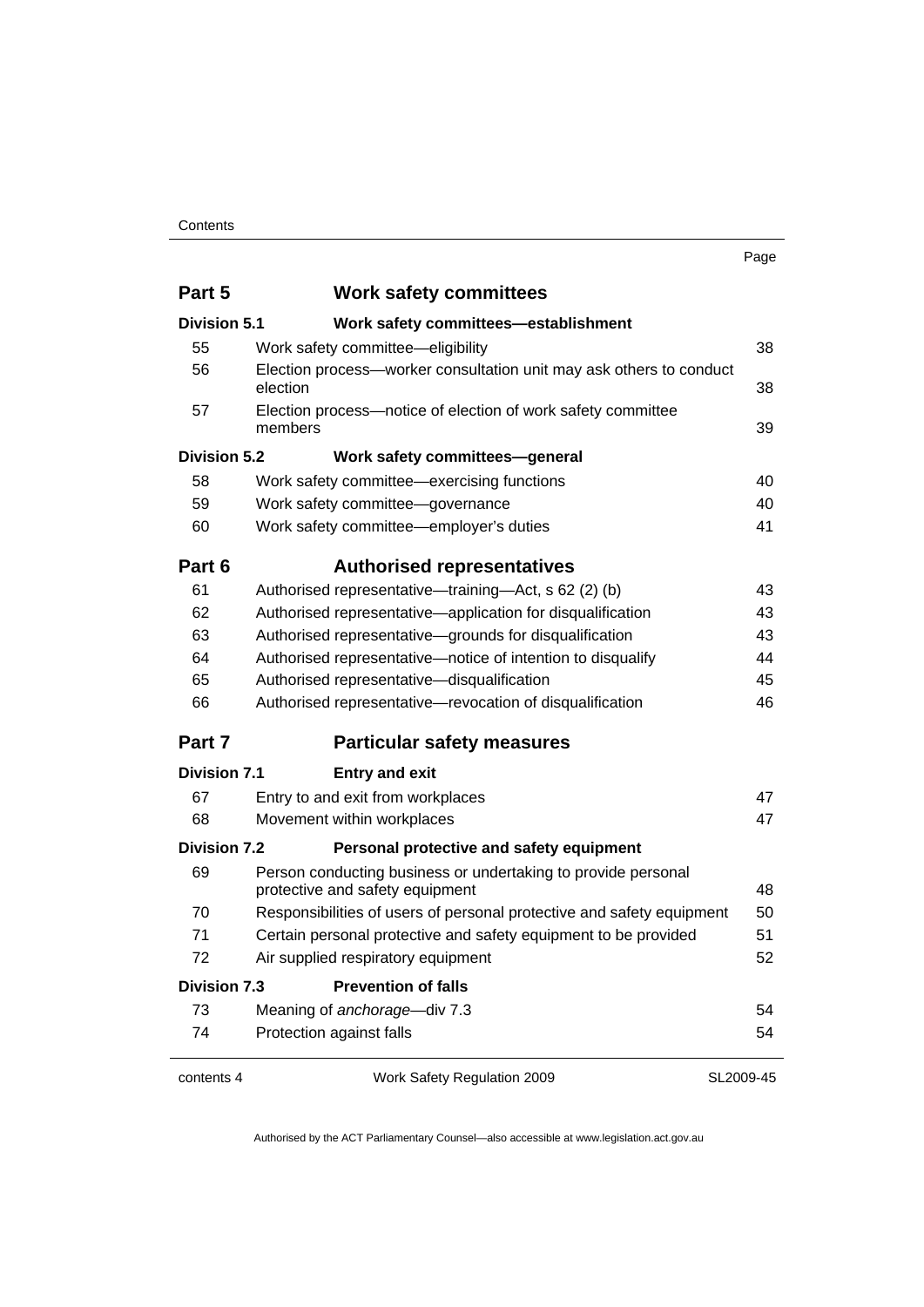| | | Page |
|---|---|---|
| **Part 5** | **Work safety committees** | |
| **Division 5.1** | **Work safety committees—establishment** | |
| 55 | Work safety committee—eligibility | 38 |
| 56 | Election process—worker consultation unit may ask others to conduct election | 38 |
| 57 | Election process—notice of election of work safety committee members | 39 |
| **Division 5.2** | **Work safety committees—general** | |
| 58 | Work safety committee—exercising functions | 40 |
| 59 | Work safety committee—governance | 40 |
| 60 | Work safety committee—employer's duties | 41 |
| **Part 6** | **Authorised representatives** | |
| 61 | Authorised representative—training—Act, s 62 (2) (b) | 43 |
| 62 | Authorised representative—application for disqualification | 43 |
| 63 | Authorised representative—grounds for disqualification | 43 |
| 64 | Authorised representative—notice of intention to disqualify | 44 |
| 65 | Authorised representative—disqualification | 45 |
| 66 | Authorised representative—revocation of disqualification | 46 |
| **Part 7** | **Particular safety measures** | |
| **Division 7.1** | **Entry and exit** | |
| 67 | Entry to and exit from workplaces | 47 |
| 68 | Movement within workplaces | 47 |
| **Division 7.2** | **Personal protective and safety equipment** | |
| 69 | Person conducting business or undertaking to provide personal protective and safety equipment | 48 |
| 70 | Responsibilities of users of personal protective and safety equipment | 50 |
| 71 | Certain personal protective and safety equipment to be provided | 51 |
| 72 | Air supplied respiratory equipment | 52 |
| **Division 7.3** | **Prevention of falls** | |
| 73 | Meaning of *anchorage*—div 7.3 | 54 |
| 74 | Protection against falls | 54 |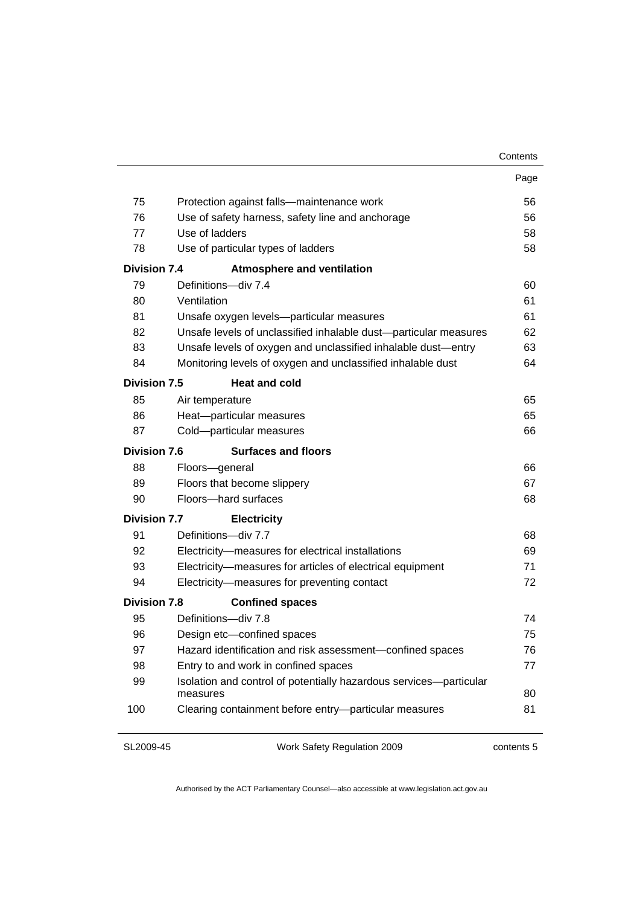| | | Page |
|---|---|---|
| 75 | Protection against falls—maintenance work | 56 |
| 76 | Use of safety harness, safety line and anchorage | 56 |
| 77 | Use of ladders | 58 |
| 78 | Use of particular types of ladders | 58 |
| **Division 7.4** | **Atmosphere and ventilation** | |
| 79 | Definitions—div 7.4 | 60 |
| 80 | Ventilation | 61 |
| 81 | Unsafe oxygen levels—particular measures | 61 |
| 82 | Unsafe levels of unclassified inhalable dust—particular measures | 62 |
| 83 | Unsafe levels of oxygen and unclassified inhalable dust—entry | 63 |
| 84 | Monitoring levels of oxygen and unclassified inhalable dust | 64 |
| **Division 7.5** | **Heat and cold** | |
| 85 | Air temperature | 65 |
| 86 | Heat—particular measures | 65 |
| 87 | Cold—particular measures | 66 |
| **Division 7.6** | **Surfaces and floors** | |
| 88 | Floors—general | 66 |
| 89 | Floors that become slippery | 67 |
| 90 | Floors—hard surfaces | 68 |
| **Division 7.7** | **Electricity** | |
| 91 | Definitions—div 7.7 | 68 |
| 92 | Electricity—measures for electrical installations | 69 |
| 93 | Electricity—measures for articles of electrical equipment | 71 |
| 94 | Electricity—measures for preventing contact | 72 |
| **Division 7.8** | **Confined spaces** | |
| 95 | Definitions—div 7.8 | 74 |
| 96 | Design etc—confined spaces | 75 |
| 97 | Hazard identification and risk assessment—confined spaces | 76 |
| 98 | Entry to and work in confined spaces | 77 |
| 99 | Isolation and control of potentially hazardous services—particular measures | 80 |
| 100 | Clearing containment before entry—particular measures | 81 |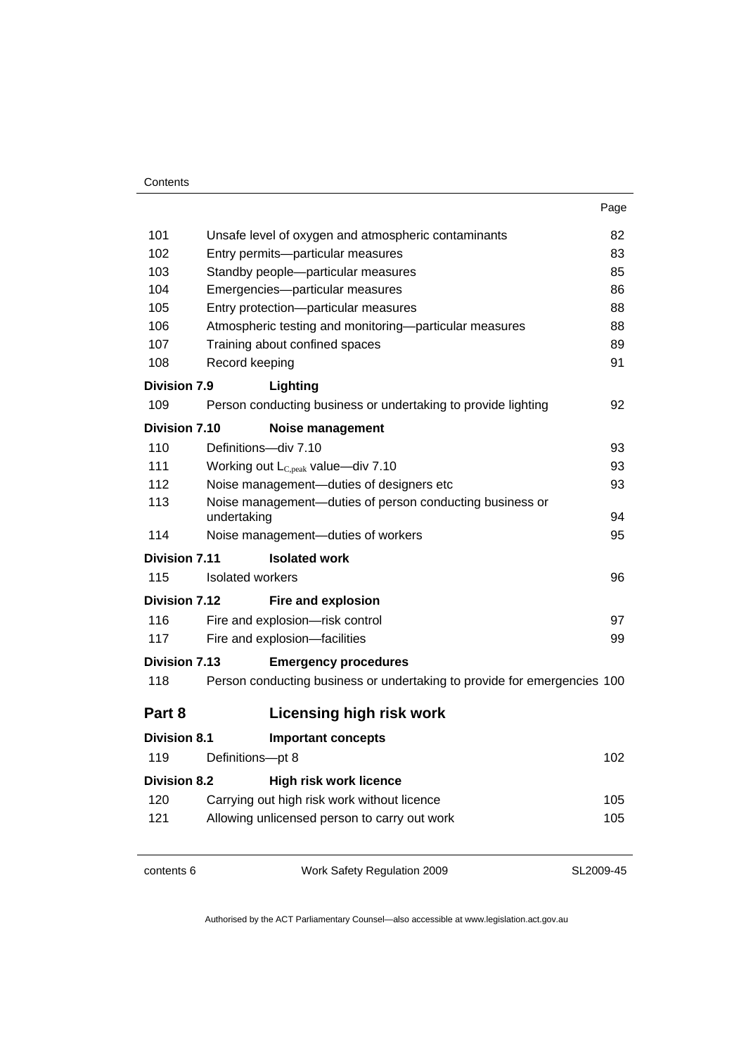| | | Page |
|---|---|---|
| 101 | Unsafe level of oxygen and atmospheric contaminants | 82 |
| 102 | Entry permits—particular measures | 83 |
| 103 | Standby people—particular measures | 85 |
| 104 | Emergencies—particular measures | 86 |
| 105 | Entry protection—particular measures | 88 |
| 106 | Atmospheric testing and monitoring—particular measures | 88 |
| 107 | Training about confined spaces | 89 |
| 108 | Record keeping | 91 |
| **Division 7.9** | **Lighting** | |
| 109 | Person conducting business or undertaking to provide lighting | 92 |
| **Division 7.10** | **Noise management** | |
| 110 | Definitions—div 7.10 | 93 |
| 111 | Working out $L_{C,peak}$ value—div 7.10 | 93 |
| 112 | Noise management—duties of designers etc | 93 |
| 113 | Noise management—duties of person conducting business or undertaking | 94 |
| 114 | Noise management—duties of workers | 95 |
| **Division 7.11** | **Isolated work** | |
| 115 | Isolated workers | 96 |
| **Division 7.12** | **Fire and explosion** | |
| 116 | Fire and explosion—risk control | 97 |
| 117 | Fire and explosion—facilities | 99 |
| **Division 7.13** | **Emergency procedures** | |
| 118 | Person conducting business or undertaking to provide for emergencies | 100 |
| **Part 8** | **Licensing high risk work** | |
| **Division 8.1** | **Important concepts** | |
| 119 | Definitions—pt 8 | 102 |
| **Division 8.2** | **High risk work licence** | |
| 120 | Carrying out high risk work without licence | 105 |
| 121 | Allowing unlicensed person to carry out work | 105 |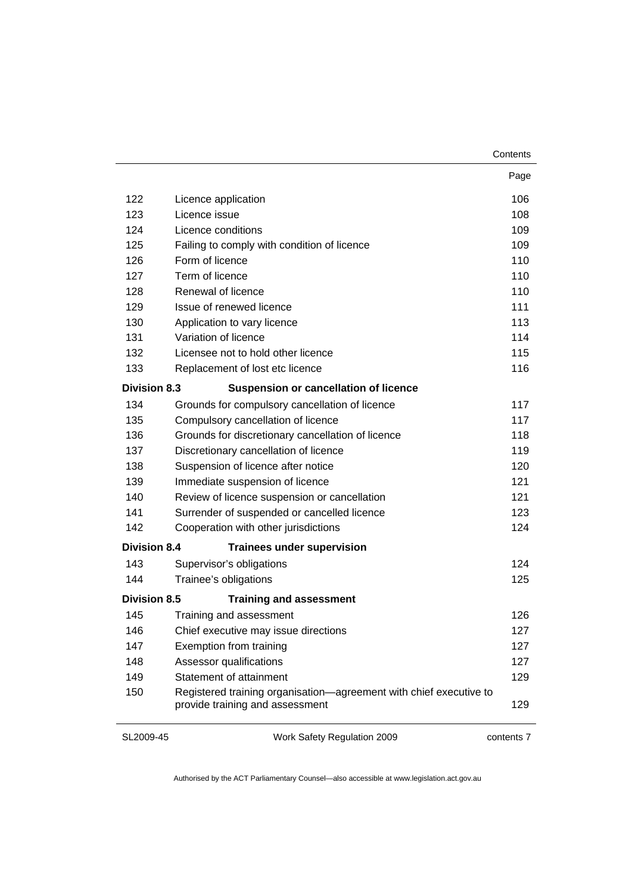| | | Page |
|---|---|---|
| 122 | Licence application | 106 |
| 123 | Licence issue | 108 |
| 124 | Licence conditions | 109 |
| 125 | Failing to comply with condition of licence | 109 |
| 126 | Form of licence | 110 |
| 127 | Term of licence | 110 |
| 128 | Renewal of licence | 110 |
| 129 | Issue of renewed licence | 111 |
| 130 | Application to vary licence | 113 |
| 131 | Variation of licence | 114 |
| 132 | Licensee not to hold other licence | 115 |
| 133 | Replacement of lost etc licence | 116 |
| **Division 8.3** | **Suspension or cancellation of licence** | |
| 134 | Grounds for compulsory cancellation of licence | 117 |
| 135 | Compulsory cancellation of licence | 117 |
| 136 | Grounds for discretionary cancellation of licence | 118 |
| 137 | Discretionary cancellation of licence | 119 |
| 138 | Suspension of licence after notice | 120 |
| 139 | Immediate suspension of licence | 121 |
| 140 | Review of licence suspension or cancellation | 121 |
| 141 | Surrender of suspended or cancelled licence | 123 |
| 142 | Cooperation with other jurisdictions | 124 |
| **Division 8.4** | **Trainees under supervision** | |
| 143 | Supervisor's obligations | 124 |
| 144 | Trainee's obligations | 125 |
| **Division 8.5** | **Training and assessment** | |
| 145 | Training and assessment | 126 |
| 146 | Chief executive may issue directions | 127 |
| 147 | Exemption from training | 127 |
| 148 | Assessor qualifications | 127 |
| 149 | Statement of attainment | 129 |
| 150 | Registered training organisation—agreement with chief executive to provide training and assessment | 129 |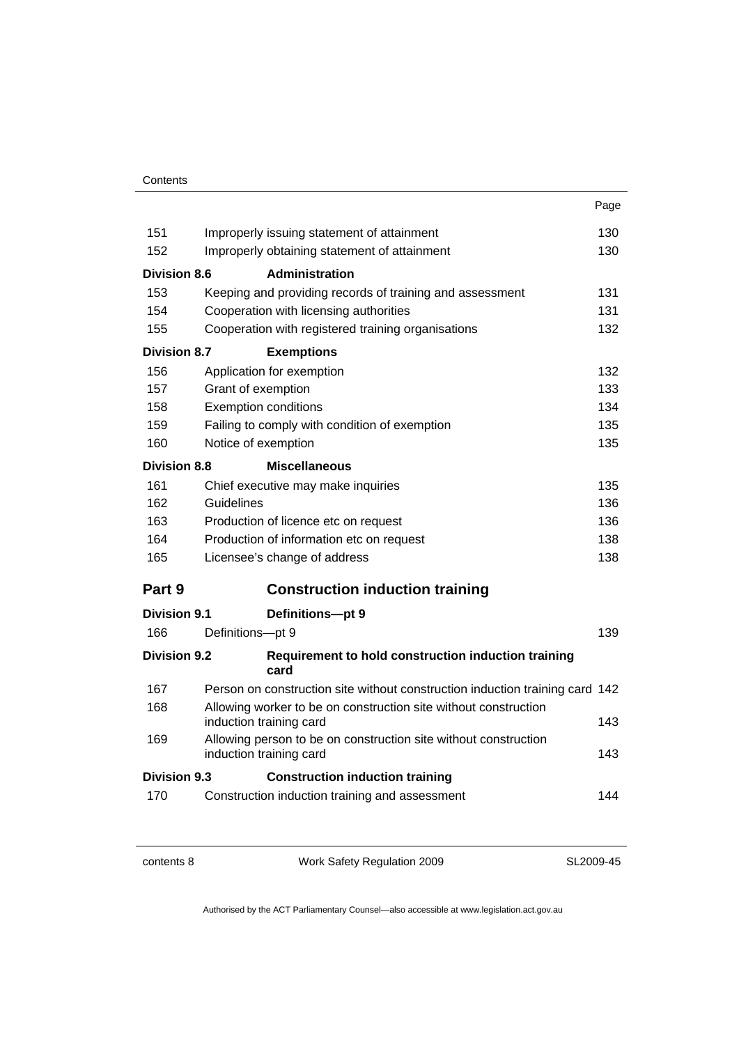| | | Page |
|---|---|---|
| 151 | Improperly issuing statement of attainment | 130 |
| 152 | Improperly obtaining statement of attainment | 130 |
| **Division 8.6** | **Administration** | |
| 153 | Keeping and providing records of training and assessment | 131 |
| 154 | Cooperation with licensing authorities | 131 |
| 155 | Cooperation with registered training organisations | 132 |
| **Division 8.7** | **Exemptions** | |
| 156 | Application for exemption | 132 |
| 157 | Grant of exemption | 133 |
| 158 | Exemption conditions | 134 |
| 159 | Failing to comply with condition of exemption | 135 |
| 160 | Notice of exemption | 135 |
| **Division 8.8** | **Miscellaneous** | |
| 161 | Chief executive may make inquiries | 135 |
| 162 | Guidelines | 136 |
| 163 | Production of licence etc on request | 136 |
| 164 | Production of information etc on request | 138 |
| 165 | Licensee's change of address | 138 |
| **Part 9** | **Construction induction training** | |
| **Division 9.1** | **Definitions—pt 9** | |
| 166 | Definitions—pt 9 | 139 |
| **Division 9.2** | **Requirement to hold construction induction training card** | |
| 167 | Person on construction site without construction induction training card | 142 |
| 168 | Allowing worker to be on construction site without construction induction training card | 143 |
| 169 | Allowing person to be on construction site without construction induction training card | 143 |
| **Division 9.3** | **Construction induction training** | |
| 170 | Construction induction training and assessment | 144 |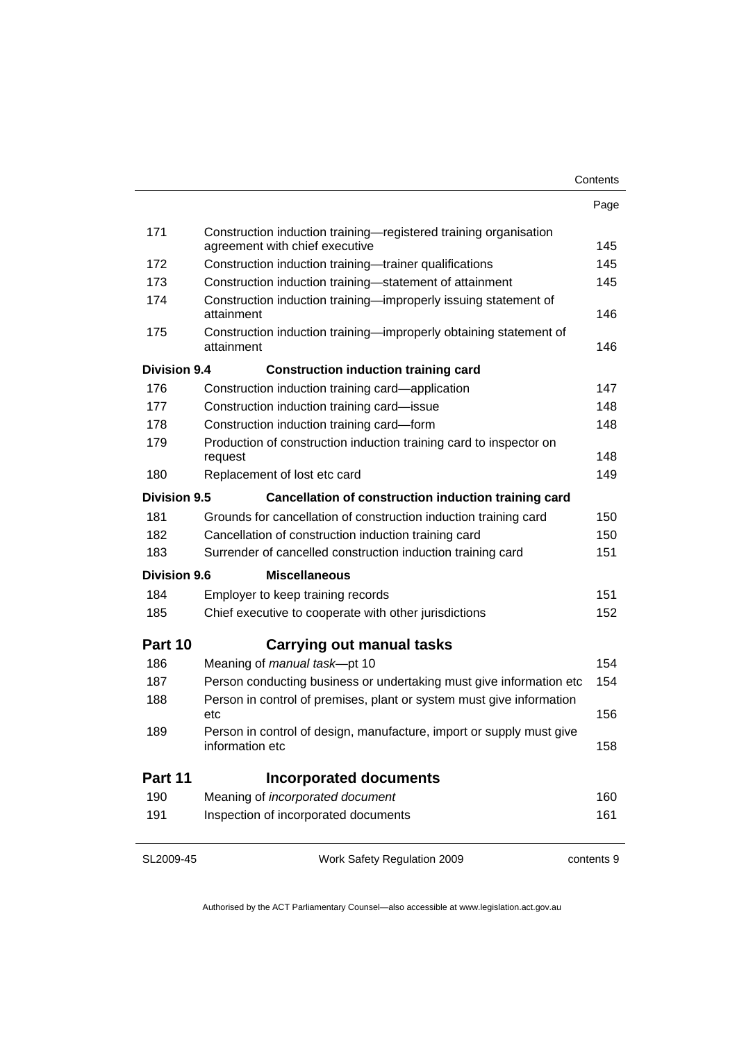| | | Page |
|---|---|---|
| 171 | Construction induction training—registered training organisation agreement with chief executive | 145 |
| 172 | Construction induction training—trainer qualifications | 145 |
| 173 | Construction induction training—statement of attainment | 145 |
| 174 | Construction induction training—improperly issuing statement of attainment | 146 |
| 175 | Construction induction training—improperly obtaining statement of attainment | 146 |
| **Division 9.4** | **Construction induction training card** | |
| 176 | Construction induction training card—application | 147 |
| 177 | Construction induction training card—issue | 148 |
| 178 | Construction induction training card—form | 148 |
| 179 | Production of construction induction training card to inspector on request | 148 |
| 180 | Replacement of lost etc card | 149 |
| **Division 9.5** | **Cancellation of construction induction training card** | |
| 181 | Grounds for cancellation of construction induction training card | 150 |
| 182 | Cancellation of construction induction training card | 150 |
| 183 | Surrender of cancelled construction induction training card | 151 |
| **Division 9.6** | **Miscellaneous** | |
| 184 | Employer to keep training records | 151 |
| 185 | Chief executive to cooperate with other jurisdictions | 152 |
| **Part 10** | **Carrying out manual tasks** | |
| 186 | Meaning of *manual task*—pt 10 | 154 |
| 187 | Person conducting business or undertaking must give information etc | 154 |
| 188 | Person in control of premises, plant or system must give information etc | 156 |
| 189 | Person in control of design, manufacture, import or supply must give information etc | 158 |
| **Part 11** | **Incorporated documents** | |
| 190 | Meaning of *incorporated document* | 160 |
| 191 | Inspection of incorporated documents | 161 |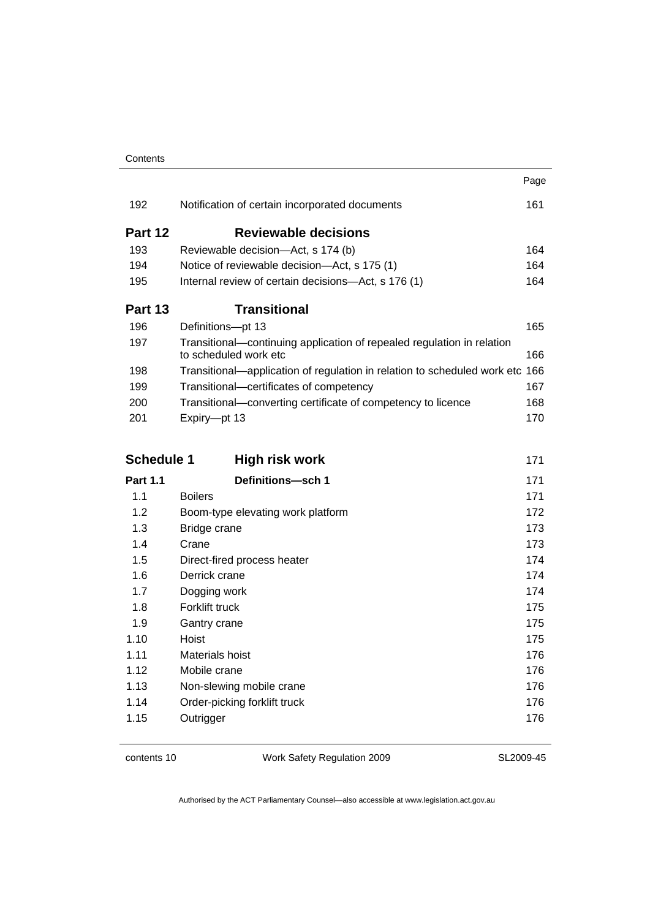| | | Page |
|---|---|---|
| 192 | Notification of certain incorporated documents | 161 |
| **Part 12** | **Reviewable decisions** | |
| 193 | Reviewable decision—Act, s 174 (b) | 164 |
| 194 | Notice of reviewable decision—Act, s 175 (1) | 164 |
| 195 | Internal review of certain decisions—Act, s 176 (1) | 164 |
| **Part 13** | **Transitional** | |
| 196 | Definitions—pt 13 | 165 |
| 197 | Transitional—continuing application of repealed regulation in relation to scheduled work etc | 166 |
| 198 | Transitional—application of regulation in relation to scheduled work etc | 166 |
| 199 | Transitional—certificates of competency | 167 |
| 200 | Transitional—converting certificate of competency to licence | 168 |
| 201 | Expiry—pt 13 | 170 |
| **Schedule 1** | **High risk work** | 171 |
| **Part 1.1** | **Definitions—sch 1** | 171 |
| 1.1 | Boilers | 171 |
| 1.2 | Boom-type elevating work platform | 172 |
| 1.3 | Bridge crane | 173 |
| 1.4 | Crane | 173 |
| 1.5 | Direct-fired process heater | 174 |
| 1.6 | Derrick crane | 174 |
| 1.7 | Dogging work | 174 |
| 1.8 | Forklift truck | 175 |
| 1.9 | Gantry crane | 175 |
| 1.10 | Hoist | 175 |
| 1.11 | Materials hoist | 176 |
| 1.12 | Mobile crane | 176 |
| 1.13 | Non-slewing mobile crane | 176 |
| 1.14 | Order-picking forklift truck | 176 |
| 1.15 | Outrigger | 176 |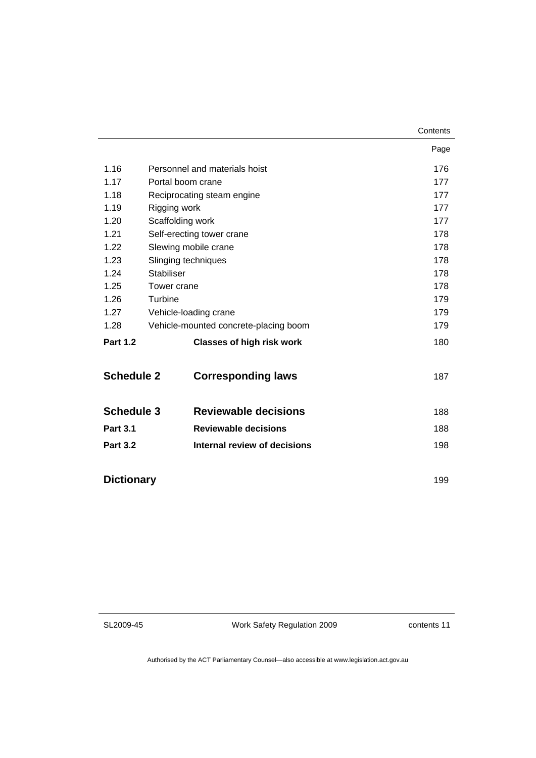| | | Page |
|---|---|---|
| 1.16 | Personnel and materials hoist | 176 |
| 1.17 | Portal boom crane | 177 |
| 1.18 | Reciprocating steam engine | 177 |
| 1.19 | Rigging work | 177 |
| 1.20 | Scaffolding work | 177 |
| 1.21 | Self-erecting tower crane | 178 |
| 1.22 | Slewing mobile crane | 178 |
| 1.23 | Slinging techniques | 178 |
| 1.24 | Stabiliser | 178 |
| 1.25 | Tower crane | 178 |
| 1.26 | Turbine | 179 |
| 1.27 | Vehicle-loading crane | 179 |
| 1.28 | Vehicle-mounted concrete-placing boom | 179 |
| **Part 1.2** | **Classes of high risk work** | 180 |
| **Schedule 2** | **Corresponding laws** | 187 |
| **Schedule 3** | **Reviewable decisions** | 188 |
| **Part 3.1** | **Reviewable decisions** | 188 |
| **Part 3.2** | **Internal review of decisions** | 198 |
| **Dictionary** | | 199 |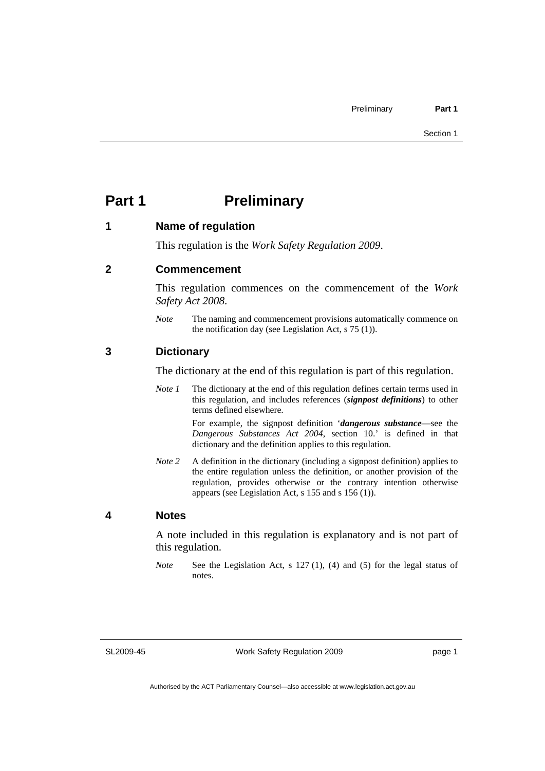# Part 1 Preliminary

## 1 Name of regulation

This regulation is the *Work Safety Regulation 2009*.

## 2 Commencement

This regulation commences on the commencement of the *Work Safety Act 2008*.

*Note* The naming and commencement provisions automatically commence on the notification day (see Legislation Act, s 75 (1)).

## 3 Dictionary

The dictionary at the end of this regulation is part of this regulation.

*Note 1* The dictionary at the end of this regulation defines certain terms used in this regulation, and includes references (***signpost definitions***) to other terms defined elsewhere.

For example, the signpost definition '***dangerous substance***—see the *Dangerous Substances Act 2004*, section 10.' is defined in that dictionary and the definition applies to this regulation.

*Note 2* A definition in the dictionary (including a signpost definition) applies to the entire regulation unless the definition, or another provision of the regulation, provides otherwise or the contrary intention otherwise appears (see Legislation Act, s 155 and s 156 (1)).

## 4 Notes

A note included in this regulation is explanatory and is not part of this regulation.

*Note* See the Legislation Act, s 127 (1), (4) and (5) for the legal status of notes.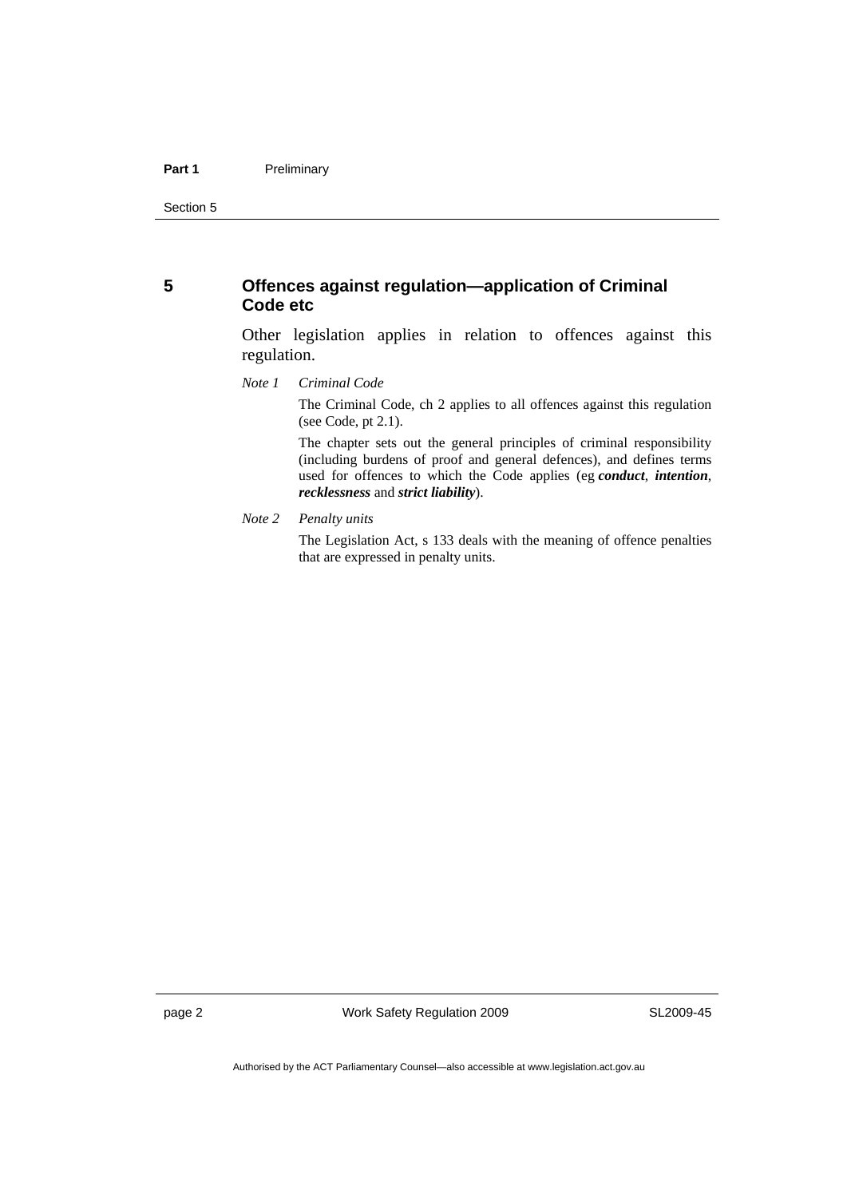## 5 Offences against regulation—application of Criminal Code etc

Other legislation applies in relation to offences against this regulation.

*Note 1* *Criminal Code*

The Criminal Code, ch 2 applies to all offences against this regulation (see Code, pt 2.1).

The chapter sets out the general principles of criminal responsibility (including burdens of proof and general defences), and defines terms used for offences to which the Code applies (eg ***conduct***, ***intention***, ***recklessness*** and ***strict liability***).

*Note 2* *Penalty units*

The Legislation Act, s 133 deals with the meaning of offence penalties that are expressed in penalty units.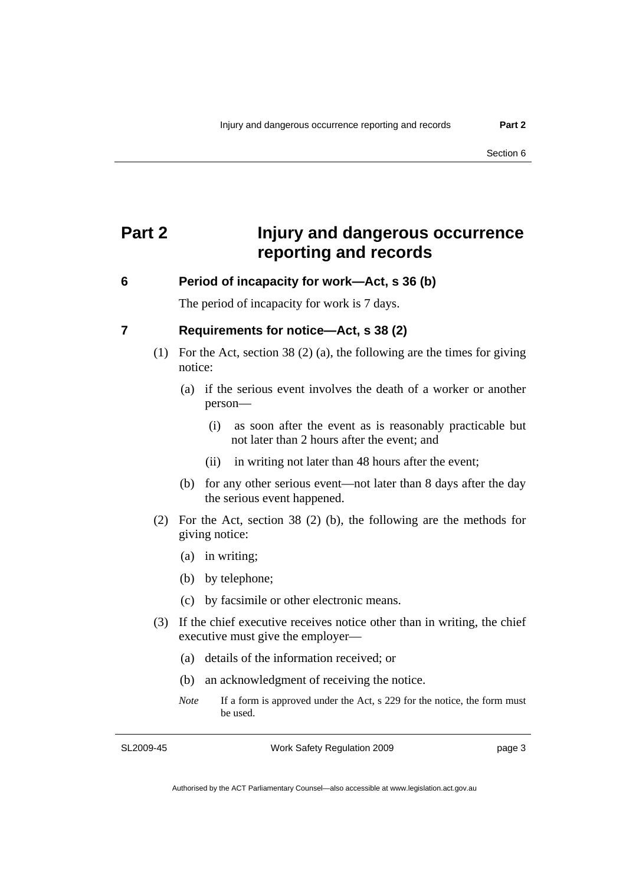# Part 2 Injury and dangerous occurrence reporting and records

## 6 Period of incapacity for work—Act, s 36 (b)

The period of incapacity for work is 7 days.

## 7 Requirements for notice—Act, s 38 (2)

(1) For the Act, section 38 (2) (a), the following are the times for giving notice:

(a) if the serious event involves the death of a worker or another person—

(i) as soon after the event as is reasonably practicable but not later than 2 hours after the event; and

(ii) in writing not later than 48 hours after the event;

(b) for any other serious event—not later than 8 days after the day the serious event happened.

(2) For the Act, section 38 (2) (b), the following are the methods for giving notice:

(a) in writing;

(b) by telephone;

(c) by facsimile or other electronic means.

(3) If the chief executive receives notice other than in writing, the chief executive must give the employer—

(a) details of the information received; or

(b) an acknowledgment of receiving the notice.

*Note* If a form is approved under the Act, s 229 for the notice, the form must be used.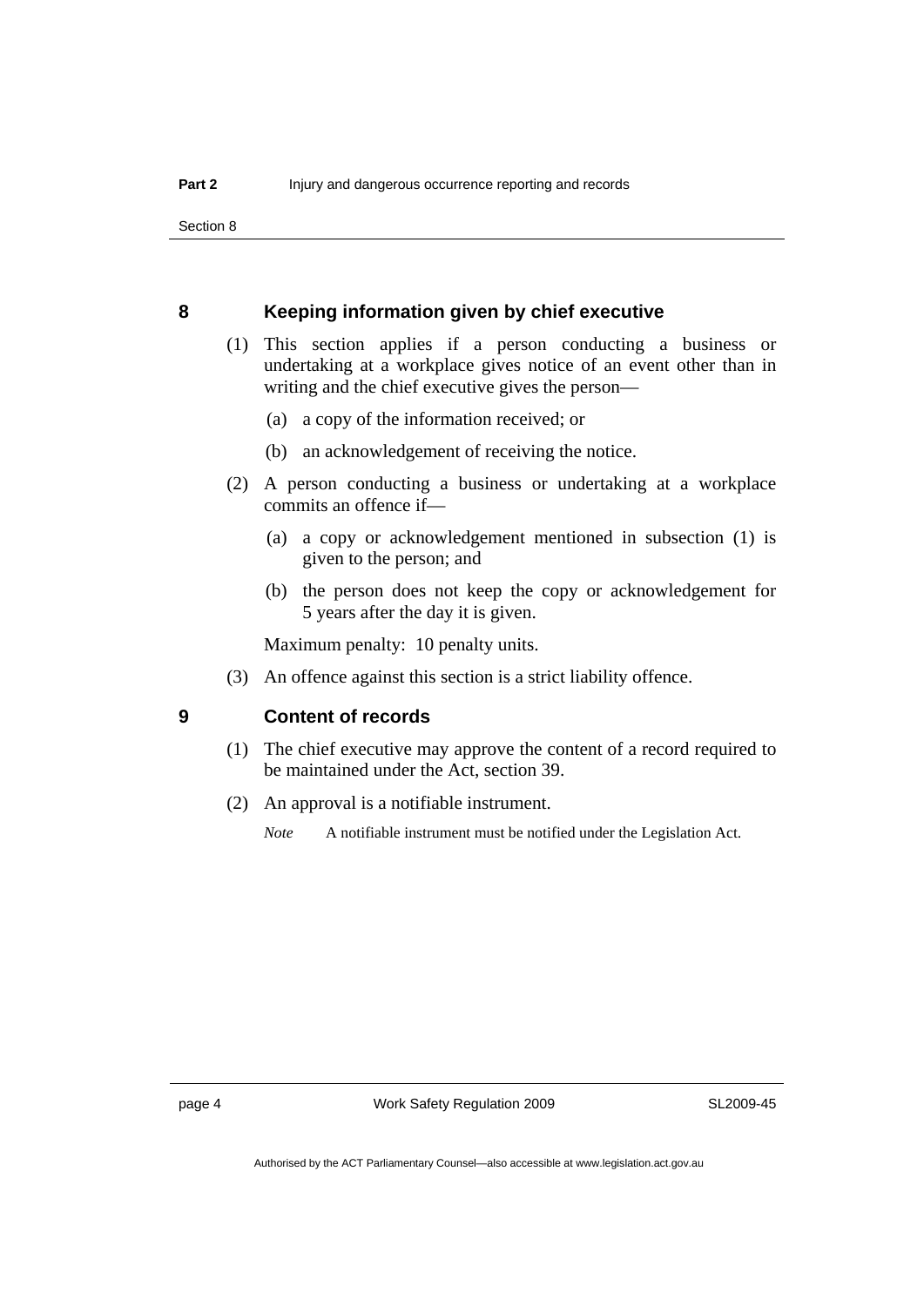## 8 Keeping information given by chief executive

(1) This section applies if a person conducting a business or undertaking at a workplace gives notice of an event other than in writing and the chief executive gives the person—

(a) a copy of the information received; or

(b) an acknowledgement of receiving the notice.

(2) A person conducting a business or undertaking at a workplace commits an offence if—

(a) a copy or acknowledgement mentioned in subsection (1) is given to the person; and

(b) the person does not keep the copy or acknowledgement for 5 years after the day it is given.

Maximum penalty: 10 penalty units.

(3) An offence against this section is a strict liability offence.

## 9 Content of records

(1) The chief executive may approve the content of a record required to be maintained under the Act, section 39.

(2) An approval is a notifiable instrument.

*Note* A notifiable instrument must be notified under the Legislation Act.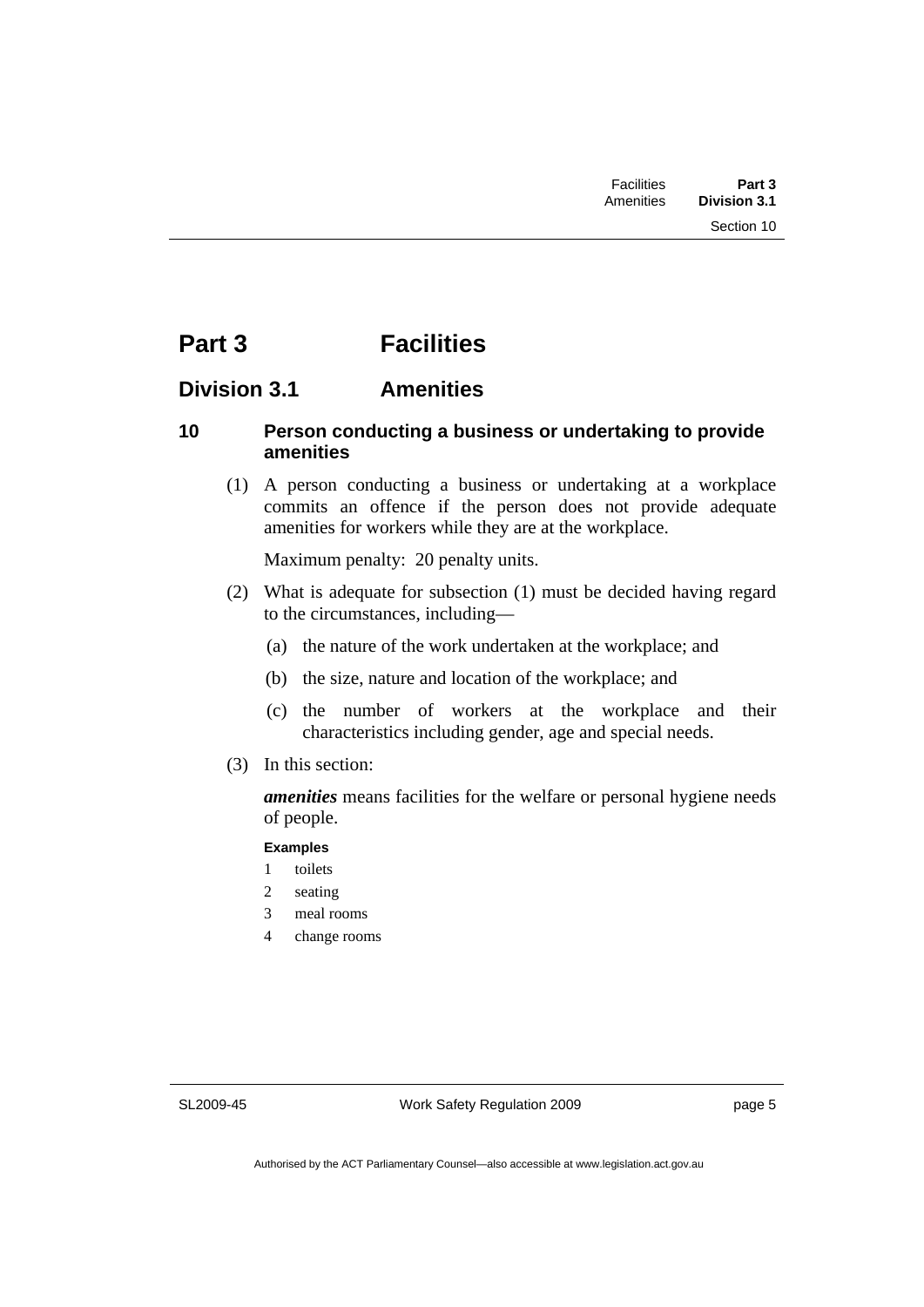# Part 3 Facilities

## Division 3.1 Amenities

### 10 Person conducting a business or undertaking to provide amenities

(1) A person conducting a business or undertaking at a workplace commits an offence if the person does not provide adequate amenities for workers while they are at the workplace.

Maximum penalty: 20 penalty units.

(2) What is adequate for subsection (1) must be decided having regard to the circumstances, including—

(a) the nature of the work undertaken at the workplace; and

(b) the size, nature and location of the workplace; and

(c) the number of workers at the workplace and their characteristics including gender, age and special needs.

(3) In this section:

***amenities*** means facilities for the welfare or personal hygiene needs of people.

**Examples**

1 toilets

2 seating

3 meal rooms

4 change rooms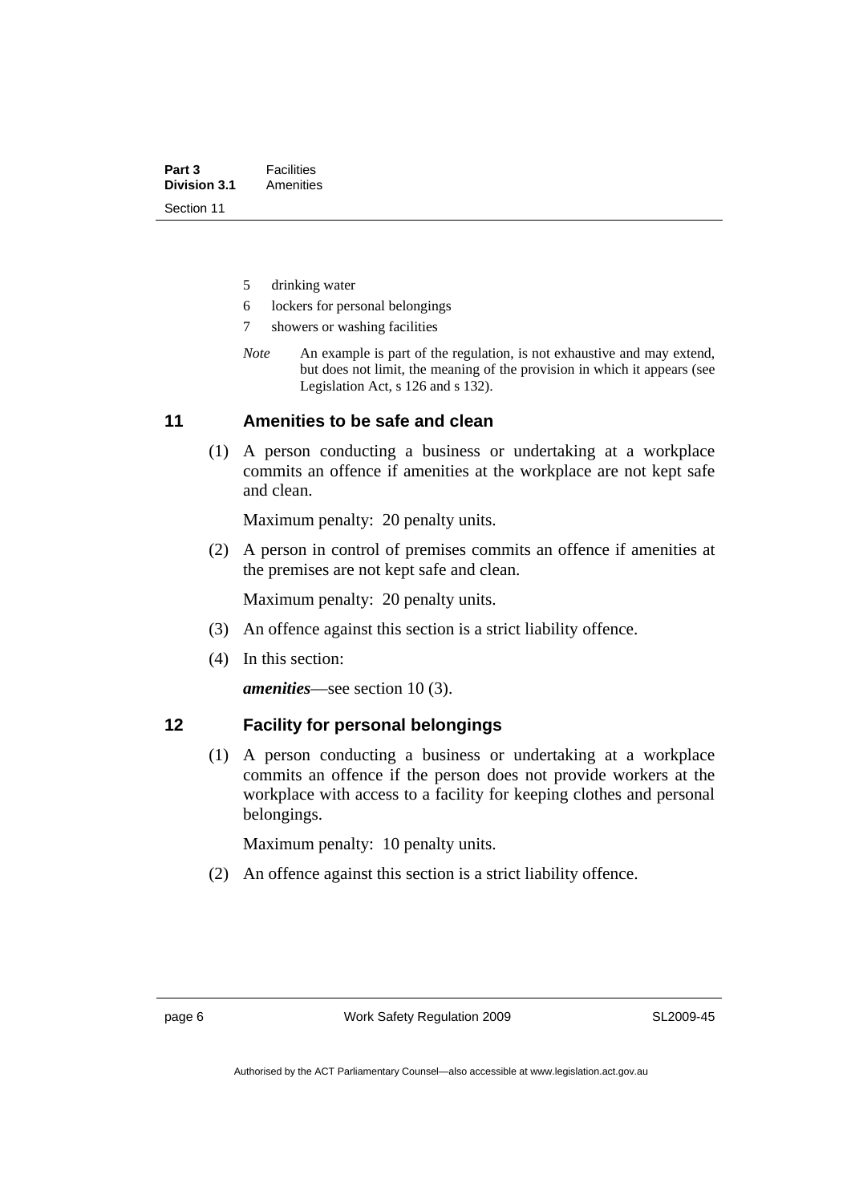5 drinking water

6 lockers for personal belongings

7 showers or washing facilities

*Note* An example is part of the regulation, is not exhaustive and may extend, but does not limit, the meaning of the provision in which it appears (see Legislation Act, s 126 and s 132).

## 11 Amenities to be safe and clean

(1) A person conducting a business or undertaking at a workplace commits an offence if amenities at the workplace are not kept safe and clean.

Maximum penalty: 20 penalty units.

(2) A person in control of premises commits an offence if amenities at the premises are not kept safe and clean.

Maximum penalty: 20 penalty units.

(3) An offence against this section is a strict liability offence.

(4) In this section:

***amenities***—see section 10 (3).

## 12 Facility for personal belongings

(1) A person conducting a business or undertaking at a workplace commits an offence if the person does not provide workers at the workplace with access to a facility for keeping clothes and personal belongings.

Maximum penalty: 10 penalty units.

(2) An offence against this section is a strict liability offence.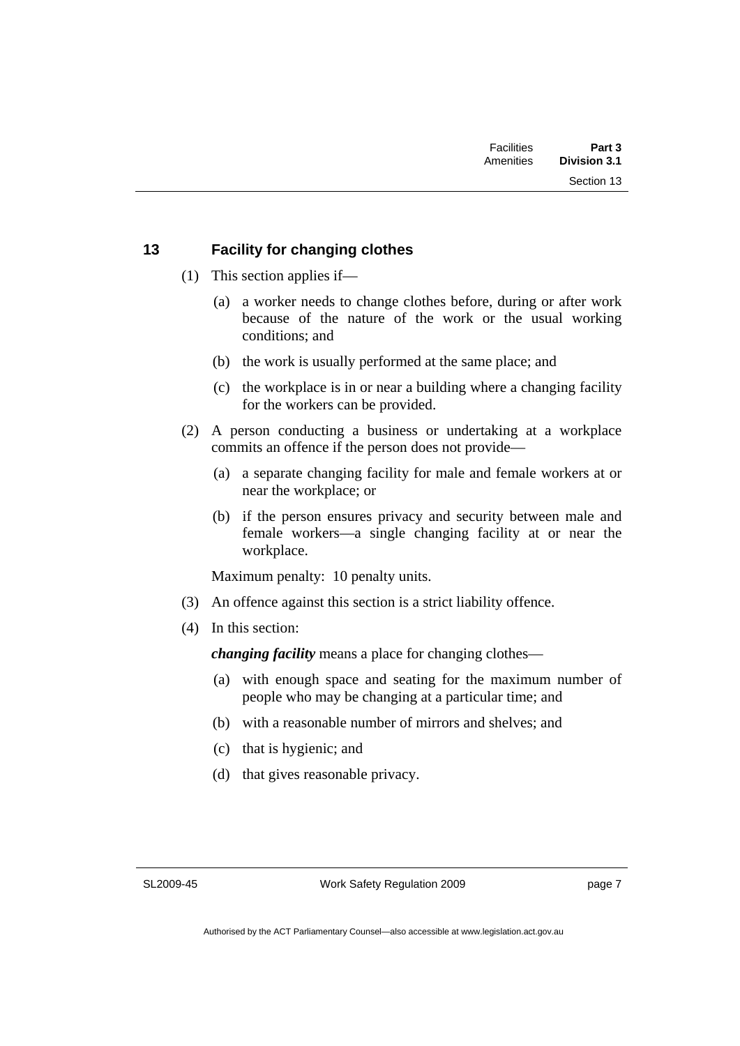## 13 Facility for changing clothes

(1) This section applies if—

(a) a worker needs to change clothes before, during or after work because of the nature of the work or the usual working conditions; and

(b) the work is usually performed at the same place; and

(c) the workplace is in or near a building where a changing facility for the workers can be provided.

(2) A person conducting a business or undertaking at a workplace commits an offence if the person does not provide—

(a) a separate changing facility for male and female workers at or near the workplace; or

(b) if the person ensures privacy and security between male and female workers—a single changing facility at or near the workplace.

Maximum penalty: 10 penalty units.

(3) An offence against this section is a strict liability offence.

(4) In this section:

***changing facility*** means a place for changing clothes—

(a) with enough space and seating for the maximum number of people who may be changing at a particular time; and

(b) with a reasonable number of mirrors and shelves; and

(c) that is hygienic; and

(d) that gives reasonable privacy.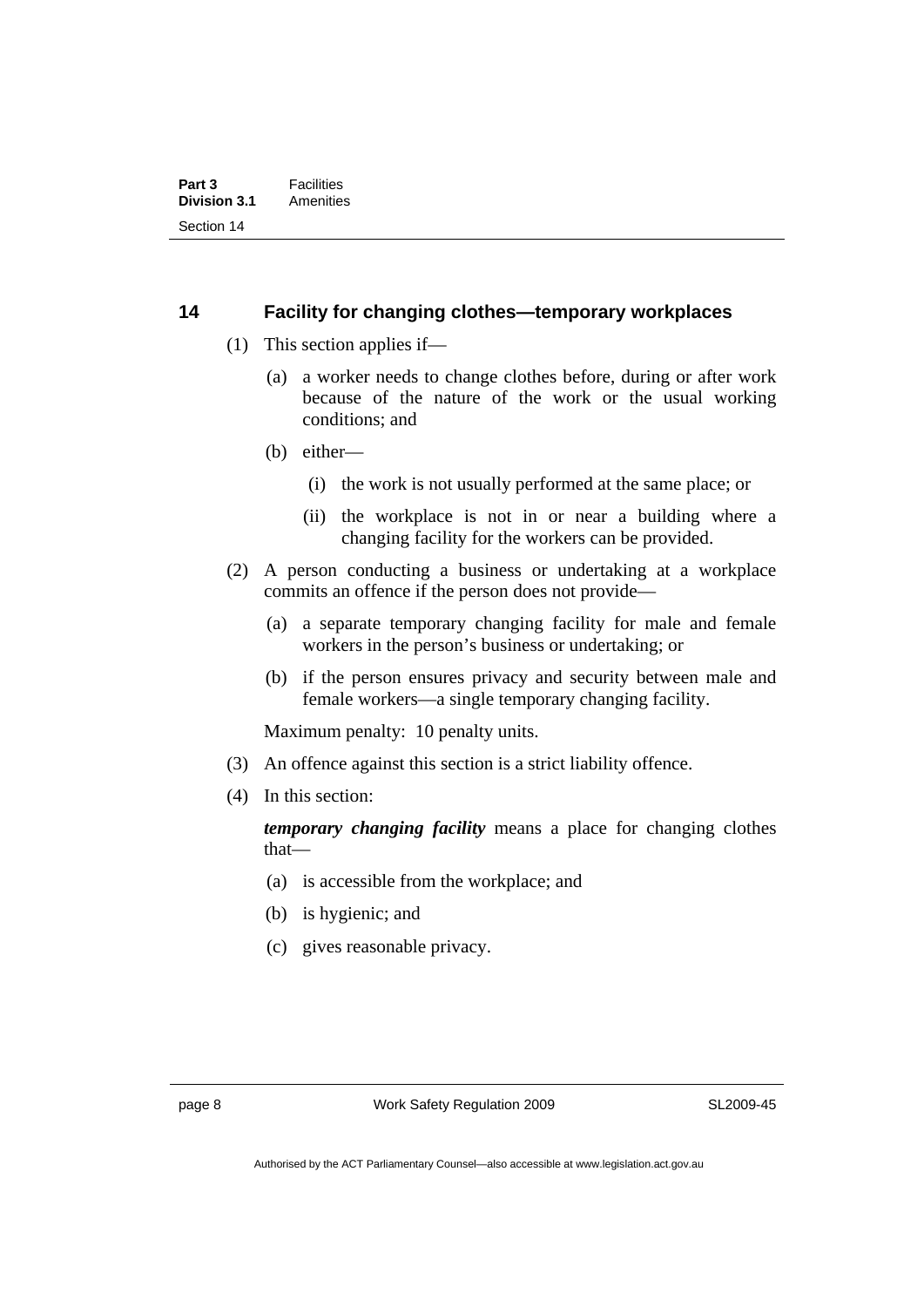## 14 Facility for changing clothes—temporary workplaces

(1) This section applies if—

(a) a worker needs to change clothes before, during or after work because of the nature of the work or the usual working conditions; and

(b) either—

(i) the work is not usually performed at the same place; or

(ii) the workplace is not in or near a building where a changing facility for the workers can be provided.

(2) A person conducting a business or undertaking at a workplace commits an offence if the person does not provide—

(a) a separate temporary changing facility for male and female workers in the person's business or undertaking; or

(b) if the person ensures privacy and security between male and female workers—a single temporary changing facility.

Maximum penalty: 10 penalty units.

(3) An offence against this section is a strict liability offence.

(4) In this section:

***temporary changing facility*** means a place for changing clothes that—

(a) is accessible from the workplace; and

(b) is hygienic; and

(c) gives reasonable privacy.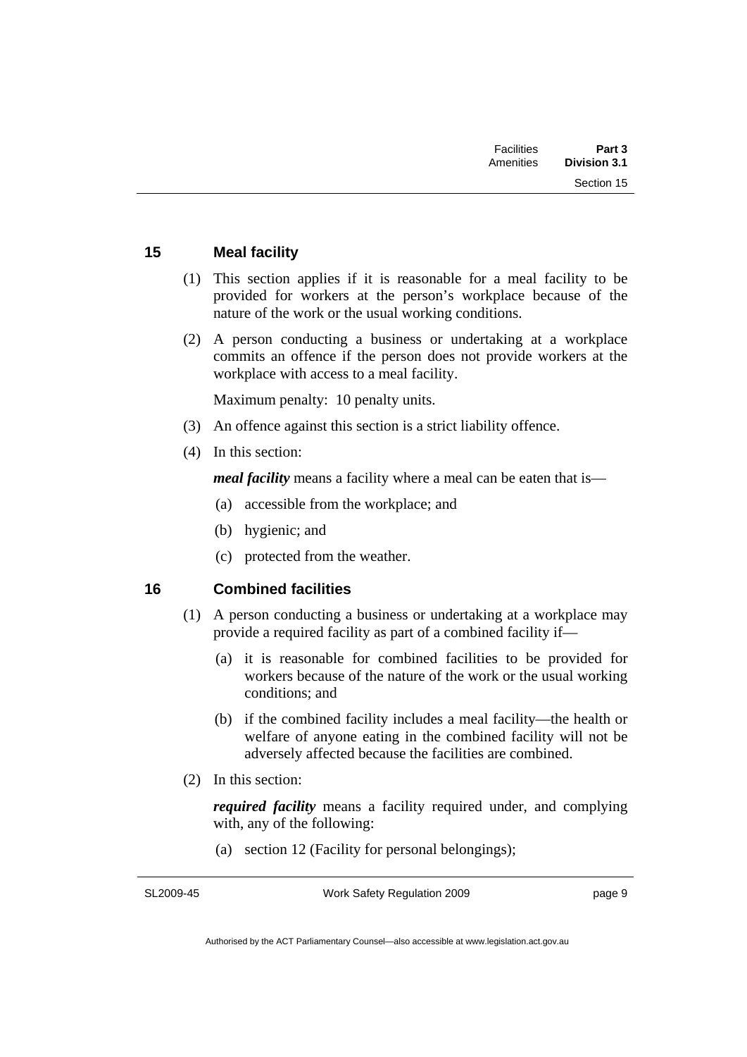## 15 Meal facility

(1) This section applies if it is reasonable for a meal facility to be provided for workers at the person's workplace because of the nature of the work or the usual working conditions.

(2) A person conducting a business or undertaking at a workplace commits an offence if the person does not provide workers at the workplace with access to a meal facility.

Maximum penalty: 10 penalty units.

(3) An offence against this section is a strict liability offence.

(4) In this section:

***meal facility*** means a facility where a meal can be eaten that is—

(a) accessible from the workplace; and

(b) hygienic; and

(c) protected from the weather.

## 16 Combined facilities

(1) A person conducting a business or undertaking at a workplace may provide a required facility as part of a combined facility if—

(a) it is reasonable for combined facilities to be provided for workers because of the nature of the work or the usual working conditions; and

(b) if the combined facility includes a meal facility—the health or welfare of anyone eating in the combined facility will not be adversely affected because the facilities are combined.

(2) In this section:

***required facility*** means a facility required under, and complying with, any of the following:

(a) section 12 (Facility for personal belongings);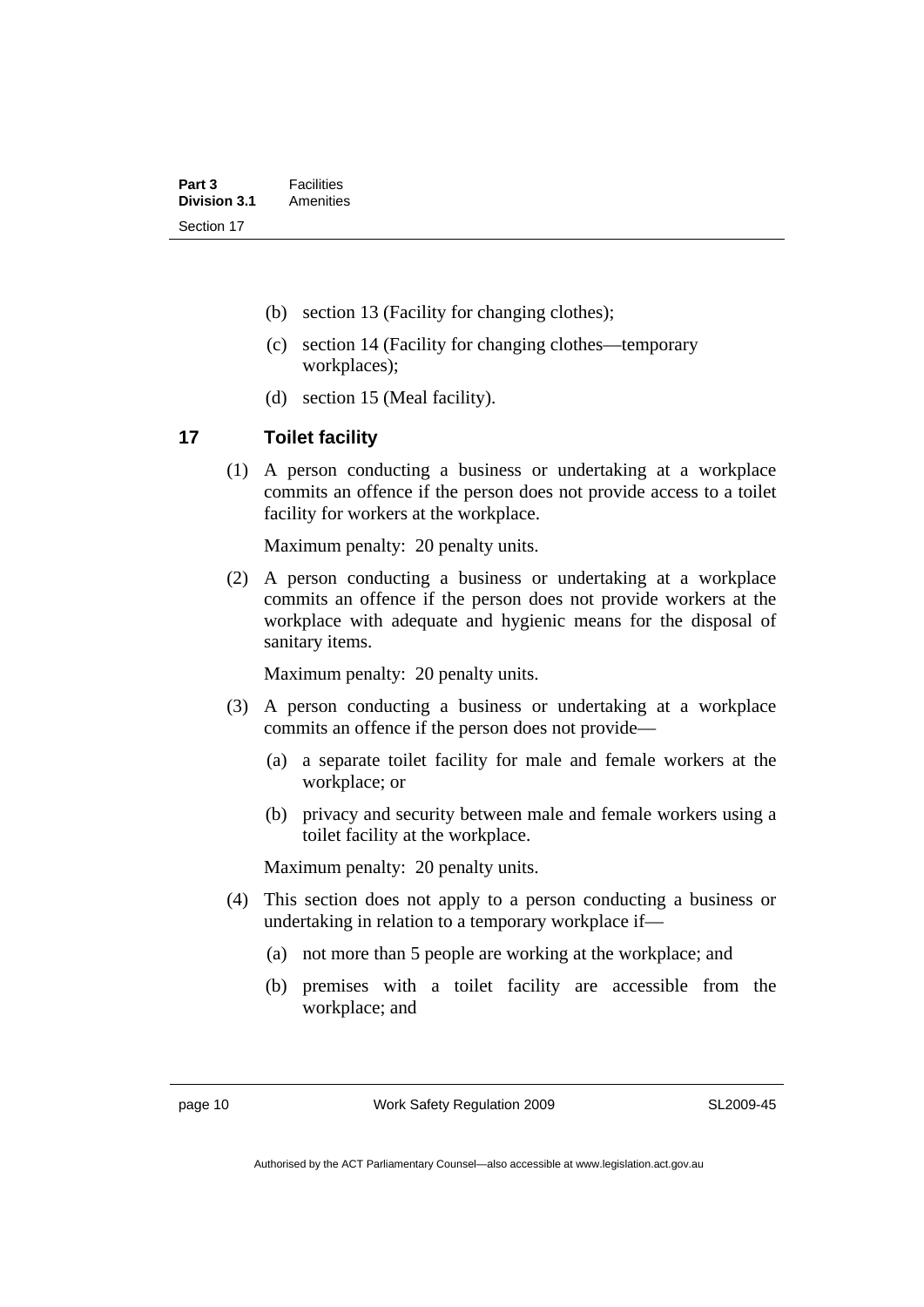(b) section 13 (Facility for changing clothes);

(c) section 14 (Facility for changing clothes—temporary workplaces);

(d) section 15 (Meal facility).

## 17 Toilet facility

(1) A person conducting a business or undertaking at a workplace commits an offence if the person does not provide access to a toilet facility for workers at the workplace.

Maximum penalty: 20 penalty units.

(2) A person conducting a business or undertaking at a workplace commits an offence if the person does not provide workers at the workplace with adequate and hygienic means for the disposal of sanitary items.

Maximum penalty: 20 penalty units.

(3) A person conducting a business or undertaking at a workplace commits an offence if the person does not provide—

(a) a separate toilet facility for male and female workers at the workplace; or

(b) privacy and security between male and female workers using a toilet facility at the workplace.

Maximum penalty: 20 penalty units.

(4) This section does not apply to a person conducting a business or undertaking in relation to a temporary workplace if—

(a) not more than 5 people are working at the workplace; and

(b) premises with a toilet facility are accessible from the workplace; and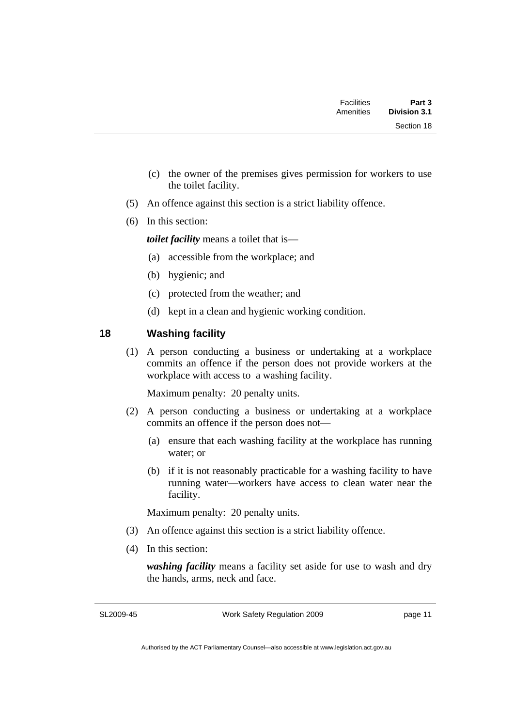(c) the owner of the premises gives permission for workers to use the toilet facility.

(5) An offence against this section is a strict liability offence.

(6) In this section:

***toilet facility*** means a toilet that is—

(a) accessible from the workplace; and

(b) hygienic; and

(c) protected from the weather; and

(d) kept in a clean and hygienic working condition.

### 18 Washing facility

(1) A person conducting a business or undertaking at a workplace commits an offence if the person does not provide workers at the workplace with access to a washing facility.

Maximum penalty: 20 penalty units.

(2) A person conducting a business or undertaking at a workplace commits an offence if the person does not—

(a) ensure that each washing facility at the workplace has running water; or

(b) if it is not reasonably practicable for a washing facility to have running water—workers have access to clean water near the facility.

Maximum penalty: 20 penalty units.

(3) An offence against this section is a strict liability offence.

(4) In this section:

***washing facility*** means a facility set aside for use to wash and dry the hands, arms, neck and face.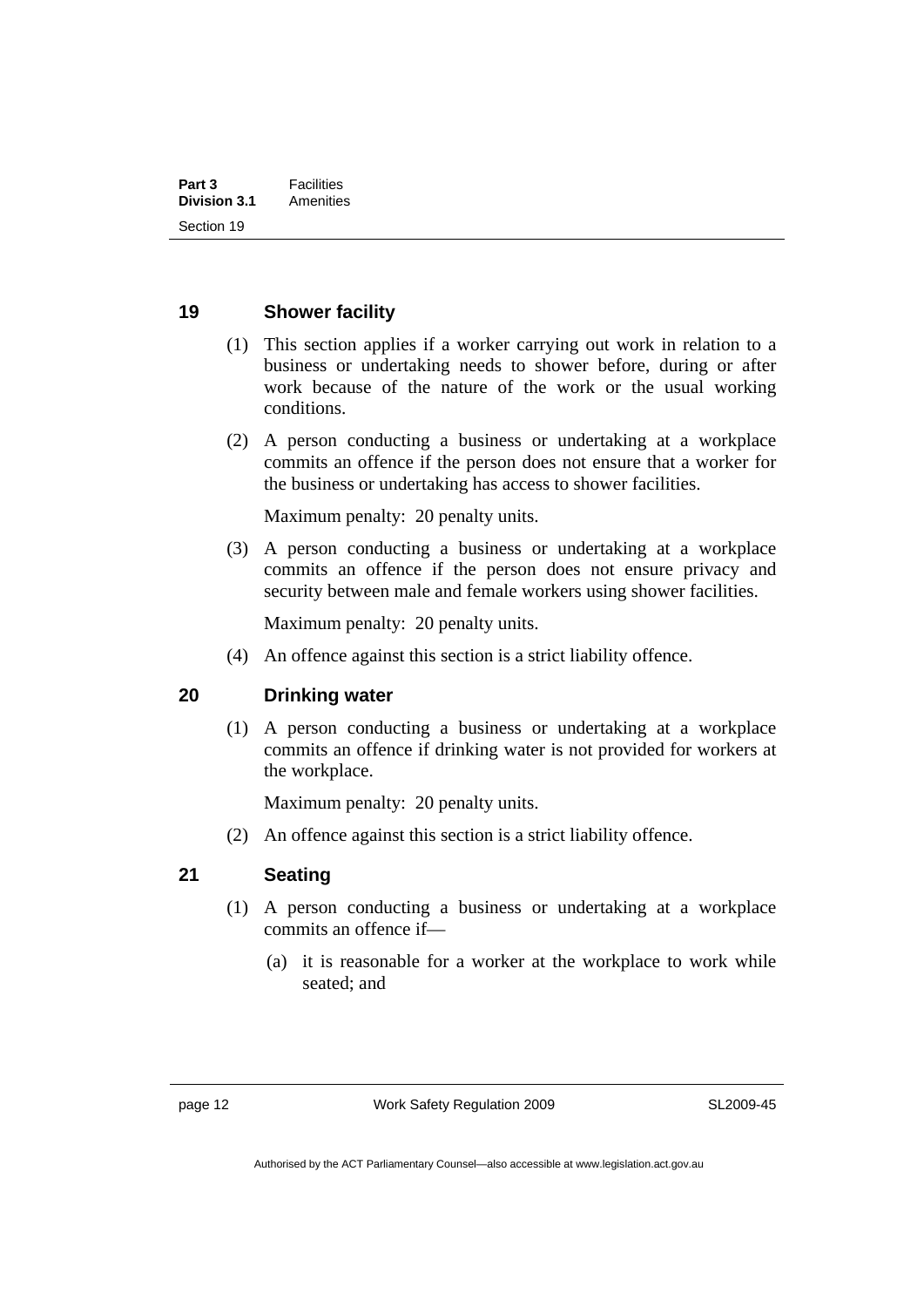### 19 Shower facility

(1) This section applies if a worker carrying out work in relation to a business or undertaking needs to shower before, during or after work because of the nature of the work or the usual working conditions.

(2) A person conducting a business or undertaking at a workplace commits an offence if the person does not ensure that a worker for the business or undertaking has access to shower facilities.

Maximum penalty: 20 penalty units.

(3) A person conducting a business or undertaking at a workplace commits an offence if the person does not ensure privacy and security between male and female workers using shower facilities.

Maximum penalty: 20 penalty units.

(4) An offence against this section is a strict liability offence.

### 20 Drinking water

(1) A person conducting a business or undertaking at a workplace commits an offence if drinking water is not provided for workers at the workplace.

Maximum penalty: 20 penalty units.

(2) An offence against this section is a strict liability offence.

### 21 Seating

(1) A person conducting a business or undertaking at a workplace commits an offence if—

(a) it is reasonable for a worker at the workplace to work while seated; and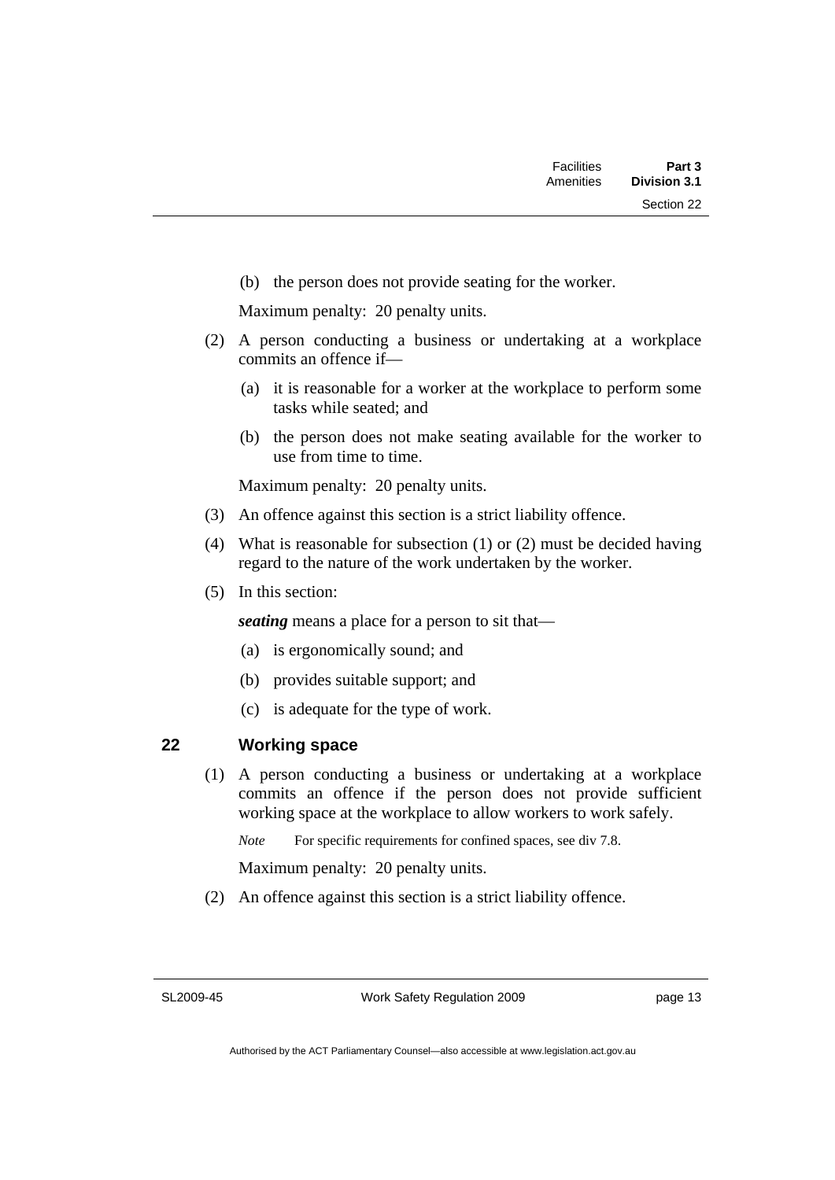(b) the person does not provide seating for the worker.

Maximum penalty: 20 penalty units.

(2) A person conducting a business or undertaking at a workplace commits an offence if—

(a) it is reasonable for a worker at the workplace to perform some tasks while seated; and

(b) the person does not make seating available for the worker to use from time to time.

Maximum penalty: 20 penalty units.

(3) An offence against this section is a strict liability offence.

(4) What is reasonable for subsection (1) or (2) must be decided having regard to the nature of the work undertaken by the worker.

(5) In this section:

***seating*** means a place for a person to sit that—

(a) is ergonomically sound; and

(b) provides suitable support; and

(c) is adequate for the type of work.

## 22 Working space

(1) A person conducting a business or undertaking at a workplace commits an offence if the person does not provide sufficient working space at the workplace to allow workers to work safely.

*Note* For specific requirements for confined spaces, see div 7.8.

Maximum penalty: 20 penalty units.

(2) An offence against this section is a strict liability offence.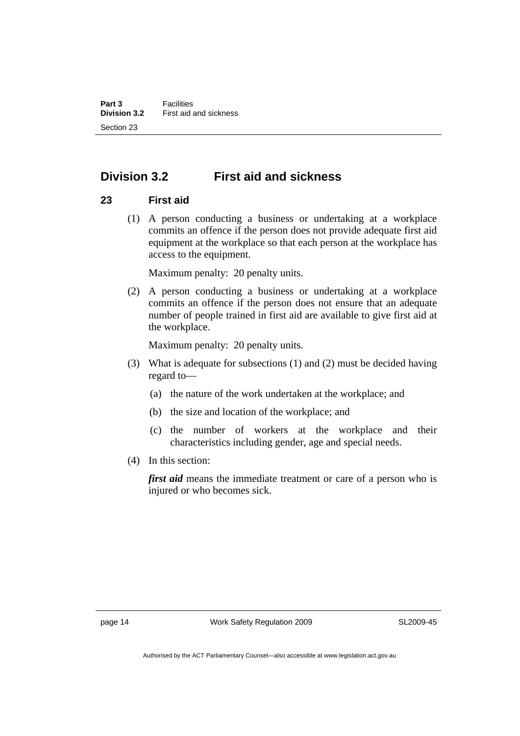## Division 3.2 First aid and sickness

### 23 First aid

(1) A person conducting a business or undertaking at a workplace commits an offence if the person does not provide adequate first aid equipment at the workplace so that each person at the workplace has access to the equipment.

Maximum penalty: 20 penalty units.

(2) A person conducting a business or undertaking at a workplace commits an offence if the person does not ensure that an adequate number of people trained in first aid are available to give first aid at the workplace.

Maximum penalty: 20 penalty units.

(3) What is adequate for subsections (1) and (2) must be decided having regard to—

(a) the nature of the work undertaken at the workplace; and

(b) the size and location of the workplace; and

(c) the number of workers at the workplace and their characteristics including gender, age and special needs.

(4) In this section:

***first aid*** means the immediate treatment or care of a person who is injured or who becomes sick.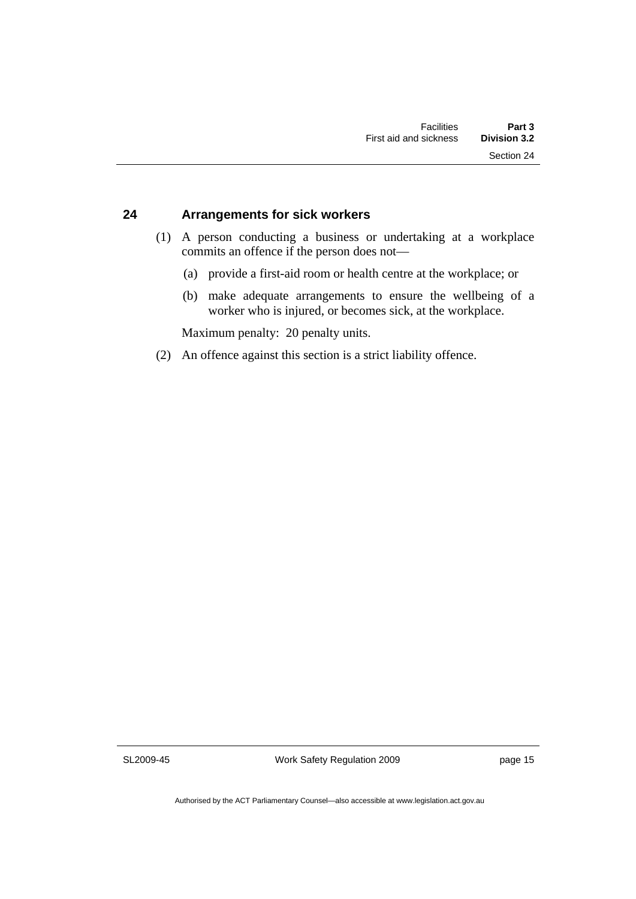## 24 Arrangements for sick workers

(1) A person conducting a business or undertaking at a workplace commits an offence if the person does not—

(a) provide a first-aid room or health centre at the workplace; or

(b) make adequate arrangements to ensure the wellbeing of a worker who is injured, or becomes sick, at the workplace.

Maximum penalty: 20 penalty units.

(2) An offence against this section is a strict liability offence.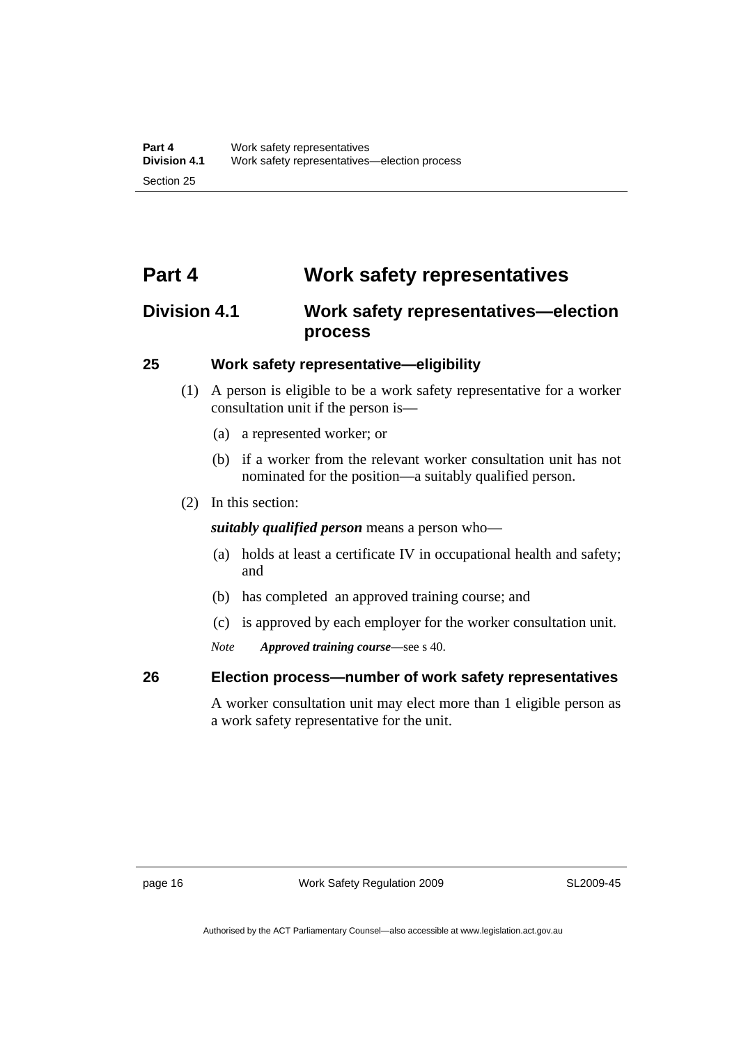# Part 4 Work safety representatives

## Division 4.1 Work safety representatives—election process

### 25 Work safety representative—eligibility

(1) A person is eligible to be a work safety representative for a worker consultation unit if the person is—

(a) a represented worker; or

(b) if a worker from the relevant worker consultation unit has not nominated for the position—a suitably qualified person.

(2) In this section:

***suitably qualified person*** means a person who—

(a) holds at least a certificate IV in occupational health and safety; and

(b) has completed an approved training course; and

(c) is approved by each employer for the worker consultation unit.

*Note* ***Approved training course***—see s 40.

### 26 Election process—number of work safety representatives

A worker consultation unit may elect more than 1 eligible person as a work safety representative for the unit.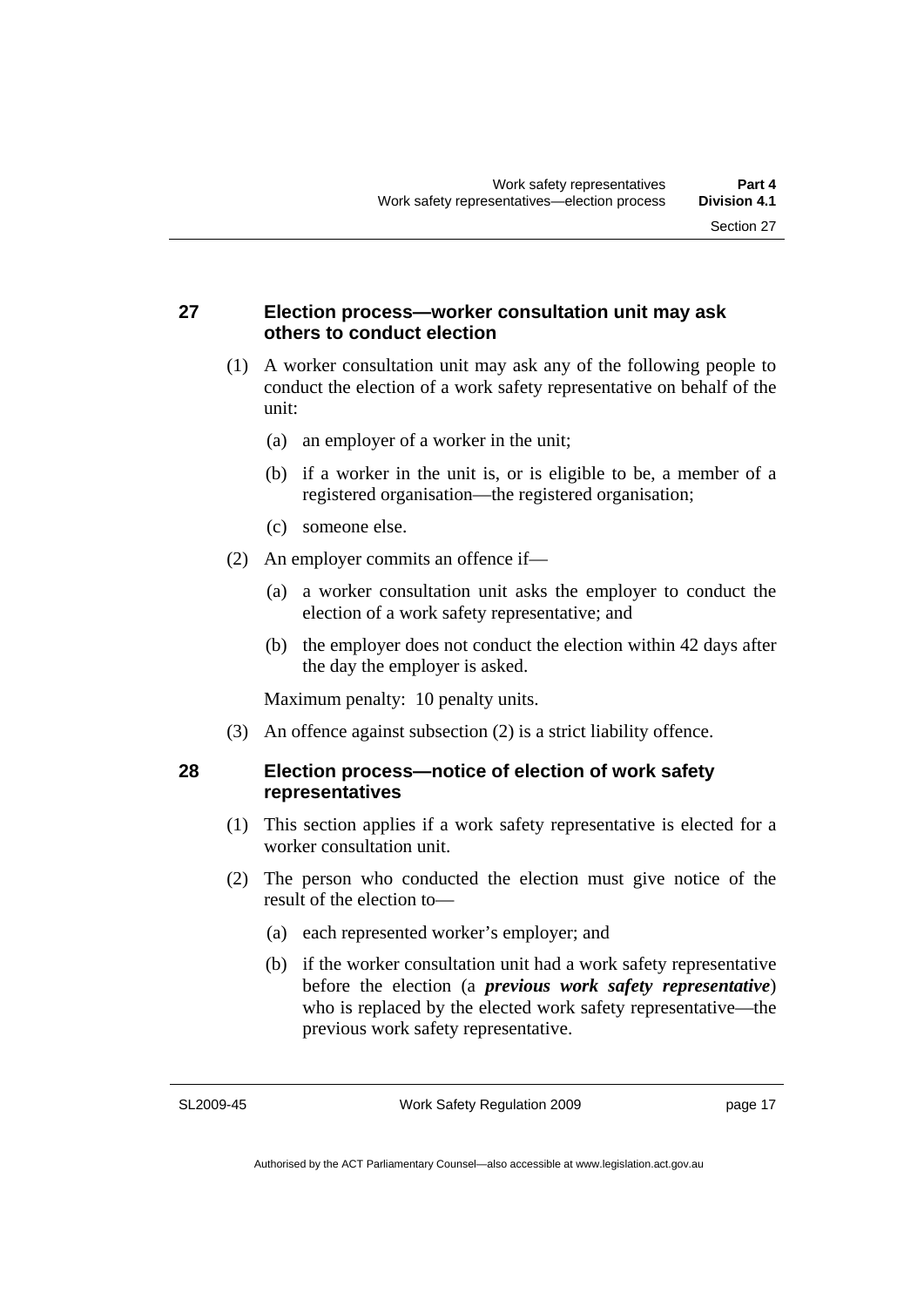### 27 Election process—worker consultation unit may ask others to conduct election

(1) A worker consultation unit may ask any of the following people to conduct the election of a work safety representative on behalf of the unit:

(a) an employer of a worker in the unit;

(b) if a worker in the unit is, or is eligible to be, a member of a registered organisation—the registered organisation;

(c) someone else.

(2) An employer commits an offence if—

(a) a worker consultation unit asks the employer to conduct the election of a work safety representative; and

(b) the employer does not conduct the election within 42 days after the day the employer is asked.

Maximum penalty: 10 penalty units.

(3) An offence against subsection (2) is a strict liability offence.

### 28 Election process—notice of election of work safety representatives

(1) This section applies if a work safety representative is elected for a worker consultation unit.

(2) The person who conducted the election must give notice of the result of the election to—

(a) each represented worker's employer; and

(b) if the worker consultation unit had a work safety representative before the election (a ***previous work safety representative***) who is replaced by the elected work safety representative—the previous work safety representative.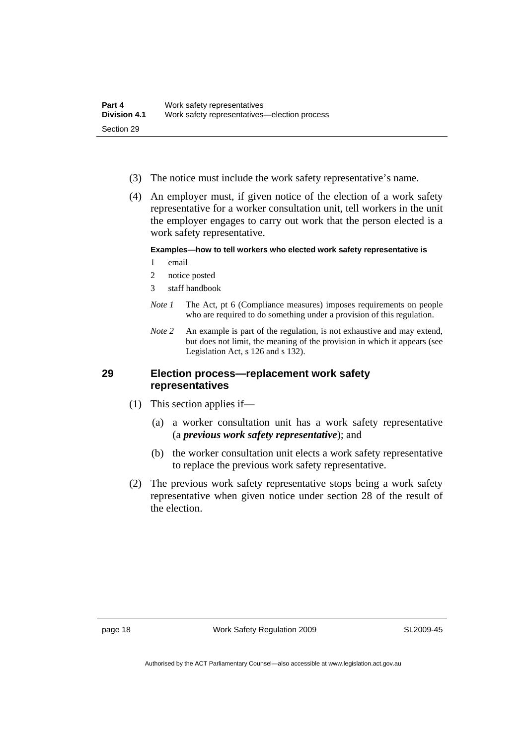(3) The notice must include the work safety representative's name.

(4) An employer must, if given notice of the election of a work safety representative for a worker consultation unit, tell workers in the unit the employer engages to carry out work that the person elected is a work safety representative.

**Examples—how to tell workers who elected work safety representative is**

1 email

2 notice posted

3 staff handbook

*Note 1* The Act, pt 6 (Compliance measures) imposes requirements on people who are required to do something under a provision of this regulation.

*Note 2* An example is part of the regulation, is not exhaustive and may extend, but does not limit, the meaning of the provision in which it appears (see Legislation Act, s 126 and s 132).

## 29 Election process—replacement work safety representatives

(1) This section applies if—

(a) a worker consultation unit has a work safety representative (a ***previous work safety representative***); and

(b) the worker consultation unit elects a work safety representative to replace the previous work safety representative.

(2) The previous work safety representative stops being a work safety representative when given notice under section 28 of the result of the election.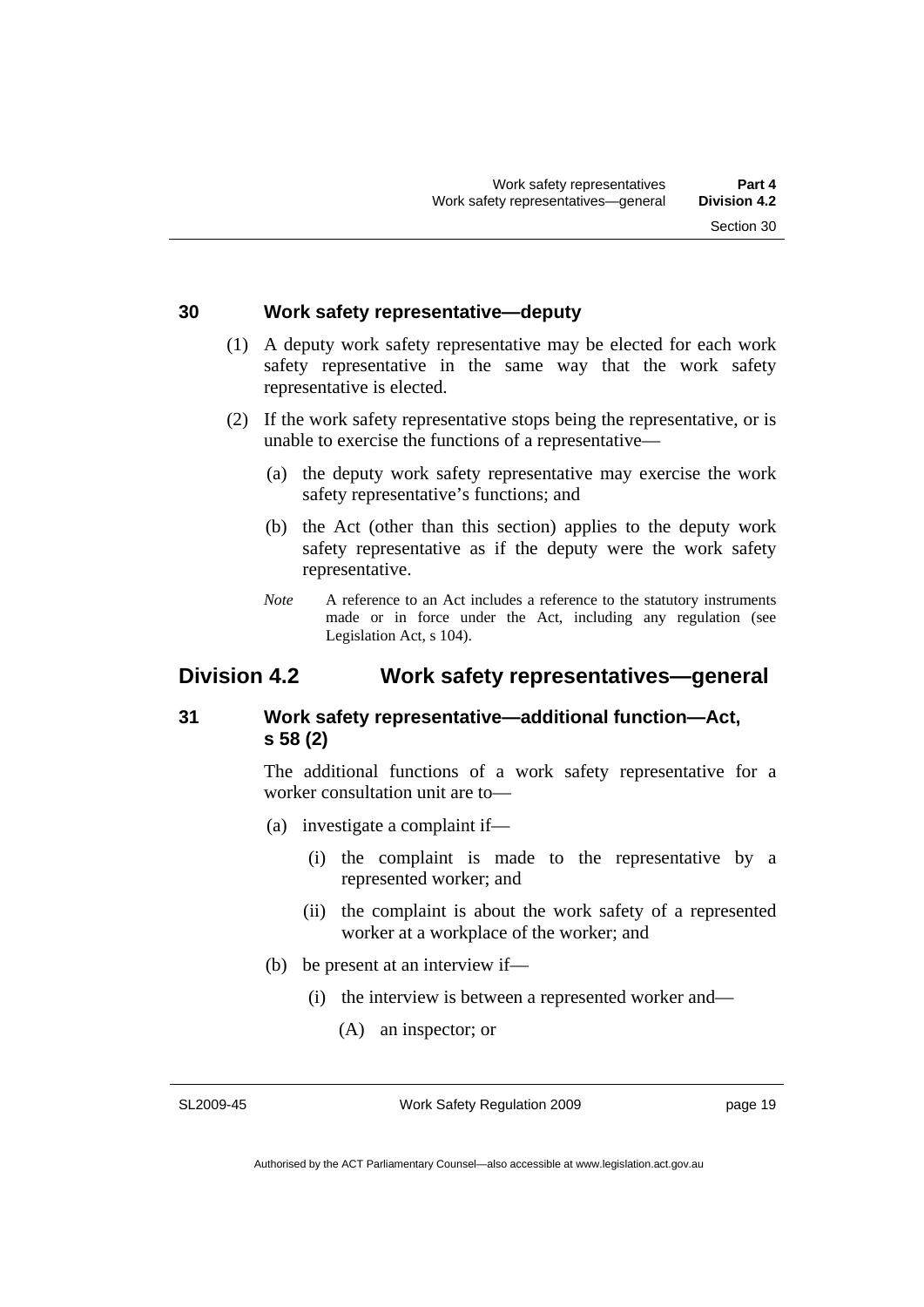### 30 Work safety representative—deputy

(1) A deputy work safety representative may be elected for each work safety representative in the same way that the work safety representative is elected.

(2) If the work safety representative stops being the representative, or is unable to exercise the functions of a representative—

(a) the deputy work safety representative may exercise the work safety representative's functions; and

(b) the Act (other than this section) applies to the deputy work safety representative as if the deputy were the work safety representative.

*Note* A reference to an Act includes a reference to the statutory instruments made or in force under the Act, including any regulation (see Legislation Act, s 104).

## Division 4.2 Work safety representatives—general

### 31 Work safety representative—additional function—Act, s 58 (2)

The additional functions of a work safety representative for a worker consultation unit are to—

(a) investigate a complaint if—

(i) the complaint is made to the representative by a represented worker; and

(ii) the complaint is about the work safety of a represented worker at a workplace of the worker; and

(b) be present at an interview if—

(i) the interview is between a represented worker and—

(A) an inspector; or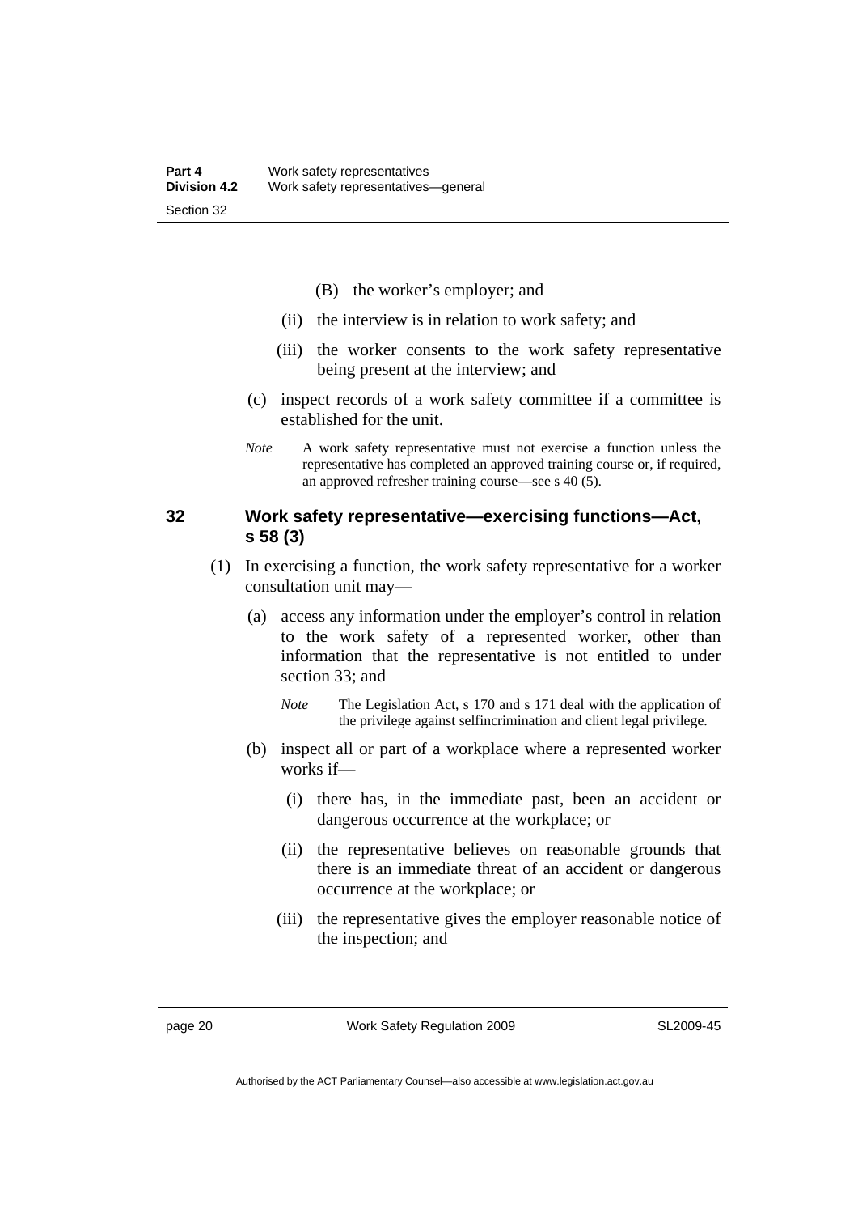(B) the worker's employer; and

(ii) the interview is in relation to work safety; and

(iii) the worker consents to the work safety representative being present at the interview; and

(c) inspect records of a work safety committee if a committee is established for the unit.

*Note* A work safety representative must not exercise a function unless the representative has completed an approved training course or, if required, an approved refresher training course—see s 40 (5).

## 32 Work safety representative—exercising functions—Act, s 58 (3)

(1) In exercising a function, the work safety representative for a worker consultation unit may—

(a) access any information under the employer's control in relation to the work safety of a represented worker, other than information that the representative is not entitled to under section 33; and

*Note* The Legislation Act, s 170 and s 171 deal with the application of the privilege against selfincrimination and client legal privilege.

(b) inspect all or part of a workplace where a represented worker works if—

(i) there has, in the immediate past, been an accident or dangerous occurrence at the workplace; or

(ii) the representative believes on reasonable grounds that there is an immediate threat of an accident or dangerous occurrence at the workplace; or

(iii) the representative gives the employer reasonable notice of the inspection; and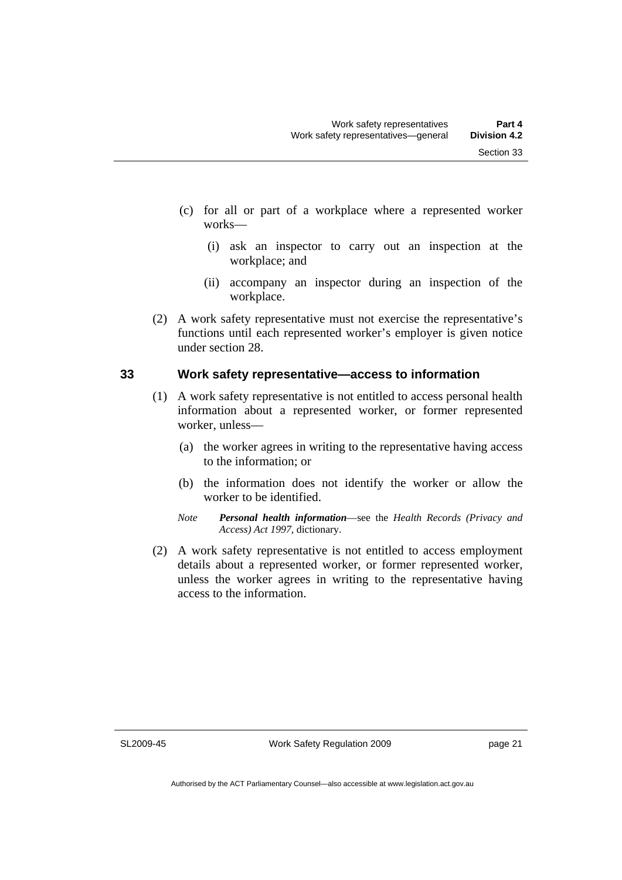(c) for all or part of a workplace where a represented worker works—

  (i) ask an inspector to carry out an inspection at the workplace; and

  (ii) accompany an inspector during an inspection of the workplace.

(2) A work safety representative must not exercise the representative's functions until each represented worker's employer is given notice under section 28.

## 33 Work safety representative—access to information

(1) A work safety representative is not entitled to access personal health information about a represented worker, or former represented worker, unless—

  (a) the worker agrees in writing to the representative having access to the information; or

  (b) the information does not identify the worker or allow the worker to be identified.

*Note* ***Personal health information***—see the *Health Records (Privacy and Access) Act 1997*, dictionary.

(2) A work safety representative is not entitled to access employment details about a represented worker, or former represented worker, unless the worker agrees in writing to the representative having access to the information.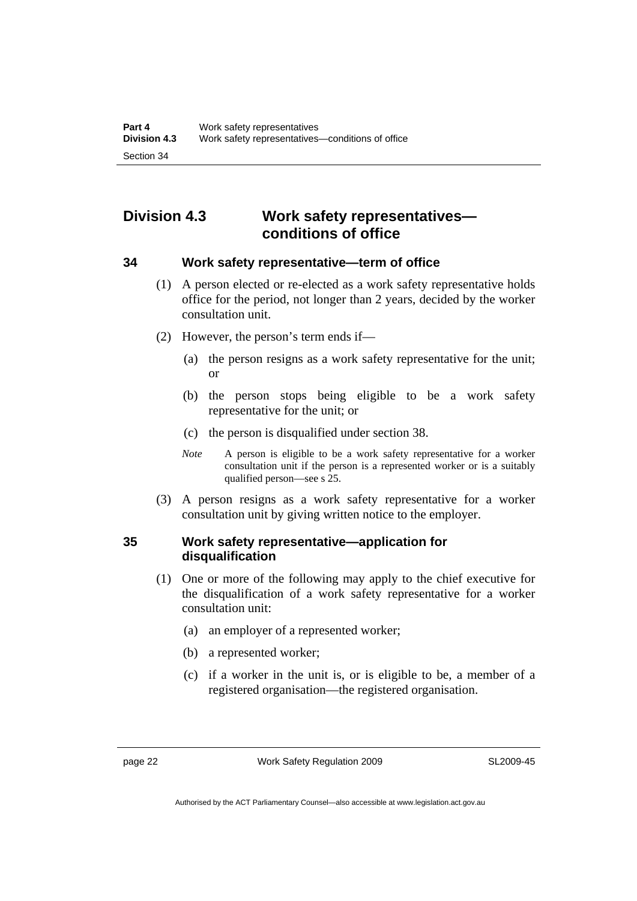## Division 4.3 Work safety representatives—conditions of office

### 34 Work safety representative—term of office

(1) A person elected or re-elected as a work safety representative holds office for the period, not longer than 2 years, decided by the worker consultation unit.

(2) However, the person's term ends if—

(a) the person resigns as a work safety representative for the unit; or

(b) the person stops being eligible to be a work safety representative for the unit; or

(c) the person is disqualified under section 38.

*Note* A person is eligible to be a work safety representative for a worker consultation unit if the person is a represented worker or is a suitably qualified person—see s 25.

(3) A person resigns as a work safety representative for a worker consultation unit by giving written notice to the employer.

### 35 Work safety representative—application for disqualification

(1) One or more of the following may apply to the chief executive for the disqualification of a work safety representative for a worker consultation unit:

(a) an employer of a represented worker;

(b) a represented worker;

(c) if a worker in the unit is, or is eligible to be, a member of a registered organisation—the registered organisation.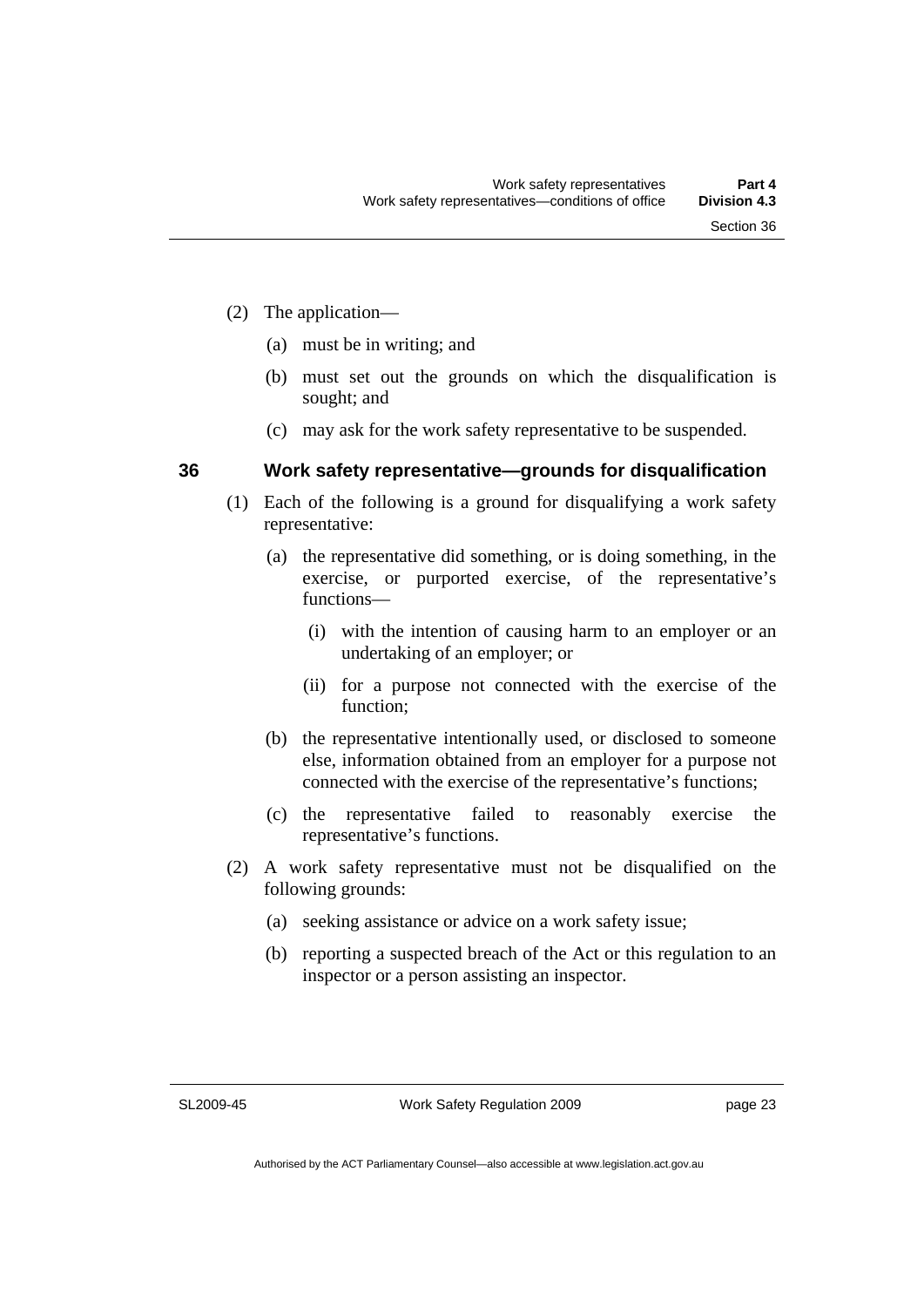(2) The application—

(a) must be in writing; and

(b) must set out the grounds on which the disqualification is sought; and

(c) may ask for the work safety representative to be suspended.

## 36 Work safety representative—grounds for disqualification

(1) Each of the following is a ground for disqualifying a work safety representative:

(a) the representative did something, or is doing something, in the exercise, or purported exercise, of the representative's functions—

(i) with the intention of causing harm to an employer or an undertaking of an employer; or

(ii) for a purpose not connected with the exercise of the function;

(b) the representative intentionally used, or disclosed to someone else, information obtained from an employer for a purpose not connected with the exercise of the representative's functions;

(c) the representative failed to reasonably exercise the representative's functions.

(2) A work safety representative must not be disqualified on the following grounds:

(a) seeking assistance or advice on a work safety issue;

(b) reporting a suspected breach of the Act or this regulation to an inspector or a person assisting an inspector.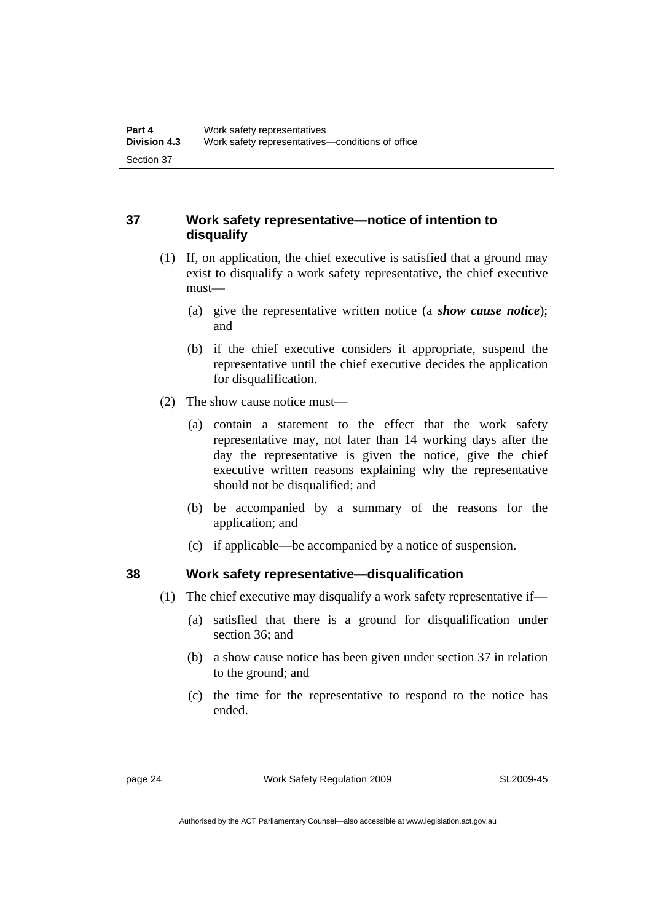### 37 Work safety representative—notice of intention to disqualify

(1) If, on application, the chief executive is satisfied that a ground may exist to disqualify a work safety representative, the chief executive must—

(a) give the representative written notice (a ***show cause notice***); and

(b) if the chief executive considers it appropriate, suspend the representative until the chief executive decides the application for disqualification.

(2) The show cause notice must—

(a) contain a statement to the effect that the work safety representative may, not later than 14 working days after the day the representative is given the notice, give the chief executive written reasons explaining why the representative should not be disqualified; and

(b) be accompanied by a summary of the reasons for the application; and

(c) if applicable—be accompanied by a notice of suspension.

### 38 Work safety representative—disqualification

(1) The chief executive may disqualify a work safety representative if—

(a) satisfied that there is a ground for disqualification under section 36; and

(b) a show cause notice has been given under section 37 in relation to the ground; and

(c) the time for the representative to respond to the notice has ended.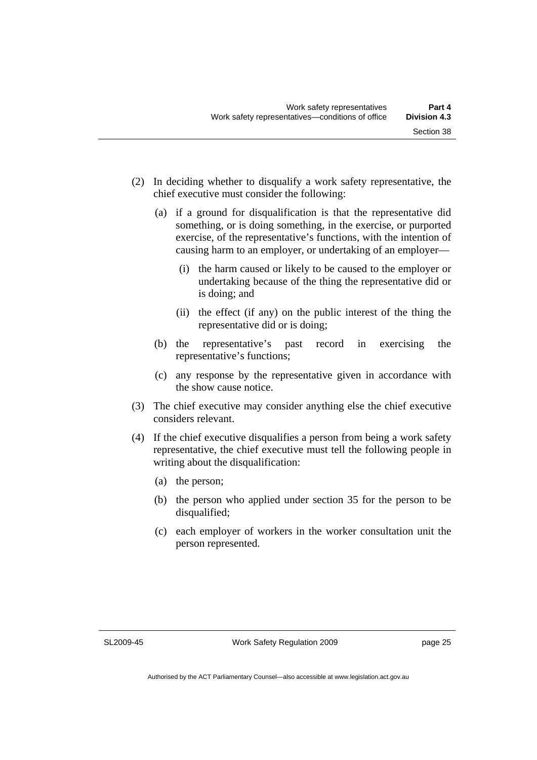(2) In deciding whether to disqualify a work safety representative, the chief executive must consider the following:

  (a) if a ground for disqualification is that the representative did something, or is doing something, in the exercise, or purported exercise, of the representative's functions, with the intention of causing harm to an employer, or undertaking of an employer—

    (i) the harm caused or likely to be caused to the employer or undertaking because of the thing the representative did or is doing; and

    (ii) the effect (if any) on the public interest of the thing the representative did or is doing;

  (b) the representative's past record in exercising the representative's functions;

  (c) any response by the representative given in accordance with the show cause notice.

(3) The chief executive may consider anything else the chief executive considers relevant.

(4) If the chief executive disqualifies a person from being a work safety representative, the chief executive must tell the following people in writing about the disqualification:

  (a) the person;

  (b) the person who applied under section 35 for the person to be disqualified;

  (c) each employer of workers in the worker consultation unit the person represented.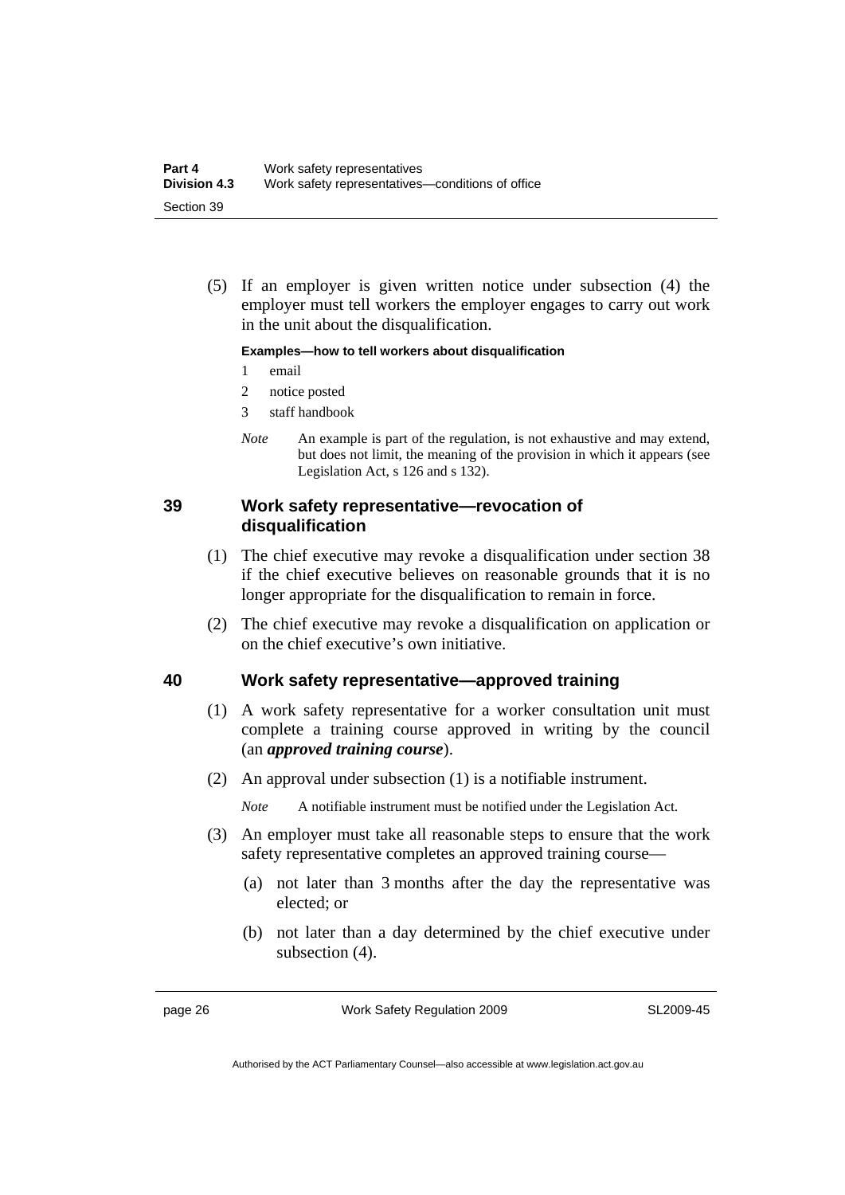(5) If an employer is given written notice under subsection (4) the employer must tell workers the employer engages to carry out work in the unit about the disqualification.

**Examples—how to tell workers about disqualification**

1 email

2 notice posted

3 staff handbook

*Note* An example is part of the regulation, is not exhaustive and may extend, but does not limit, the meaning of the provision in which it appears (see Legislation Act, s 126 and s 132).

## 39 Work safety representative—revocation of disqualification

(1) The chief executive may revoke a disqualification under section 38 if the chief executive believes on reasonable grounds that it is no longer appropriate for the disqualification to remain in force.

(2) The chief executive may revoke a disqualification on application or on the chief executive's own initiative.

## 40 Work safety representative—approved training

(1) A work safety representative for a worker consultation unit must complete a training course approved in writing by the council (an ***approved training course***).

(2) An approval under subsection (1) is a notifiable instrument.

*Note* A notifiable instrument must be notified under the Legislation Act.

(3) An employer must take all reasonable steps to ensure that the work safety representative completes an approved training course—

(a) not later than 3 months after the day the representative was elected; or

(b) not later than a day determined by the chief executive under subsection (4).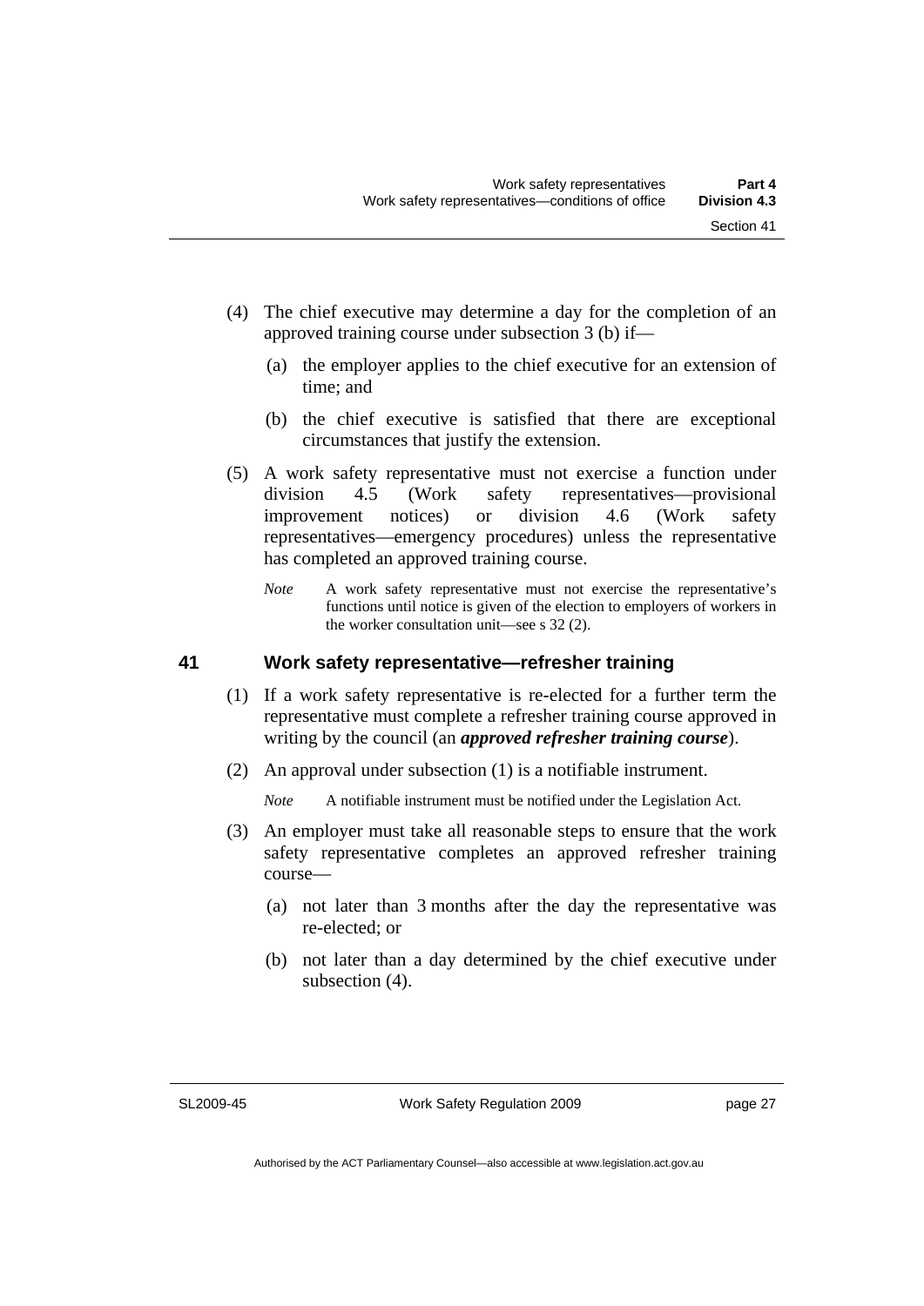(4) The chief executive may determine a day for the completion of an approved training course under subsection 3 (b) if—

   (a) the employer applies to the chief executive for an extension of time; and

   (b) the chief executive is satisfied that there are exceptional circumstances that justify the extension.

(5) A work safety representative must not exercise a function under division 4.5 (Work safety representatives—provisional improvement notices) or division 4.6 (Work safety representatives—emergency procedures) unless the representative has completed an approved training course.

   *Note* A work safety representative must not exercise the representative's functions until notice is given of the election to employers of workers in the worker consultation unit—see s 32 (2).

## 41 Work safety representative—refresher training

(1) If a work safety representative is re-elected for a further term the representative must complete a refresher training course approved in writing by the council (an ***approved refresher training course***).

(2) An approval under subsection (1) is a notifiable instrument.

   *Note* A notifiable instrument must be notified under the Legislation Act.

(3) An employer must take all reasonable steps to ensure that the work safety representative completes an approved refresher training course—

   (a) not later than 3 months after the day the representative was re-elected; or

   (b) not later than a day determined by the chief executive under subsection (4).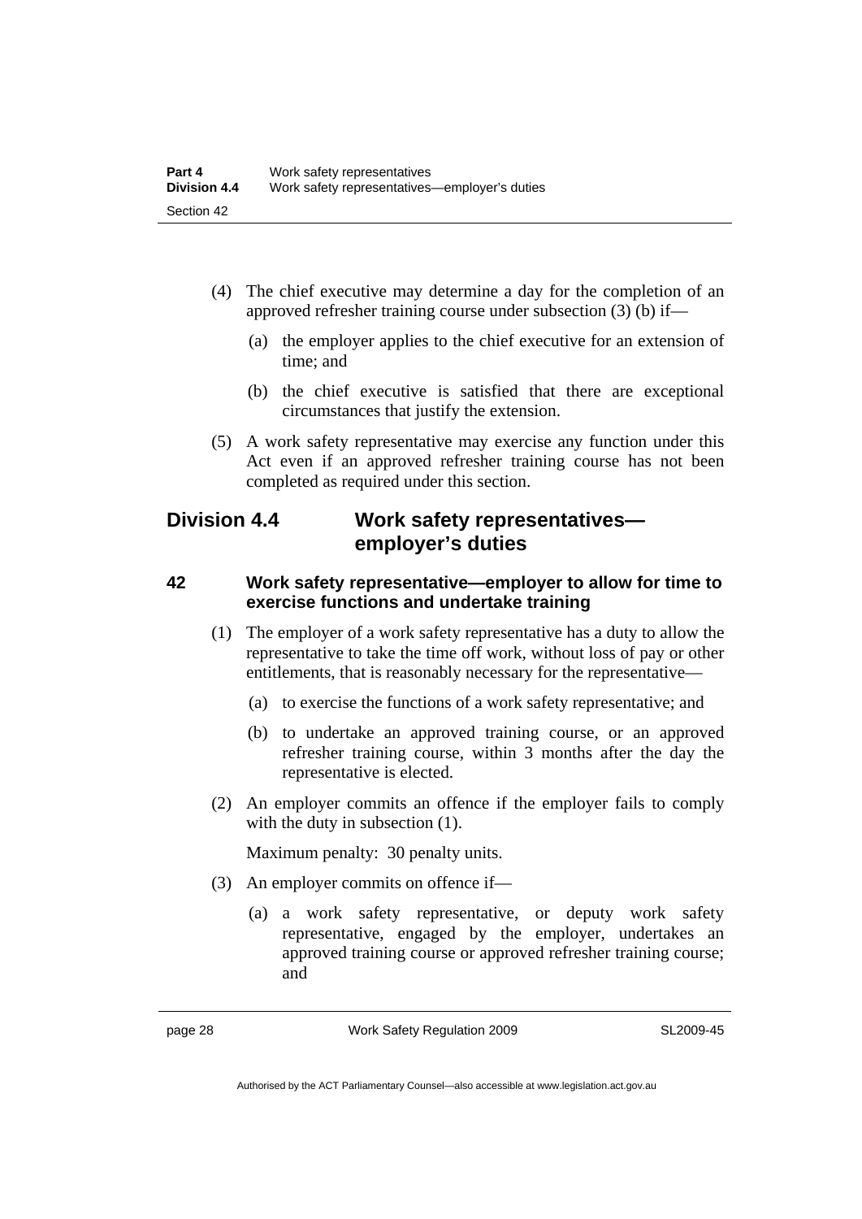(4) The chief executive may determine a day for the completion of an approved refresher training course under subsection (3) (b) if—

(a) the employer applies to the chief executive for an extension of time; and

(b) the chief executive is satisfied that there are exceptional circumstances that justify the extension.

(5) A work safety representative may exercise any function under this Act even if an approved refresher training course has not been completed as required under this section.

## Division 4.4 Work safety representatives—employer's duties

### 42 Work safety representative—employer to allow for time to exercise functions and undertake training

(1) The employer of a work safety representative has a duty to allow the representative to take the time off work, without loss of pay or other entitlements, that is reasonably necessary for the representative—

(a) to exercise the functions of a work safety representative; and

(b) to undertake an approved training course, or an approved refresher training course, within 3 months after the day the representative is elected.

(2) An employer commits an offence if the employer fails to comply with the duty in subsection (1).

Maximum penalty: 30 penalty units.

(3) An employer commits on offence if—

(a) a work safety representative, or deputy work safety representative, engaged by the employer, undertakes an approved training course or approved refresher training course; and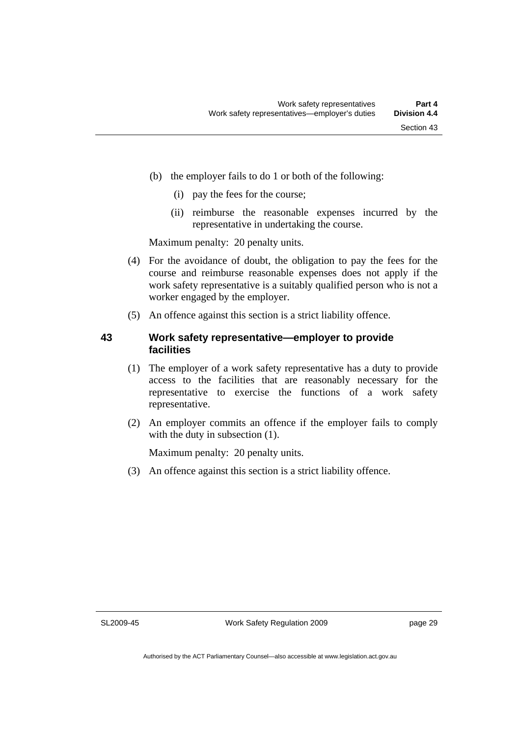(b) the employer fails to do 1 or both of the following:

   (i) pay the fees for the course;

   (ii) reimburse the reasonable expenses incurred by the representative in undertaking the course.

Maximum penalty: 20 penalty units.

(4) For the avoidance of doubt, the obligation to pay the fees for the course and reimburse reasonable expenses does not apply if the work safety representative is a suitably qualified person who is not a worker engaged by the employer.

(5) An offence against this section is a strict liability offence.

### 43 Work safety representative—employer to provide facilities

(1) The employer of a work safety representative has a duty to provide access to the facilities that are reasonably necessary for the representative to exercise the functions of a work safety representative.

(2) An employer commits an offence if the employer fails to comply with the duty in subsection (1).

Maximum penalty: 20 penalty units.

(3) An offence against this section is a strict liability offence.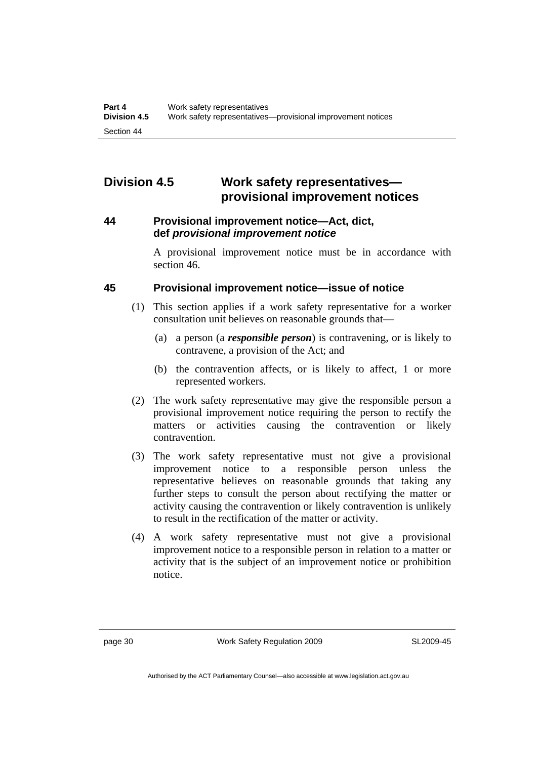## Division 4.5 Work safety representatives—provisional improvement notices

### 44 Provisional improvement notice—Act, dict, def *provisional improvement notice*

A provisional improvement notice must be in accordance with section 46.

### 45 Provisional improvement notice—issue of notice

(1) This section applies if a work safety representative for a worker consultation unit believes on reasonable grounds that—

(a) a person (a ***responsible person***) is contravening, or is likely to contravene, a provision of the Act; and

(b) the contravention affects, or is likely to affect, 1 or more represented workers.

(2) The work safety representative may give the responsible person a provisional improvement notice requiring the person to rectify the matters or activities causing the contravention or likely contravention.

(3) The work safety representative must not give a provisional improvement notice to a responsible person unless the representative believes on reasonable grounds that taking any further steps to consult the person about rectifying the matter or activity causing the contravention or likely contravention is unlikely to result in the rectification of the matter or activity.

(4) A work safety representative must not give a provisional improvement notice to a responsible person in relation to a matter or activity that is the subject of an improvement notice or prohibition notice.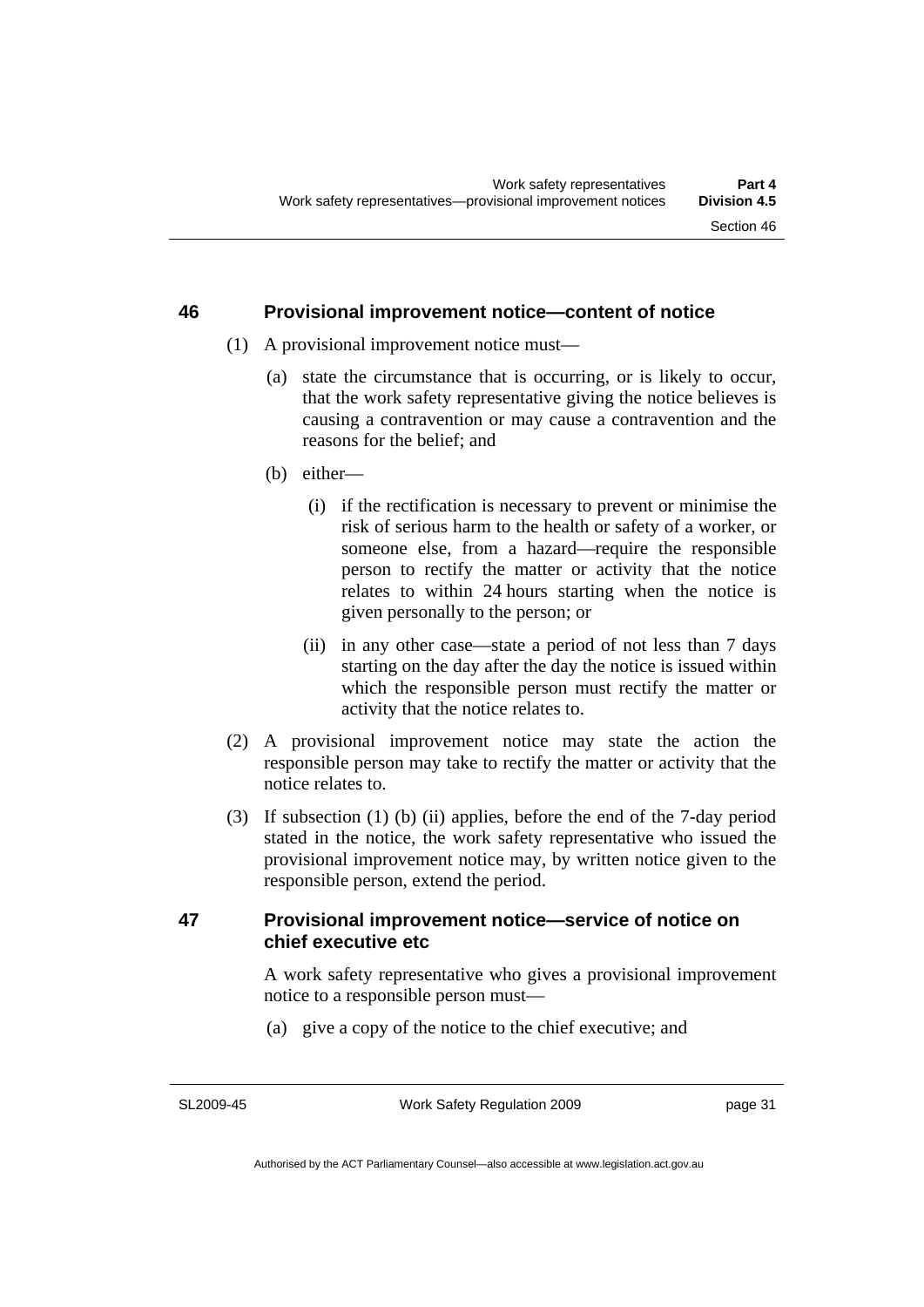## 46 Provisional improvement notice—content of notice

(1) A provisional improvement notice must—

(a) state the circumstance that is occurring, or is likely to occur, that the work safety representative giving the notice believes is causing a contravention or may cause a contravention and the reasons for the belief; and

(b) either—

(i) if the rectification is necessary to prevent or minimise the risk of serious harm to the health or safety of a worker, or someone else, from a hazard—require the responsible person to rectify the matter or activity that the notice relates to within 24 hours starting when the notice is given personally to the person; or

(ii) in any other case—state a period of not less than 7 days starting on the day after the day the notice is issued within which the responsible person must rectify the matter or activity that the notice relates to.

(2) A provisional improvement notice may state the action the responsible person may take to rectify the matter or activity that the notice relates to.

(3) If subsection (1) (b) (ii) applies, before the end of the 7-day period stated in the notice, the work safety representative who issued the provisional improvement notice may, by written notice given to the responsible person, extend the period.

## 47 Provisional improvement notice—service of notice on chief executive etc

A work safety representative who gives a provisional improvement notice to a responsible person must—

(a) give a copy of the notice to the chief executive; and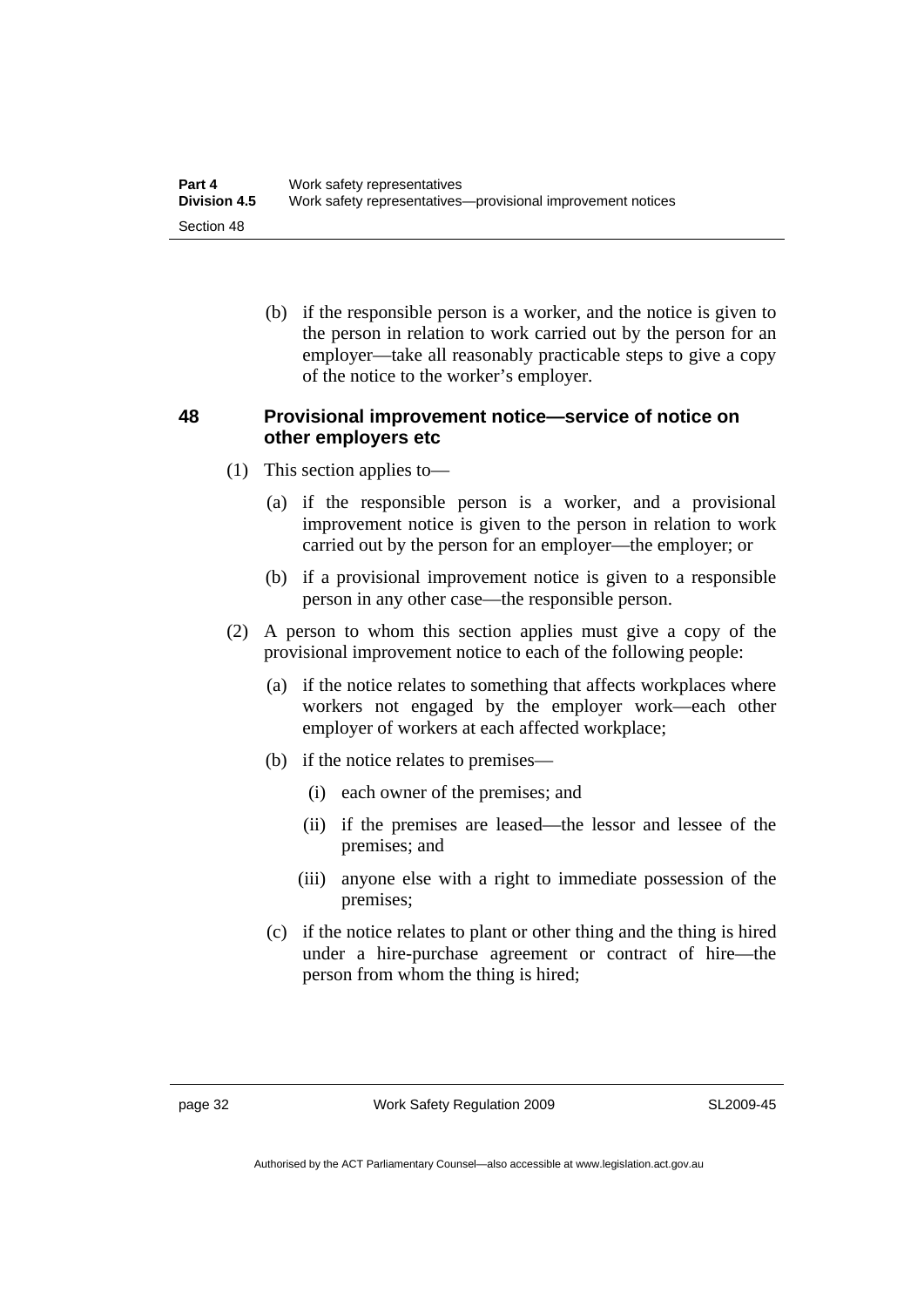(b) if the responsible person is a worker, and the notice is given to the person in relation to work carried out by the person for an employer—take all reasonably practicable steps to give a copy of the notice to the worker's employer.

### 48 Provisional improvement notice—service of notice on other employers etc

(1) This section applies to—

(a) if the responsible person is a worker, and a provisional improvement notice is given to the person in relation to work carried out by the person for an employer—the employer; or

(b) if a provisional improvement notice is given to a responsible person in any other case—the responsible person.

(2) A person to whom this section applies must give a copy of the provisional improvement notice to each of the following people:

(a) if the notice relates to something that affects workplaces where workers not engaged by the employer work—each other employer of workers at each affected workplace;

(b) if the notice relates to premises—

(i) each owner of the premises; and

(ii) if the premises are leased—the lessor and lessee of the premises; and

(iii) anyone else with a right to immediate possession of the premises;

(c) if the notice relates to plant or other thing and the thing is hired under a hire-purchase agreement or contract of hire—the person from whom the thing is hired;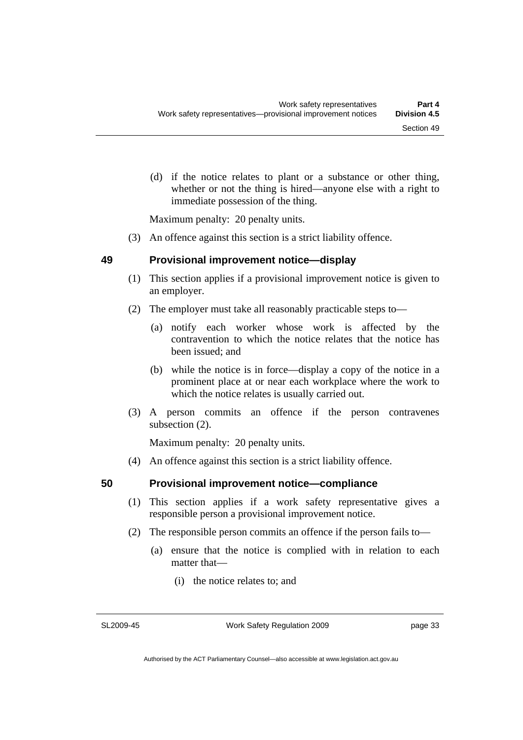(d) if the notice relates to plant or a substance or other thing, whether or not the thing is hired—anyone else with a right to immediate possession of the thing.

Maximum penalty: 20 penalty units.

(3) An offence against this section is a strict liability offence.

## 49 Provisional improvement notice—display

(1) This section applies if a provisional improvement notice is given to an employer.

(2) The employer must take all reasonably practicable steps to—

(a) notify each worker whose work is affected by the contravention to which the notice relates that the notice has been issued; and

(b) while the notice is in force—display a copy of the notice in a prominent place at or near each workplace where the work to which the notice relates is usually carried out.

(3) A person commits an offence if the person contravenes subsection (2).

Maximum penalty: 20 penalty units.

(4) An offence against this section is a strict liability offence.

## 50 Provisional improvement notice—compliance

(1) This section applies if a work safety representative gives a responsible person a provisional improvement notice.

(2) The responsible person commits an offence if the person fails to—

(a) ensure that the notice is complied with in relation to each matter that—

(i) the notice relates to; and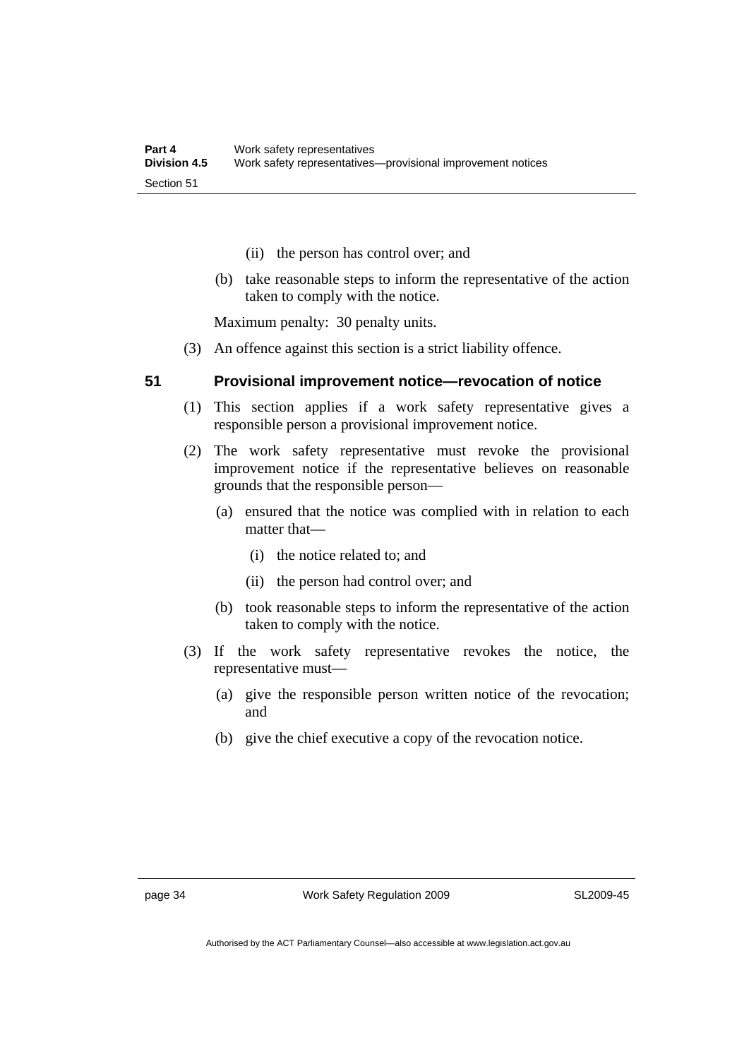(ii) the person has control over; and

(b) take reasonable steps to inform the representative of the action taken to comply with the notice.

Maximum penalty: 30 penalty units.

(3) An offence against this section is a strict liability offence.

### 51 Provisional improvement notice—revocation of notice

(1) This section applies if a work safety representative gives a responsible person a provisional improvement notice.

(2) The work safety representative must revoke the provisional improvement notice if the representative believes on reasonable grounds that the responsible person—

(a) ensured that the notice was complied with in relation to each matter that—

(i) the notice related to; and

(ii) the person had control over; and

(b) took reasonable steps to inform the representative of the action taken to comply with the notice.

(3) If the work safety representative revokes the notice, the representative must—

(a) give the responsible person written notice of the revocation; and

(b) give the chief executive a copy of the revocation notice.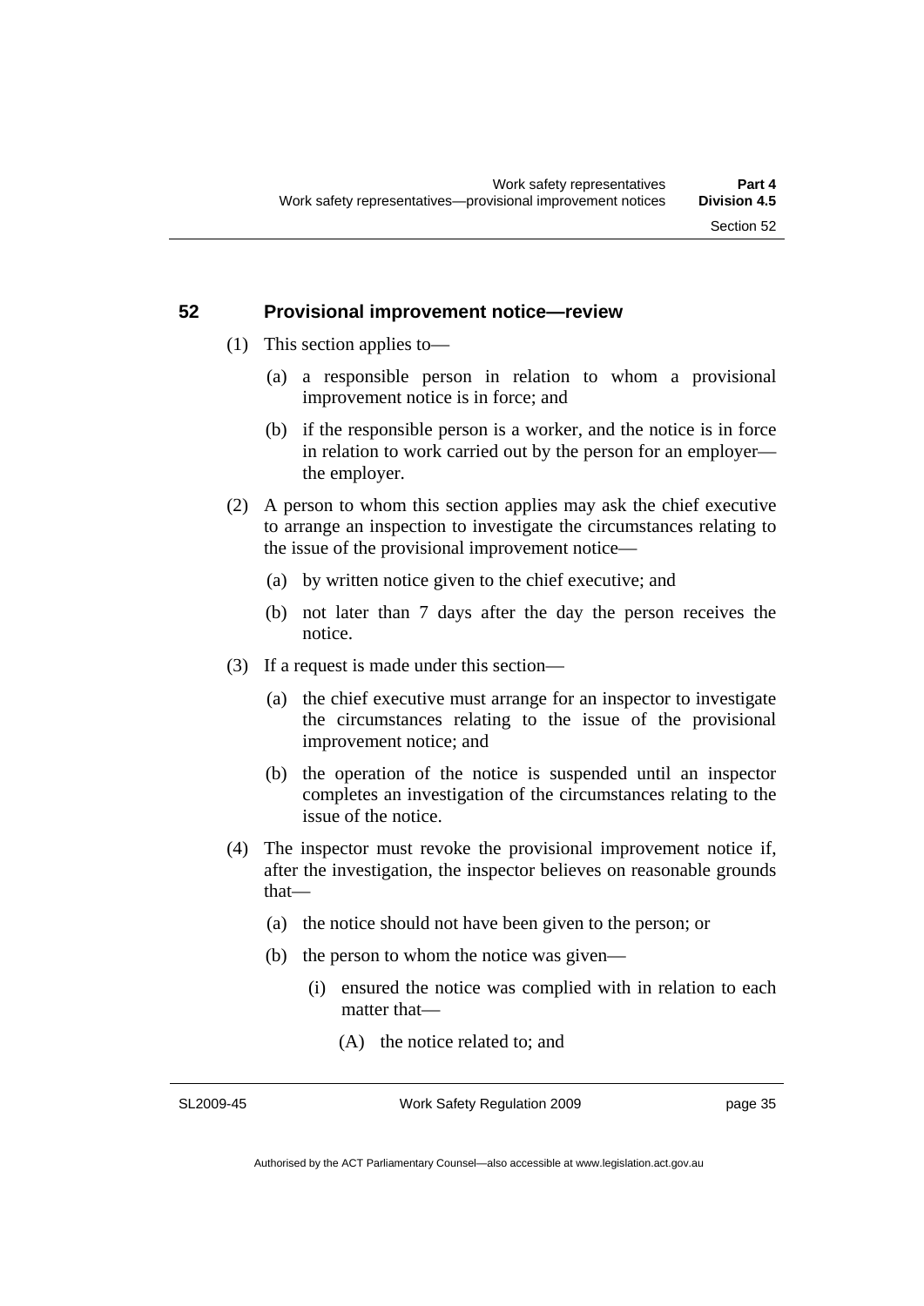## 52 Provisional improvement notice—review

(1) This section applies to—

(a) a responsible person in relation to whom a provisional improvement notice is in force; and

(b) if the responsible person is a worker, and the notice is in force in relation to work carried out by the person for an employer—the employer.

(2) A person to whom this section applies may ask the chief executive to arrange an inspection to investigate the circumstances relating to the issue of the provisional improvement notice—

(a) by written notice given to the chief executive; and

(b) not later than 7 days after the day the person receives the notice.

(3) If a request is made under this section—

(a) the chief executive must arrange for an inspector to investigate the circumstances relating to the issue of the provisional improvement notice; and

(b) the operation of the notice is suspended until an inspector completes an investigation of the circumstances relating to the issue of the notice.

(4) The inspector must revoke the provisional improvement notice if, after the investigation, the inspector believes on reasonable grounds that—

(a) the notice should not have been given to the person; or

(b) the person to whom the notice was given—

(i) ensured the notice was complied with in relation to each matter that—

(A) the notice related to; and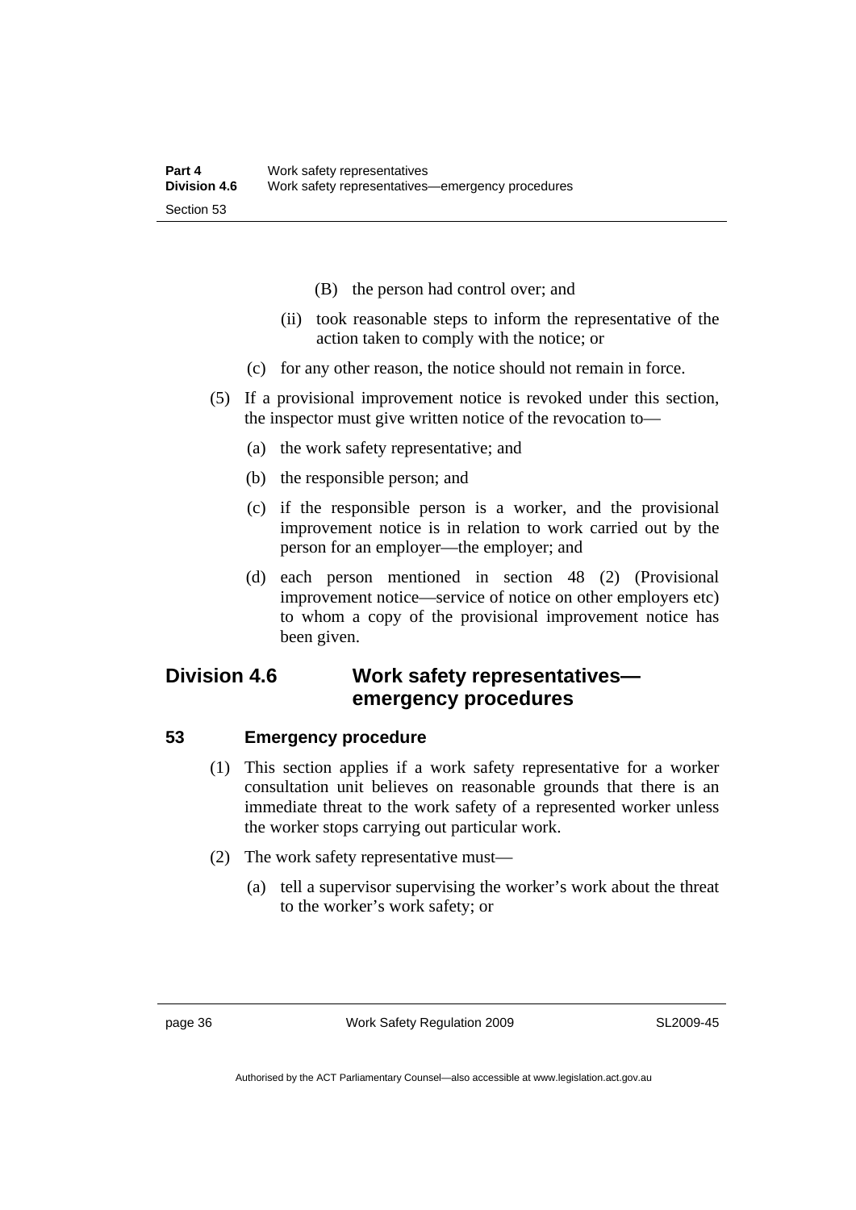(B) the person had control over; and

(ii) took reasonable steps to inform the representative of the action taken to comply with the notice; or

(c) for any other reason, the notice should not remain in force.

(5) If a provisional improvement notice is revoked under this section, the inspector must give written notice of the revocation to—

(a) the work safety representative; and

(b) the responsible person; and

(c) if the responsible person is a worker, and the provisional improvement notice is in relation to work carried out by the person for an employer—the employer; and

(d) each person mentioned in section 48 (2) (Provisional improvement notice—service of notice on other employers etc) to whom a copy of the provisional improvement notice has been given.

## Division 4.6 Work safety representatives—emergency procedures

### 53 Emergency procedure

(1) This section applies if a work safety representative for a worker consultation unit believes on reasonable grounds that there is an immediate threat to the work safety of a represented worker unless the worker stops carrying out particular work.

(2) The work safety representative must—

(a) tell a supervisor supervising the worker's work about the threat to the worker's work safety; or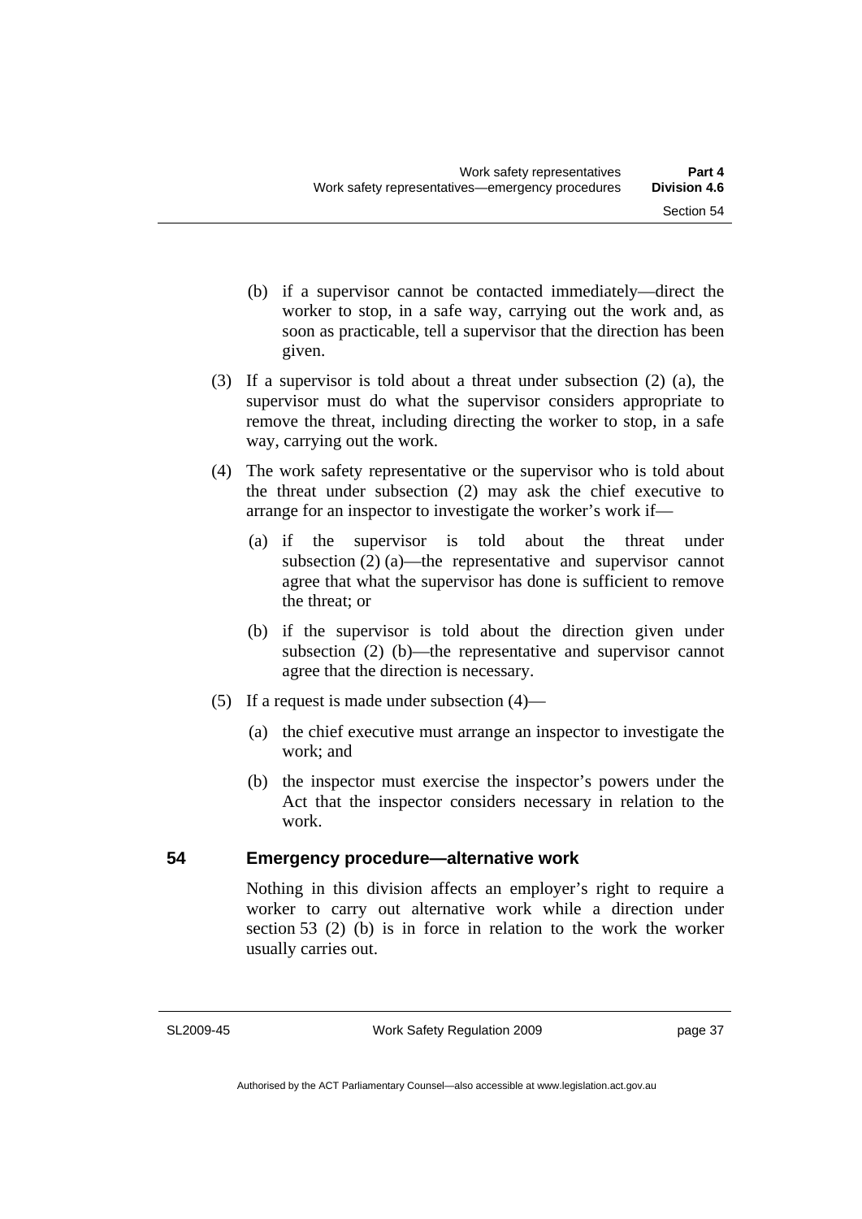(b) if a supervisor cannot be contacted immediately—direct the worker to stop, in a safe way, carrying out the work and, as soon as practicable, tell a supervisor that the direction has been given.

(3) If a supervisor is told about a threat under subsection (2) (a), the supervisor must do what the supervisor considers appropriate to remove the threat, including directing the worker to stop, in a safe way, carrying out the work.

(4) The work safety representative or the supervisor who is told about the threat under subsection (2) may ask the chief executive to arrange for an inspector to investigate the worker's work if—

(a) if the supervisor is told about the threat under subsection (2) (a)—the representative and supervisor cannot agree that what the supervisor has done is sufficient to remove the threat; or

(b) if the supervisor is told about the direction given under subsection (2) (b)—the representative and supervisor cannot agree that the direction is necessary.

(5) If a request is made under subsection (4)—

(a) the chief executive must arrange an inspector to investigate the work; and

(b) the inspector must exercise the inspector's powers under the Act that the inspector considers necessary in relation to the work.

## 54 Emergency procedure—alternative work

Nothing in this division affects an employer's right to require a worker to carry out alternative work while a direction under section 53 (2) (b) is in force in relation to the work the worker usually carries out.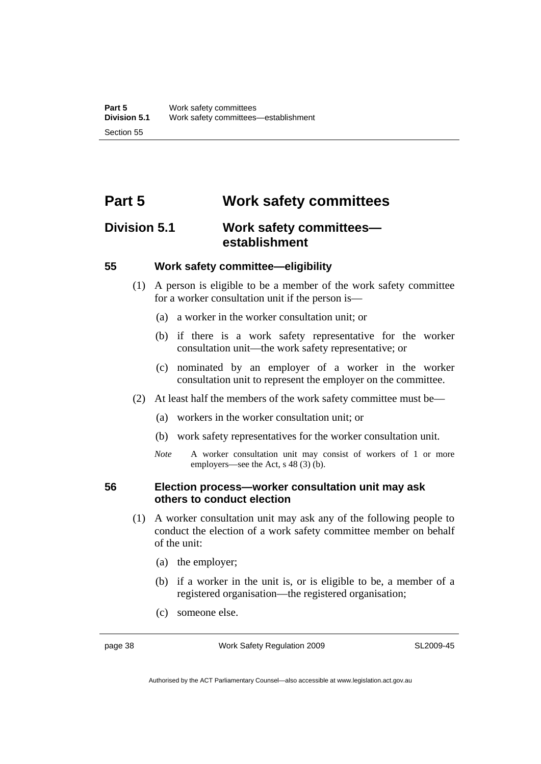# Part 5 Work safety committees

## Division 5.1 Work safety committees—establishment

### 55 Work safety committee—eligibility

(1) A person is eligible to be a member of the work safety committee for a worker consultation unit if the person is—

(a) a worker in the worker consultation unit; or

(b) if there is a work safety representative for the worker consultation unit—the work safety representative; or

(c) nominated by an employer of a worker in the worker consultation unit to represent the employer on the committee.

(2) At least half the members of the work safety committee must be—

(a) workers in the worker consultation unit; or

(b) work safety representatives for the worker consultation unit.

*Note* A worker consultation unit may consist of workers of 1 or more employers—see the Act, s 48 (3) (b).

### 56 Election process—worker consultation unit may ask others to conduct election

(1) A worker consultation unit may ask any of the following people to conduct the election of a work safety committee member on behalf of the unit:

(a) the employer;

(b) if a worker in the unit is, or is eligible to be, a member of a registered organisation—the registered organisation;

(c) someone else.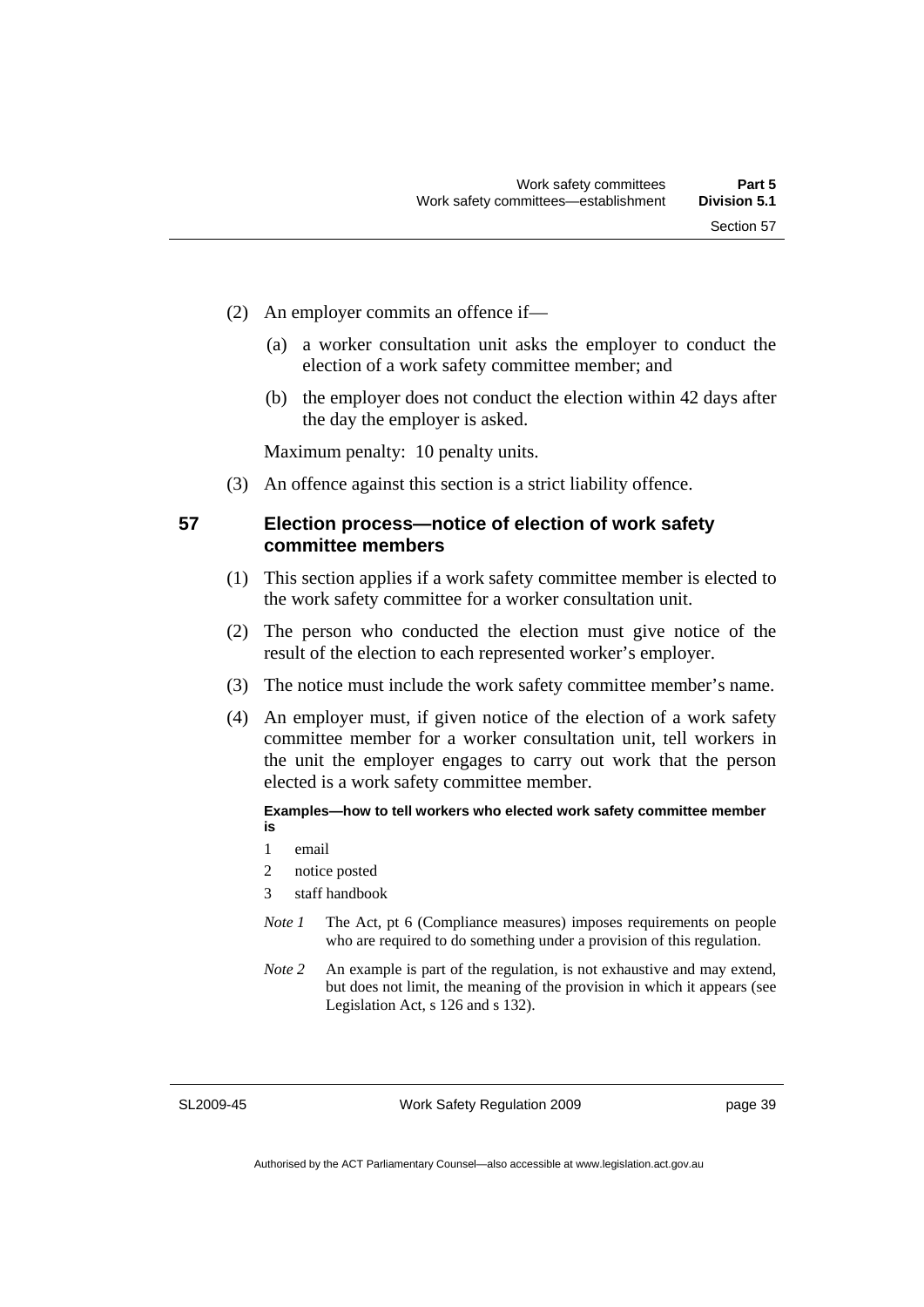(2) An employer commits an offence if—

(a) a worker consultation unit asks the employer to conduct the election of a work safety committee member; and

(b) the employer does not conduct the election within 42 days after the day the employer is asked.

Maximum penalty: 10 penalty units.

(3) An offence against this section is a strict liability offence.

## 57 Election process—notice of election of work safety committee members

(1) This section applies if a work safety committee member is elected to the work safety committee for a worker consultation unit.

(2) The person who conducted the election must give notice of the result of the election to each represented worker's employer.

(3) The notice must include the work safety committee member's name.

(4) An employer must, if given notice of the election of a work safety committee member for a worker consultation unit, tell workers in the unit the employer engages to carry out work that the person elected is a work safety committee member.

**Examples—how to tell workers who elected work safety committee member is**

1 email

2 notice posted

3 staff handbook

*Note 1* The Act, pt 6 (Compliance measures) imposes requirements on people who are required to do something under a provision of this regulation.

*Note 2* An example is part of the regulation, is not exhaustive and may extend, but does not limit, the meaning of the provision in which it appears (see Legislation Act, s 126 and s 132).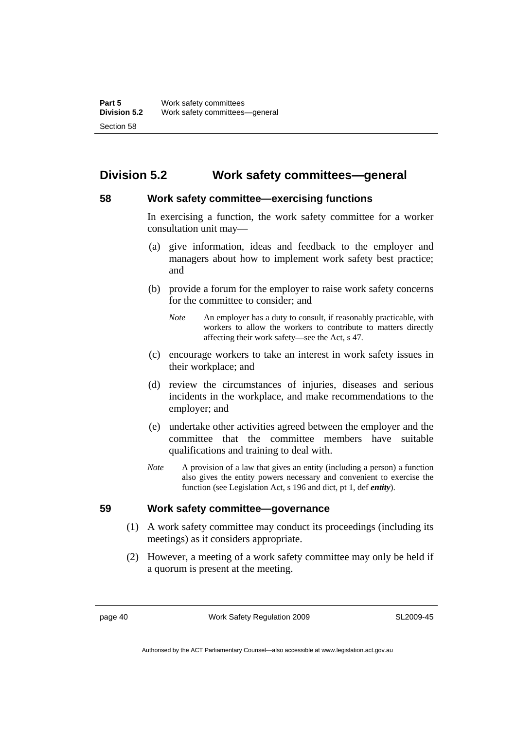## Division 5.2 Work safety committees—general

### 58 Work safety committee—exercising functions

In exercising a function, the work safety committee for a worker consultation unit may—

(a) give information, ideas and feedback to the employer and managers about how to implement work safety best practice; and

(b) provide a forum for the employer to raise work safety concerns for the committee to consider; and

*Note* An employer has a duty to consult, if reasonably practicable, with workers to allow the workers to contribute to matters directly affecting their work safety—see the Act, s 47.

(c) encourage workers to take an interest in work safety issues in their workplace; and

(d) review the circumstances of injuries, diseases and serious incidents in the workplace, and make recommendations to the employer; and

(e) undertake other activities agreed between the employer and the committee that the committee members have suitable qualifications and training to deal with.

*Note* A provision of a law that gives an entity (including a person) a function also gives the entity powers necessary and convenient to exercise the function (see Legislation Act, s 196 and dict, pt 1, def ***entity***).

### 59 Work safety committee—governance

(1) A work safety committee may conduct its proceedings (including its meetings) as it considers appropriate.

(2) However, a meeting of a work safety committee may only be held if a quorum is present at the meeting.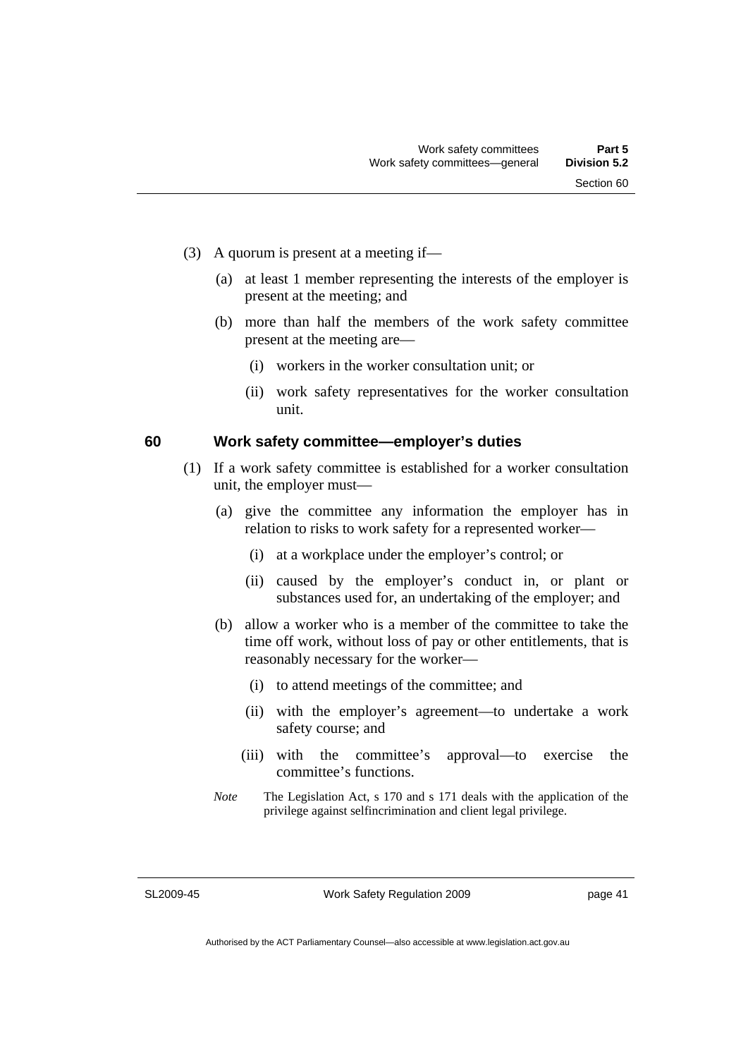(3) A quorum is present at a meeting if—

(a) at least 1 member representing the interests of the employer is present at the meeting; and

(b) more than half the members of the work safety committee present at the meeting are—

(i) workers in the worker consultation unit; or

(ii) work safety representatives for the worker consultation unit.

## 60 Work safety committee—employer's duties

(1) If a work safety committee is established for a worker consultation unit, the employer must—

(a) give the committee any information the employer has in relation to risks to work safety for a represented worker—

(i) at a workplace under the employer's control; or

(ii) caused by the employer's conduct in, or plant or substances used for, an undertaking of the employer; and

(b) allow a worker who is a member of the committee to take the time off work, without loss of pay or other entitlements, that is reasonably necessary for the worker—

(i) to attend meetings of the committee; and

(ii) with the employer's agreement—to undertake a work safety course; and

(iii) with the committee's approval—to exercise the committee's functions.

*Note* The Legislation Act, s 170 and s 171 deals with the application of the privilege against selfincrimination and client legal privilege.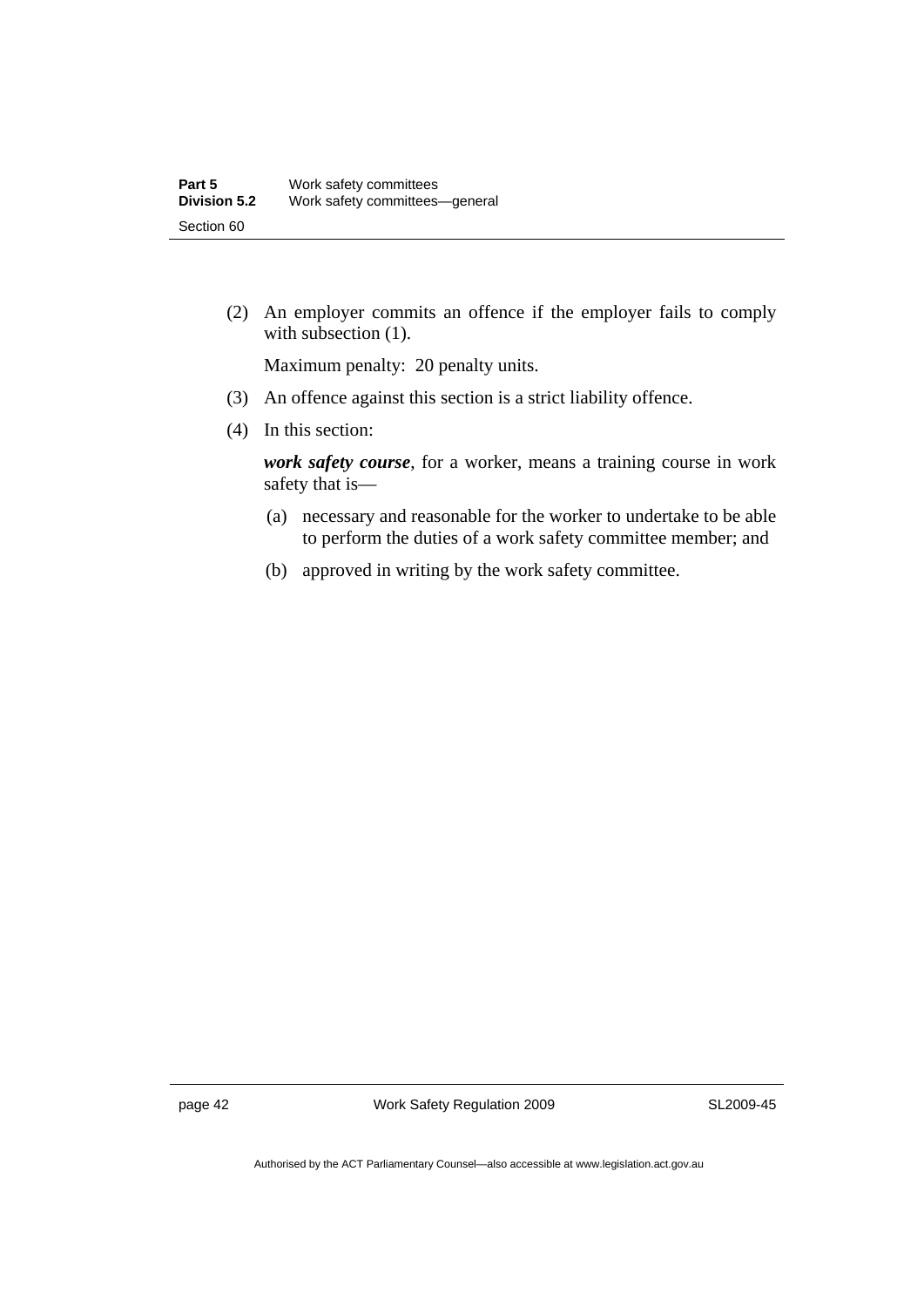(2) An employer commits an offence if the employer fails to comply with subsection (1).

Maximum penalty: 20 penalty units.

(3) An offence against this section is a strict liability offence.

(4) In this section:

***work safety course***, for a worker, means a training course in work safety that is—

(a) necessary and reasonable for the worker to undertake to be able to perform the duties of a work safety committee member; and

(b) approved in writing by the work safety committee.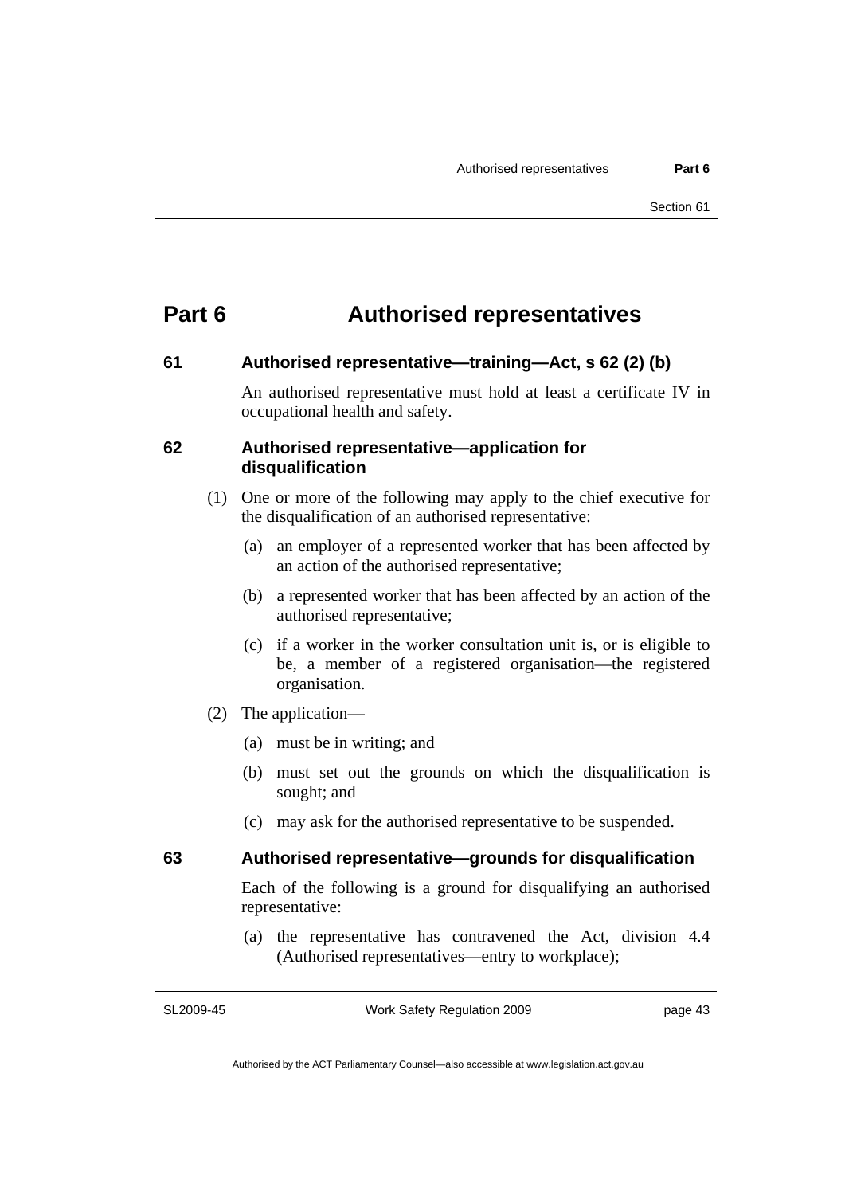# Part 6 Authorised representatives

## 61 Authorised representative—training—Act, s 62 (2) (b)

An authorised representative must hold at least a certificate IV in occupational health and safety.

## 62 Authorised representative—application for disqualification

(1) One or more of the following may apply to the chief executive for the disqualification of an authorised representative:

- (a) an employer of a represented worker that has been affected by an action of the authorised representative;
- (b) a represented worker that has been affected by an action of the authorised representative;
- (c) if a worker in the worker consultation unit is, or is eligible to be, a member of a registered organisation—the registered organisation.

(2) The application—

- (a) must be in writing; and
- (b) must set out the grounds on which the disqualification is sought; and
- (c) may ask for the authorised representative to be suspended.

## 63 Authorised representative—grounds for disqualification

Each of the following is a ground for disqualifying an authorised representative:

- (a) the representative has contravened the Act, division 4.4 (Authorised representatives—entry to workplace);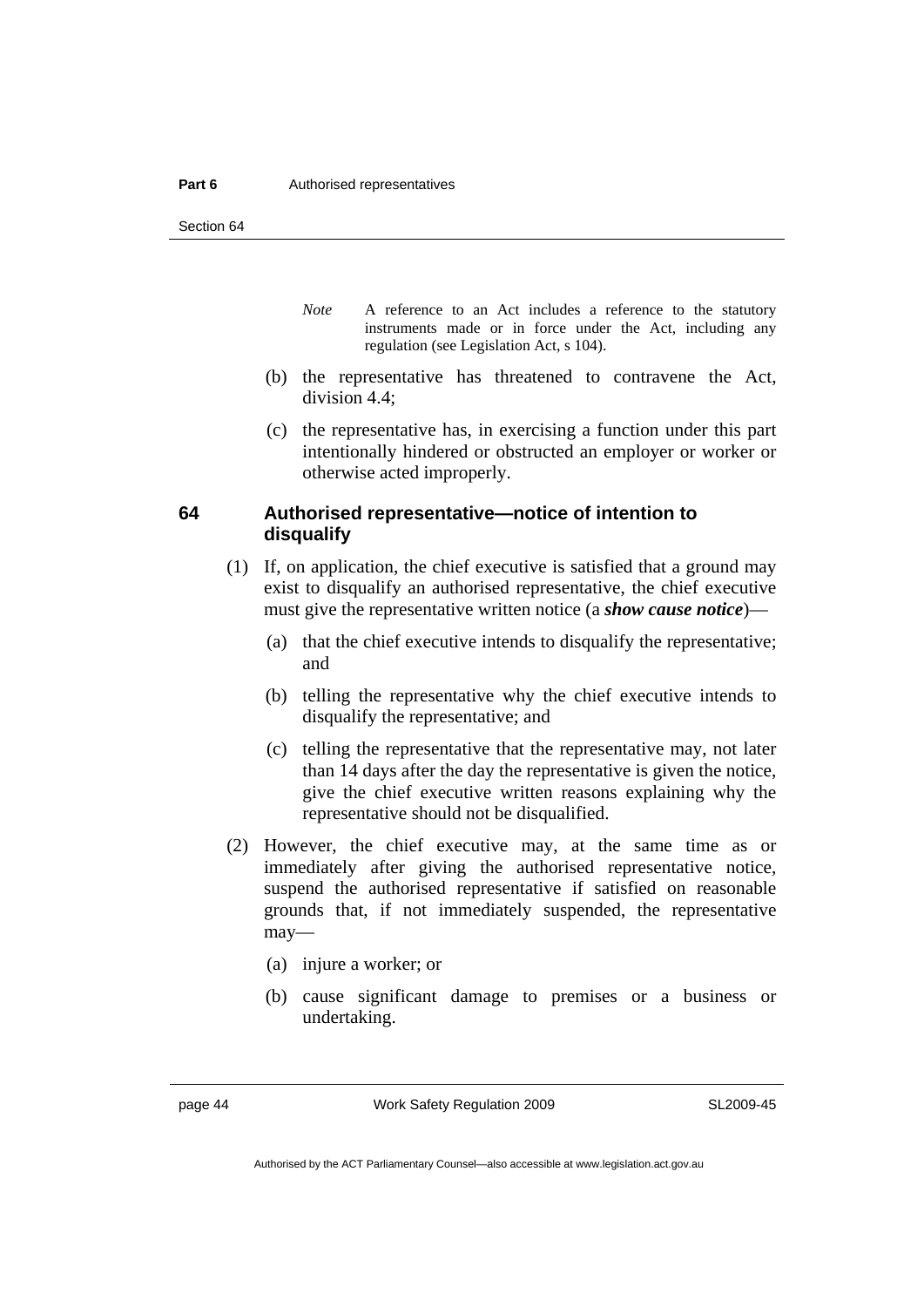*Note* A reference to an Act includes a reference to the statutory instruments made or in force under the Act, including any regulation (see Legislation Act, s 104).

(b) the representative has threatened to contravene the Act, division 4.4;

(c) the representative has, in exercising a function under this part intentionally hindered or obstructed an employer or worker or otherwise acted improperly.

## 64 Authorised representative—notice of intention to disqualify

(1) If, on application, the chief executive is satisfied that a ground may exist to disqualify an authorised representative, the chief executive must give the representative written notice (a ***show cause notice***)—

(a) that the chief executive intends to disqualify the representative; and

(b) telling the representative why the chief executive intends to disqualify the representative; and

(c) telling the representative that the representative may, not later than 14 days after the day the representative is given the notice, give the chief executive written reasons explaining why the representative should not be disqualified.

(2) However, the chief executive may, at the same time as or immediately after giving the authorised representative notice, suspend the authorised representative if satisfied on reasonable grounds that, if not immediately suspended, the representative may—

(a) injure a worker; or

(b) cause significant damage to premises or a business or undertaking.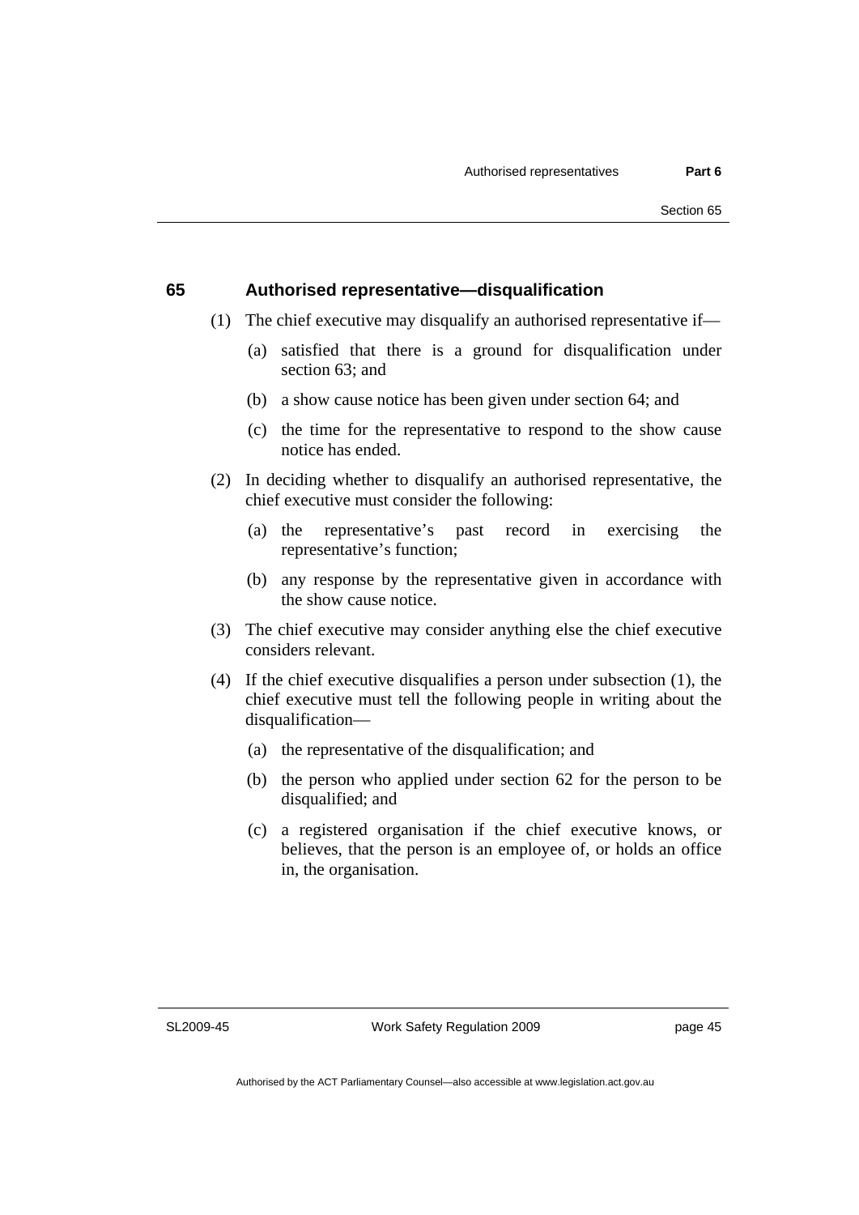### 65 Authorised representative—disqualification

(1) The chief executive may disqualify an authorised representative if—

  (a) satisfied that there is a ground for disqualification under section 63; and

  (b) a show cause notice has been given under section 64; and

  (c) the time for the representative to respond to the show cause notice has ended.

(2) In deciding whether to disqualify an authorised representative, the chief executive must consider the following:

  (a) the representative's past record in exercising the representative's function;

  (b) any response by the representative given in accordance with the show cause notice.

(3) The chief executive may consider anything else the chief executive considers relevant.

(4) If the chief executive disqualifies a person under subsection (1), the chief executive must tell the following people in writing about the disqualification—

  (a) the representative of the disqualification; and

  (b) the person who applied under section 62 for the person to be disqualified; and

  (c) a registered organisation if the chief executive knows, or believes, that the person is an employee of, or holds an office in, the organisation.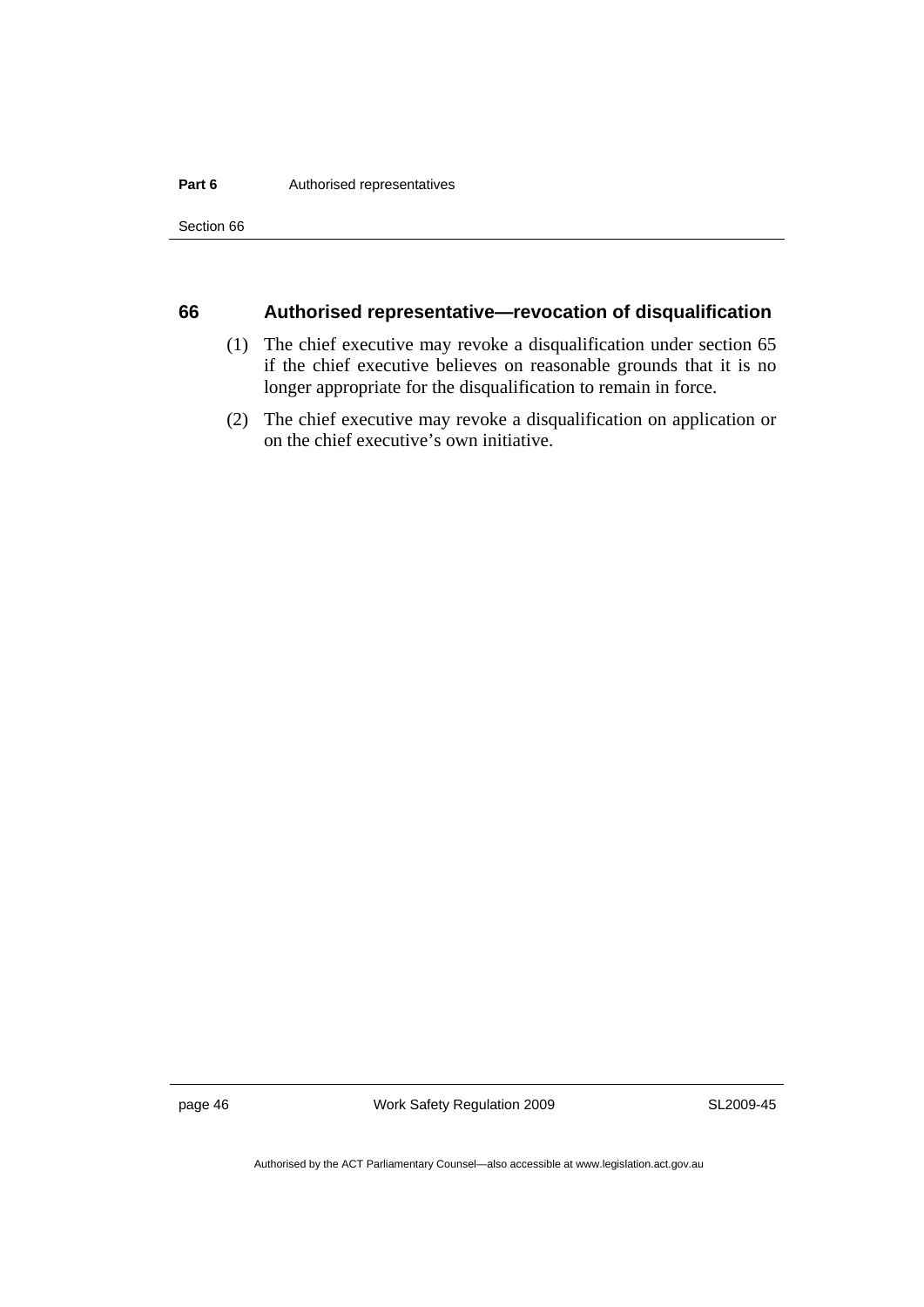### 66 Authorised representative—revocation of disqualification

(1) The chief executive may revoke a disqualification under section 65 if the chief executive believes on reasonable grounds that it is no longer appropriate for the disqualification to remain in force.

(2) The chief executive may revoke a disqualification on application or on the chief executive's own initiative.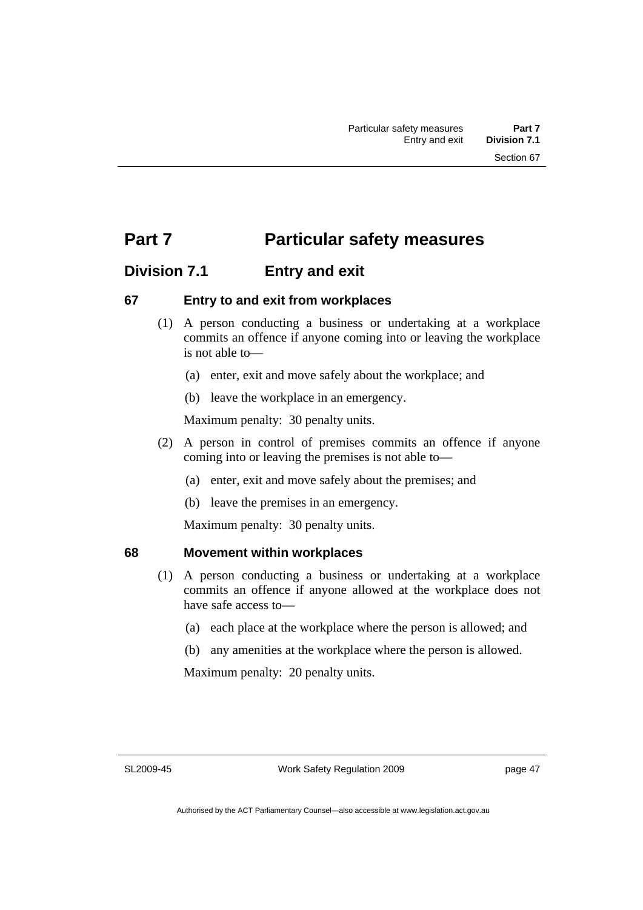# Part 7 Particular safety measures

## Division 7.1 Entry and exit

### 67 Entry to and exit from workplaces

(1) A person conducting a business or undertaking at a workplace commits an offence if anyone coming into or leaving the workplace is not able to—

(a) enter, exit and move safely about the workplace; and

(b) leave the workplace in an emergency.

Maximum penalty: 30 penalty units.

(2) A person in control of premises commits an offence if anyone coming into or leaving the premises is not able to—

(a) enter, exit and move safely about the premises; and

(b) leave the premises in an emergency.

Maximum penalty: 30 penalty units.

### 68 Movement within workplaces

(1) A person conducting a business or undertaking at a workplace commits an offence if anyone allowed at the workplace does not have safe access to—

(a) each place at the workplace where the person is allowed; and

(b) any amenities at the workplace where the person is allowed.

Maximum penalty: 20 penalty units.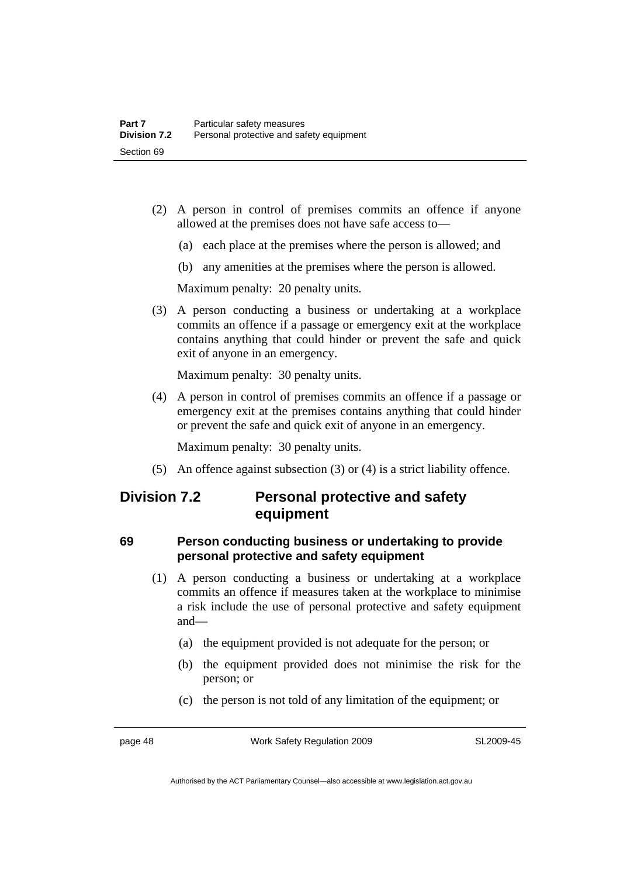(2) A person in control of premises commits an offence if anyone allowed at the premises does not have safe access to—

  (a) each place at the premises where the person is allowed; and

  (b) any amenities at the premises where the person is allowed.

  Maximum penalty: 20 penalty units.

(3) A person conducting a business or undertaking at a workplace commits an offence if a passage or emergency exit at the workplace contains anything that could hinder or prevent the safe and quick exit of anyone in an emergency.

  Maximum penalty: 30 penalty units.

(4) A person in control of premises commits an offence if a passage or emergency exit at the premises contains anything that could hinder or prevent the safe and quick exit of anyone in an emergency.

  Maximum penalty: 30 penalty units.

(5) An offence against subsection (3) or (4) is a strict liability offence.

## Division 7.2 Personal protective and safety equipment

### 69 Person conducting business or undertaking to provide personal protective and safety equipment

(1) A person conducting a business or undertaking at a workplace commits an offence if measures taken at the workplace to minimise a risk include the use of personal protective and safety equipment and—

  (a) the equipment provided is not adequate for the person; or

  (b) the equipment provided does not minimise the risk for the person; or

  (c) the person is not told of any limitation of the equipment; or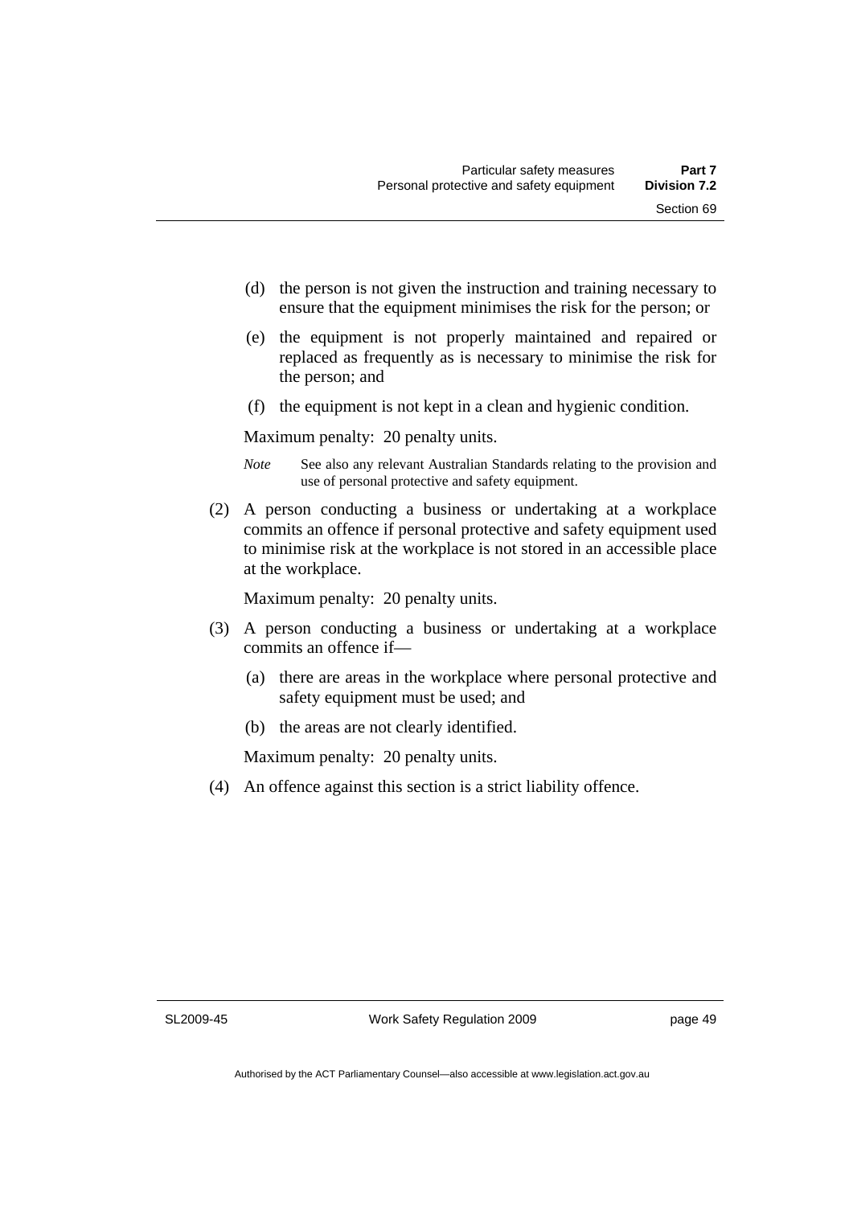(d) the person is not given the instruction and training necessary to ensure that the equipment minimises the risk for the person; or

(e) the equipment is not properly maintained and repaired or replaced as frequently as is necessary to minimise the risk for the person; and

(f) the equipment is not kept in a clean and hygienic condition.

Maximum penalty: 20 penalty units.

*Note* See also any relevant Australian Standards relating to the provision and use of personal protective and safety equipment.

(2) A person conducting a business or undertaking at a workplace commits an offence if personal protective and safety equipment used to minimise risk at the workplace is not stored in an accessible place at the workplace.

Maximum penalty: 20 penalty units.

(3) A person conducting a business or undertaking at a workplace commits an offence if—

(a) there are areas in the workplace where personal protective and safety equipment must be used; and

(b) the areas are not clearly identified.

Maximum penalty: 20 penalty units.

(4) An offence against this section is a strict liability offence.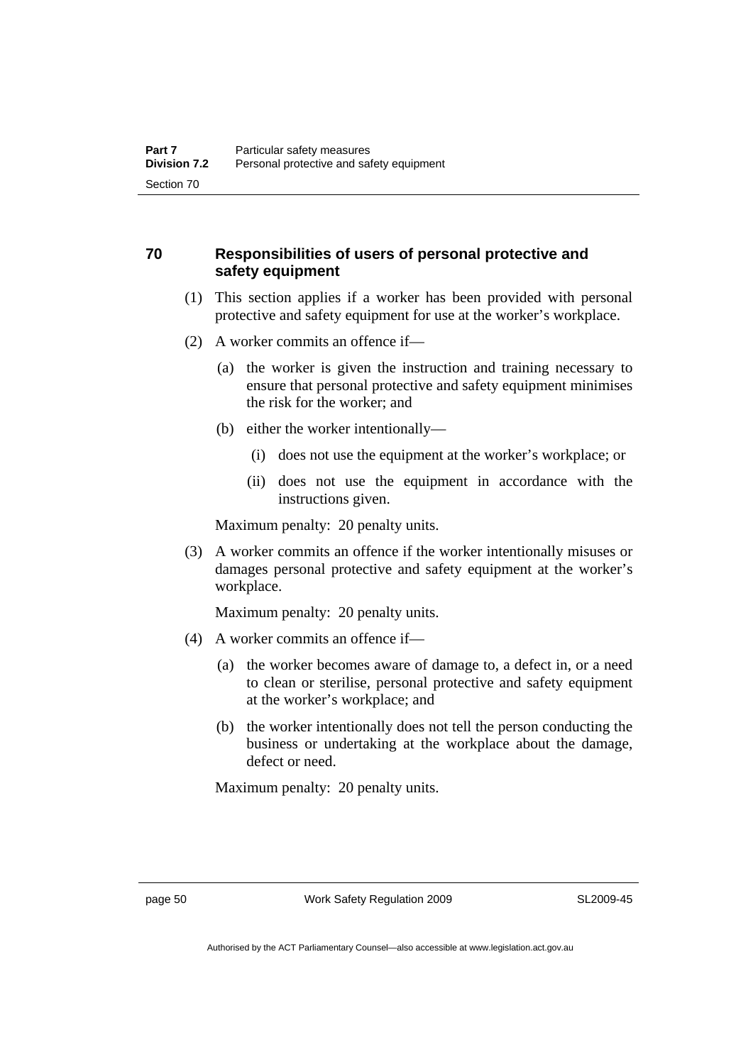## 70 Responsibilities of users of personal protective and safety equipment

(1) This section applies if a worker has been provided with personal protective and safety equipment for use at the worker's workplace.

(2) A worker commits an offence if—

   (a) the worker is given the instruction and training necessary to ensure that personal protective and safety equipment minimises the risk for the worker; and

   (b) either the worker intentionally—

      (i) does not use the equipment at the worker's workplace; or

      (ii) does not use the equipment in accordance with the instructions given.

   Maximum penalty: 20 penalty units.

(3) A worker commits an offence if the worker intentionally misuses or damages personal protective and safety equipment at the worker's workplace.

   Maximum penalty: 20 penalty units.

(4) A worker commits an offence if—

   (a) the worker becomes aware of damage to, a defect in, or a need to clean or sterilise, personal protective and safety equipment at the worker's workplace; and

   (b) the worker intentionally does not tell the person conducting the business or undertaking at the workplace about the damage, defect or need.

   Maximum penalty: 20 penalty units.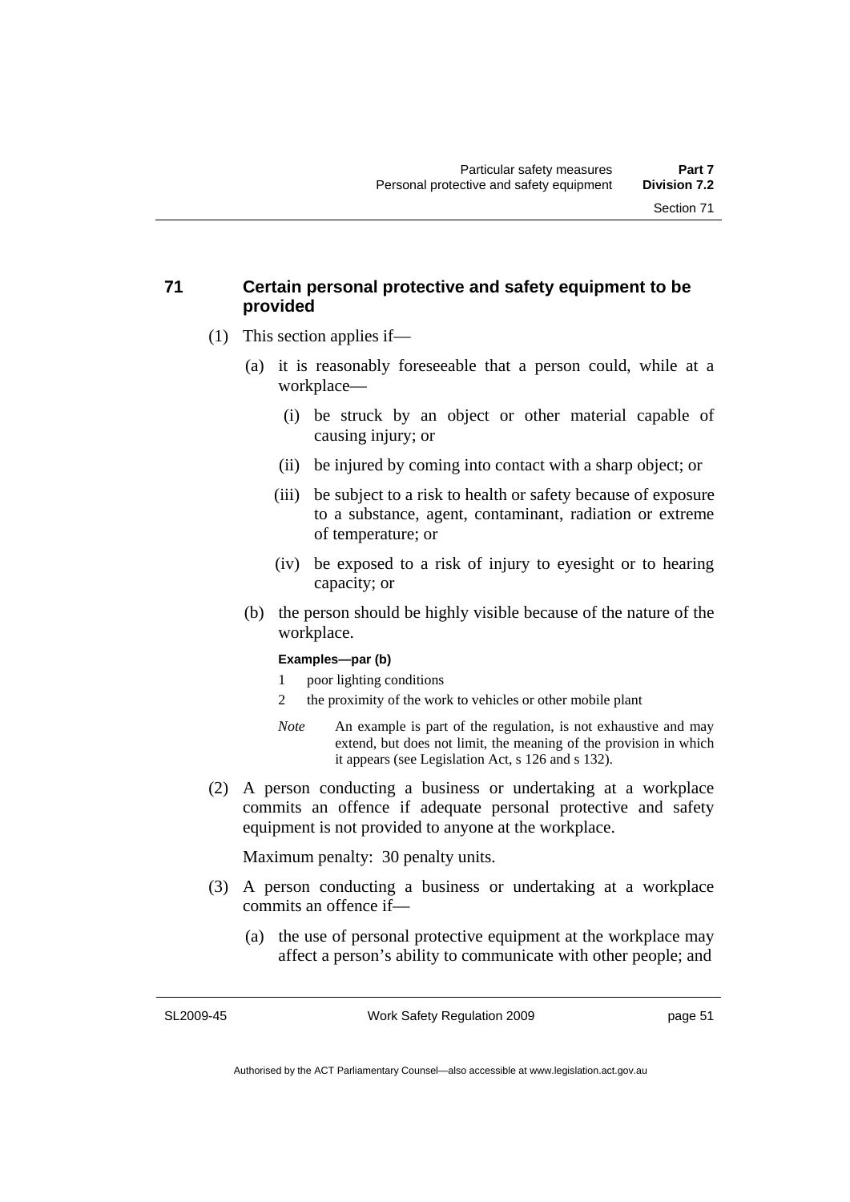## 71 Certain personal protective and safety equipment to be provided

(1) This section applies if—

(a) it is reasonably foreseeable that a person could, while at a workplace—

(i) be struck by an object or other material capable of causing injury; or

(ii) be injured by coming into contact with a sharp object; or

(iii) be subject to a risk to health or safety because of exposure to a substance, agent, contaminant, radiation or extreme of temperature; or

(iv) be exposed to a risk of injury to eyesight or to hearing capacity; or

(b) the person should be highly visible because of the nature of the workplace.

**Examples—par (b)**

1 poor lighting conditions

2 the proximity of the work to vehicles or other mobile plant

*Note* An example is part of the regulation, is not exhaustive and may extend, but does not limit, the meaning of the provision in which it appears (see Legislation Act, s 126 and s 132).

(2) A person conducting a business or undertaking at a workplace commits an offence if adequate personal protective and safety equipment is not provided to anyone at the workplace.

Maximum penalty: 30 penalty units.

(3) A person conducting a business or undertaking at a workplace commits an offence if—

(a) the use of personal protective equipment at the workplace may affect a person's ability to communicate with other people; and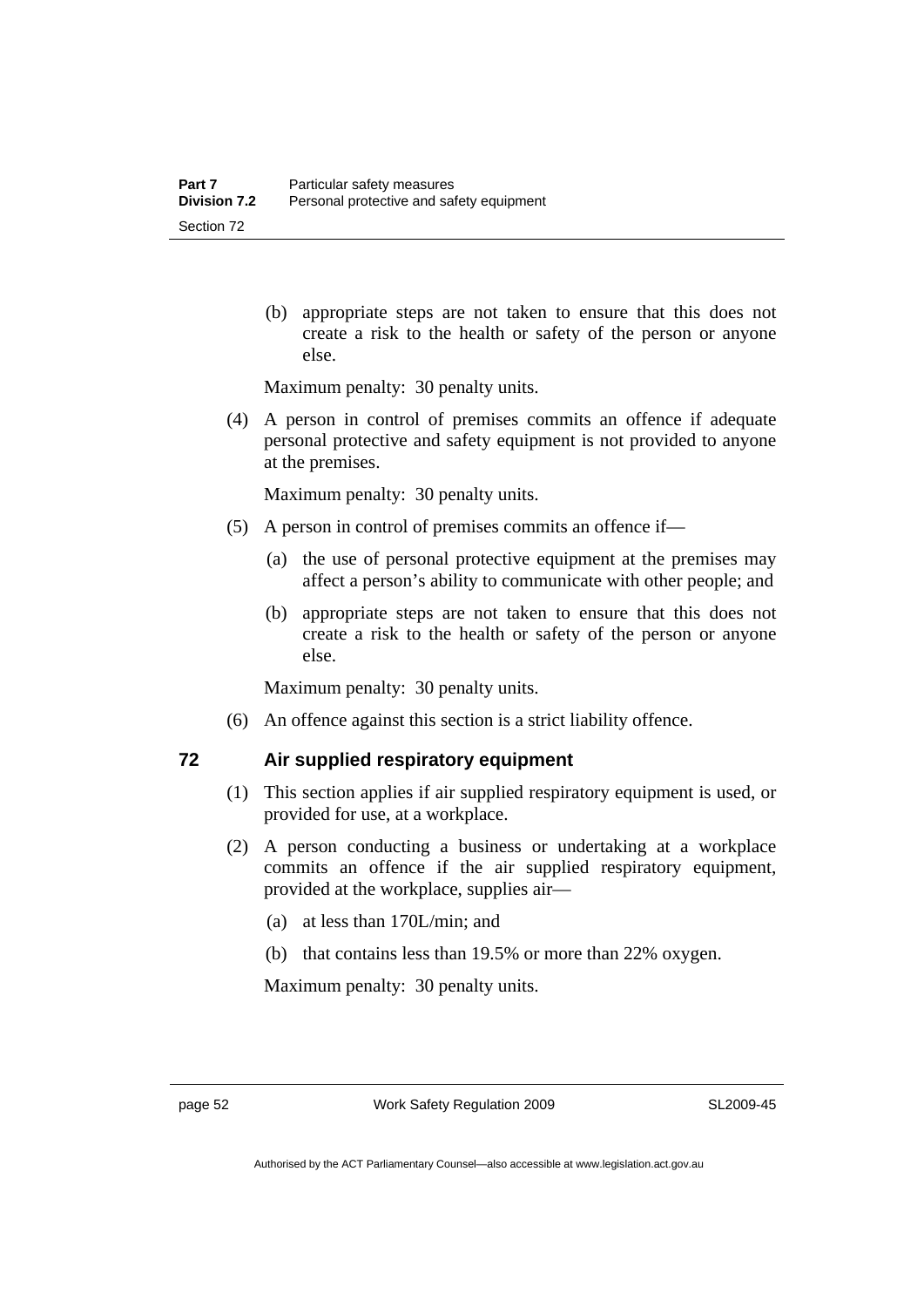(b) appropriate steps are not taken to ensure that this does not create a risk to the health or safety of the person or anyone else.

Maximum penalty: 30 penalty units.

(4) A person in control of premises commits an offence if adequate personal protective and safety equipment is not provided to anyone at the premises.

Maximum penalty: 30 penalty units.

(5) A person in control of premises commits an offence if—

(a) the use of personal protective equipment at the premises may affect a person's ability to communicate with other people; and

(b) appropriate steps are not taken to ensure that this does not create a risk to the health or safety of the person or anyone else.

Maximum penalty: 30 penalty units.

(6) An offence against this section is a strict liability offence.

## 72 Air supplied respiratory equipment

(1) This section applies if air supplied respiratory equipment is used, or provided for use, at a workplace.

(2) A person conducting a business or undertaking at a workplace commits an offence if the air supplied respiratory equipment, provided at the workplace, supplies air—

(a) at less than 170L/min; and

(b) that contains less than 19.5% or more than 22% oxygen.

Maximum penalty: 30 penalty units.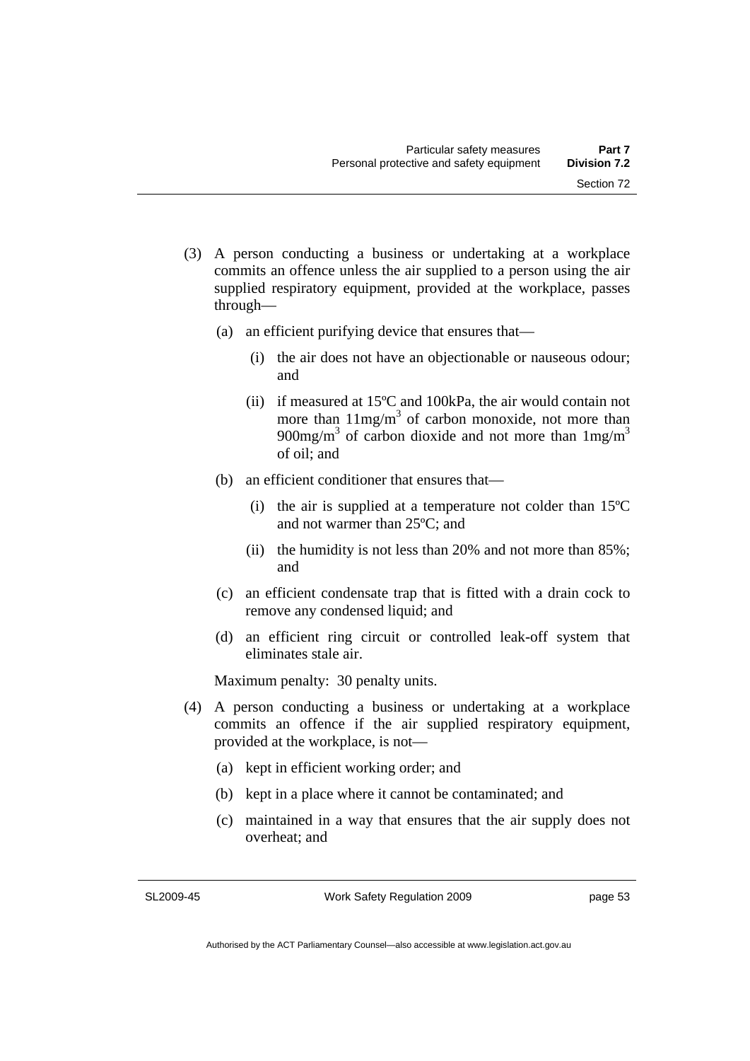(3) A person conducting a business or undertaking at a workplace commits an offence unless the air supplied to a person using the air supplied respiratory equipment, provided at the workplace, passes through—

(a) an efficient purifying device that ensures that—

(i) the air does not have an objectionable or nauseous odour; and

(ii) if measured at 15ºC and 100kPa, the air would contain not more than $11mg/m^3$ of carbon monoxide, not more than $900mg/m^3$ of carbon dioxide and not more than $1mg/m^3$ of oil; and

(b) an efficient conditioner that ensures that—

(i) the air is supplied at a temperature not colder than 15ºC and not warmer than 25ºC; and

(ii) the humidity is not less than 20% and not more than 85%; and

(c) an efficient condensate trap that is fitted with a drain cock to remove any condensed liquid; and

(d) an efficient ring circuit or controlled leak-off system that eliminates stale air.

Maximum penalty: 30 penalty units.

(4) A person conducting a business or undertaking at a workplace commits an offence if the air supplied respiratory equipment, provided at the workplace, is not—

(a) kept in efficient working order; and

(b) kept in a place where it cannot be contaminated; and

(c) maintained in a way that ensures that the air supply does not overheat; and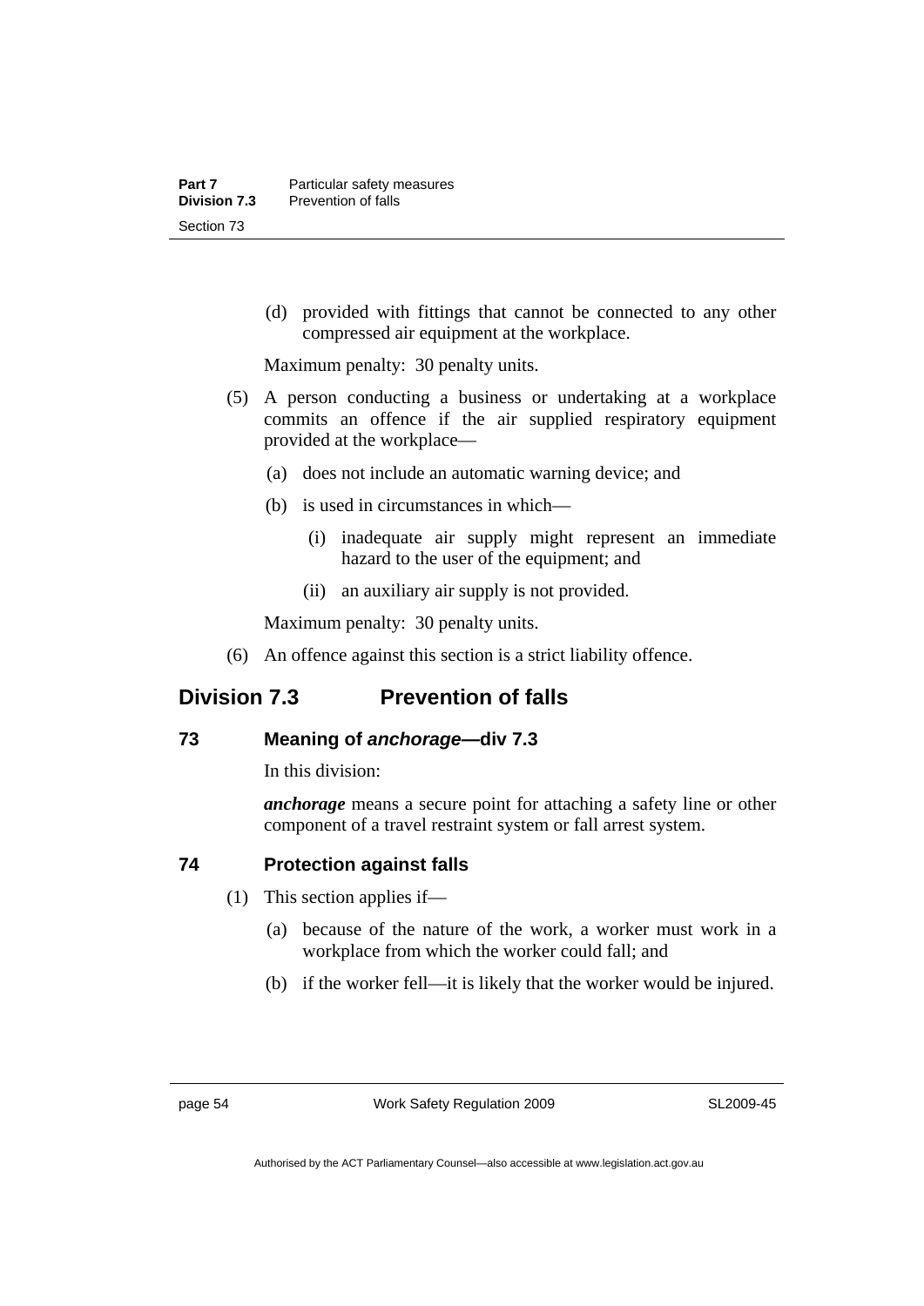(d) provided with fittings that cannot be connected to any other compressed air equipment at the workplace.

Maximum penalty: 30 penalty units.

(5) A person conducting a business or undertaking at a workplace commits an offence if the air supplied respiratory equipment provided at the workplace—

(a) does not include an automatic warning device; and

(b) is used in circumstances in which—

(i) inadequate air supply might represent an immediate hazard to the user of the equipment; and

(ii) an auxiliary air supply is not provided.

Maximum penalty: 30 penalty units.

(6) An offence against this section is a strict liability offence.

## Division 7.3 Prevention of falls

### 73 Meaning of *anchorage*—div 7.3

In this division:

***anchorage*** means a secure point for attaching a safety line or other component of a travel restraint system or fall arrest system.

### 74 Protection against falls

(1) This section applies if—

(a) because of the nature of the work, a worker must work in a workplace from which the worker could fall; and

(b) if the worker fell—it is likely that the worker would be injured.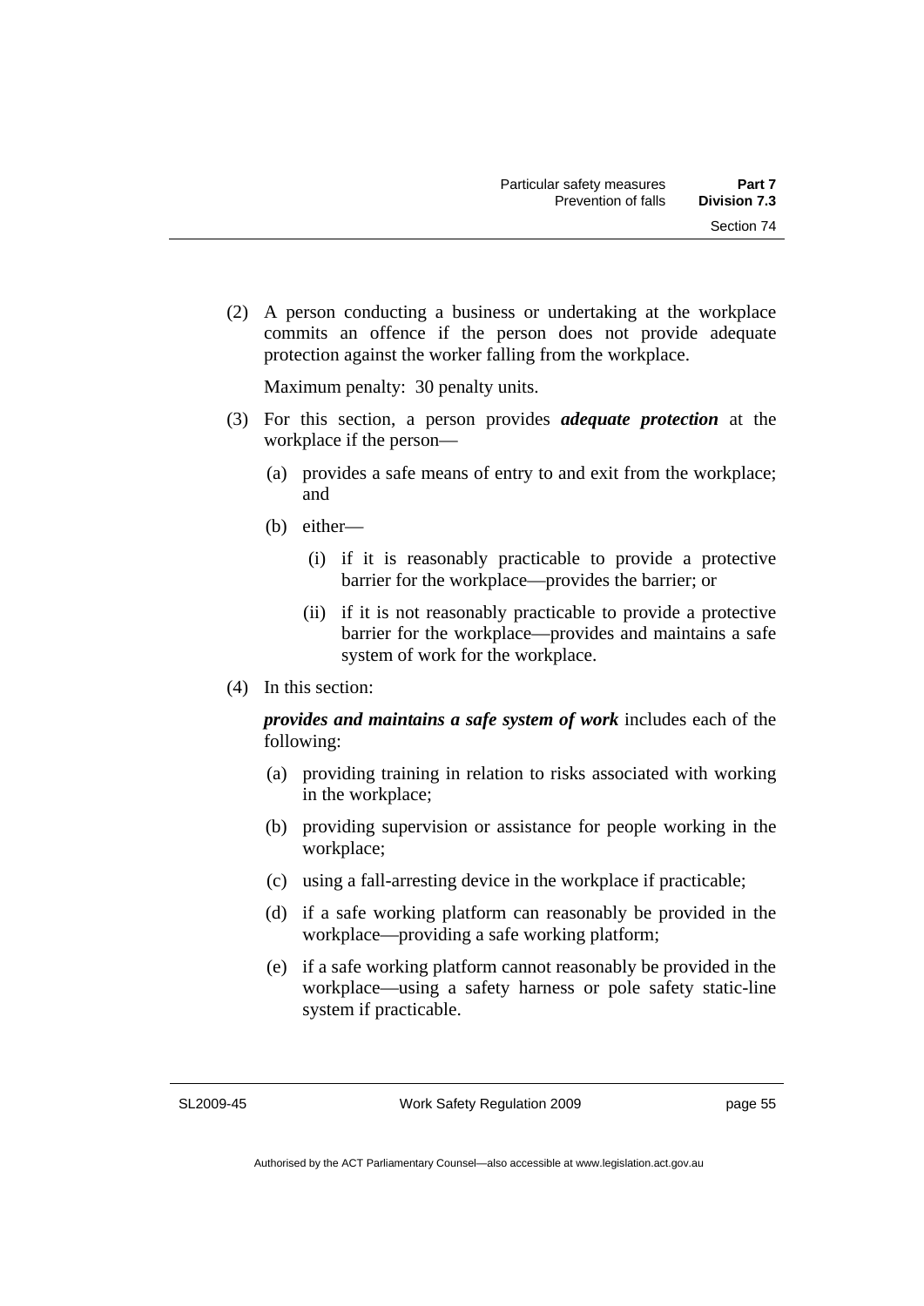(2) A person conducting a business or undertaking at the workplace commits an offence if the person does not provide adequate protection against the worker falling from the workplace.

Maximum penalty: 30 penalty units.

(3) For this section, a person provides ***adequate protection*** at the workplace if the person—

(a) provides a safe means of entry to and exit from the workplace; and

(b) either—

(i) if it is reasonably practicable to provide a protective barrier for the workplace—provides the barrier; or

(ii) if it is not reasonably practicable to provide a protective barrier for the workplace—provides and maintains a safe system of work for the workplace.

(4) In this section:

***provides and maintains a safe system of work*** includes each of the following:

(a) providing training in relation to risks associated with working in the workplace;

(b) providing supervision or assistance for people working in the workplace;

(c) using a fall-arresting device in the workplace if practicable;

(d) if a safe working platform can reasonably be provided in the workplace—providing a safe working platform;

(e) if a safe working platform cannot reasonably be provided in the workplace—using a safety harness or pole safety static-line system if practicable.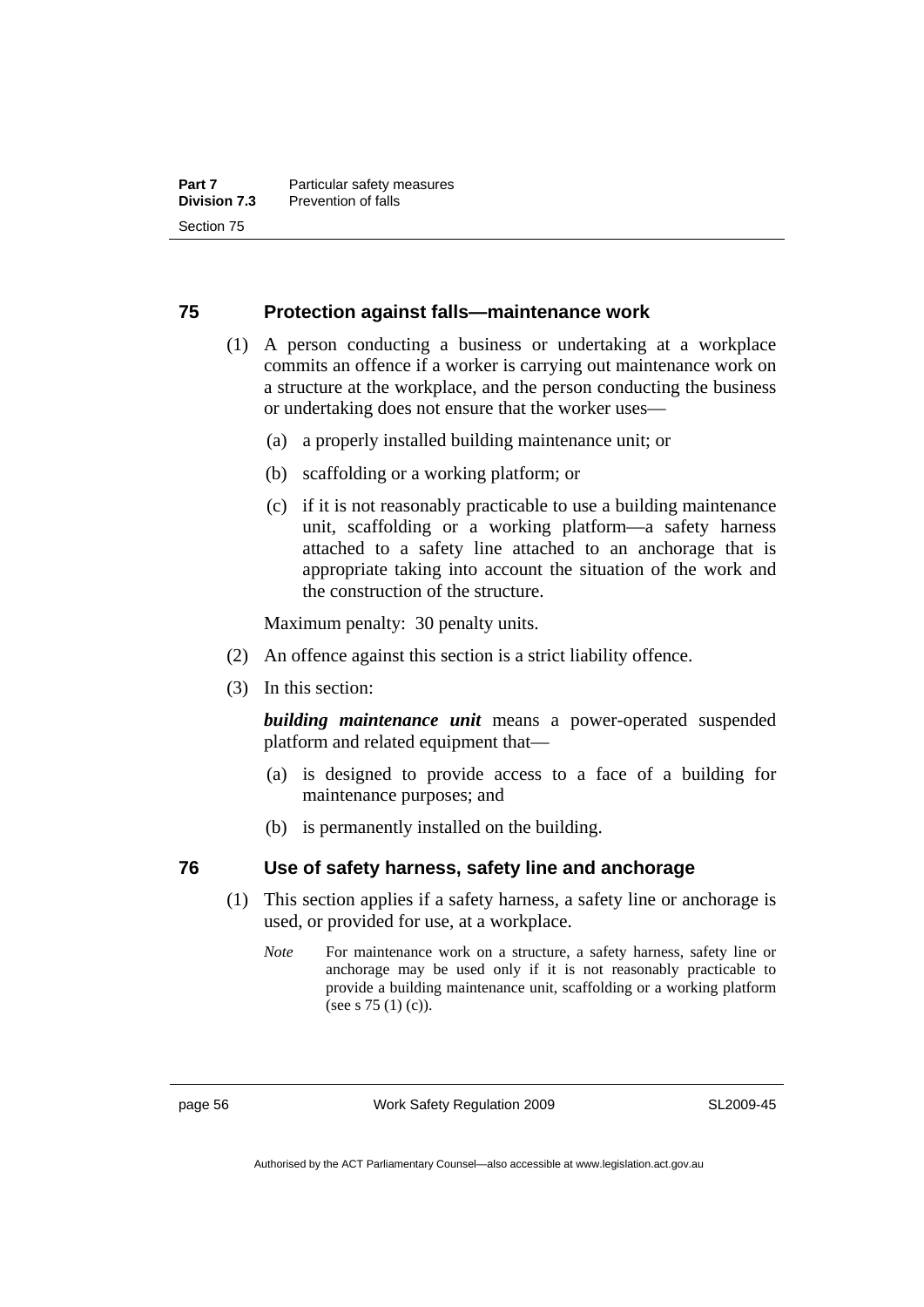## 75 Protection against falls—maintenance work

(1) A person conducting a business or undertaking at a workplace commits an offence if a worker is carrying out maintenance work on a structure at the workplace, and the person conducting the business or undertaking does not ensure that the worker uses—

(a) a properly installed building maintenance unit; or

(b) scaffolding or a working platform; or

(c) if it is not reasonably practicable to use a building maintenance unit, scaffolding or a working platform—a safety harness attached to a safety line attached to an anchorage that is appropriate taking into account the situation of the work and the construction of the structure.

Maximum penalty: 30 penalty units.

(2) An offence against this section is a strict liability offence.

(3) In this section:

***building maintenance unit*** means a power-operated suspended platform and related equipment that—

(a) is designed to provide access to a face of a building for maintenance purposes; and

(b) is permanently installed on the building.

## 76 Use of safety harness, safety line and anchorage

(1) This section applies if a safety harness, a safety line or anchorage is used, or provided for use, at a workplace.

*Note* For maintenance work on a structure, a safety harness, safety line or anchorage may be used only if it is not reasonably practicable to provide a building maintenance unit, scaffolding or a working platform (see s 75 (1) (c)).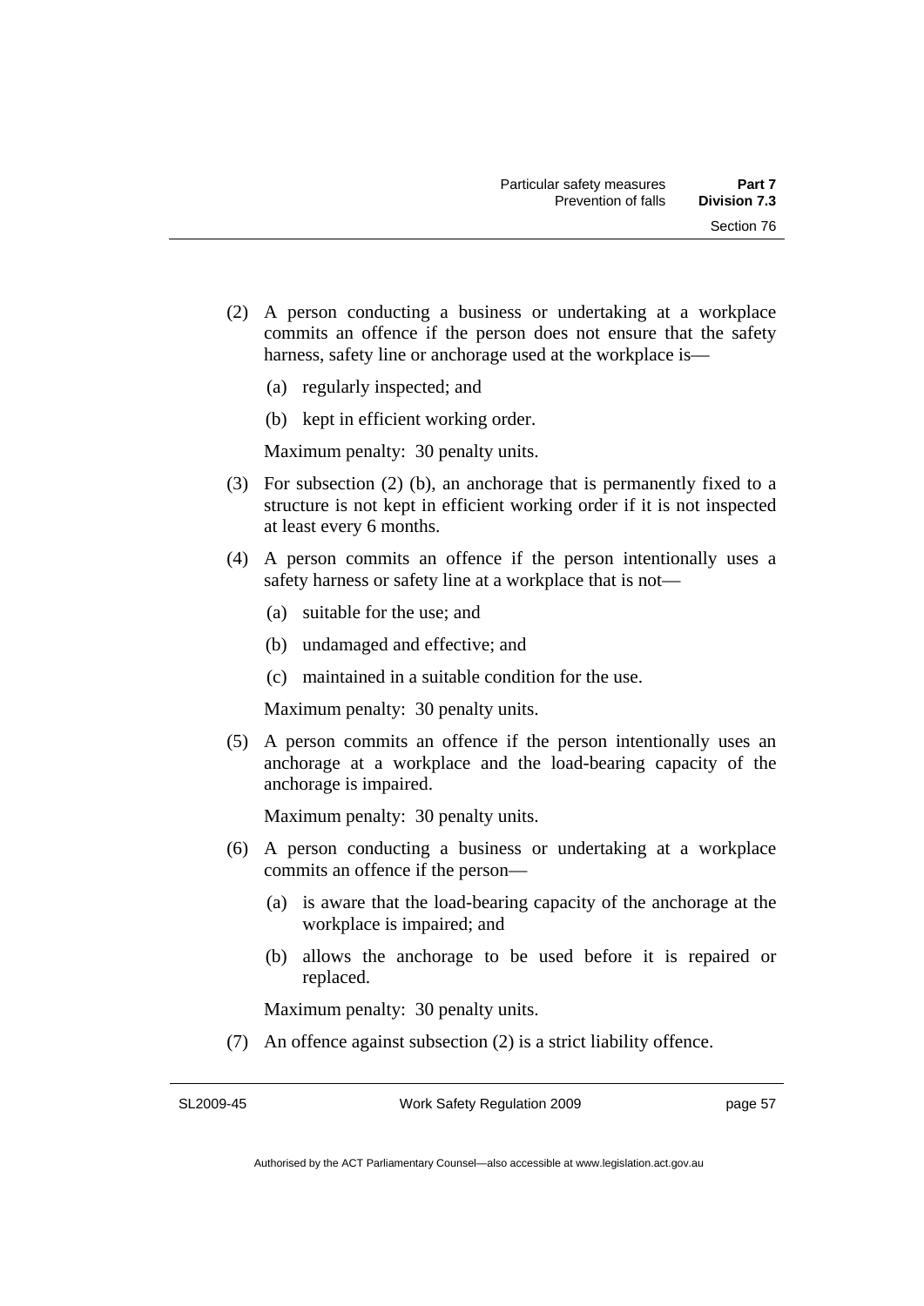(2) A person conducting a business or undertaking at a workplace commits an offence if the person does not ensure that the safety harness, safety line or anchorage used at the workplace is—

  (a) regularly inspected; and

  (b) kept in efficient working order.

Maximum penalty: 30 penalty units.

(3) For subsection (2) (b), an anchorage that is permanently fixed to a structure is not kept in efficient working order if it is not inspected at least every 6 months.

(4) A person commits an offence if the person intentionally uses a safety harness or safety line at a workplace that is not—

  (a) suitable for the use; and

  (b) undamaged and effective; and

  (c) maintained in a suitable condition for the use.

Maximum penalty: 30 penalty units.

(5) A person commits an offence if the person intentionally uses an anchorage at a workplace and the load-bearing capacity of the anchorage is impaired.

Maximum penalty: 30 penalty units.

(6) A person conducting a business or undertaking at a workplace commits an offence if the person—

  (a) is aware that the load-bearing capacity of the anchorage at the workplace is impaired; and

  (b) allows the anchorage to be used before it is repaired or replaced.

Maximum penalty: 30 penalty units.

(7) An offence against subsection (2) is a strict liability offence.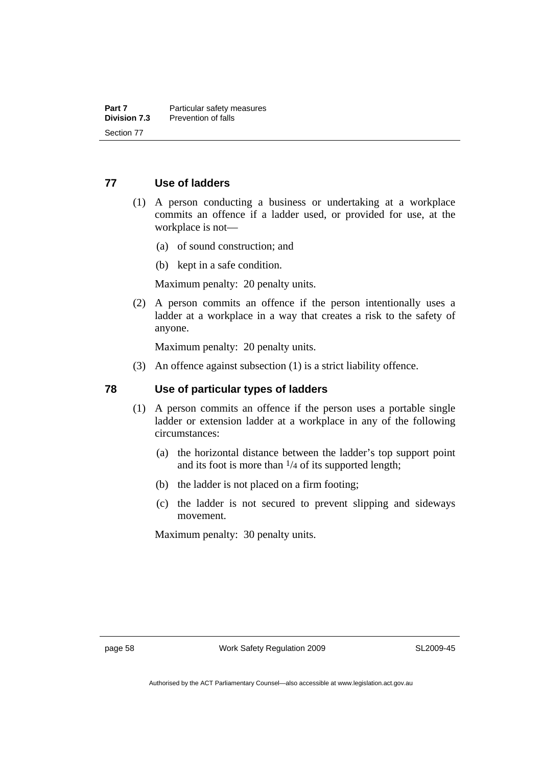## 77 Use of ladders

(1) A person conducting a business or undertaking at a workplace commits an offence if a ladder used, or provided for use, at the workplace is not—

(a) of sound construction; and

(b) kept in a safe condition.

Maximum penalty: 20 penalty units.

(2) A person commits an offence if the person intentionally uses a ladder at a workplace in a way that creates a risk to the safety of anyone.

Maximum penalty: 20 penalty units.

(3) An offence against subsection (1) is a strict liability offence.

## 78 Use of particular types of ladders

(1) A person commits an offence if the person uses a portable single ladder or extension ladder at a workplace in any of the following circumstances:

(a) the horizontal distance between the ladder's top support point and its foot is more than $^1/_4$ of its supported length;

(b) the ladder is not placed on a firm footing;

(c) the ladder is not secured to prevent slipping and sideways movement.

Maximum penalty: 30 penalty units.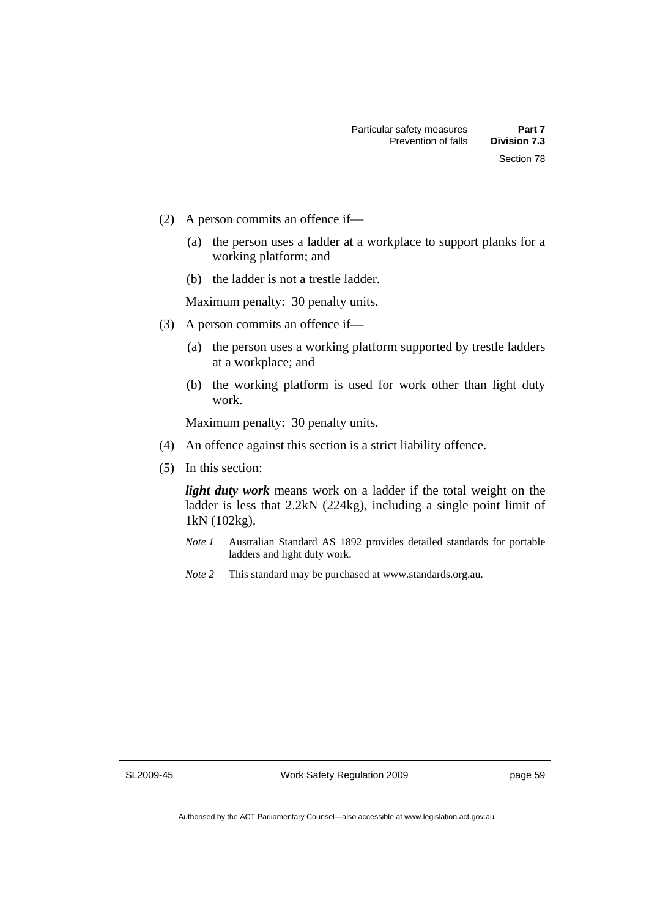(2) A person commits an offence if—

(a) the person uses a ladder at a workplace to support planks for a working platform; and

(b) the ladder is not a trestle ladder.

Maximum penalty: 30 penalty units.

(3) A person commits an offence if—

(a) the person uses a working platform supported by trestle ladders at a workplace; and

(b) the working platform is used for work other than light duty work.

Maximum penalty: 30 penalty units.

(4) An offence against this section is a strict liability offence.

(5) In this section:

***light duty work*** means work on a ladder if the total weight on the ladder is less that 2.2kN (224kg), including a single point limit of 1kN (102kg).

*Note 1* Australian Standard AS 1892 provides detailed standards for portable ladders and light duty work.

*Note 2* This standard may be purchased at www.standards.org.au.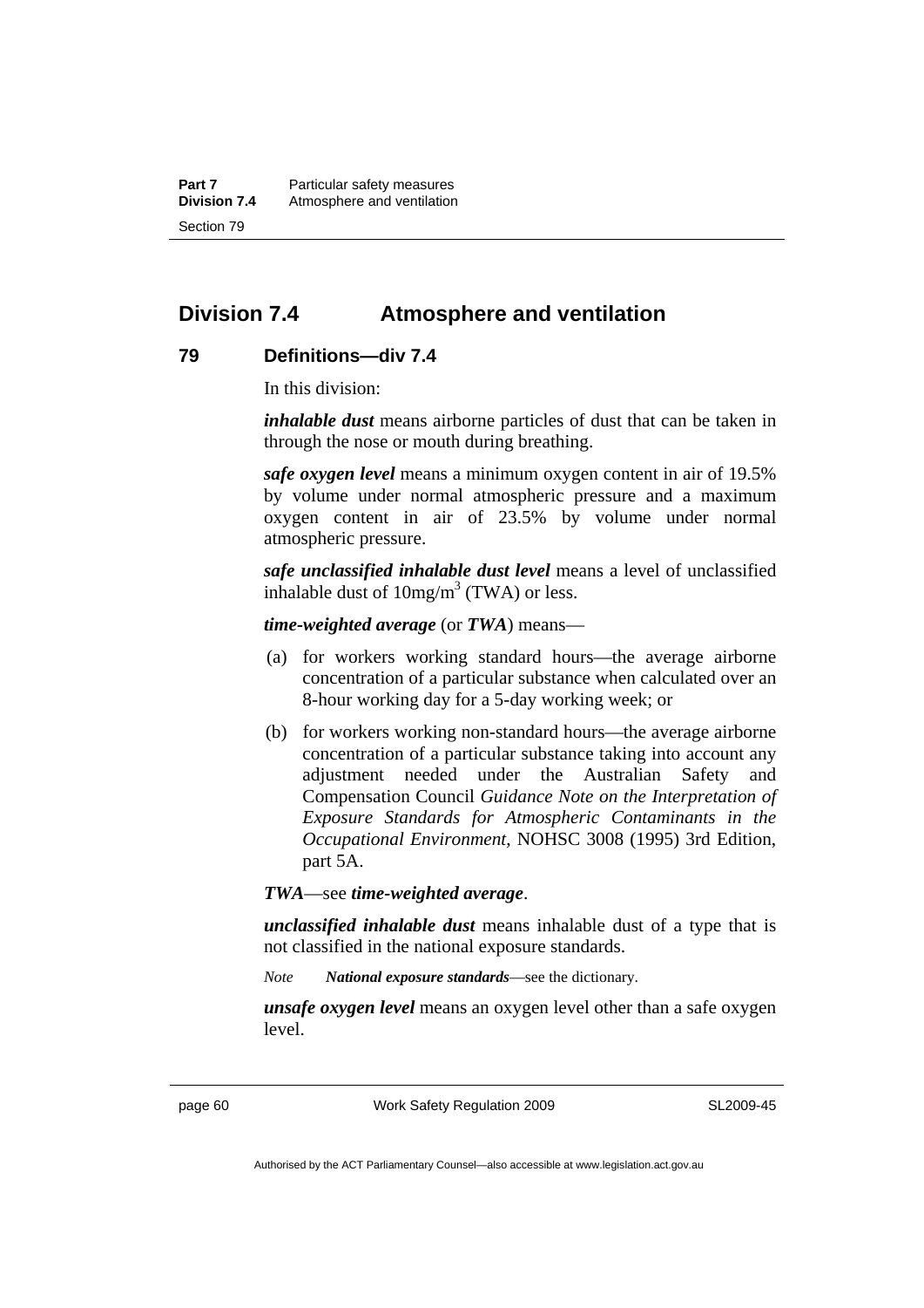## Division 7.4 Atmosphere and ventilation

### 79 Definitions—div 7.4

In this division:

***inhalable dust*** means airborne particles of dust that can be taken in through the nose or mouth during breathing.

***safe oxygen level*** means a minimum oxygen content in air of 19.5% by volume under normal atmospheric pressure and a maximum oxygen content in air of 23.5% by volume under normal atmospheric pressure.

***safe unclassified inhalable dust level*** means a level of unclassified inhalable dust of $10mg/m^3$ (TWA) or less.

***time-weighted average*** (or ***TWA***) means—

(a) for workers working standard hours—the average airborne concentration of a particular substance when calculated over an 8-hour working day for a 5-day working week; or

(b) for workers working non-standard hours—the average airborne concentration of a particular substance taking into account any adjustment needed under the Australian Safety and Compensation Council *Guidance Note on the Interpretation of Exposure Standards for Atmospheric Contaminants in the Occupational Environment*, NOHSC 3008 (1995) 3rd Edition, part 5A.

***TWA***—see ***time-weighted average***.

***unclassified inhalable dust*** means inhalable dust of a type that is not classified in the national exposure standards.

*Note* ***National exposure standards***—see the dictionary.

***unsafe oxygen level*** means an oxygen level other than a safe oxygen level.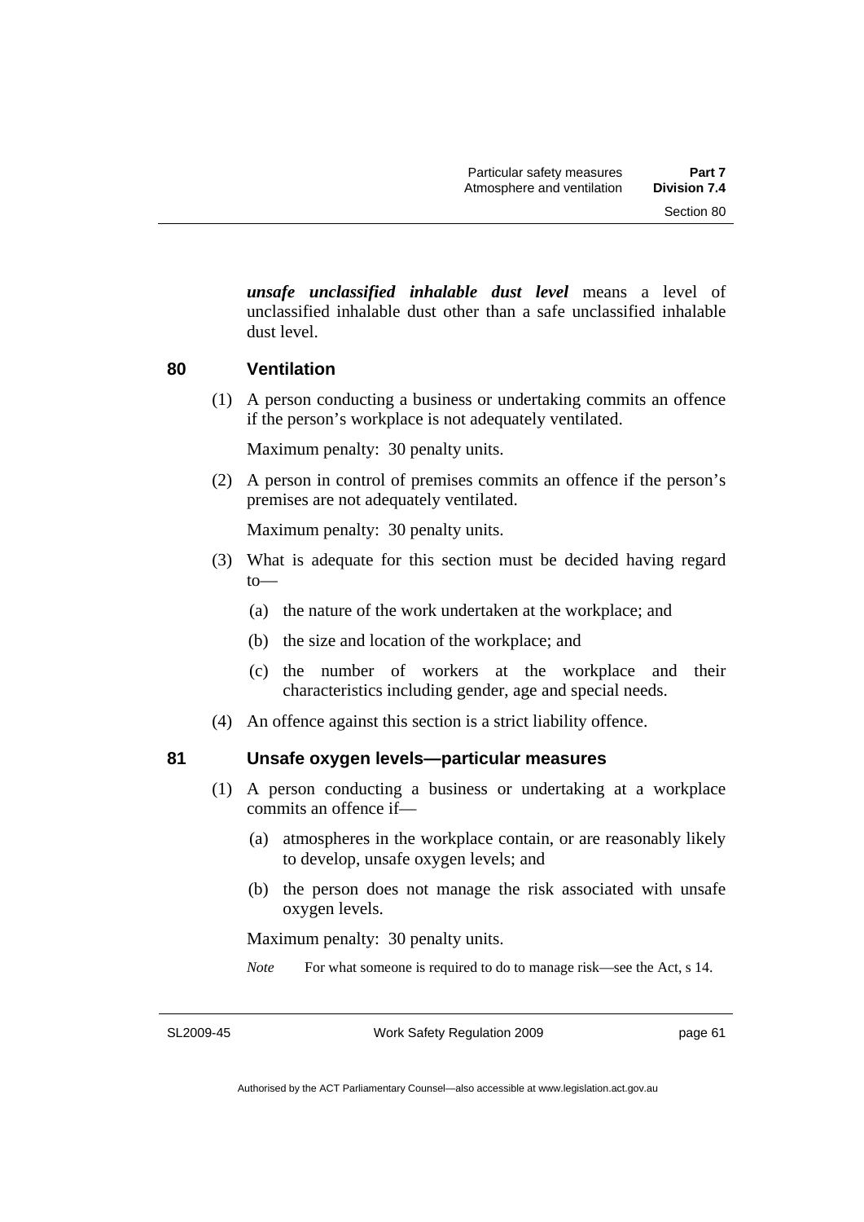***unsafe unclassified inhalable dust level*** means a level of unclassified inhalable dust other than a safe unclassified inhalable dust level.

## 80 Ventilation

(1) A person conducting a business or undertaking commits an offence if the person's workplace is not adequately ventilated.

Maximum penalty: 30 penalty units.

(2) A person in control of premises commits an offence if the person's premises are not adequately ventilated.

Maximum penalty: 30 penalty units.

(3) What is adequate for this section must be decided having regard to—

(a) the nature of the work undertaken at the workplace; and

(b) the size and location of the workplace; and

(c) the number of workers at the workplace and their characteristics including gender, age and special needs.

(4) An offence against this section is a strict liability offence.

## 81 Unsafe oxygen levels—particular measures

(1) A person conducting a business or undertaking at a workplace commits an offence if—

(a) atmospheres in the workplace contain, or are reasonably likely to develop, unsafe oxygen levels; and

(b) the person does not manage the risk associated with unsafe oxygen levels.

Maximum penalty: 30 penalty units.

*Note* For what someone is required to do to manage risk—see the Act, s 14.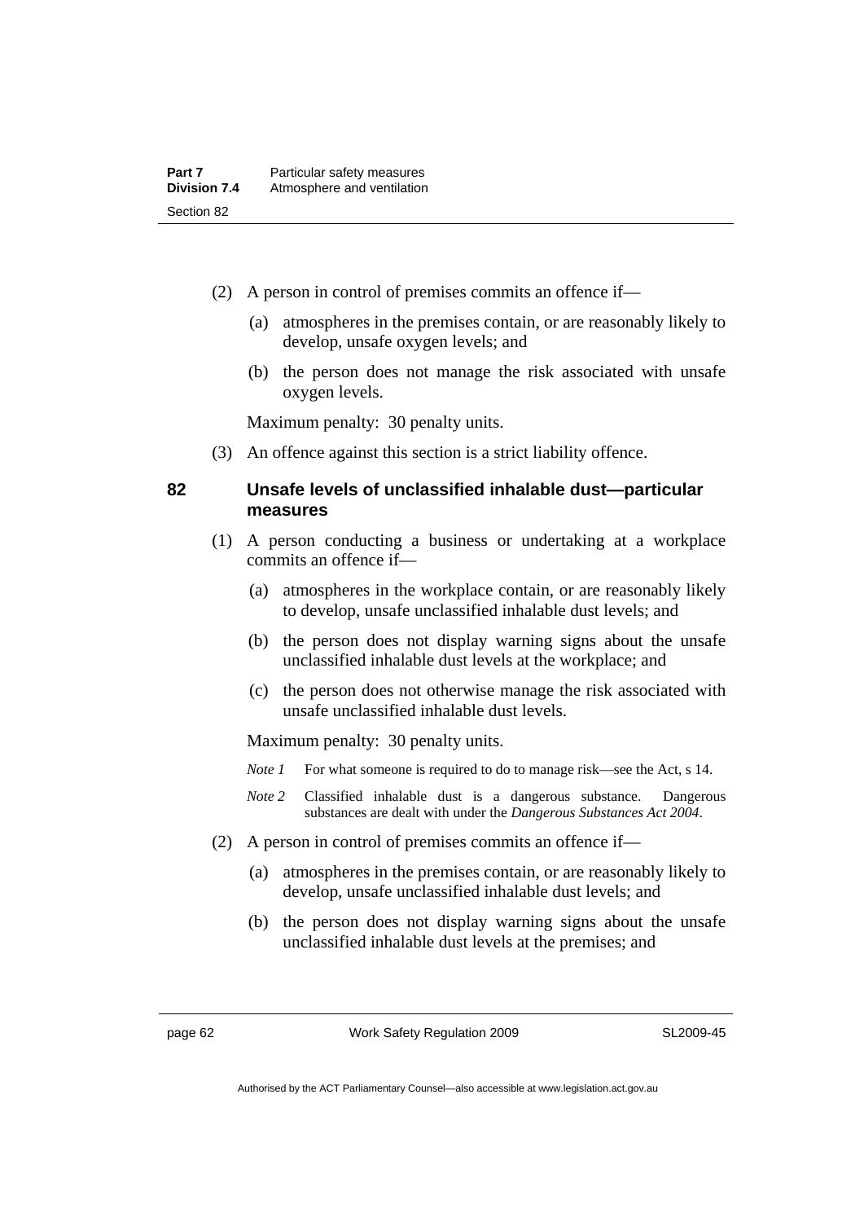(2) A person in control of premises commits an offence if—

(a) atmospheres in the premises contain, or are reasonably likely to develop, unsafe oxygen levels; and

(b) the person does not manage the risk associated with unsafe oxygen levels.

Maximum penalty: 30 penalty units.

(3) An offence against this section is a strict liability offence.

### 82 Unsafe levels of unclassified inhalable dust—particular measures

(1) A person conducting a business or undertaking at a workplace commits an offence if—

(a) atmospheres in the workplace contain, or are reasonably likely to develop, unsafe unclassified inhalable dust levels; and

(b) the person does not display warning signs about the unsafe unclassified inhalable dust levels at the workplace; and

(c) the person does not otherwise manage the risk associated with unsafe unclassified inhalable dust levels.

Maximum penalty: 30 penalty units.

*Note 1* For what someone is required to do to manage risk—see the Act, s 14.

*Note 2* Classified inhalable dust is a dangerous substance. Dangerous substances are dealt with under the *Dangerous Substances Act 2004*.

(2) A person in control of premises commits an offence if—

(a) atmospheres in the premises contain, or are reasonably likely to develop, unsafe unclassified inhalable dust levels; and

(b) the person does not display warning signs about the unsafe unclassified inhalable dust levels at the premises; and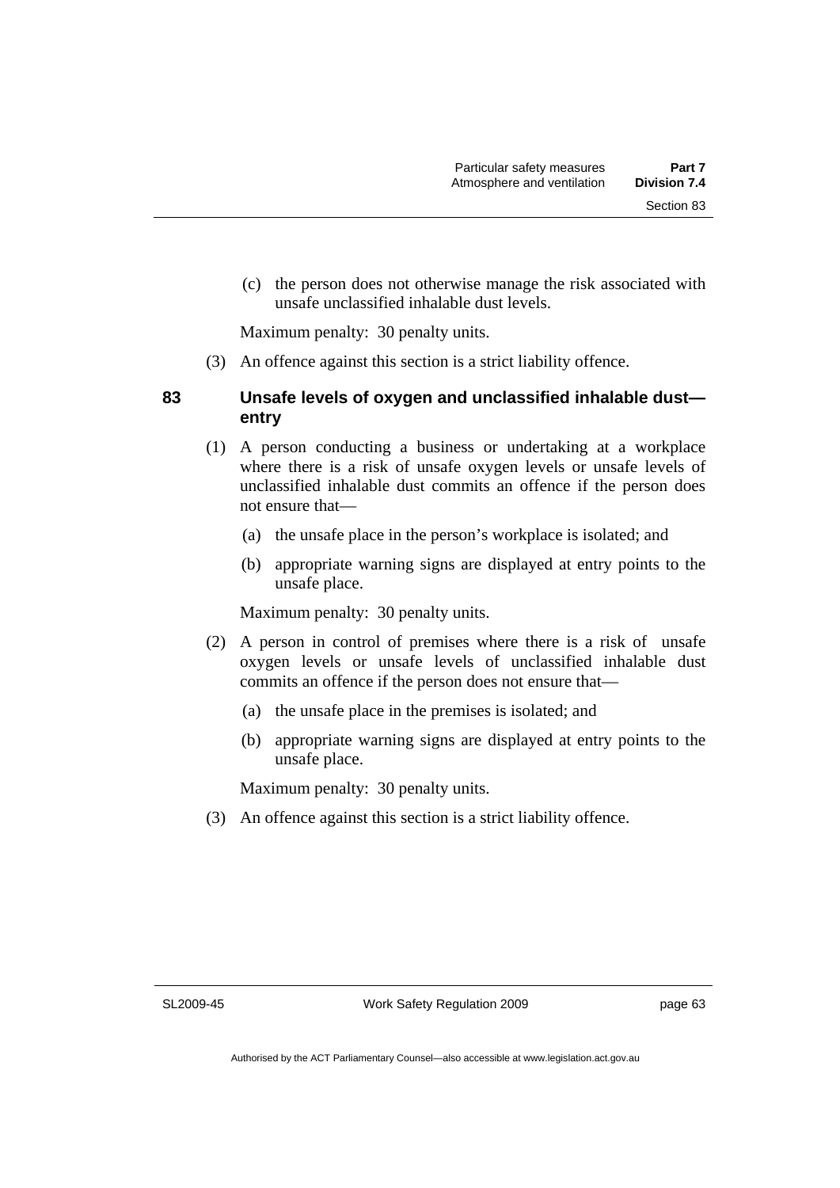(c) the person does not otherwise manage the risk associated with unsafe unclassified inhalable dust levels.

Maximum penalty: 30 penalty units.

(3) An offence against this section is a strict liability offence.

### 83 Unsafe levels of oxygen and unclassified inhalable dust—entry

(1) A person conducting a business or undertaking at a workplace where there is a risk of unsafe oxygen levels or unsafe levels of unclassified inhalable dust commits an offence if the person does not ensure that—

(a) the unsafe place in the person's workplace is isolated; and

(b) appropriate warning signs are displayed at entry points to the unsafe place.

Maximum penalty: 30 penalty units.

(2) A person in control of premises where there is a risk of unsafe oxygen levels or unsafe levels of unclassified inhalable dust commits an offence if the person does not ensure that—

(a) the unsafe place in the premises is isolated; and

(b) appropriate warning signs are displayed at entry points to the unsafe place.

Maximum penalty: 30 penalty units.

(3) An offence against this section is a strict liability offence.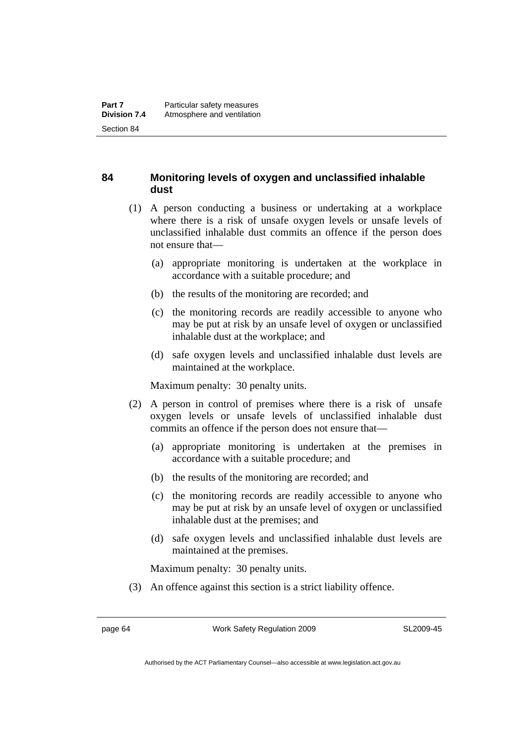## 84 Monitoring levels of oxygen and unclassified inhalable dust

(1) A person conducting a business or undertaking at a workplace where there is a risk of unsafe oxygen levels or unsafe levels of unclassified inhalable dust commits an offence if the person does not ensure that—

(a) appropriate monitoring is undertaken at the workplace in accordance with a suitable procedure; and

(b) the results of the monitoring are recorded; and

(c) the monitoring records are readily accessible to anyone who may be put at risk by an unsafe level of oxygen or unclassified inhalable dust at the workplace; and

(d) safe oxygen levels and unclassified inhalable dust levels are maintained at the workplace.

Maximum penalty: 30 penalty units.

(2) A person in control of premises where there is a risk of unsafe oxygen levels or unsafe levels of unclassified inhalable dust commits an offence if the person does not ensure that—

(a) appropriate monitoring is undertaken at the premises in accordance with a suitable procedure; and

(b) the results of the monitoring are recorded; and

(c) the monitoring records are readily accessible to anyone who may be put at risk by an unsafe level of oxygen or unclassified inhalable dust at the premises; and

(d) safe oxygen levels and unclassified inhalable dust levels are maintained at the premises.

Maximum penalty: 30 penalty units.

(3) An offence against this section is a strict liability offence.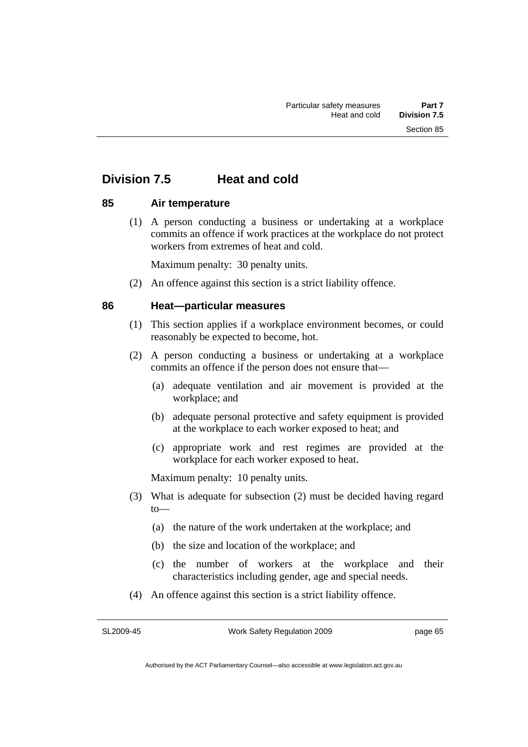## Division 7.5 Heat and cold

### 85 Air temperature

(1) A person conducting a business or undertaking at a workplace commits an offence if work practices at the workplace do not protect workers from extremes of heat and cold.

Maximum penalty: 30 penalty units.

(2) An offence against this section is a strict liability offence.

### 86 Heat—particular measures

(1) This section applies if a workplace environment becomes, or could reasonably be expected to become, hot.

(2) A person conducting a business or undertaking at a workplace commits an offence if the person does not ensure that—

(a) adequate ventilation and air movement is provided at the workplace; and

(b) adequate personal protective and safety equipment is provided at the workplace to each worker exposed to heat; and

(c) appropriate work and rest regimes are provided at the workplace for each worker exposed to heat.

Maximum penalty: 10 penalty units.

(3) What is adequate for subsection (2) must be decided having regard to—

(a) the nature of the work undertaken at the workplace; and

(b) the size and location of the workplace; and

(c) the number of workers at the workplace and their characteristics including gender, age and special needs.

(4) An offence against this section is a strict liability offence.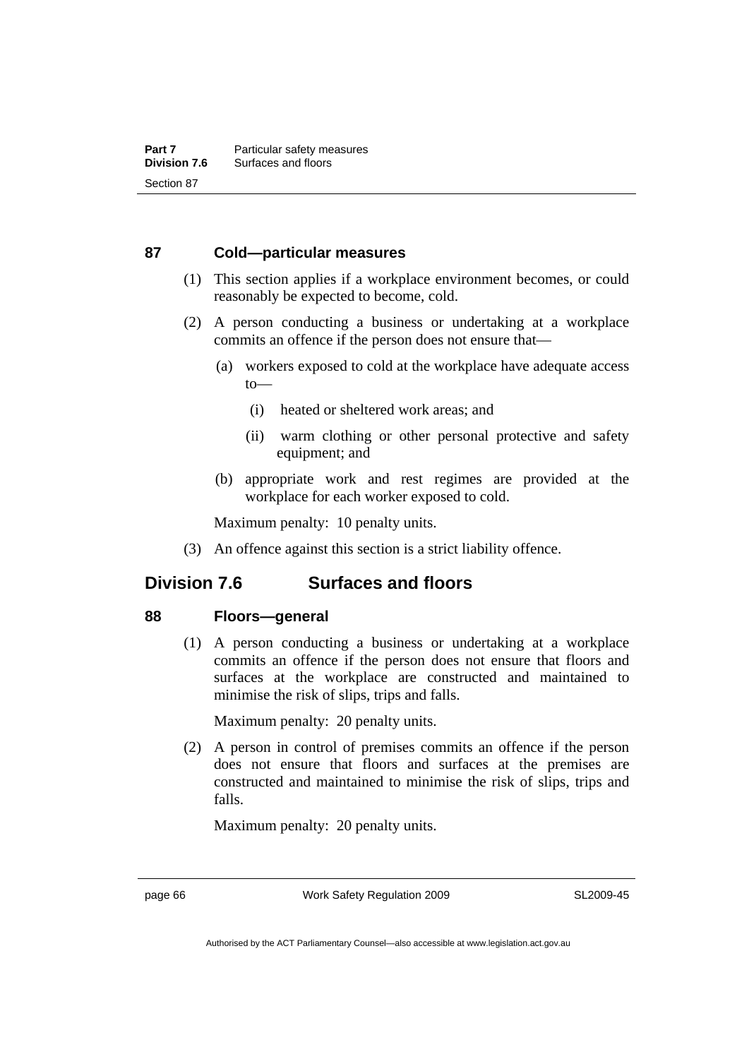### 87 Cold—particular measures

(1) This section applies if a workplace environment becomes, or could reasonably be expected to become, cold.

(2) A person conducting a business or undertaking at a workplace commits an offence if the person does not ensure that—

(a) workers exposed to cold at the workplace have adequate access to—

(i) heated or sheltered work areas; and

(ii) warm clothing or other personal protective and safety equipment; and

(b) appropriate work and rest regimes are provided at the workplace for each worker exposed to cold.

Maximum penalty: 10 penalty units.

(3) An offence against this section is a strict liability offence.

## Division 7.6 Surfaces and floors

### 88 Floors—general

(1) A person conducting a business or undertaking at a workplace commits an offence if the person does not ensure that floors and surfaces at the workplace are constructed and maintained to minimise the risk of slips, trips and falls.

Maximum penalty: 20 penalty units.

(2) A person in control of premises commits an offence if the person does not ensure that floors and surfaces at the premises are constructed and maintained to minimise the risk of slips, trips and falls.

Maximum penalty: 20 penalty units.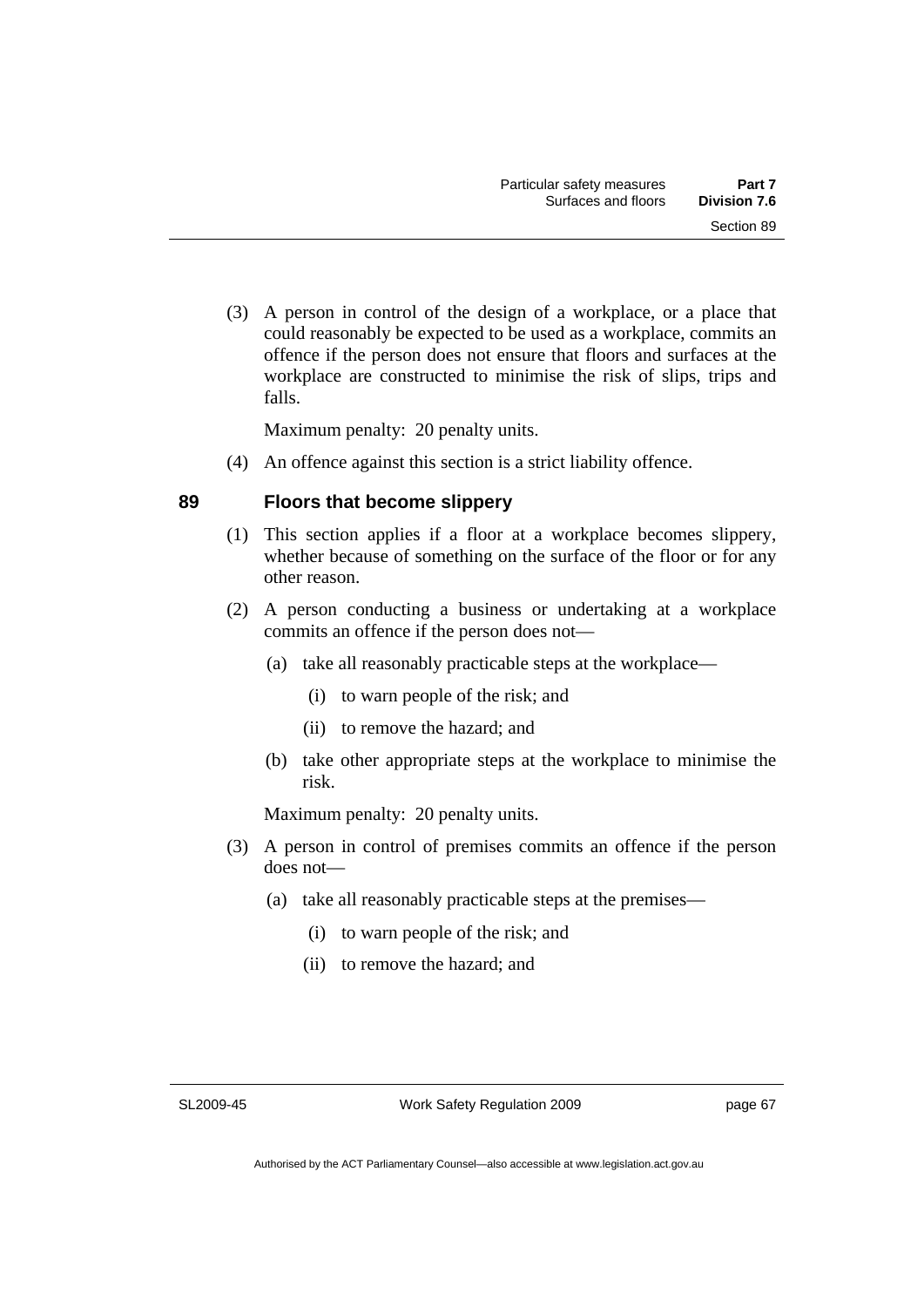(3) A person in control of the design of a workplace, or a place that could reasonably be expected to be used as a workplace, commits an offence if the person does not ensure that floors and surfaces at the workplace are constructed to minimise the risk of slips, trips and falls.

Maximum penalty: 20 penalty units.

(4) An offence against this section is a strict liability offence.

## 89 Floors that become slippery

(1) This section applies if a floor at a workplace becomes slippery, whether because of something on the surface of the floor or for any other reason.

(2) A person conducting a business or undertaking at a workplace commits an offence if the person does not—

(a) take all reasonably practicable steps at the workplace—

(i) to warn people of the risk; and

(ii) to remove the hazard; and

(b) take other appropriate steps at the workplace to minimise the risk.

Maximum penalty: 20 penalty units.

(3) A person in control of premises commits an offence if the person does not—

(a) take all reasonably practicable steps at the premises—

(i) to warn people of the risk; and

(ii) to remove the hazard; and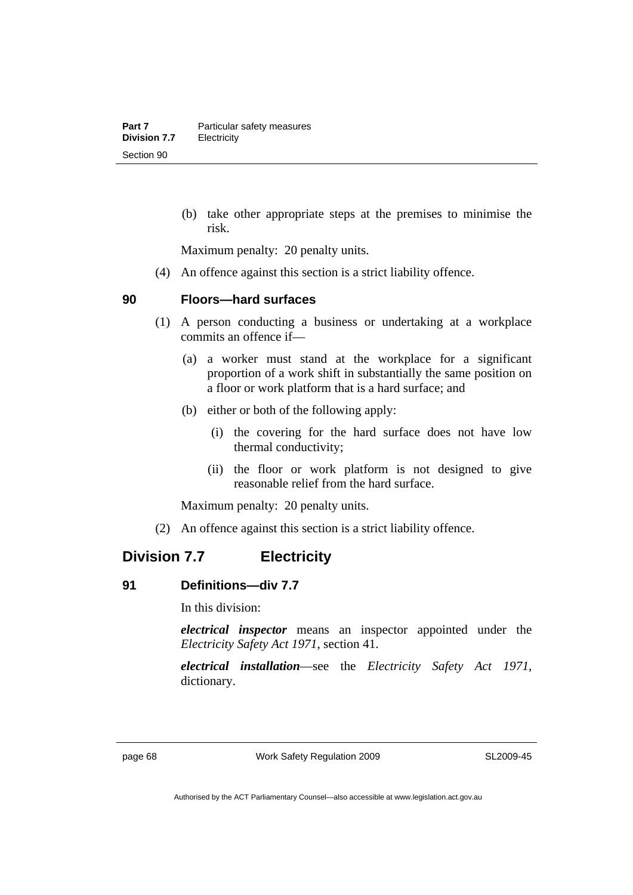(b) take other appropriate steps at the premises to minimise the risk.

Maximum penalty: 20 penalty units.

(4) An offence against this section is a strict liability offence.

### 90 Floors—hard surfaces

(1) A person conducting a business or undertaking at a workplace commits an offence if—

(a) a worker must stand at the workplace for a significant proportion of a work shift in substantially the same position on a floor or work platform that is a hard surface; and

(b) either or both of the following apply:

(i) the covering for the hard surface does not have low thermal conductivity;

(ii) the floor or work platform is not designed to give reasonable relief from the hard surface.

Maximum penalty: 20 penalty units.

(2) An offence against this section is a strict liability offence.

## Division 7.7 Electricity

### 91 Definitions—div 7.7

In this division:

***electrical inspector*** means an inspector appointed under the *Electricity Safety Act 1971*, section 41.

***electrical installation***—see the *Electricity Safety Act 1971*, dictionary.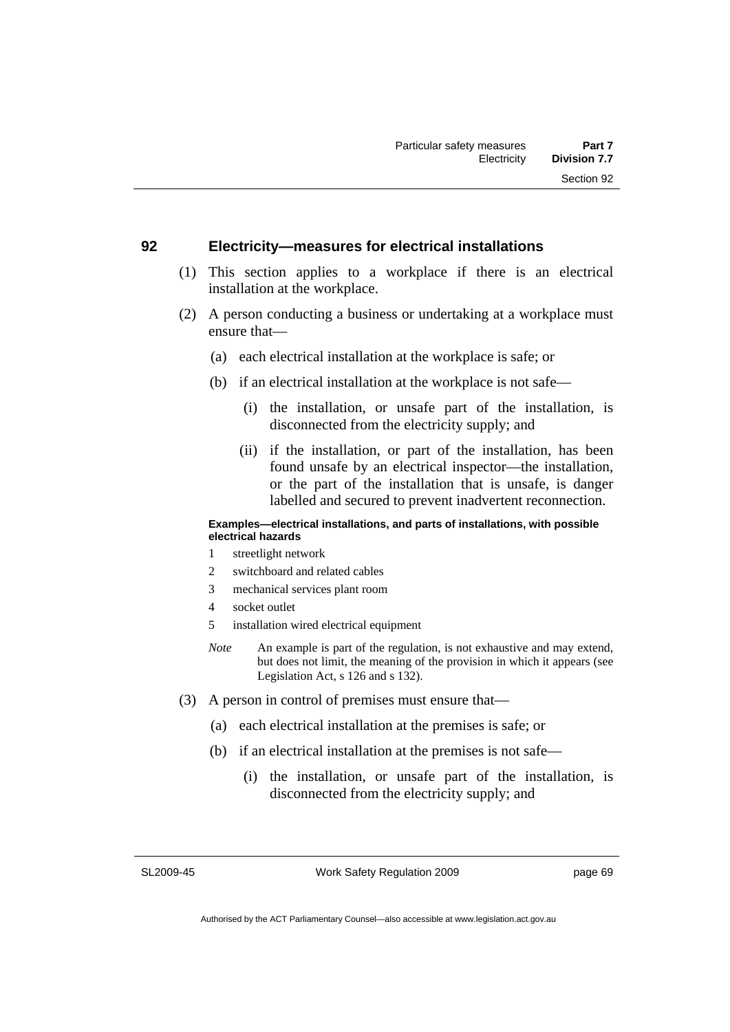## 92 Electricity—measures for electrical installations

(1) This section applies to a workplace if there is an electrical installation at the workplace.

(2) A person conducting a business or undertaking at a workplace must ensure that—

(a) each electrical installation at the workplace is safe; or

(b) if an electrical installation at the workplace is not safe—

(i) the installation, or unsafe part of the installation, is disconnected from the electricity supply; and

(ii) if the installation, or part of the installation, has been found unsafe by an electrical inspector—the installation, or the part of the installation that is unsafe, is danger labelled and secured to prevent inadvertent reconnection.

**Examples—electrical installations, and parts of installations, with possible electrical hazards**

1 streetlight network

2 switchboard and related cables

3 mechanical services plant room

4 socket outlet

5 installation wired electrical equipment

*Note* An example is part of the regulation, is not exhaustive and may extend, but does not limit, the meaning of the provision in which it appears (see Legislation Act, s 126 and s 132).

(3) A person in control of premises must ensure that—

(a) each electrical installation at the premises is safe; or

(b) if an electrical installation at the premises is not safe—

(i) the installation, or unsafe part of the installation, is disconnected from the electricity supply; and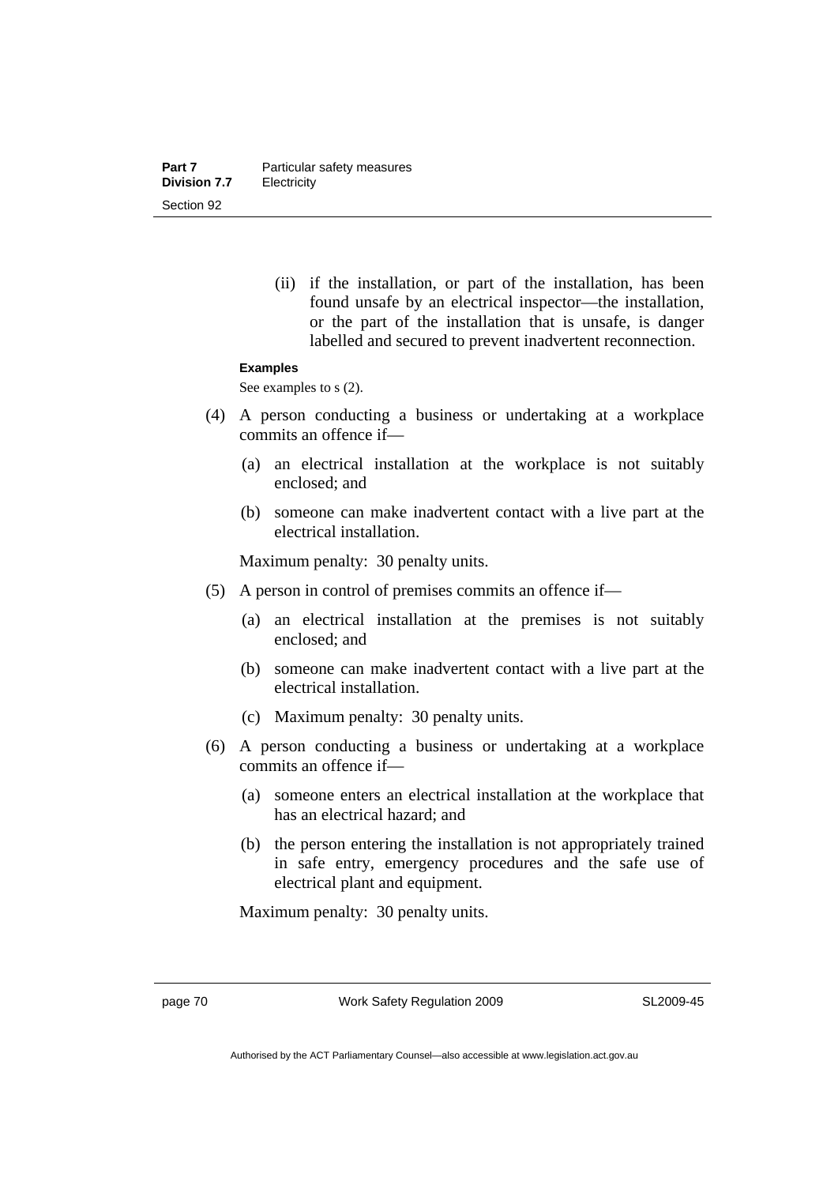(ii) if the installation, or part of the installation, has been found unsafe by an electrical inspector—the installation, or the part of the installation that is unsafe, is danger labelled and secured to prevent inadvertent reconnection.

**Examples**

See examples to s (2).

(4) A person conducting a business or undertaking at a workplace commits an offence if—

(a) an electrical installation at the workplace is not suitably enclosed; and

(b) someone can make inadvertent contact with a live part at the electrical installation.

Maximum penalty: 30 penalty units.

(5) A person in control of premises commits an offence if—

(a) an electrical installation at the premises is not suitably enclosed; and

(b) someone can make inadvertent contact with a live part at the electrical installation.

(c) Maximum penalty: 30 penalty units.

(6) A person conducting a business or undertaking at a workplace commits an offence if—

(a) someone enters an electrical installation at the workplace that has an electrical hazard; and

(b) the person entering the installation is not appropriately trained in safe entry, emergency procedures and the safe use of electrical plant and equipment.

Maximum penalty: 30 penalty units.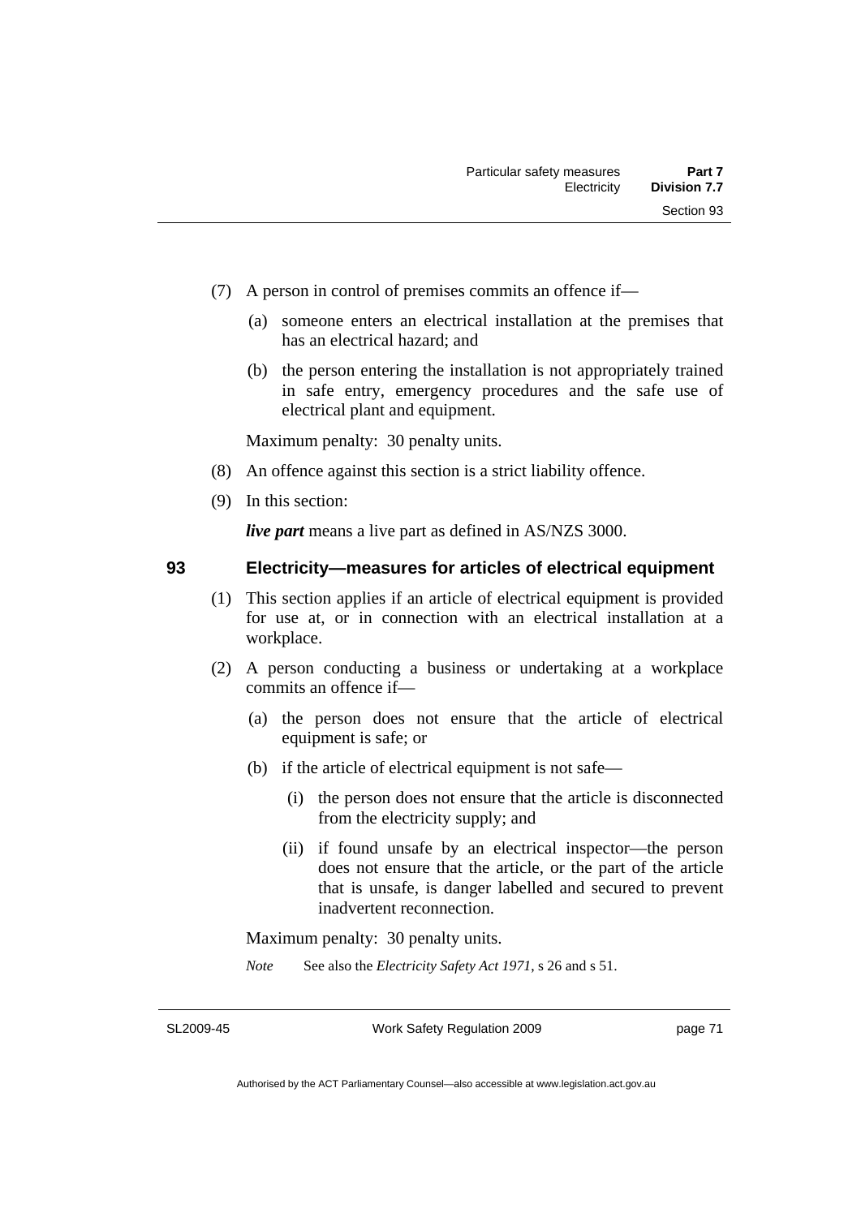(7) A person in control of premises commits an offence if—

(a) someone enters an electrical installation at the premises that has an electrical hazard; and

(b) the person entering the installation is not appropriately trained in safe entry, emergency procedures and the safe use of electrical plant and equipment.

Maximum penalty: 30 penalty units.

(8) An offence against this section is a strict liability offence.

(9) In this section:

***live part*** means a live part as defined in AS/NZS 3000.

## 93 Electricity—measures for articles of electrical equipment

(1) This section applies if an article of electrical equipment is provided for use at, or in connection with an electrical installation at a workplace.

(2) A person conducting a business or undertaking at a workplace commits an offence if—

(a) the person does not ensure that the article of electrical equipment is safe; or

(b) if the article of electrical equipment is not safe—

(i) the person does not ensure that the article is disconnected from the electricity supply; and

(ii) if found unsafe by an electrical inspector—the person does not ensure that the article, or the part of the article that is unsafe, is danger labelled and secured to prevent inadvertent reconnection.

Maximum penalty: 30 penalty units.

*Note* See also the *Electricity Safety Act 1971*, s 26 and s 51.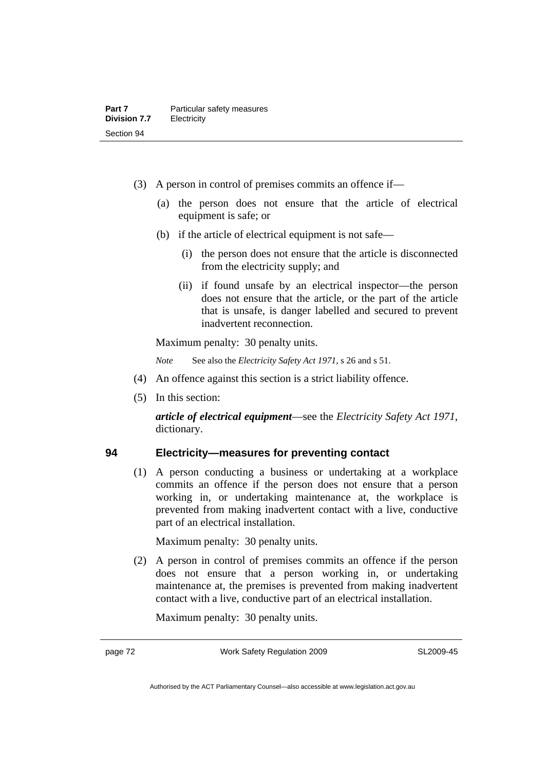(3) A person in control of premises commits an offence if—

(a) the person does not ensure that the article of electrical equipment is safe; or

(b) if the article of electrical equipment is not safe—

(i) the person does not ensure that the article is disconnected from the electricity supply; and

(ii) if found unsafe by an electrical inspector—the person does not ensure that the article, or the part of the article that is unsafe, is danger labelled and secured to prevent inadvertent reconnection.

Maximum penalty: 30 penalty units.

*Note* See also the *Electricity Safety Act 1971*, s 26 and s 51.

(4) An offence against this section is a strict liability offence.

(5) In this section:

***article of electrical equipment***—see the *Electricity Safety Act 1971*, dictionary.

## 94 Electricity—measures for preventing contact

(1) A person conducting a business or undertaking at a workplace commits an offence if the person does not ensure that a person working in, or undertaking maintenance at, the workplace is prevented from making inadvertent contact with a live, conductive part of an electrical installation.

Maximum penalty: 30 penalty units.

(2) A person in control of premises commits an offence if the person does not ensure that a person working in, or undertaking maintenance at, the premises is prevented from making inadvertent contact with a live, conductive part of an electrical installation.

Maximum penalty: 30 penalty units.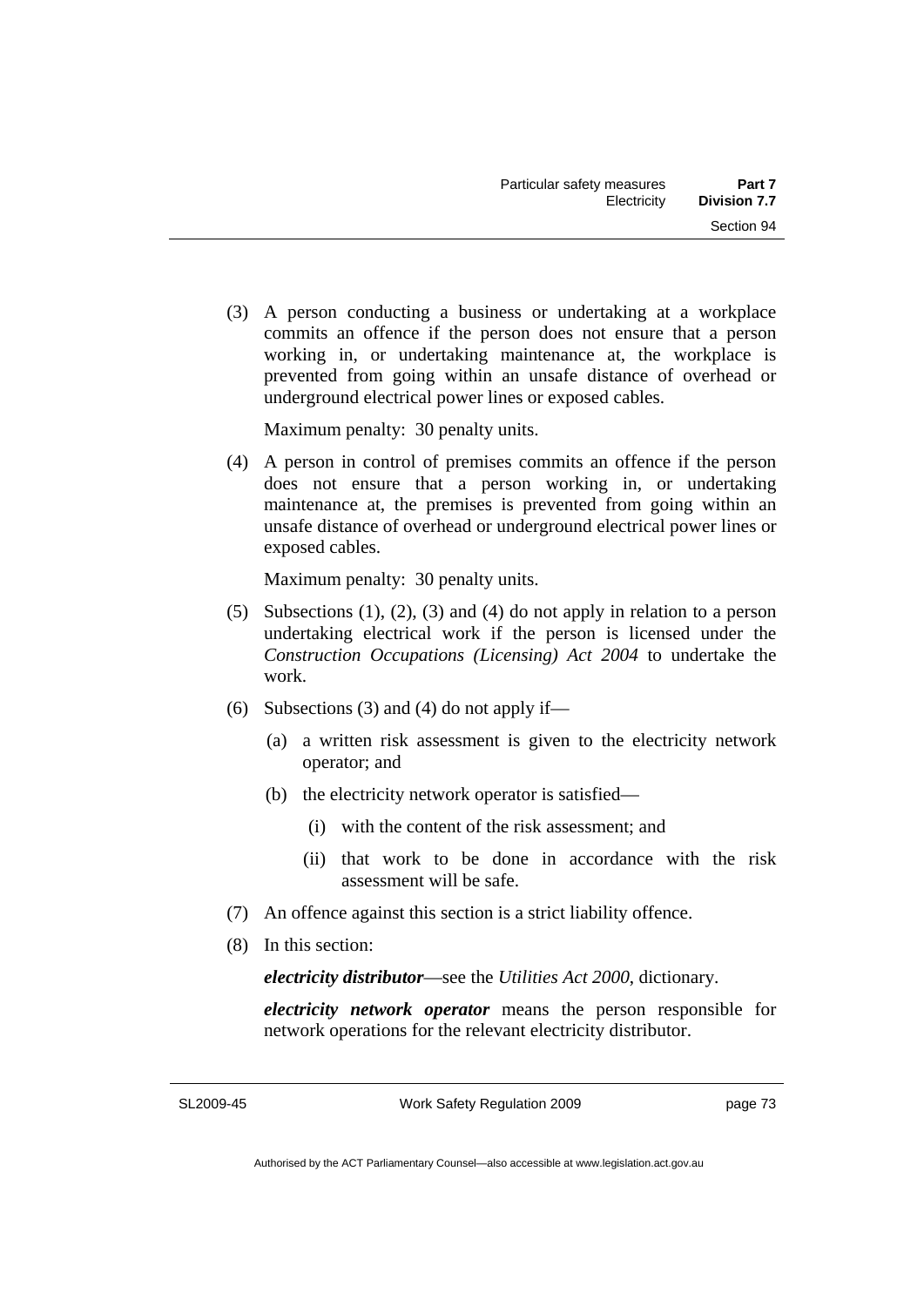(3) A person conducting a business or undertaking at a workplace commits an offence if the person does not ensure that a person working in, or undertaking maintenance at, the workplace is prevented from going within an unsafe distance of overhead or underground electrical power lines or exposed cables.

Maximum penalty: 30 penalty units.

(4) A person in control of premises commits an offence if the person does not ensure that a person working in, or undertaking maintenance at, the premises is prevented from going within an unsafe distance of overhead or underground electrical power lines or exposed cables.

Maximum penalty: 30 penalty units.

(5) Subsections (1), (2), (3) and (4) do not apply in relation to a person undertaking electrical work if the person is licensed under the *Construction Occupations (Licensing) Act 2004* to undertake the work.

(6) Subsections (3) and (4) do not apply if—

(a) a written risk assessment is given to the electricity network operator; and

(b) the electricity network operator is satisfied—

(i) with the content of the risk assessment; and

(ii) that work to be done in accordance with the risk assessment will be safe.

(7) An offence against this section is a strict liability offence.

(8) In this section:

***electricity distributor***—see the *Utilities Act 2000*, dictionary.

***electricity network operator*** means the person responsible for network operations for the relevant electricity distributor.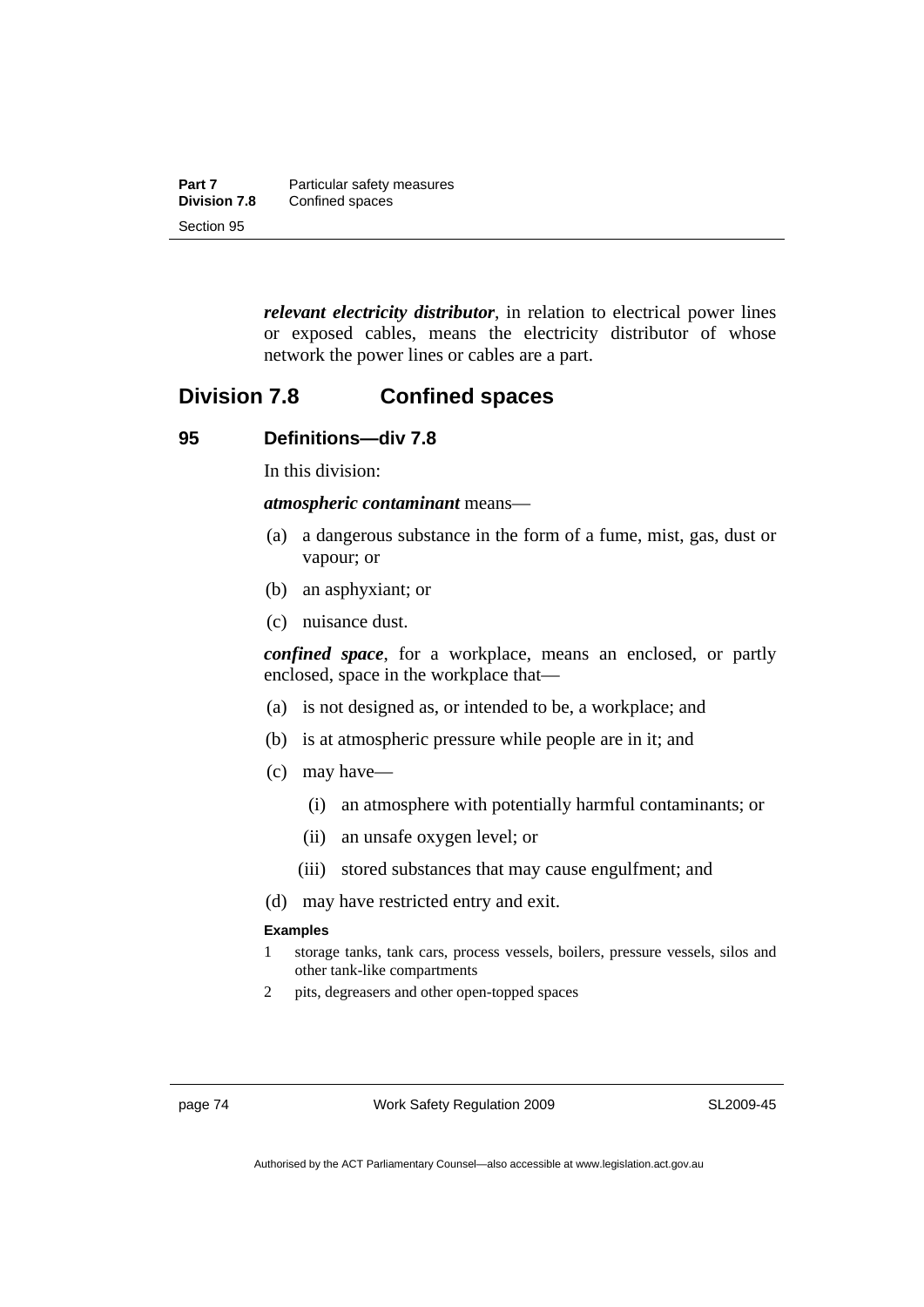***relevant electricity distributor***, in relation to electrical power lines or exposed cables, means the electricity distributor of whose network the power lines or cables are a part.

## Division 7.8 Confined spaces

### 95 Definitions—div 7.8

In this division:

***atmospheric contaminant*** means—

(a) a dangerous substance in the form of a fume, mist, gas, dust or vapour; or

(b) an asphyxiant; or

(c) nuisance dust.

***confined space***, for a workplace, means an enclosed, or partly enclosed, space in the workplace that—

(a) is not designed as, or intended to be, a workplace; and

(b) is at atmospheric pressure while people are in it; and

(c) may have—

(i) an atmosphere with potentially harmful contaminants; or

(ii) an unsafe oxygen level; or

(iii) stored substances that may cause engulfment; and

(d) may have restricted entry and exit.

**Examples**

1 storage tanks, tank cars, process vessels, boilers, pressure vessels, silos and other tank-like compartments

2 pits, degreasers and other open-topped spaces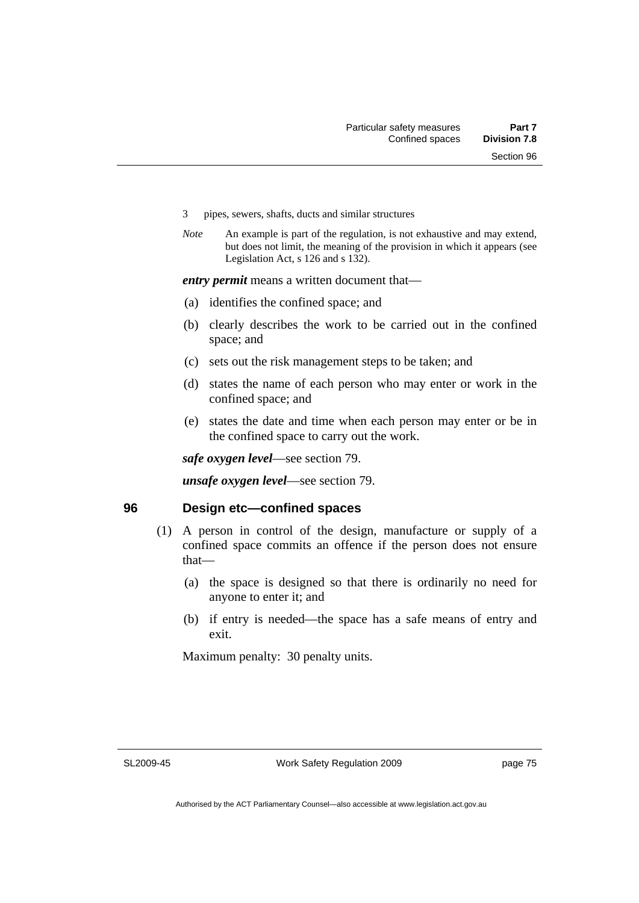3 pipes, sewers, shafts, ducts and similar structures

*Note* An example is part of the regulation, is not exhaustive and may extend, but does not limit, the meaning of the provision in which it appears (see Legislation Act, s 126 and s 132).

***entry permit*** means a written document that—

(a) identifies the confined space; and

(b) clearly describes the work to be carried out in the confined space; and

(c) sets out the risk management steps to be taken; and

(d) states the name of each person who may enter or work in the confined space; and

(e) states the date and time when each person may enter or be in the confined space to carry out the work.

***safe oxygen level***—see section 79.

***unsafe oxygen level***—see section 79.

## 96 Design etc—confined spaces

(1) A person in control of the design, manufacture or supply of a confined space commits an offence if the person does not ensure that—

(a) the space is designed so that there is ordinarily no need for anyone to enter it; and

(b) if entry is needed—the space has a safe means of entry and exit.

Maximum penalty: 30 penalty units.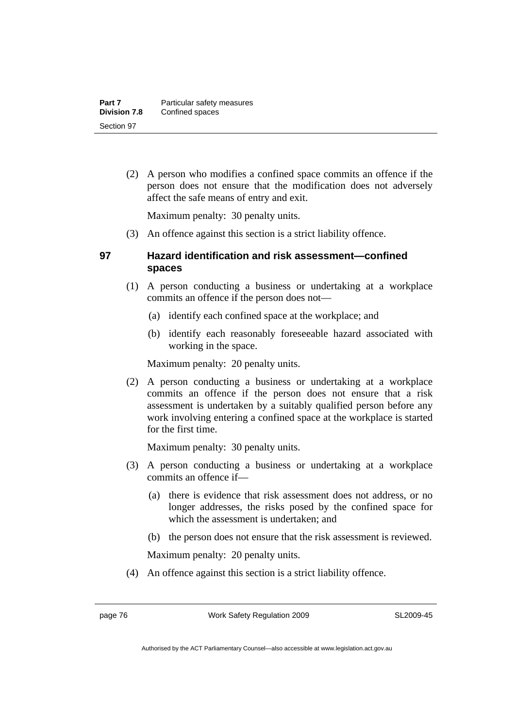(2) A person who modifies a confined space commits an offence if the person does not ensure that the modification does not adversely affect the safe means of entry and exit.

Maximum penalty: 30 penalty units.

(3) An offence against this section is a strict liability offence.

## 97 Hazard identification and risk assessment—confined spaces

(1) A person conducting a business or undertaking at a workplace commits an offence if the person does not—

(a) identify each confined space at the workplace; and

(b) identify each reasonably foreseeable hazard associated with working in the space.

Maximum penalty: 20 penalty units.

(2) A person conducting a business or undertaking at a workplace commits an offence if the person does not ensure that a risk assessment is undertaken by a suitably qualified person before any work involving entering a confined space at the workplace is started for the first time.

Maximum penalty: 30 penalty units.

(3) A person conducting a business or undertaking at a workplace commits an offence if—

(a) there is evidence that risk assessment does not address, or no longer addresses, the risks posed by the confined space for which the assessment is undertaken; and

(b) the person does not ensure that the risk assessment is reviewed.

Maximum penalty: 20 penalty units.

(4) An offence against this section is a strict liability offence.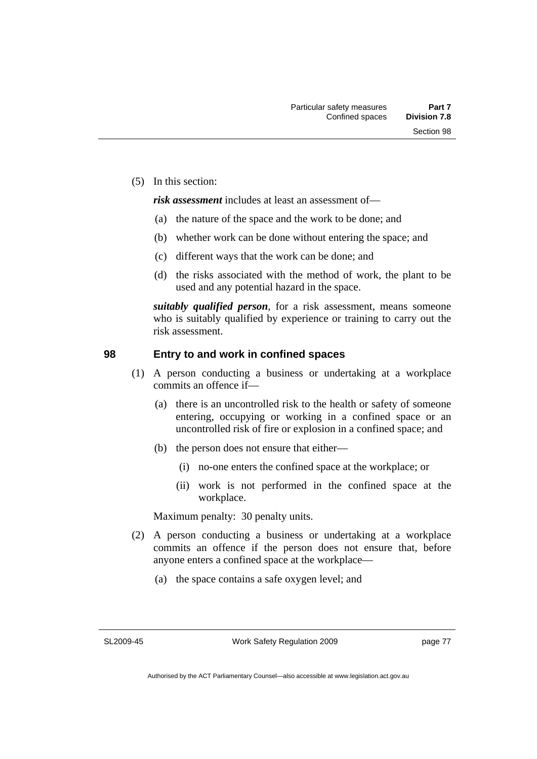(5) In this section:

***risk assessment*** includes at least an assessment of—

(a) the nature of the space and the work to be done; and

(b) whether work can be done without entering the space; and

(c) different ways that the work can be done; and

(d) the risks associated with the method of work, the plant to be used and any potential hazard in the space.

***suitably qualified person***, for a risk assessment, means someone who is suitably qualified by experience or training to carry out the risk assessment.

## 98 Entry to and work in confined spaces

(1) A person conducting a business or undertaking at a workplace commits an offence if—

(a) there is an uncontrolled risk to the health or safety of someone entering, occupying or working in a confined space or an uncontrolled risk of fire or explosion in a confined space; and

(b) the person does not ensure that either—

(i) no-one enters the confined space at the workplace; or

(ii) work is not performed in the confined space at the workplace.

Maximum penalty: 30 penalty units.

(2) A person conducting a business or undertaking at a workplace commits an offence if the person does not ensure that, before anyone enters a confined space at the workplace—

(a) the space contains a safe oxygen level; and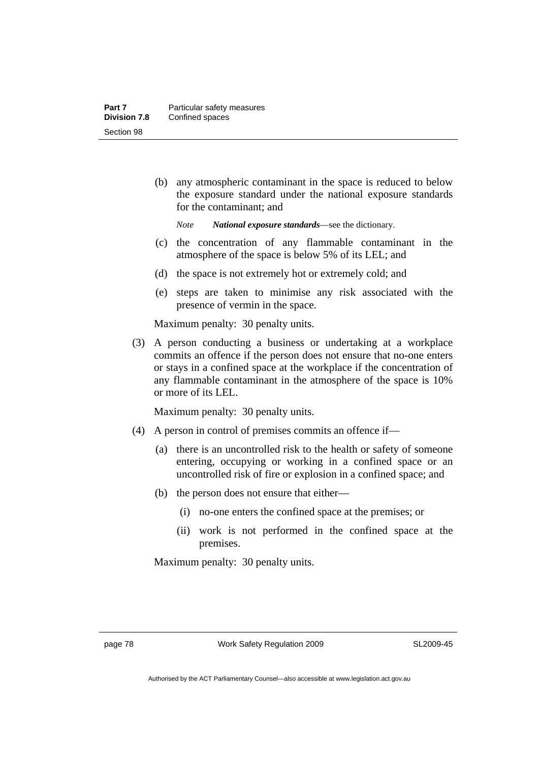(b) any atmospheric contaminant in the space is reduced to below the exposure standard under the national exposure standards for the contaminant; and

*Note* ***National exposure standards***—see the dictionary.

(c) the concentration of any flammable contaminant in the atmosphere of the space is below 5% of its LEL; and

(d) the space is not extremely hot or extremely cold; and

(e) steps are taken to minimise any risk associated with the presence of vermin in the space.

Maximum penalty: 30 penalty units.

(3) A person conducting a business or undertaking at a workplace commits an offence if the person does not ensure that no-one enters or stays in a confined space at the workplace if the concentration of any flammable contaminant in the atmosphere of the space is 10% or more of its LEL.

Maximum penalty: 30 penalty units.

(4) A person in control of premises commits an offence if—

(a) there is an uncontrolled risk to the health or safety of someone entering, occupying or working in a confined space or an uncontrolled risk of fire or explosion in a confined space; and

(b) the person does not ensure that either—

(i) no-one enters the confined space at the premises; or

(ii) work is not performed in the confined space at the premises.

Maximum penalty: 30 penalty units.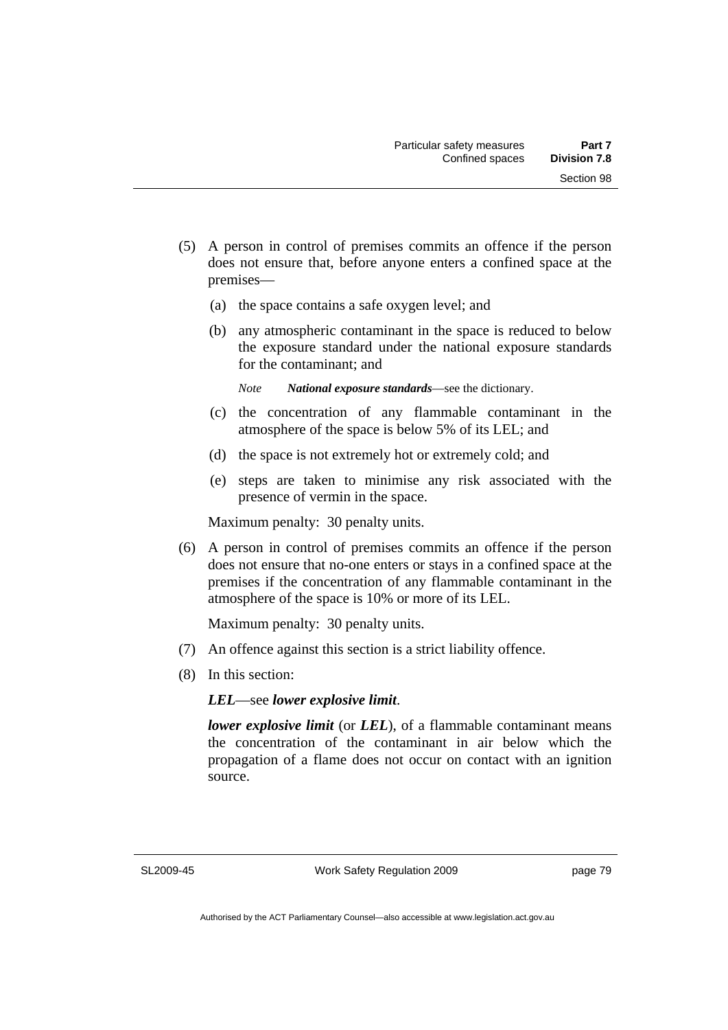(5) A person in control of premises commits an offence if the person does not ensure that, before anyone enters a confined space at the premises—

(a) the space contains a safe oxygen level; and

(b) any atmospheric contaminant in the space is reduced to below the exposure standard under the national exposure standards for the contaminant; and

*Note* ***National exposure standards***—see the dictionary.

(c) the concentration of any flammable contaminant in the atmosphere of the space is below 5% of its LEL; and

(d) the space is not extremely hot or extremely cold; and

(e) steps are taken to minimise any risk associated with the presence of vermin in the space.

Maximum penalty: 30 penalty units.

(6) A person in control of premises commits an offence if the person does not ensure that no-one enters or stays in a confined space at the premises if the concentration of any flammable contaminant in the atmosphere of the space is 10% or more of its LEL.

Maximum penalty: 30 penalty units.

(7) An offence against this section is a strict liability offence.

(8) In this section:

***LEL***—see ***lower explosive limit***.

***lower explosive limit*** (or ***LEL***), of a flammable contaminant means the concentration of the contaminant in air below which the propagation of a flame does not occur on contact with an ignition source.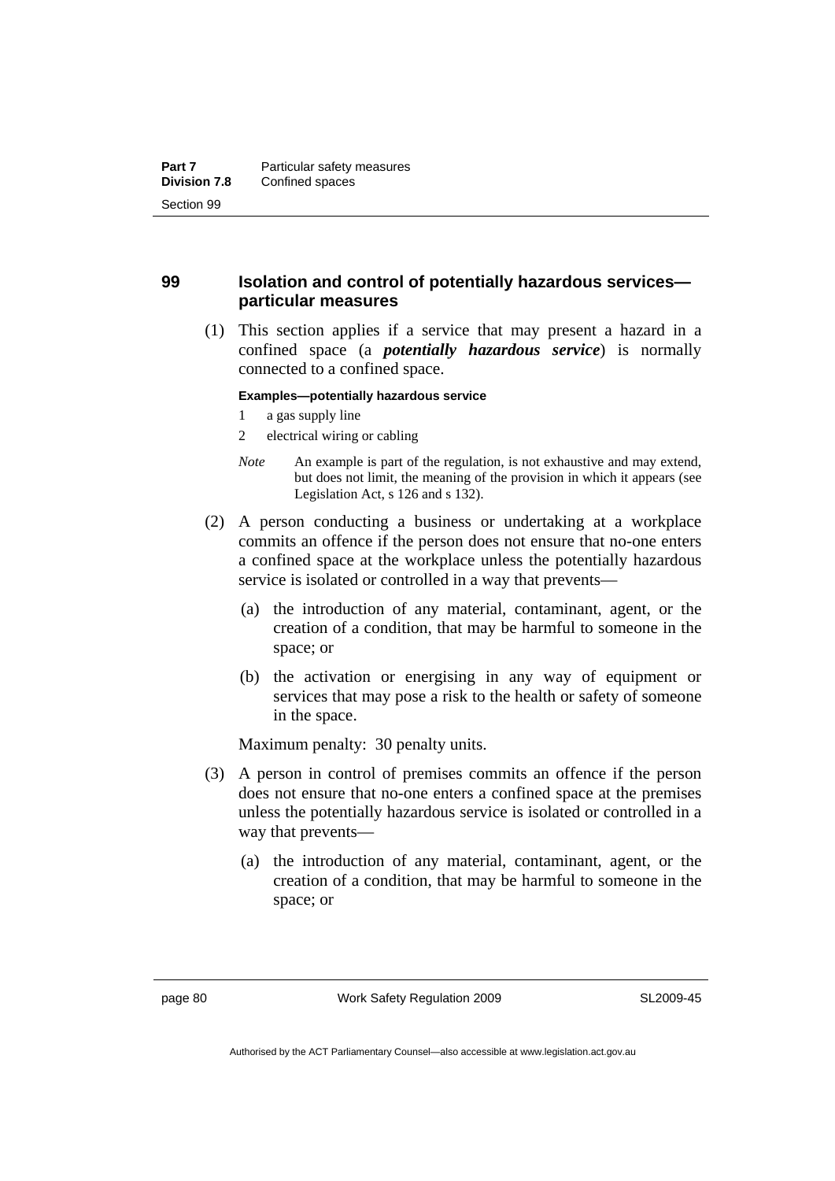## 99 Isolation and control of potentially hazardous services—particular measures

(1) This section applies if a service that may present a hazard in a confined space (a ***potentially hazardous service***) is normally connected to a confined space.

**Examples—potentially hazardous service**

1 a gas supply line

2 electrical wiring or cabling

*Note* An example is part of the regulation, is not exhaustive and may extend, but does not limit, the meaning of the provision in which it appears (see Legislation Act, s 126 and s 132).

(2) A person conducting a business or undertaking at a workplace commits an offence if the person does not ensure that no-one enters a confined space at the workplace unless the potentially hazardous service is isolated or controlled in a way that prevents—

(a) the introduction of any material, contaminant, agent, or the creation of a condition, that may be harmful to someone in the space; or

(b) the activation or energising in any way of equipment or services that may pose a risk to the health or safety of someone in the space.

Maximum penalty: 30 penalty units.

(3) A person in control of premises commits an offence if the person does not ensure that no-one enters a confined space at the premises unless the potentially hazardous service is isolated or controlled in a way that prevents—

(a) the introduction of any material, contaminant, agent, or the creation of a condition, that may be harmful to someone in the space; or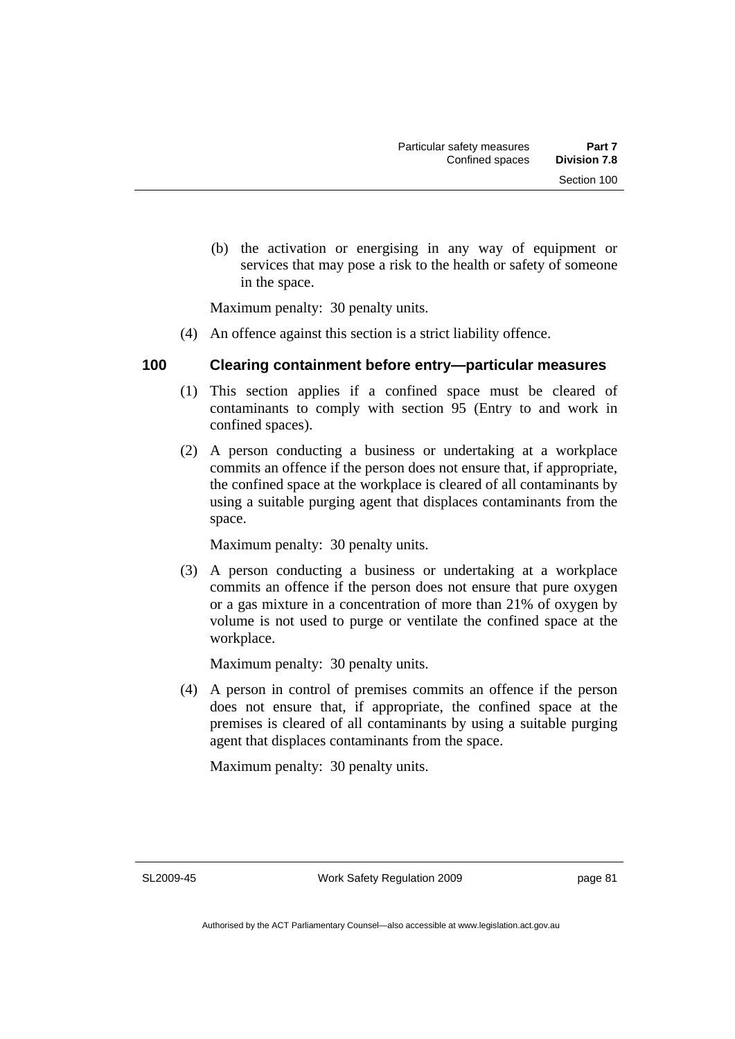(b) the activation or energising in any way of equipment or services that may pose a risk to the health or safety of someone in the space.

Maximum penalty: 30 penalty units.

(4) An offence against this section is a strict liability offence.

## 100 Clearing containment before entry—particular measures

(1) This section applies if a confined space must be cleared of contaminants to comply with section 95 (Entry to and work in confined spaces).

(2) A person conducting a business or undertaking at a workplace commits an offence if the person does not ensure that, if appropriate, the confined space at the workplace is cleared of all contaminants by using a suitable purging agent that displaces contaminants from the space.

Maximum penalty: 30 penalty units.

(3) A person conducting a business or undertaking at a workplace commits an offence if the person does not ensure that pure oxygen or a gas mixture in a concentration of more than 21% of oxygen by volume is not used to purge or ventilate the confined space at the workplace.

Maximum penalty: 30 penalty units.

(4) A person in control of premises commits an offence if the person does not ensure that, if appropriate, the confined space at the premises is cleared of all contaminants by using a suitable purging agent that displaces contaminants from the space.

Maximum penalty: 30 penalty units.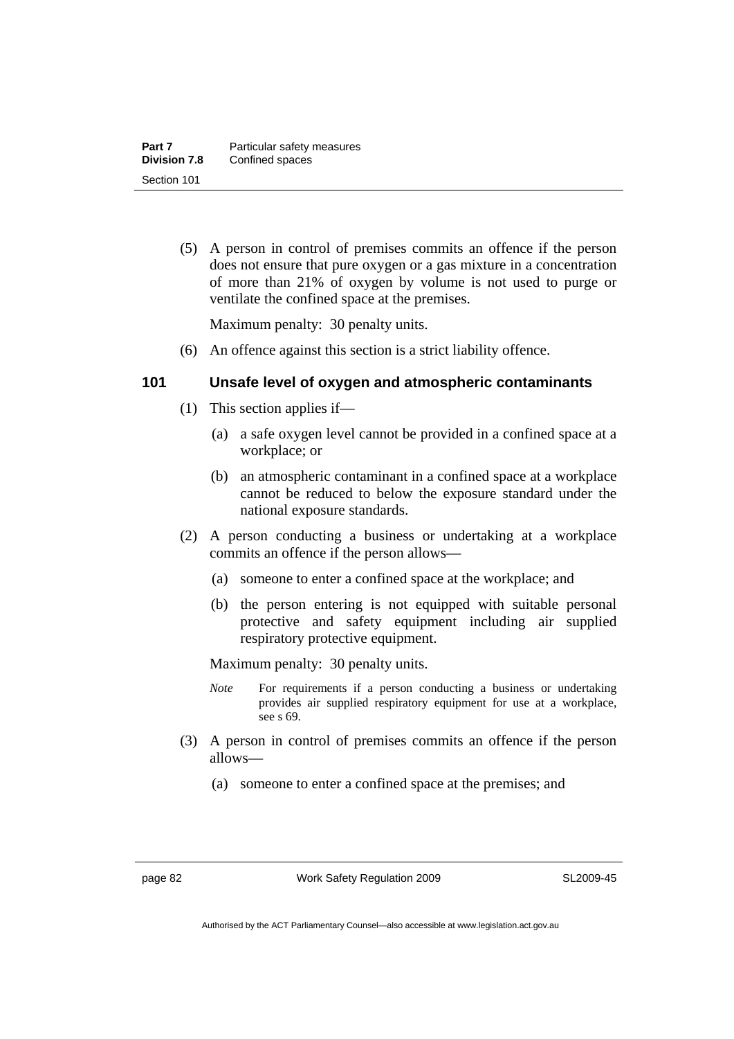(5) A person in control of premises commits an offence if the person does not ensure that pure oxygen or a gas mixture in a concentration of more than 21% of oxygen by volume is not used to purge or ventilate the confined space at the premises.

Maximum penalty: 30 penalty units.

(6) An offence against this section is a strict liability offence.

## 101 Unsafe level of oxygen and atmospheric contaminants

(1) This section applies if—

(a) a safe oxygen level cannot be provided in a confined space at a workplace; or

(b) an atmospheric contaminant in a confined space at a workplace cannot be reduced to below the exposure standard under the national exposure standards.

(2) A person conducting a business or undertaking at a workplace commits an offence if the person allows—

(a) someone to enter a confined space at the workplace; and

(b) the person entering is not equipped with suitable personal protective and safety equipment including air supplied respiratory protective equipment.

Maximum penalty: 30 penalty units.

*Note* For requirements if a person conducting a business or undertaking provides air supplied respiratory equipment for use at a workplace, see s 69.

(3) A person in control of premises commits an offence if the person allows—

(a) someone to enter a confined space at the premises; and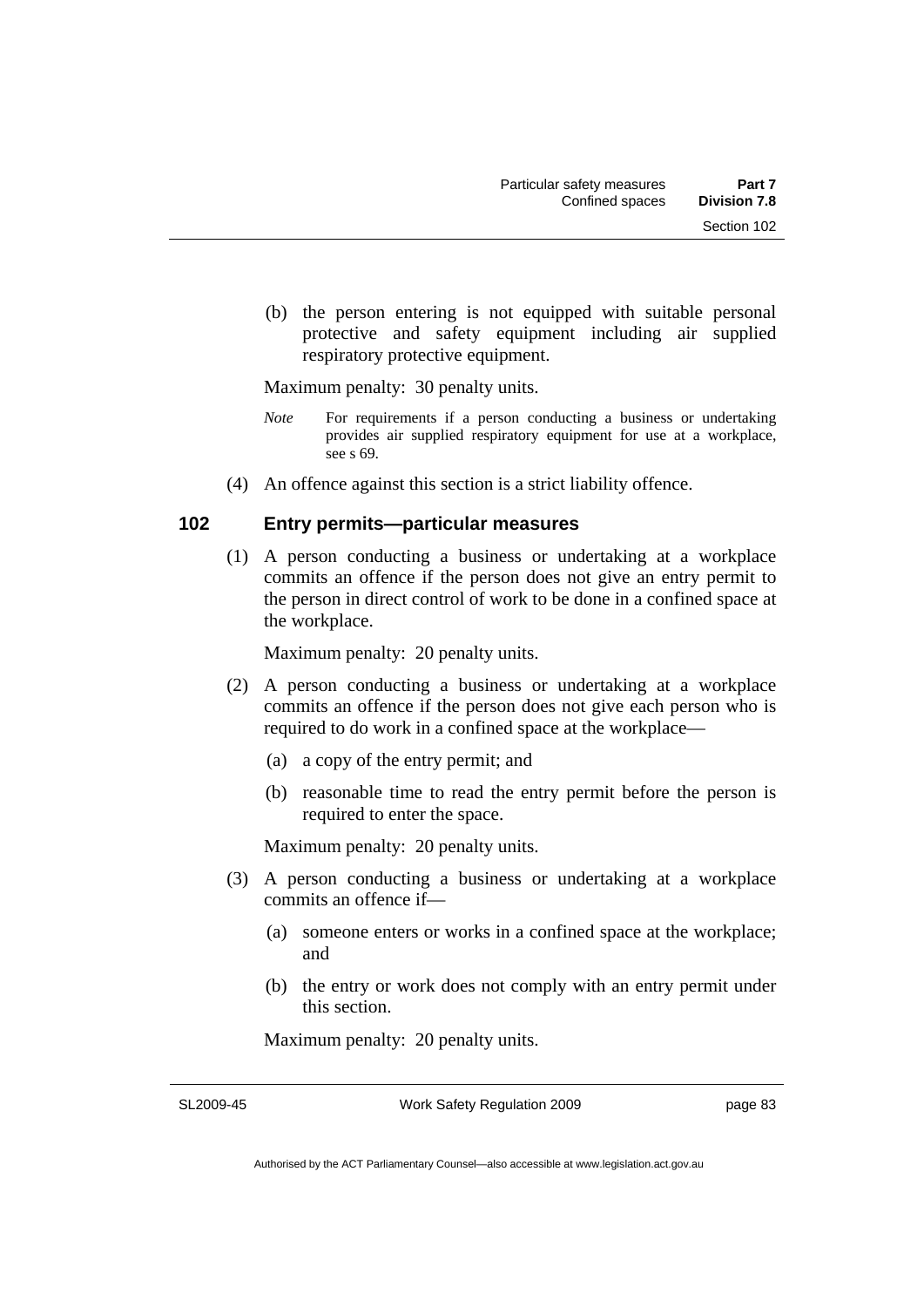(b) the person entering is not equipped with suitable personal protective and safety equipment including air supplied respiratory protective equipment.

Maximum penalty: 30 penalty units.

*Note* For requirements if a person conducting a business or undertaking provides air supplied respiratory equipment for use at a workplace, see s 69.

(4) An offence against this section is a strict liability offence.

## 102 Entry permits—particular measures

(1) A person conducting a business or undertaking at a workplace commits an offence if the person does not give an entry permit to the person in direct control of work to be done in a confined space at the workplace.

Maximum penalty: 20 penalty units.

(2) A person conducting a business or undertaking at a workplace commits an offence if the person does not give each person who is required to do work in a confined space at the workplace—

(a) a copy of the entry permit; and

(b) reasonable time to read the entry permit before the person is required to enter the space.

Maximum penalty: 20 penalty units.

(3) A person conducting a business or undertaking at a workplace commits an offence if—

(a) someone enters or works in a confined space at the workplace; and

(b) the entry or work does not comply with an entry permit under this section.

Maximum penalty: 20 penalty units.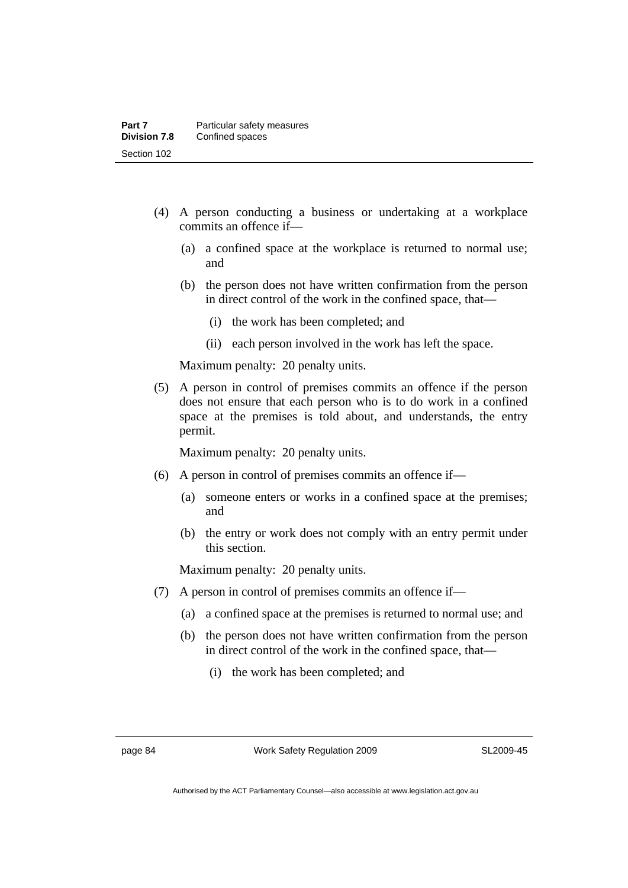(4) A person conducting a business or undertaking at a workplace commits an offence if—

  (a) a confined space at the workplace is returned to normal use; and

  (b) the person does not have written confirmation from the person in direct control of the work in the confined space, that—

    (i) the work has been completed; and

    (ii) each person involved in the work has left the space.

  Maximum penalty: 20 penalty units.

(5) A person in control of premises commits an offence if the person does not ensure that each person who is to do work in a confined space at the premises is told about, and understands, the entry permit.

  Maximum penalty: 20 penalty units.

(6) A person in control of premises commits an offence if—

  (a) someone enters or works in a confined space at the premises; and

  (b) the entry or work does not comply with an entry permit under this section.

  Maximum penalty: 20 penalty units.

(7) A person in control of premises commits an offence if—

  (a) a confined space at the premises is returned to normal use; and

  (b) the person does not have written confirmation from the person in direct control of the work in the confined space, that—

    (i) the work has been completed; and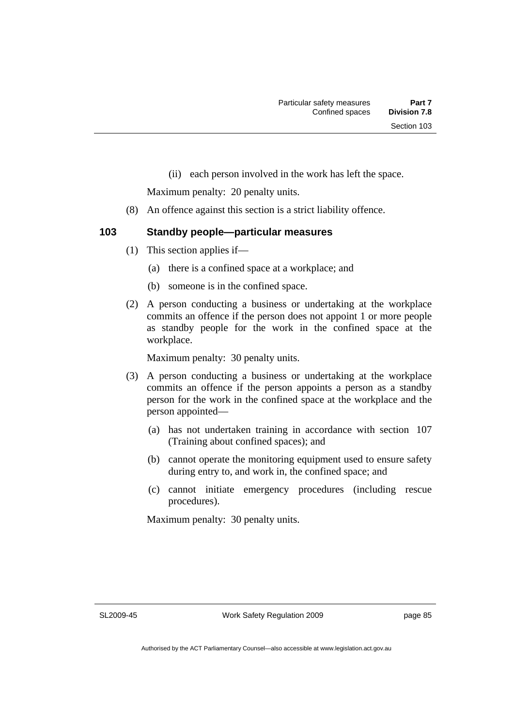(ii) each person involved in the work has left the space.

Maximum penalty: 20 penalty units.

(8) An offence against this section is a strict liability offence.

### 103 Standby people—particular measures

(1) This section applies if—

(a) there is a confined space at a workplace; and

(b) someone is in the confined space.

(2) A person conducting a business or undertaking at the workplace commits an offence if the person does not appoint 1 or more people as standby people for the work in the confined space at the workplace.

Maximum penalty: 30 penalty units.

(3) A person conducting a business or undertaking at the workplace commits an offence if the person appoints a person as a standby person for the work in the confined space at the workplace and the person appointed—

(a) has not undertaken training in accordance with section 107 (Training about confined spaces); and

(b) cannot operate the monitoring equipment used to ensure safety during entry to, and work in, the confined space; and

(c) cannot initiate emergency procedures (including rescue procedures).

Maximum penalty: 30 penalty units.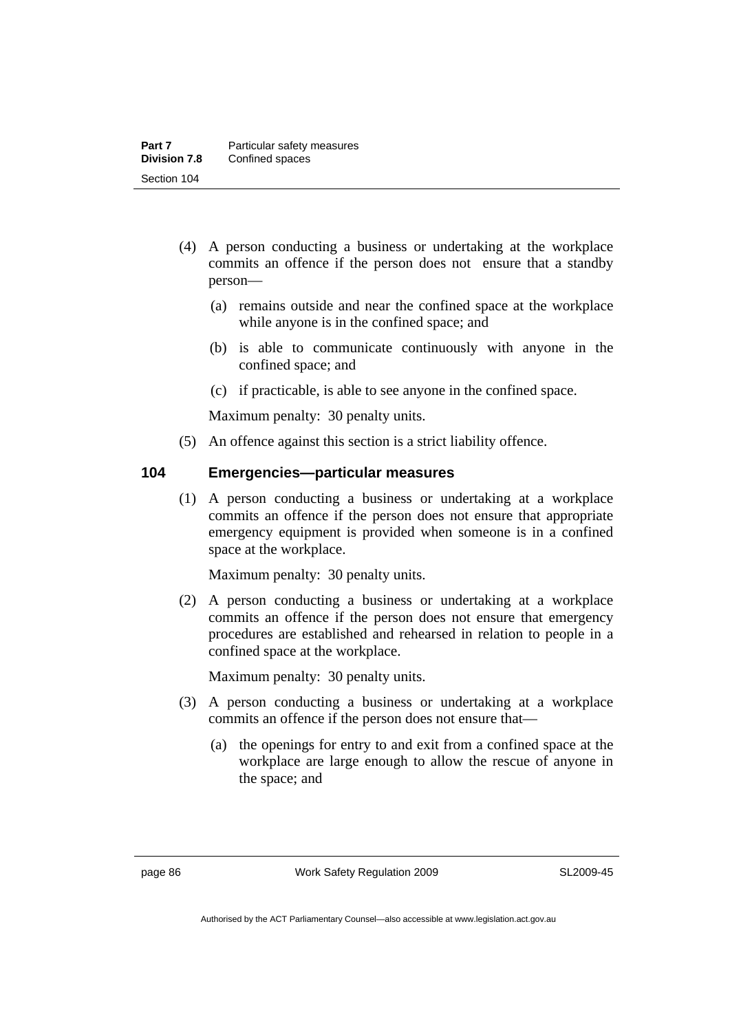(4) A person conducting a business or undertaking at the workplace commits an offence if the person does not ensure that a standby person—

(a) remains outside and near the confined space at the workplace while anyone is in the confined space; and

(b) is able to communicate continuously with anyone in the confined space; and

(c) if practicable, is able to see anyone in the confined space.

Maximum penalty: 30 penalty units.

(5) An offence against this section is a strict liability offence.

## 104 Emergencies—particular measures

(1) A person conducting a business or undertaking at a workplace commits an offence if the person does not ensure that appropriate emergency equipment is provided when someone is in a confined space at the workplace.

Maximum penalty: 30 penalty units.

(2) A person conducting a business or undertaking at a workplace commits an offence if the person does not ensure that emergency procedures are established and rehearsed in relation to people in a confined space at the workplace.

Maximum penalty: 30 penalty units.

(3) A person conducting a business or undertaking at a workplace commits an offence if the person does not ensure that—

(a) the openings for entry to and exit from a confined space at the workplace are large enough to allow the rescue of anyone in the space; and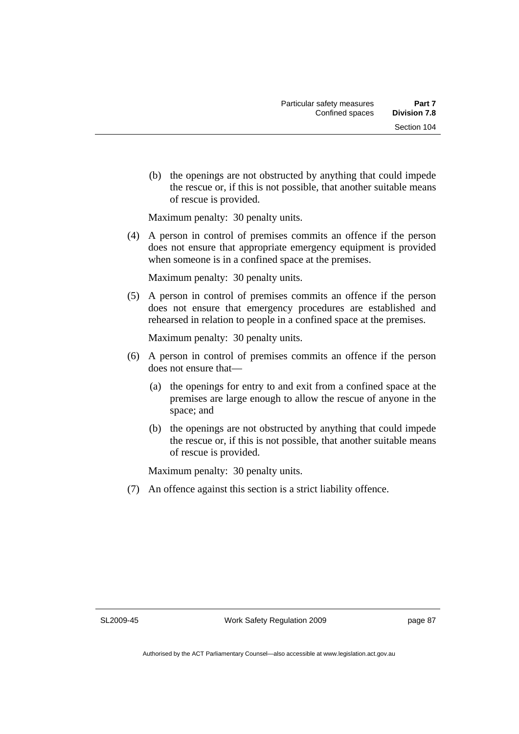(b) the openings are not obstructed by anything that could impede the rescue or, if this is not possible, that another suitable means of rescue is provided.

Maximum penalty: 30 penalty units.

(4) A person in control of premises commits an offence if the person does not ensure that appropriate emergency equipment is provided when someone is in a confined space at the premises.

Maximum penalty: 30 penalty units.

(5) A person in control of premises commits an offence if the person does not ensure that emergency procedures are established and rehearsed in relation to people in a confined space at the premises.

Maximum penalty: 30 penalty units.

(6) A person in control of premises commits an offence if the person does not ensure that—

(a) the openings for entry to and exit from a confined space at the premises are large enough to allow the rescue of anyone in the space; and

(b) the openings are not obstructed by anything that could impede the rescue or, if this is not possible, that another suitable means of rescue is provided.

Maximum penalty: 30 penalty units.

(7) An offence against this section is a strict liability offence.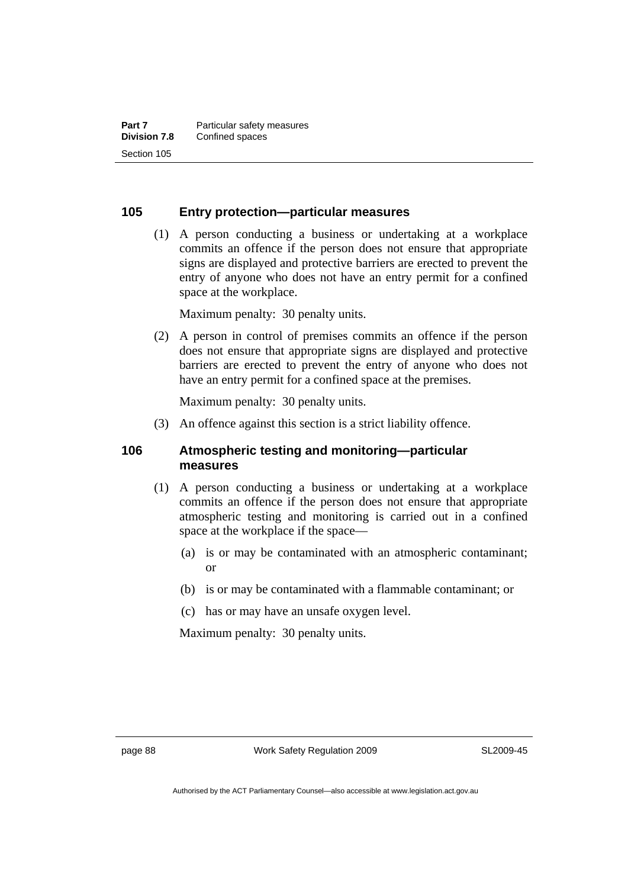### 105 Entry protection—particular measures

(1) A person conducting a business or undertaking at a workplace commits an offence if the person does not ensure that appropriate signs are displayed and protective barriers are erected to prevent the entry of anyone who does not have an entry permit for a confined space at the workplace.

Maximum penalty: 30 penalty units.

(2) A person in control of premises commits an offence if the person does not ensure that appropriate signs are displayed and protective barriers are erected to prevent the entry of anyone who does not have an entry permit for a confined space at the premises.

Maximum penalty: 30 penalty units.

(3) An offence against this section is a strict liability offence.

### 106 Atmospheric testing and monitoring—particular measures

(1) A person conducting a business or undertaking at a workplace commits an offence if the person does not ensure that appropriate atmospheric testing and monitoring is carried out in a confined space at the workplace if the space—

(a) is or may be contaminated with an atmospheric contaminant; or

(b) is or may be contaminated with a flammable contaminant; or

(c) has or may have an unsafe oxygen level.

Maximum penalty: 30 penalty units.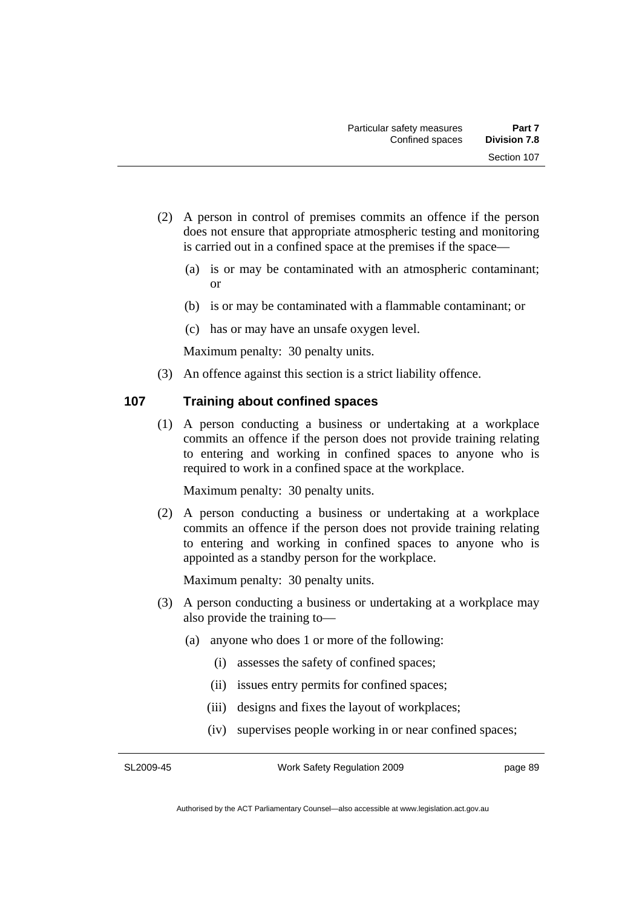(2) A person in control of premises commits an offence if the person does not ensure that appropriate atmospheric testing and monitoring is carried out in a confined space at the premises if the space—

(a) is or may be contaminated with an atmospheric contaminant; or

(b) is or may be contaminated with a flammable contaminant; or

(c) has or may have an unsafe oxygen level.

Maximum penalty: 30 penalty units.

(3) An offence against this section is a strict liability offence.

## 107 Training about confined spaces

(1) A person conducting a business or undertaking at a workplace commits an offence if the person does not provide training relating to entering and working in confined spaces to anyone who is required to work in a confined space at the workplace.

Maximum penalty: 30 penalty units.

(2) A person conducting a business or undertaking at a workplace commits an offence if the person does not provide training relating to entering and working in confined spaces to anyone who is appointed as a standby person for the workplace.

Maximum penalty: 30 penalty units.

(3) A person conducting a business or undertaking at a workplace may also provide the training to—

(a) anyone who does 1 or more of the following:

(i) assesses the safety of confined spaces;

(ii) issues entry permits for confined spaces;

(iii) designs and fixes the layout of workplaces;

(iv) supervises people working in or near confined spaces;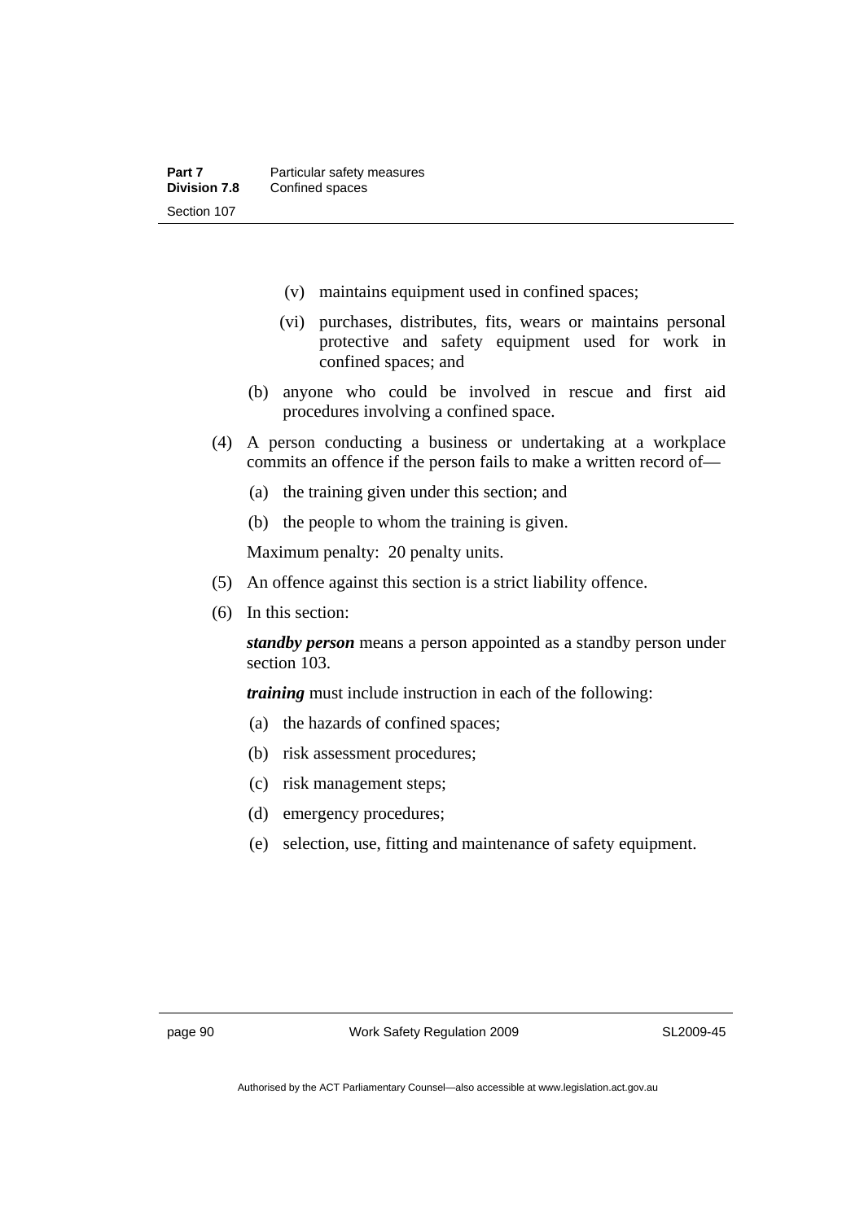(v) maintains equipment used in confined spaces;

(vi) purchases, distributes, fits, wears or maintains personal protective and safety equipment used for work in confined spaces; and

(b) anyone who could be involved in rescue and first aid procedures involving a confined space.

(4) A person conducting a business or undertaking at a workplace commits an offence if the person fails to make a written record of—

(a) the training given under this section; and

(b) the people to whom the training is given.

Maximum penalty: 20 penalty units.

(5) An offence against this section is a strict liability offence.

(6) In this section:

***standby person*** means a person appointed as a standby person under section 103.

***training*** must include instruction in each of the following:

(a) the hazards of confined spaces;

(b) risk assessment procedures;

(c) risk management steps;

(d) emergency procedures;

(e) selection, use, fitting and maintenance of safety equipment.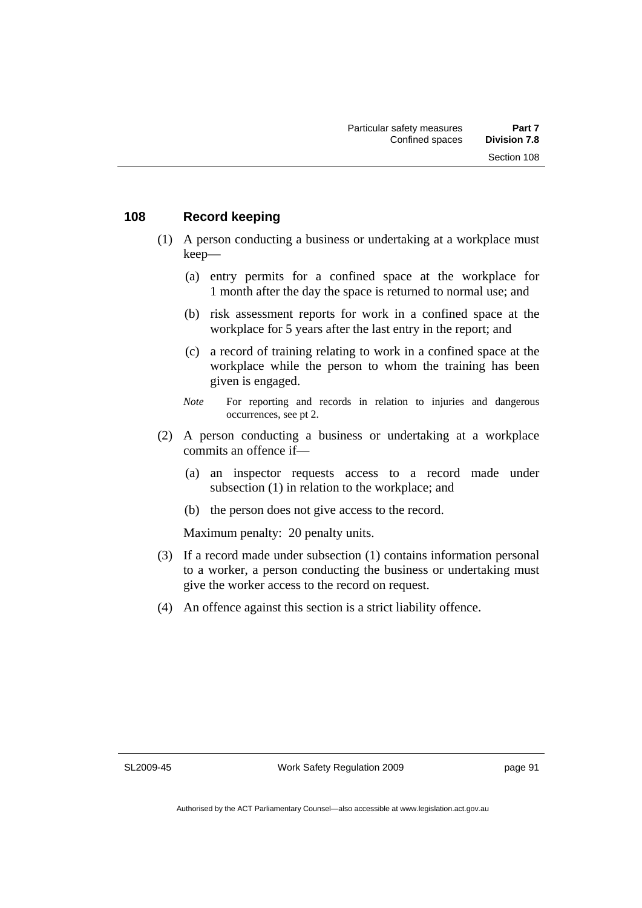## 108 Record keeping

(1) A person conducting a business or undertaking at a workplace must keep—

(a) entry permits for a confined space at the workplace for 1 month after the day the space is returned to normal use; and

(b) risk assessment reports for work in a confined space at the workplace for 5 years after the last entry in the report; and

(c) a record of training relating to work in a confined space at the workplace while the person to whom the training has been given is engaged.

*Note* For reporting and records in relation to injuries and dangerous occurrences, see pt 2.

(2) A person conducting a business or undertaking at a workplace commits an offence if—

(a) an inspector requests access to a record made under subsection (1) in relation to the workplace; and

(b) the person does not give access to the record.

Maximum penalty: 20 penalty units.

(3) If a record made under subsection (1) contains information personal to a worker, a person conducting the business or undertaking must give the worker access to the record on request.

(4) An offence against this section is a strict liability offence.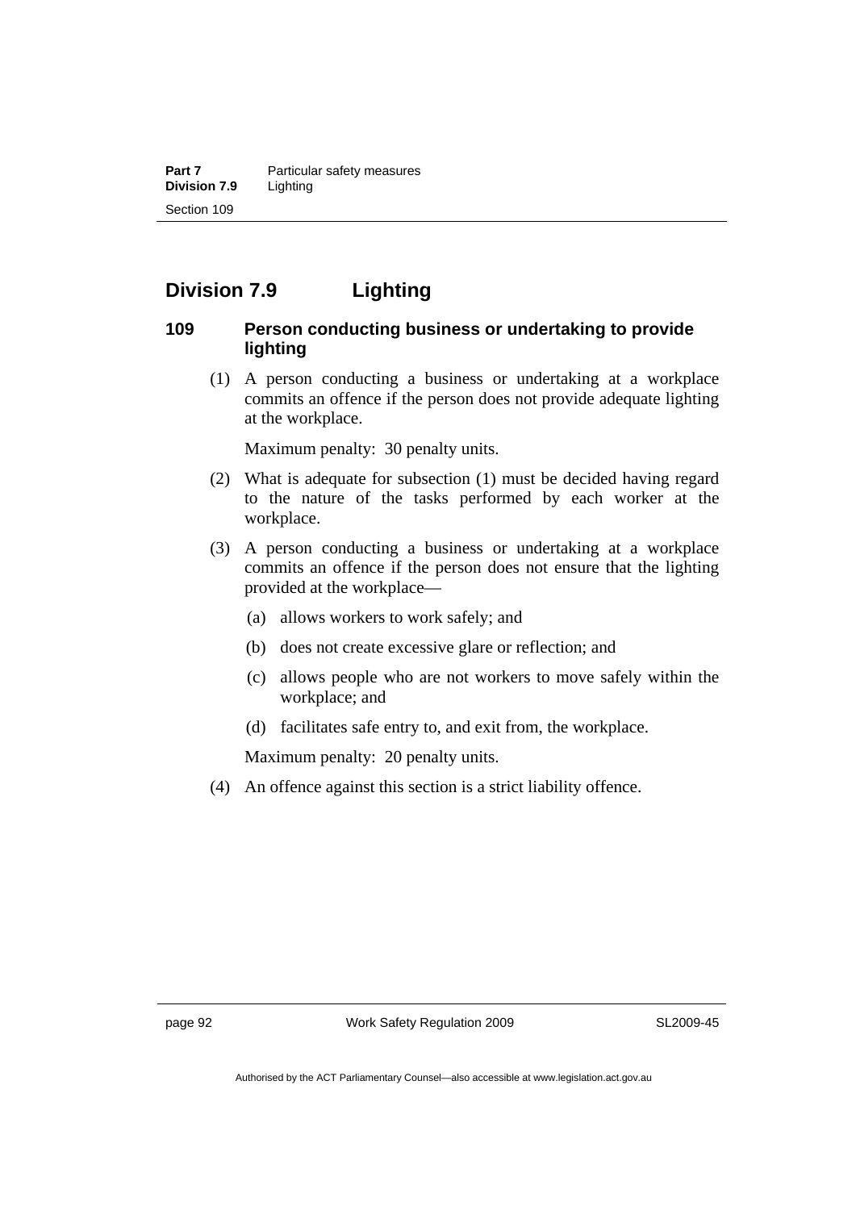## Division 7.9 Lighting

### 109 Person conducting business or undertaking to provide lighting

(1) A person conducting a business or undertaking at a workplace commits an offence if the person does not provide adequate lighting at the workplace.

Maximum penalty: 30 penalty units.

(2) What is adequate for subsection (1) must be decided having regard to the nature of the tasks performed by each worker at the workplace.

(3) A person conducting a business or undertaking at a workplace commits an offence if the person does not ensure that the lighting provided at the workplace—

- (a) allows workers to work safely; and
- (b) does not create excessive glare or reflection; and
- (c) allows people who are not workers to move safely within the workplace; and
- (d) facilitates safe entry to, and exit from, the workplace.

Maximum penalty: 20 penalty units.

(4) An offence against this section is a strict liability offence.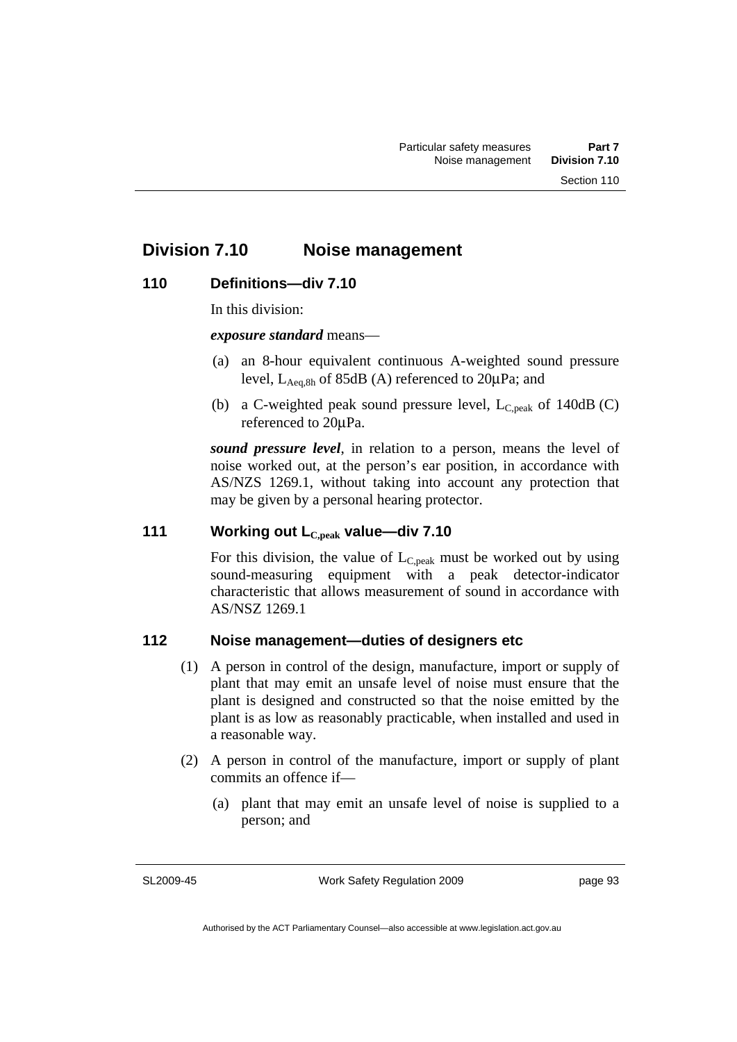## Division 7.10 Noise management

### 110 Definitions—div 7.10

In this division:

***exposure standard*** means—

(a) an 8-hour equivalent continuous A-weighted sound pressure level, $L_{Aeq,8h}$ of 85dB (A) referenced to 20µPa; and

(b) a C-weighted peak sound pressure level, $L_{C,peak}$ of 140dB (C) referenced to 20µPa.

***sound pressure level***, in relation to a person, means the level of noise worked out, at the person's ear position, in accordance with AS/NZS 1269.1, without taking into account any protection that may be given by a personal hearing protector.

### 111 Working out $L_{C,peak}$ value—div 7.10

For this division, the value of $L_{C,peak}$ must be worked out by using sound-measuring equipment with a peak detector-indicator characteristic that allows measurement of sound in accordance with AS/NSZ 1269.1

### 112 Noise management—duties of designers etc

(1) A person in control of the design, manufacture, import or supply of plant that may emit an unsafe level of noise must ensure that the plant is designed and constructed so that the noise emitted by the plant is as low as reasonably practicable, when installed and used in a reasonable way.

(2) A person in control of the manufacture, import or supply of plant commits an offence if—

(a) plant that may emit an unsafe level of noise is supplied to a person; and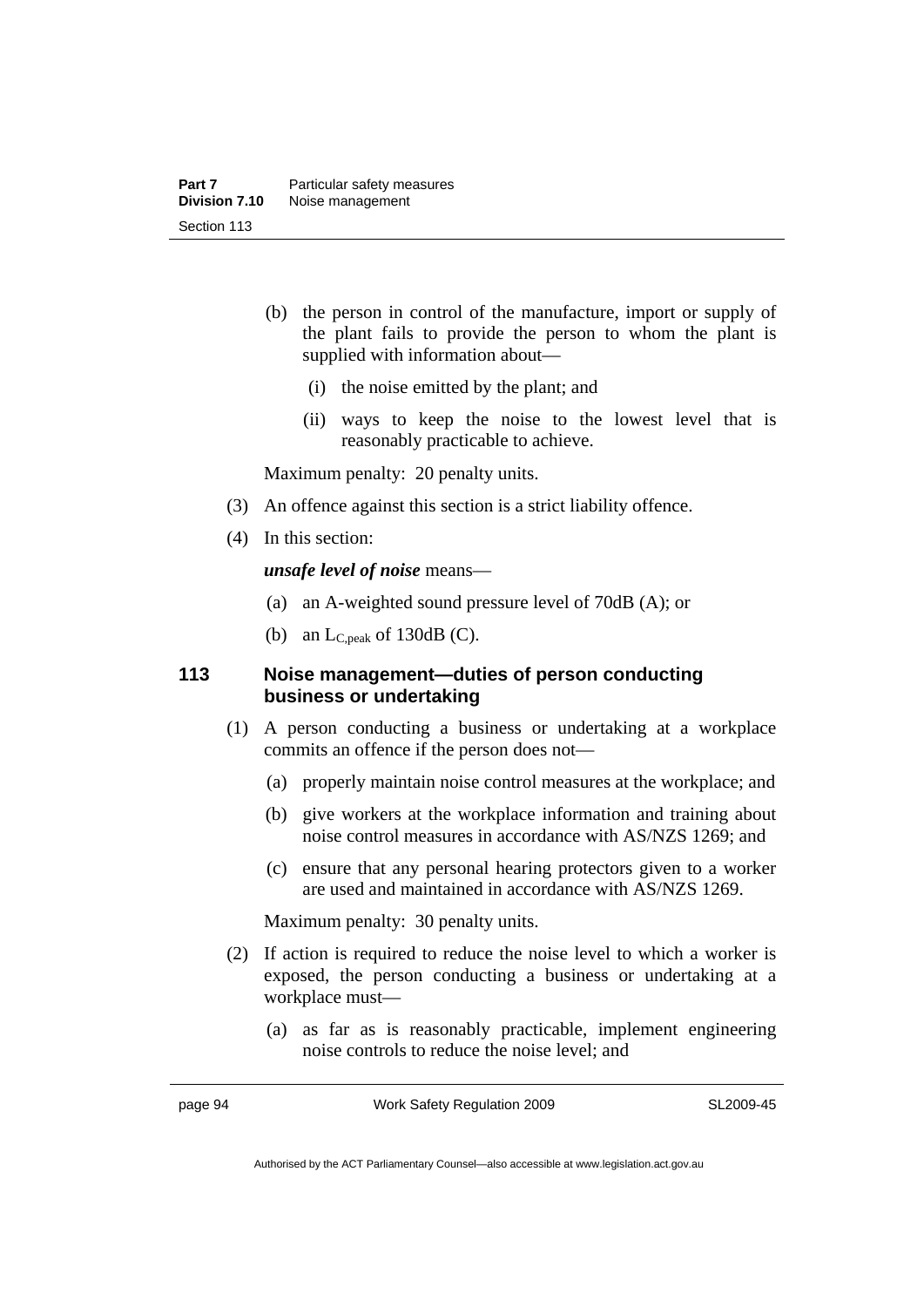(b) the person in control of the manufacture, import or supply of the plant fails to provide the person to whom the plant is supplied with information about—

(i) the noise emitted by the plant; and

(ii) ways to keep the noise to the lowest level that is reasonably practicable to achieve.

Maximum penalty: 20 penalty units.

(3) An offence against this section is a strict liability offence.

(4) In this section:

***unsafe level of noise*** means—

(a) an A-weighted sound pressure level of 70dB (A); or

(b) an $L_{C,peak}$ of 130dB (C).

## 113 Noise management—duties of person conducting business or undertaking

(1) A person conducting a business or undertaking at a workplace commits an offence if the person does not—

(a) properly maintain noise control measures at the workplace; and

(b) give workers at the workplace information and training about noise control measures in accordance with AS/NZS 1269; and

(c) ensure that any personal hearing protectors given to a worker are used and maintained in accordance with AS/NZS 1269.

Maximum penalty: 30 penalty units.

(2) If action is required to reduce the noise level to which a worker is exposed, the person conducting a business or undertaking at a workplace must—

(a) as far as is reasonably practicable, implement engineering noise controls to reduce the noise level; and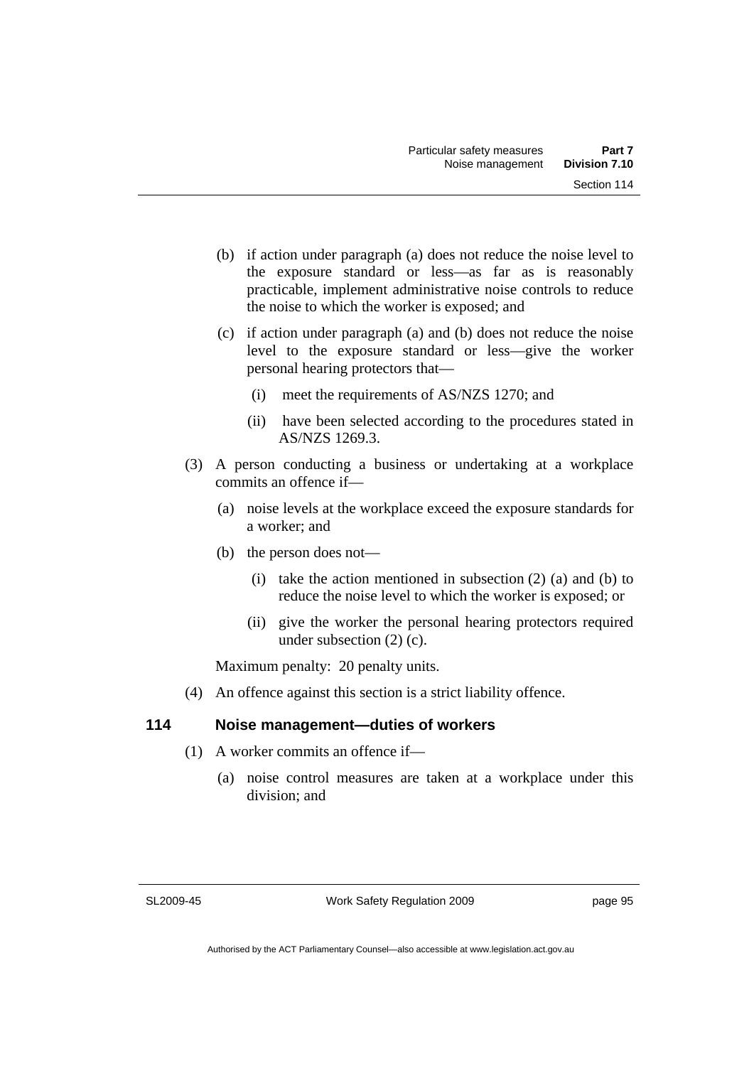(b) if action under paragraph (a) does not reduce the noise level to the exposure standard or less—as far as is reasonably practicable, implement administrative noise controls to reduce the noise to which the worker is exposed; and

(c) if action under paragraph (a) and (b) does not reduce the noise level to the exposure standard or less—give the worker personal hearing protectors that—

(i) meet the requirements of AS/NZS 1270; and

(ii) have been selected according to the procedures stated in AS/NZS 1269.3.

(3) A person conducting a business or undertaking at a workplace commits an offence if—

(a) noise levels at the workplace exceed the exposure standards for a worker; and

(b) the person does not—

(i) take the action mentioned in subsection (2) (a) and (b) to reduce the noise level to which the worker is exposed; or

(ii) give the worker the personal hearing protectors required under subsection (2) (c).

Maximum penalty: 20 penalty units.

(4) An offence against this section is a strict liability offence.

### 114 Noise management—duties of workers

(1) A worker commits an offence if—

(a) noise control measures are taken at a workplace under this division; and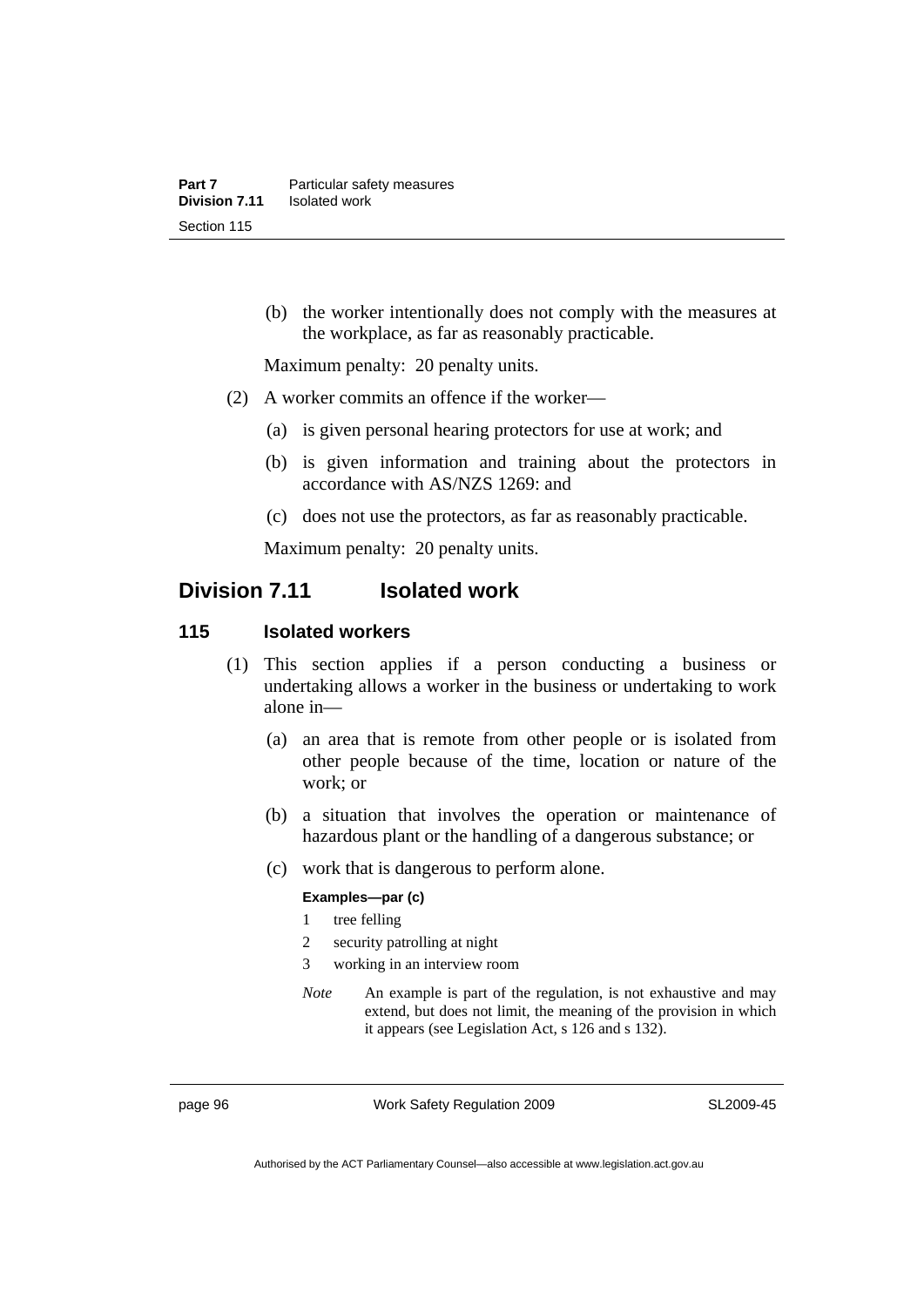(b) the worker intentionally does not comply with the measures at the workplace, as far as reasonably practicable.

Maximum penalty: 20 penalty units.

(2) A worker commits an offence if the worker—

(a) is given personal hearing protectors for use at work; and

(b) is given information and training about the protectors in accordance with AS/NZS 1269: and

(c) does not use the protectors, as far as reasonably practicable.

Maximum penalty: 20 penalty units.

## Division 7.11 Isolated work

### 115 Isolated workers

(1) This section applies if a person conducting a business or undertaking allows a worker in the business or undertaking to work alone in—

(a) an area that is remote from other people or is isolated from other people because of the time, location or nature of the work; or

(b) a situation that involves the operation or maintenance of hazardous plant or the handling of a dangerous substance; or

(c) work that is dangerous to perform alone.

**Examples—par (c)**

1 tree felling

2 security patrolling at night

3 working in an interview room

*Note* An example is part of the regulation, is not exhaustive and may extend, but does not limit, the meaning of the provision in which it appears (see Legislation Act, s 126 and s 132).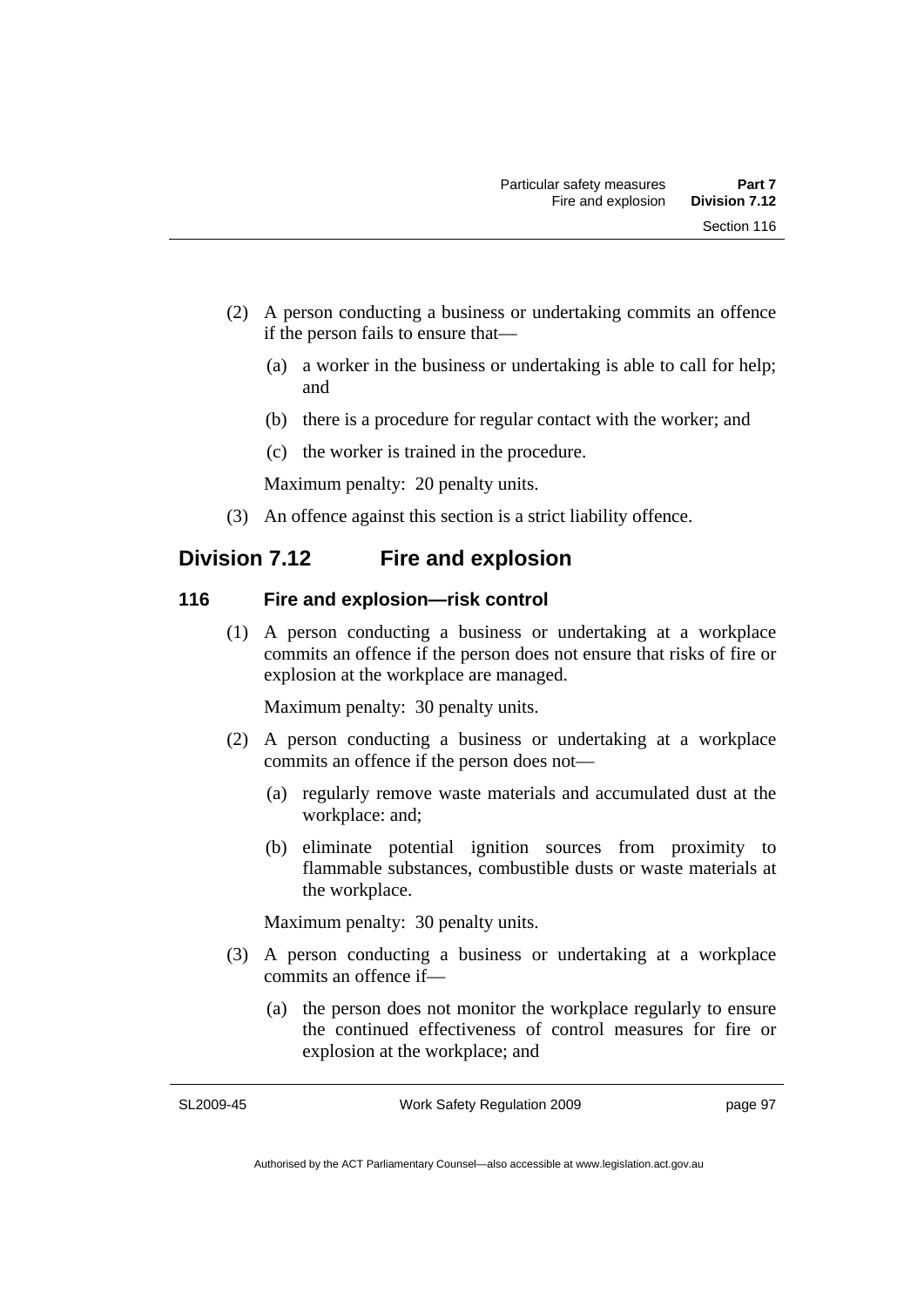(2) A person conducting a business or undertaking commits an offence if the person fails to ensure that—

(a) a worker in the business or undertaking is able to call for help; and

(b) there is a procedure for regular contact with the worker; and

(c) the worker is trained in the procedure.

Maximum penalty: 20 penalty units.

(3) An offence against this section is a strict liability offence.

## Division 7.12 Fire and explosion

### 116 Fire and explosion—risk control

(1) A person conducting a business or undertaking at a workplace commits an offence if the person does not ensure that risks of fire or explosion at the workplace are managed.

Maximum penalty: 30 penalty units.

(2) A person conducting a business or undertaking at a workplace commits an offence if the person does not—

(a) regularly remove waste materials and accumulated dust at the workplace: and;

(b) eliminate potential ignition sources from proximity to flammable substances, combustible dusts or waste materials at the workplace.

Maximum penalty: 30 penalty units.

(3) A person conducting a business or undertaking at a workplace commits an offence if—

(a) the person does not monitor the workplace regularly to ensure the continued effectiveness of control measures for fire or explosion at the workplace; and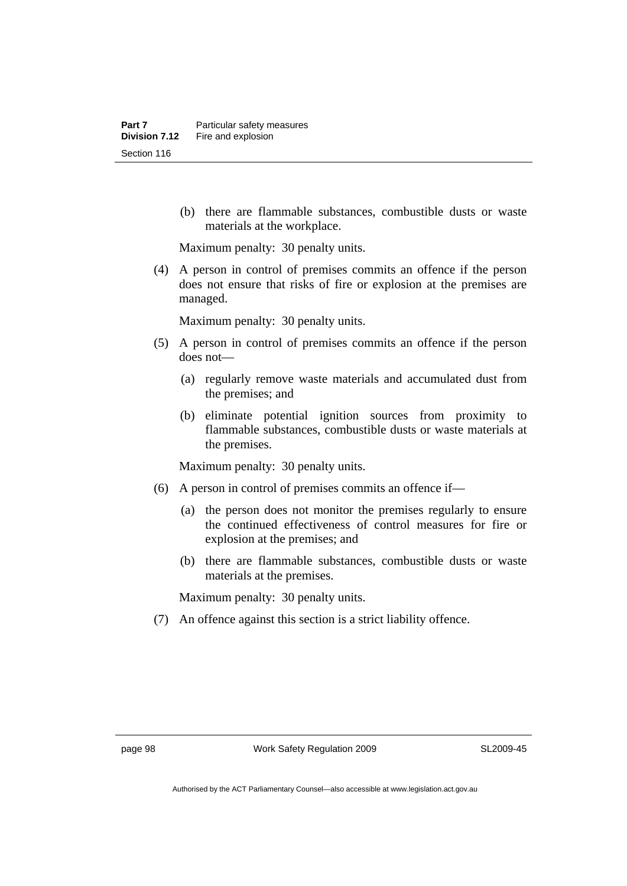(b) there are flammable substances, combustible dusts or waste materials at the workplace.

Maximum penalty: 30 penalty units.

(4) A person in control of premises commits an offence if the person does not ensure that risks of fire or explosion at the premises are managed.

Maximum penalty: 30 penalty units.

(5) A person in control of premises commits an offence if the person does not—

(a) regularly remove waste materials and accumulated dust from the premises; and

(b) eliminate potential ignition sources from proximity to flammable substances, combustible dusts or waste materials at the premises.

Maximum penalty: 30 penalty units.

(6) A person in control of premises commits an offence if—

(a) the person does not monitor the premises regularly to ensure the continued effectiveness of control measures for fire or explosion at the premises; and

(b) there are flammable substances, combustible dusts or waste materials at the premises.

Maximum penalty: 30 penalty units.

(7) An offence against this section is a strict liability offence.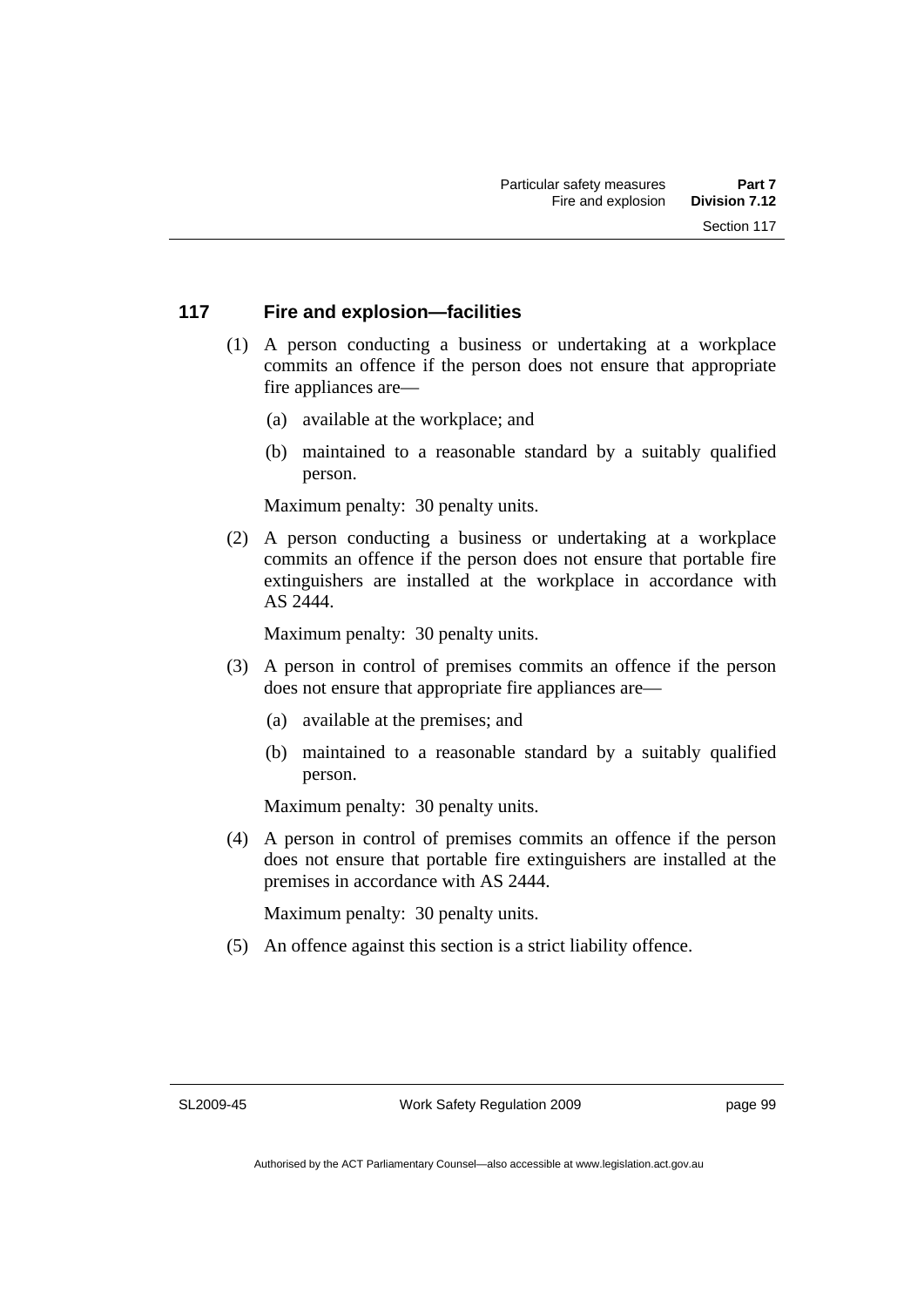## 117 Fire and explosion—facilities

(1) A person conducting a business or undertaking at a workplace commits an offence if the person does not ensure that appropriate fire appliances are—

(a) available at the workplace; and

(b) maintained to a reasonable standard by a suitably qualified person.

Maximum penalty: 30 penalty units.

(2) A person conducting a business or undertaking at a workplace commits an offence if the person does not ensure that portable fire extinguishers are installed at the workplace in accordance with AS 2444.

Maximum penalty: 30 penalty units.

(3) A person in control of premises commits an offence if the person does not ensure that appropriate fire appliances are—

(a) available at the premises; and

(b) maintained to a reasonable standard by a suitably qualified person.

Maximum penalty: 30 penalty units.

(4) A person in control of premises commits an offence if the person does not ensure that portable fire extinguishers are installed at the premises in accordance with AS 2444.

Maximum penalty: 30 penalty units.

(5) An offence against this section is a strict liability offence.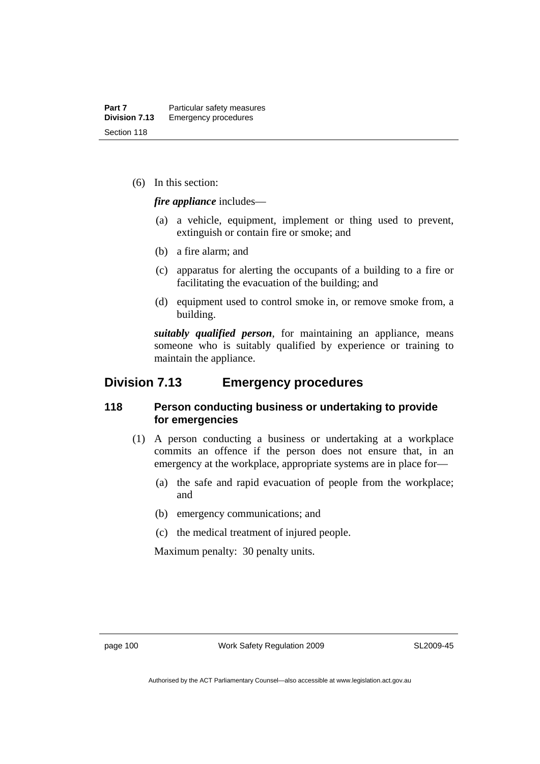(6) In this section:

***fire appliance*** includes—

(a) a vehicle, equipment, implement or thing used to prevent, extinguish or contain fire or smoke; and

(b) a fire alarm; and

(c) apparatus for alerting the occupants of a building to a fire or facilitating the evacuation of the building; and

(d) equipment used to control smoke in, or remove smoke from, a building.

***suitably qualified person***, for maintaining an appliance, means someone who is suitably qualified by experience or training to maintain the appliance.

## Division 7.13 Emergency procedures

### 118 Person conducting business or undertaking to provide for emergencies

(1) A person conducting a business or undertaking at a workplace commits an offence if the person does not ensure that, in an emergency at the workplace, appropriate systems are in place for—

(a) the safe and rapid evacuation of people from the workplace; and

(b) emergency communications; and

(c) the medical treatment of injured people.

Maximum penalty: 30 penalty units.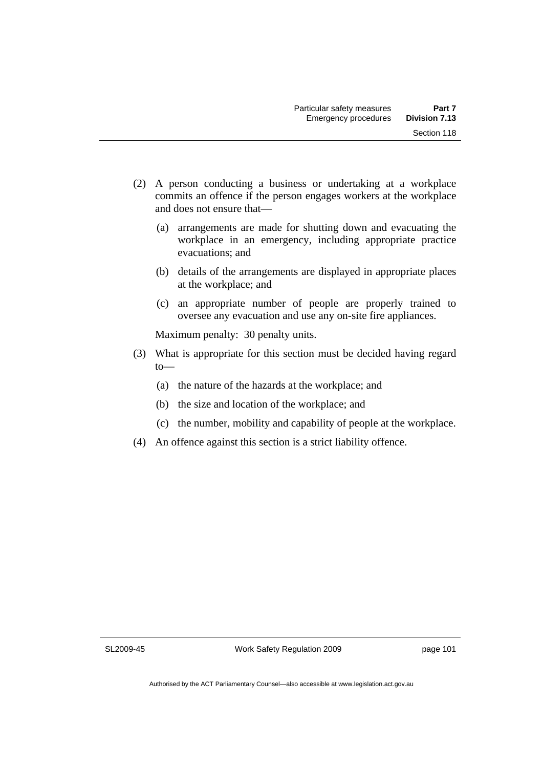(2) A person conducting a business or undertaking at a workplace commits an offence if the person engages workers at the workplace and does not ensure that—

(a) arrangements are made for shutting down and evacuating the workplace in an emergency, including appropriate practice evacuations; and

(b) details of the arrangements are displayed in appropriate places at the workplace; and

(c) an appropriate number of people are properly trained to oversee any evacuation and use any on-site fire appliances.

Maximum penalty: 30 penalty units.

(3) What is appropriate for this section must be decided having regard to—

(a) the nature of the hazards at the workplace; and

(b) the size and location of the workplace; and

(c) the number, mobility and capability of people at the workplace.

(4) An offence against this section is a strict liability offence.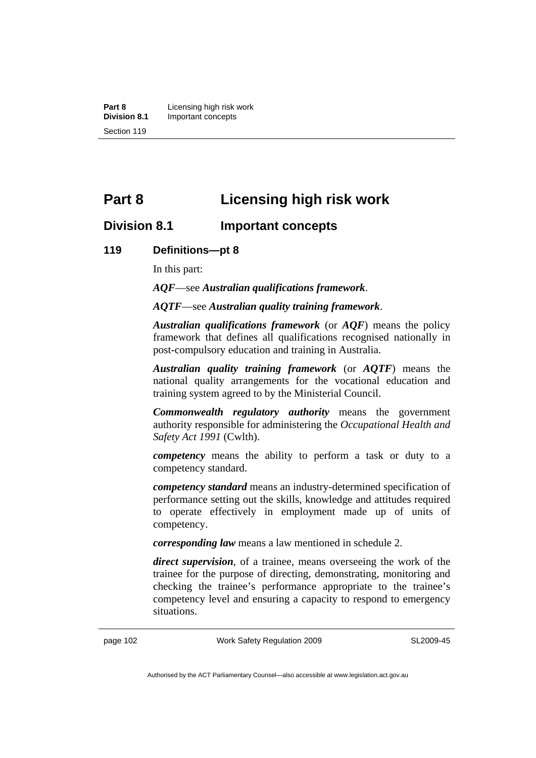# Part 8 Licensing high risk work

## Division 8.1 Important concepts

### 119 Definitions—pt 8

In this part:

***AQF***—see ***Australian qualifications framework***.

***AQTF***—see ***Australian quality training framework***.

***Australian qualifications framework*** (or ***AQF***) means the policy framework that defines all qualifications recognised nationally in post-compulsory education and training in Australia.

***Australian quality training framework*** (or ***AQTF***) means the national quality arrangements for the vocational education and training system agreed to by the Ministerial Council.

***Commonwealth regulatory authority*** means the government authority responsible for administering the *Occupational Health and Safety Act 1991* (Cwlth).

***competency*** means the ability to perform a task or duty to a competency standard.

***competency standard*** means an industry-determined specification of performance setting out the skills, knowledge and attitudes required to operate effectively in employment made up of units of competency.

***corresponding law*** means a law mentioned in schedule 2.

***direct supervision***, of a trainee, means overseeing the work of the trainee for the purpose of directing, demonstrating, monitoring and checking the trainee's performance appropriate to the trainee's competency level and ensuring a capacity to respond to emergency situations.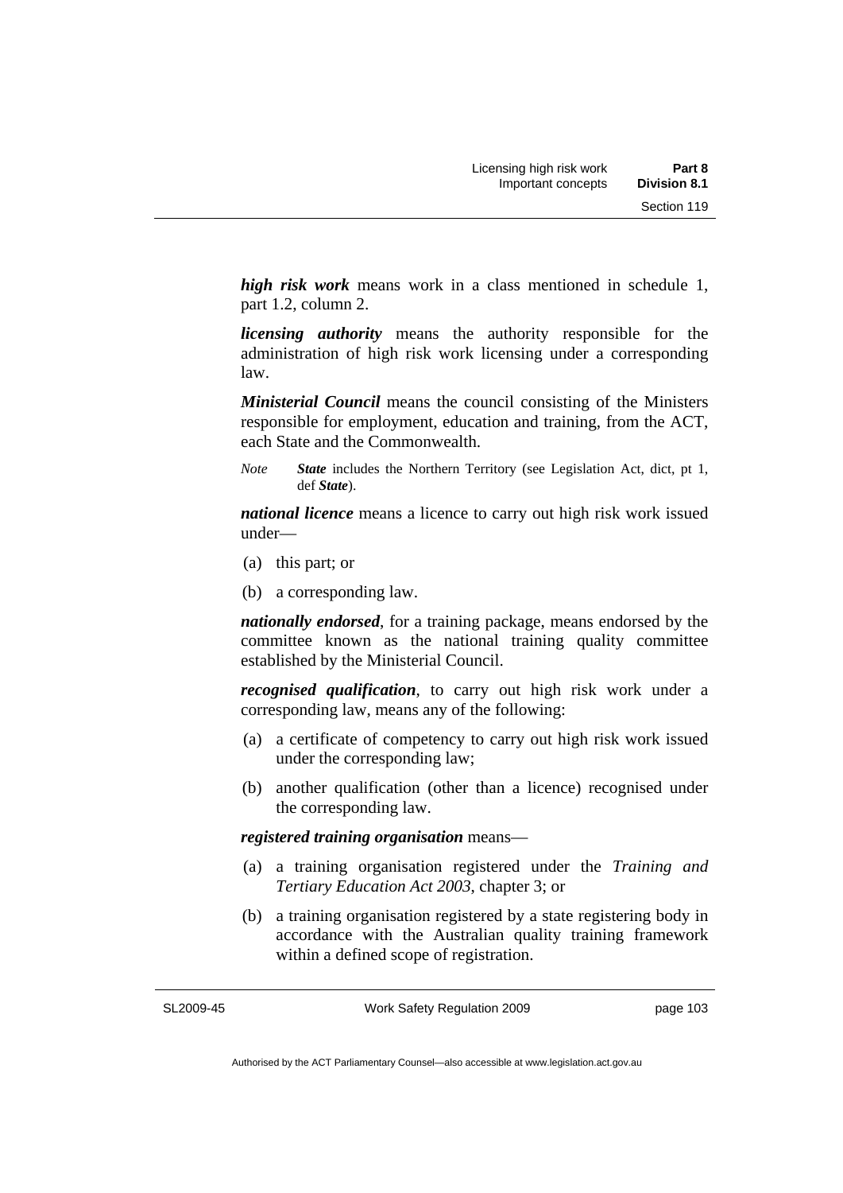***high risk work*** means work in a class mentioned in schedule 1, part 1.2, column 2.

***licensing authority*** means the authority responsible for the administration of high risk work licensing under a corresponding law.

***Ministerial Council*** means the council consisting of the Ministers responsible for employment, education and training, from the ACT, each State and the Commonwealth.

*Note* ***State*** includes the Northern Territory (see Legislation Act, dict, pt 1, def ***State***).

***national licence*** means a licence to carry out high risk work issued under—

(a) this part; or

(b) a corresponding law.

***nationally endorsed***, for a training package, means endorsed by the committee known as the national training quality committee established by the Ministerial Council.

***recognised qualification***, to carry out high risk work under a corresponding law, means any of the following:

(a) a certificate of competency to carry out high risk work issued under the corresponding law;

(b) another qualification (other than a licence) recognised under the corresponding law.

***registered training organisation*** means—

(a) a training organisation registered under the *Training and Tertiary Education Act 2003*, chapter 3; or

(b) a training organisation registered by a state registering body in accordance with the Australian quality training framework within a defined scope of registration.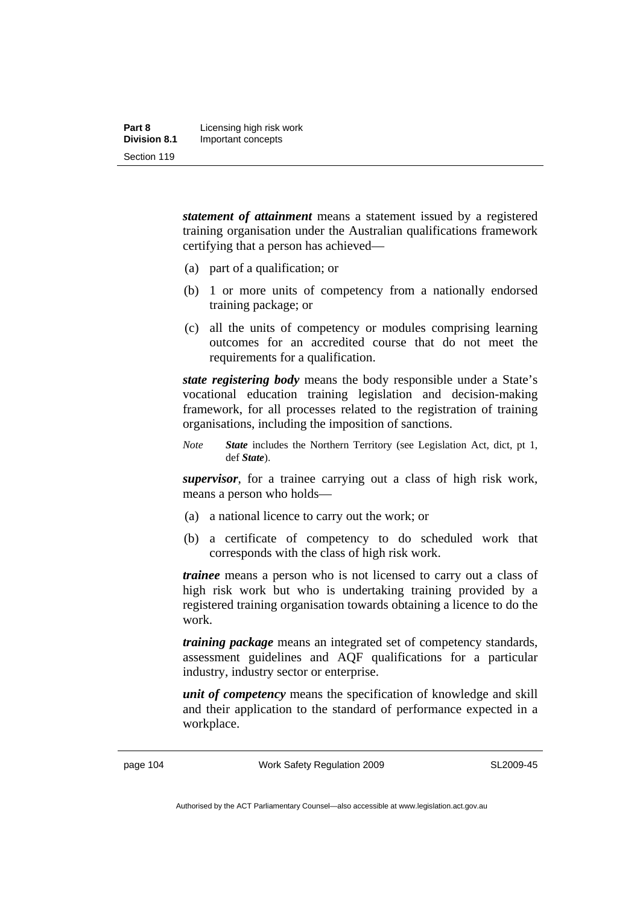***statement of attainment*** means a statement issued by a registered training organisation under the Australian qualifications framework certifying that a person has achieved—

(a) part of a qualification; or

(b) 1 or more units of competency from a nationally endorsed training package; or

(c) all the units of competency or modules comprising learning outcomes for an accredited course that do not meet the requirements for a qualification.

***state registering body*** means the body responsible under a State's vocational education training legislation and decision-making framework, for all processes related to the registration of training organisations, including the imposition of sanctions.

*Note* ***State*** includes the Northern Territory (see Legislation Act, dict, pt 1, def ***State***).

***supervisor***, for a trainee carrying out a class of high risk work, means a person who holds—

(a) a national licence to carry out the work; or

(b) a certificate of competency to do scheduled work that corresponds with the class of high risk work.

***trainee*** means a person who is not licensed to carry out a class of high risk work but who is undertaking training provided by a registered training organisation towards obtaining a licence to do the work.

***training package*** means an integrated set of competency standards, assessment guidelines and AQF qualifications for a particular industry, industry sector or enterprise.

***unit of competency*** means the specification of knowledge and skill and their application to the standard of performance expected in a workplace.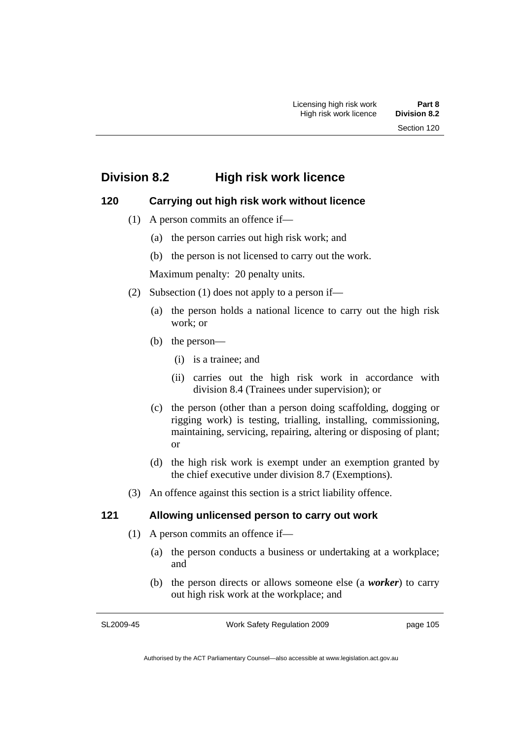## Division 8.2 High risk work licence

### 120 Carrying out high risk work without licence

(1) A person commits an offence if—

(a) the person carries out high risk work; and

(b) the person is not licensed to carry out the work.

Maximum penalty: 20 penalty units.

(2) Subsection (1) does not apply to a person if—

(a) the person holds a national licence to carry out the high risk work; or

(b) the person—

(i) is a trainee; and

(ii) carries out the high risk work in accordance with division 8.4 (Trainees under supervision); or

(c) the person (other than a person doing scaffolding, dogging or rigging work) is testing, trialling, installing, commissioning, maintaining, servicing, repairing, altering or disposing of plant; or

(d) the high risk work is exempt under an exemption granted by the chief executive under division 8.7 (Exemptions).

(3) An offence against this section is a strict liability offence.

### 121 Allowing unlicensed person to carry out work

(1) A person commits an offence if—

(a) the person conducts a business or undertaking at a workplace; and

(b) the person directs or allows someone else (a ***worker***) to carry out high risk work at the workplace; and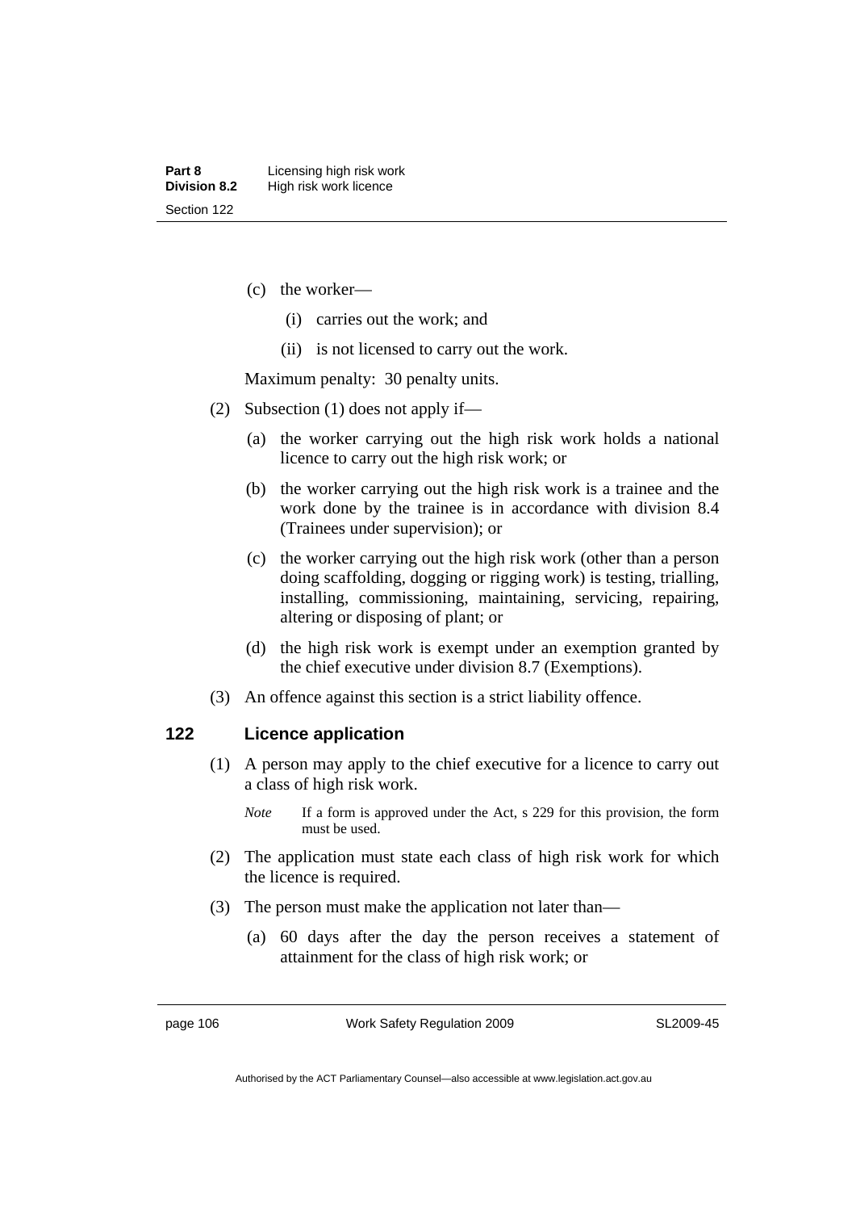(c) the worker—

(i) carries out the work; and

(ii) is not licensed to carry out the work.

Maximum penalty: 30 penalty units.

(2) Subsection (1) does not apply if—

(a) the worker carrying out the high risk work holds a national licence to carry out the high risk work; or

(b) the worker carrying out the high risk work is a trainee and the work done by the trainee is in accordance with division 8.4 (Trainees under supervision); or

(c) the worker carrying out the high risk work (other than a person doing scaffolding, dogging or rigging work) is testing, trialling, installing, commissioning, maintaining, servicing, repairing, altering or disposing of plant; or

(d) the high risk work is exempt under an exemption granted by the chief executive under division 8.7 (Exemptions).

(3) An offence against this section is a strict liability offence.

## 122 Licence application

(1) A person may apply to the chief executive for a licence to carry out a class of high risk work.

*Note* If a form is approved under the Act, s 229 for this provision, the form must be used.

(2) The application must state each class of high risk work for which the licence is required.

(3) The person must make the application not later than—

(a) 60 days after the day the person receives a statement of attainment for the class of high risk work; or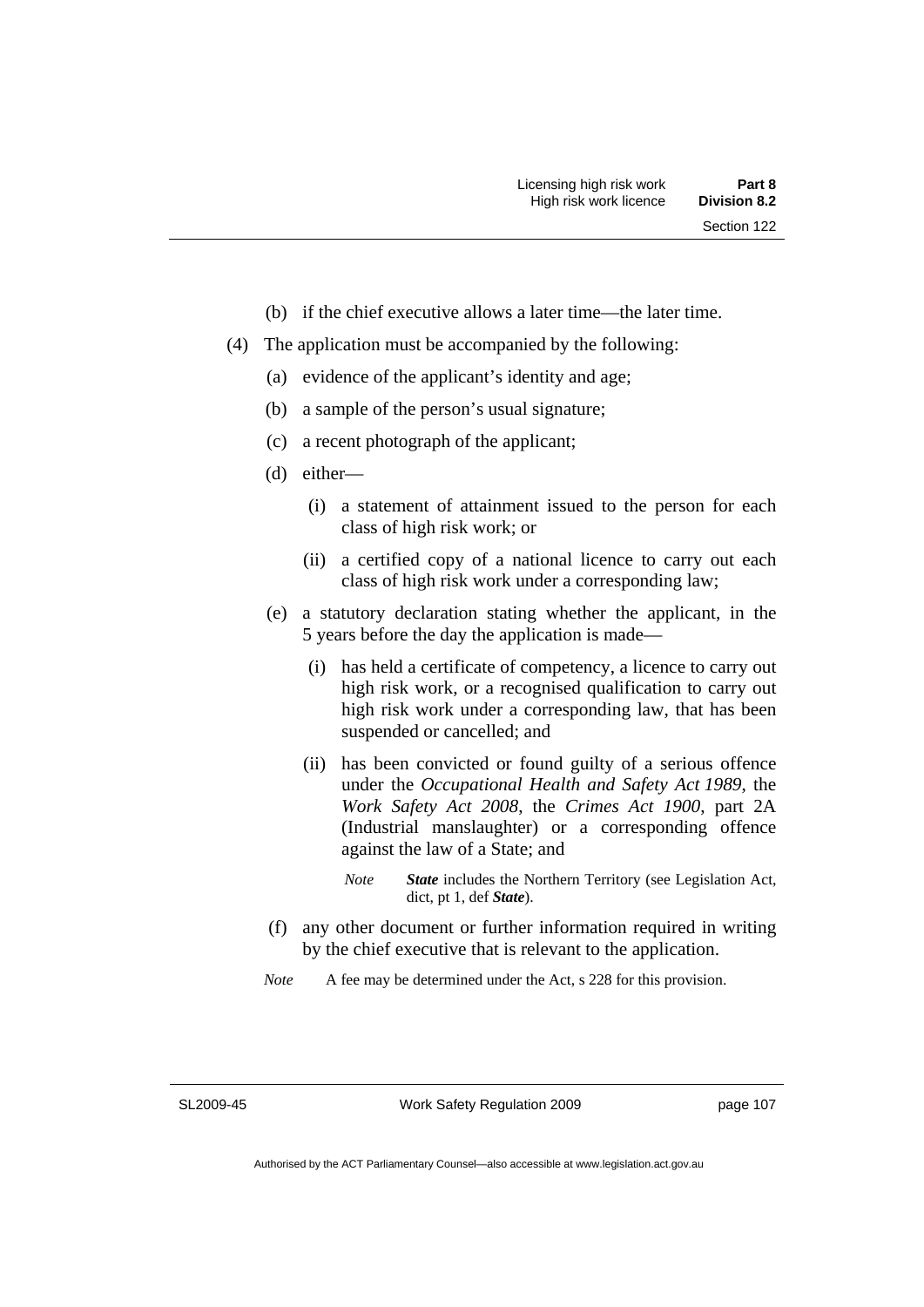(b) if the chief executive allows a later time—the later time.

(4) The application must be accompanied by the following:

(a) evidence of the applicant's identity and age;

(b) a sample of the person's usual signature;

(c) a recent photograph of the applicant;

(d) either—

(i) a statement of attainment issued to the person for each class of high risk work; or

(ii) a certified copy of a national licence to carry out each class of high risk work under a corresponding law;

(e) a statutory declaration stating whether the applicant, in the 5 years before the day the application is made—

(i) has held a certificate of competency, a licence to carry out high risk work, or a recognised qualification to carry out high risk work under a corresponding law, that has been suspended or cancelled; and

(ii) has been convicted or found guilty of a serious offence under the *Occupational Health and Safety Act 1989*, the *Work Safety Act 2008*, the *Crimes Act 1900*, part 2A (Industrial manslaughter) or a corresponding offence against the law of a State; and

*Note* ***State*** includes the Northern Territory (see Legislation Act, dict, pt 1, def ***State***).

(f) any other document or further information required in writing by the chief executive that is relevant to the application.

*Note* A fee may be determined under the Act, s 228 for this provision.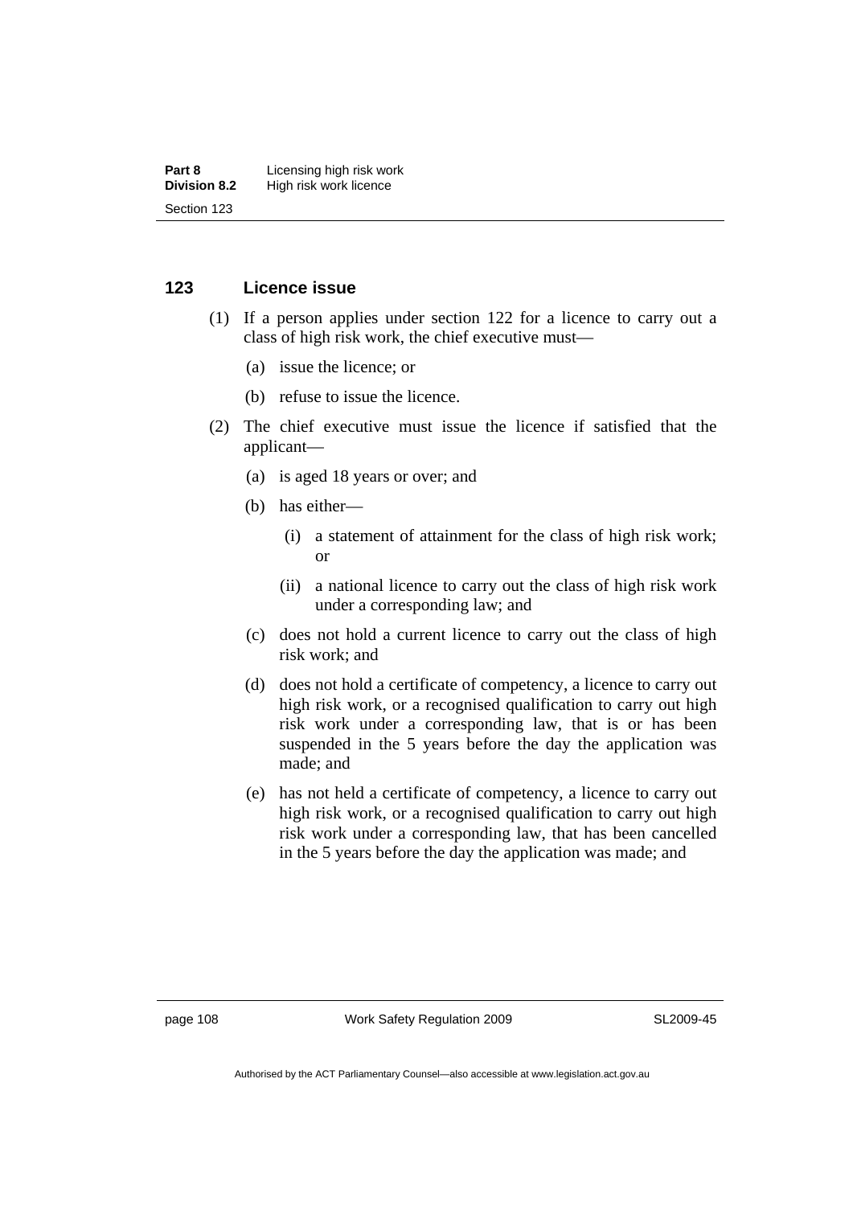### 123 Licence issue

(1) If a person applies under section 122 for a licence to carry out a class of high risk work, the chief executive must—

(a) issue the licence; or

(b) refuse to issue the licence.

(2) The chief executive must issue the licence if satisfied that the applicant—

(a) is aged 18 years or over; and

(b) has either—

(i) a statement of attainment for the class of high risk work; or

(ii) a national licence to carry out the class of high risk work under a corresponding law; and

(c) does not hold a current licence to carry out the class of high risk work; and

(d) does not hold a certificate of competency, a licence to carry out high risk work, or a recognised qualification to carry out high risk work under a corresponding law, that is or has been suspended in the 5 years before the day the application was made; and

(e) has not held a certificate of competency, a licence to carry out high risk work, or a recognised qualification to carry out high risk work under a corresponding law, that has been cancelled in the 5 years before the day the application was made; and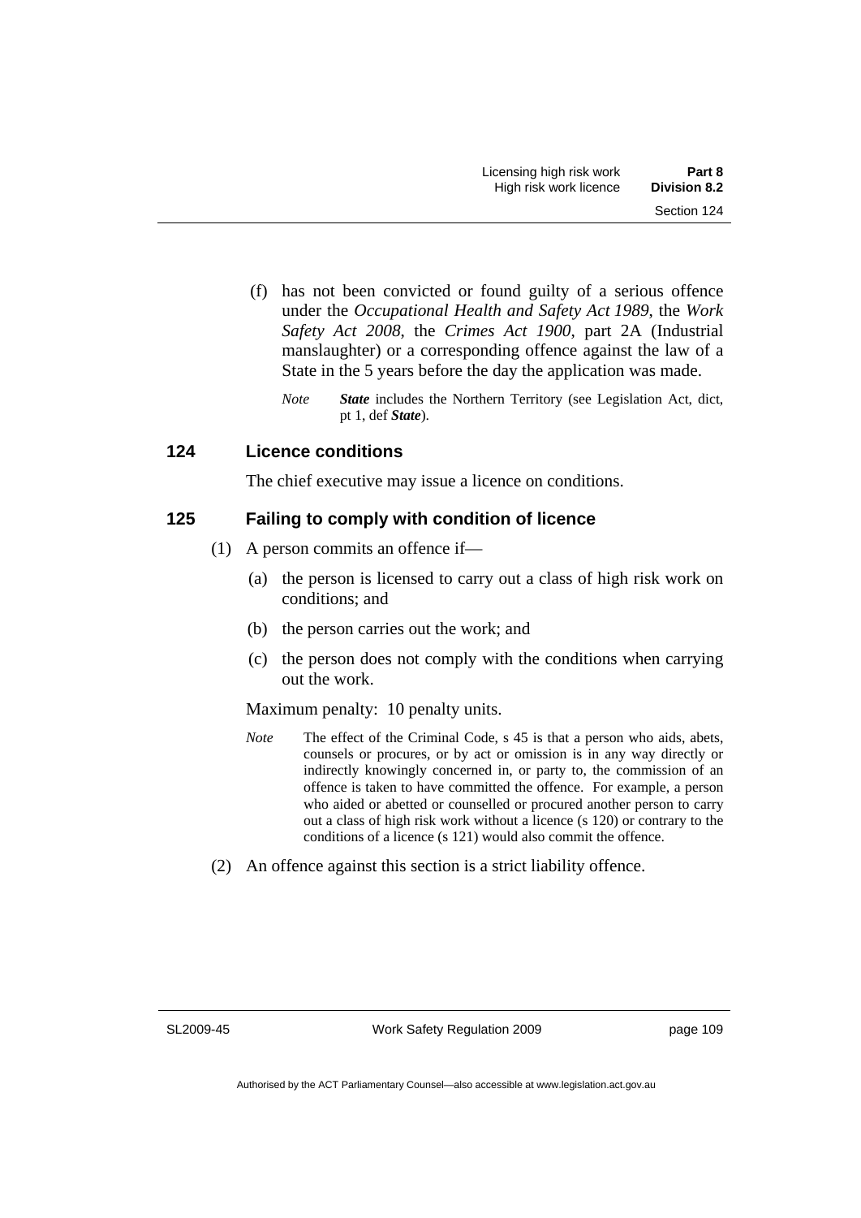(f) has not been convicted or found guilty of a serious offence under the *Occupational Health and Safety Act 1989*, the *Work Safety Act 2008*, the *Crimes Act 1900*, part 2A (Industrial manslaughter) or a corresponding offence against the law of a State in the 5 years before the day the application was made.

*Note* ***State*** includes the Northern Territory (see Legislation Act, dict, pt 1, def ***State***).

### 124 Licence conditions

The chief executive may issue a licence on conditions.

### 125 Failing to comply with condition of licence

(1) A person commits an offence if—

(a) the person is licensed to carry out a class of high risk work on conditions; and

(b) the person carries out the work; and

(c) the person does not comply with the conditions when carrying out the work.

Maximum penalty: 10 penalty units.

*Note* The effect of the Criminal Code, s 45 is that a person who aids, abets, counsels or procures, or by act or omission is in any way directly or indirectly knowingly concerned in, or party to, the commission of an offence is taken to have committed the offence. For example, a person who aided or abetted or counselled or procured another person to carry out a class of high risk work without a licence (s 120) or contrary to the conditions of a licence (s 121) would also commit the offence.

(2) An offence against this section is a strict liability offence.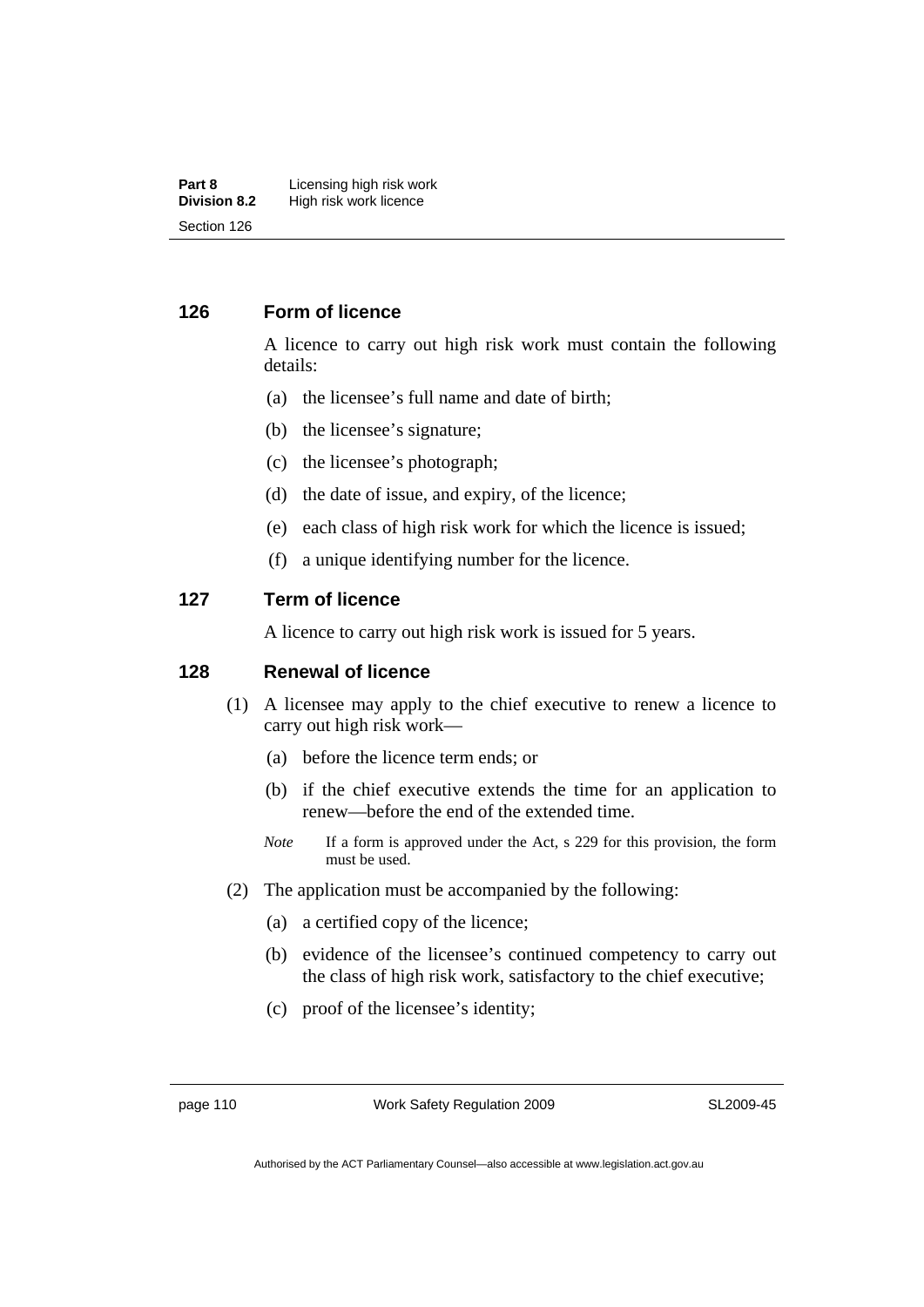## 126 Form of licence

A licence to carry out high risk work must contain the following details:

(a) the licensee's full name and date of birth;

(b) the licensee's signature;

(c) the licensee's photograph;

(d) the date of issue, and expiry, of the licence;

(e) each class of high risk work for which the licence is issued;

(f) a unique identifying number for the licence.

## 127 Term of licence

A licence to carry out high risk work is issued for 5 years.

## 128 Renewal of licence

(1) A licensee may apply to the chief executive to renew a licence to carry out high risk work—

(a) before the licence term ends; or

(b) if the chief executive extends the time for an application to renew—before the end of the extended time.

*Note* If a form is approved under the Act, s 229 for this provision, the form must be used.

(2) The application must be accompanied by the following:

(a) a certified copy of the licence;

(b) evidence of the licensee's continued competency to carry out the class of high risk work, satisfactory to the chief executive;

(c) proof of the licensee's identity;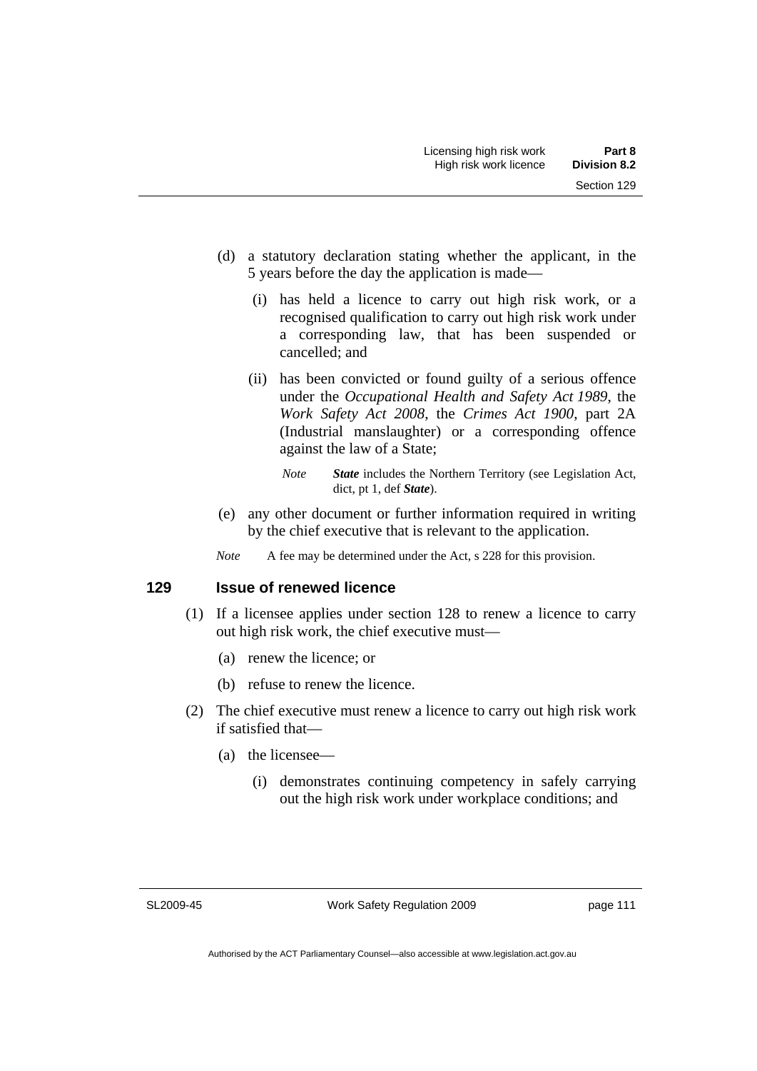(d) a statutory declaration stating whether the applicant, in the 5 years before the day the application is made—

  (i) has held a licence to carry out high risk work, or a recognised qualification to carry out high risk work under a corresponding law, that has been suspended or cancelled; and

  (ii) has been convicted or found guilty of a serious offence under the *Occupational Health and Safety Act 1989*, the *Work Safety Act 2008*, the *Crimes Act 1900*, part 2A (Industrial manslaughter) or a corresponding offence against the law of a State;

  *Note* ***State*** includes the Northern Territory (see Legislation Act, dict, pt 1, def ***State***).

(e) any other document or further information required in writing by the chief executive that is relevant to the application.

*Note* A fee may be determined under the Act, s 228 for this provision.

### 129 Issue of renewed licence

(1) If a licensee applies under section 128 to renew a licence to carry out high risk work, the chief executive must—

  (a) renew the licence; or

  (b) refuse to renew the licence.

(2) The chief executive must renew a licence to carry out high risk work if satisfied that—

  (a) the licensee—

    (i) demonstrates continuing competency in safely carrying out the high risk work under workplace conditions; and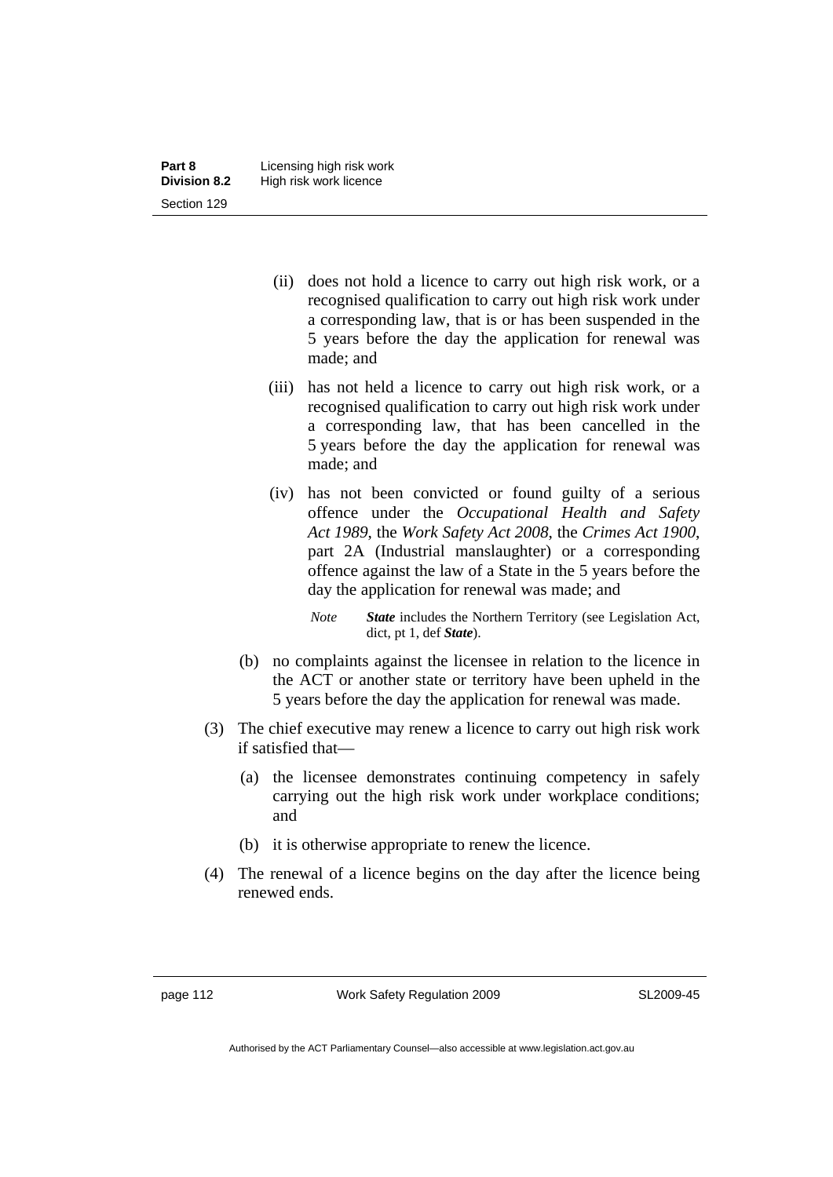(ii) does not hold a licence to carry out high risk work, or a recognised qualification to carry out high risk work under a corresponding law, that is or has been suspended in the 5 years before the day the application for renewal was made; and

(iii) has not held a licence to carry out high risk work, or a recognised qualification to carry out high risk work under a corresponding law, that has been cancelled in the 5 years before the day the application for renewal was made; and

(iv) has not been convicted or found guilty of a serious offence under the *Occupational Health and Safety Act 1989*, the *Work Safety Act 2008*, the *Crimes Act 1900*, part 2A (Industrial manslaughter) or a corresponding offence against the law of a State in the 5 years before the day the application for renewal was made; and

*Note* ***State*** includes the Northern Territory (see Legislation Act, dict, pt 1, def ***State***).

(b) no complaints against the licensee in relation to the licence in the ACT or another state or territory have been upheld in the 5 years before the day the application for renewal was made.

(3) The chief executive may renew a licence to carry out high risk work if satisfied that—

(a) the licensee demonstrates continuing competency in safely carrying out the high risk work under workplace conditions; and

(b) it is otherwise appropriate to renew the licence.

(4) The renewal of a licence begins on the day after the licence being renewed ends.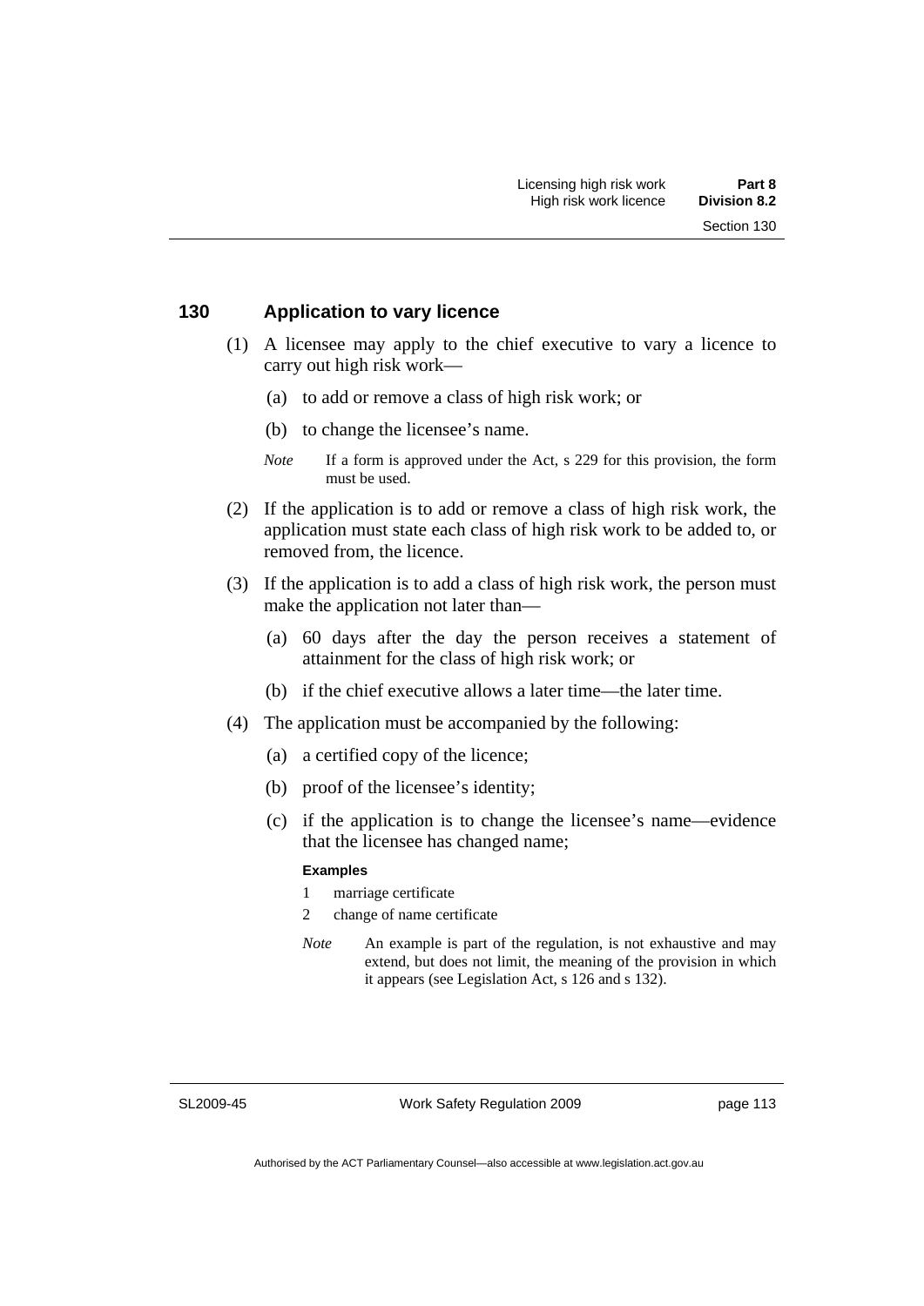## 130 Application to vary licence

(1) A licensee may apply to the chief executive to vary a licence to carry out high risk work—

(a) to add or remove a class of high risk work; or

(b) to change the licensee's name.

*Note* If a form is approved under the Act, s 229 for this provision, the form must be used.

(2) If the application is to add or remove a class of high risk work, the application must state each class of high risk work to be added to, or removed from, the licence.

(3) If the application is to add a class of high risk work, the person must make the application not later than—

(a) 60 days after the day the person receives a statement of attainment for the class of high risk work; or

(b) if the chief executive allows a later time—the later time.

(4) The application must be accompanied by the following:

(a) a certified copy of the licence;

(b) proof of the licensee's identity;

(c) if the application is to change the licensee's name—evidence that the licensee has changed name;

**Examples**

1 marriage certificate

2 change of name certificate

*Note* An example is part of the regulation, is not exhaustive and may extend, but does not limit, the meaning of the provision in which it appears (see Legislation Act, s 126 and s 132).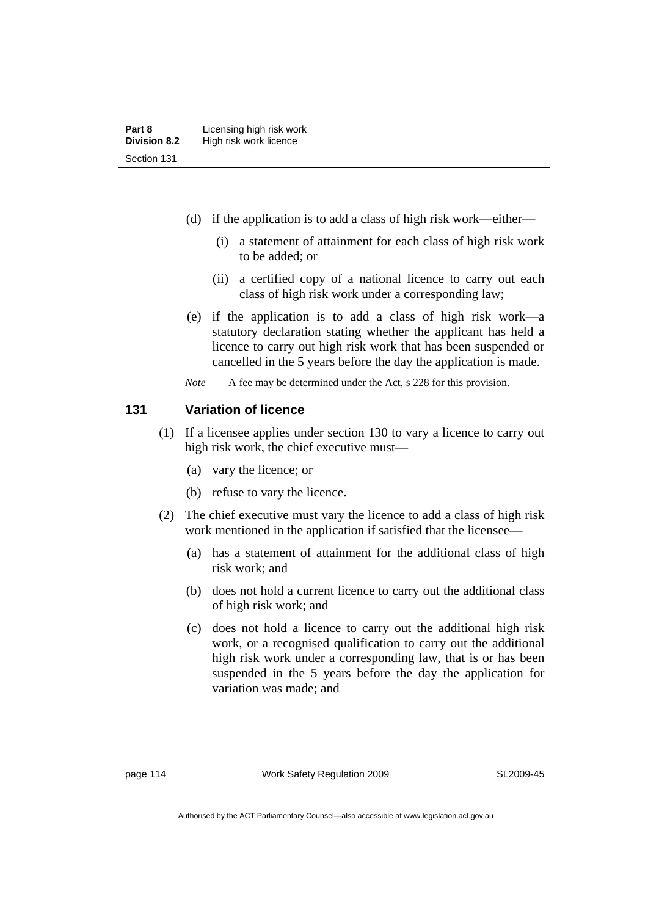(d) if the application is to add a class of high risk work—either—

   (i) a statement of attainment for each class of high risk work to be added; or

   (ii) a certified copy of a national licence to carry out each class of high risk work under a corresponding law;

(e) if the application is to add a class of high risk work—a statutory declaration stating whether the applicant has held a licence to carry out high risk work that has been suspended or cancelled in the 5 years before the day the application is made.

*Note* A fee may be determined under the Act, s 228 for this provision.

## 131 Variation of licence

(1) If a licensee applies under section 130 to vary a licence to carry out high risk work, the chief executive must—

   (a) vary the licence; or

   (b) refuse to vary the licence.

(2) The chief executive must vary the licence to add a class of high risk work mentioned in the application if satisfied that the licensee—

   (a) has a statement of attainment for the additional class of high risk work; and

   (b) does not hold a current licence to carry out the additional class of high risk work; and

   (c) does not hold a licence to carry out the additional high risk work, or a recognised qualification to carry out the additional high risk work under a corresponding law, that is or has been suspended in the 5 years before the day the application for variation was made; and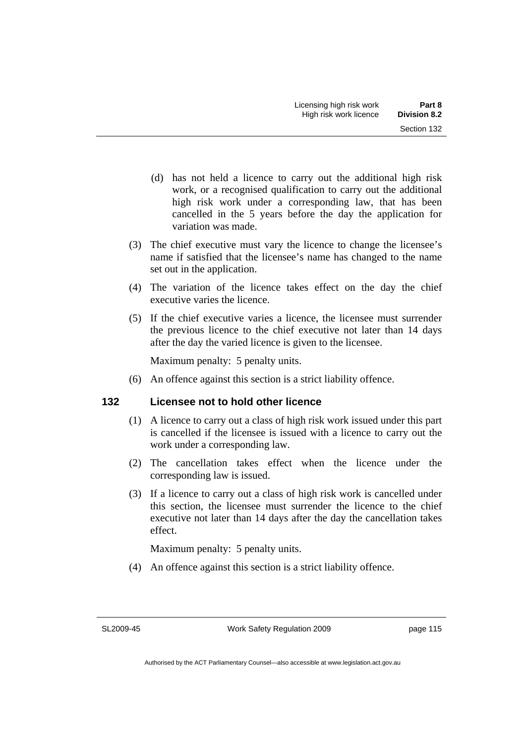(d) has not held a licence to carry out the additional high risk work, or a recognised qualification to carry out the additional high risk work under a corresponding law, that has been cancelled in the 5 years before the day the application for variation was made.

(3) The chief executive must vary the licence to change the licensee's name if satisfied that the licensee's name has changed to the name set out in the application.

(4) The variation of the licence takes effect on the day the chief executive varies the licence.

(5) If the chief executive varies a licence, the licensee must surrender the previous licence to the chief executive not later than 14 days after the day the varied licence is given to the licensee.

Maximum penalty: 5 penalty units.

(6) An offence against this section is a strict liability offence.

## 132 Licensee not to hold other licence

(1) A licence to carry out a class of high risk work issued under this part is cancelled if the licensee is issued with a licence to carry out the work under a corresponding law.

(2) The cancellation takes effect when the licence under the corresponding law is issued.

(3) If a licence to carry out a class of high risk work is cancelled under this section, the licensee must surrender the licence to the chief executive not later than 14 days after the day the cancellation takes effect.

Maximum penalty: 5 penalty units.

(4) An offence against this section is a strict liability offence.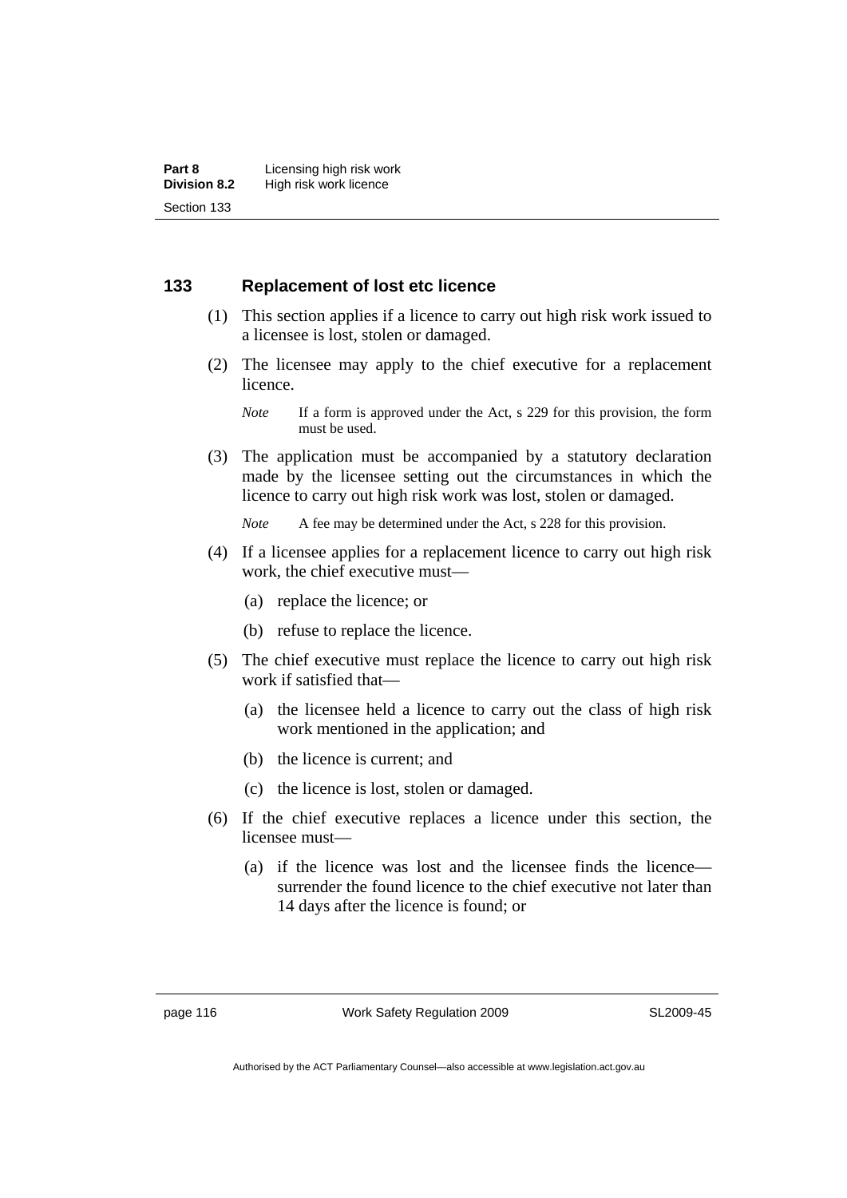## 133 Replacement of lost etc licence

(1) This section applies if a licence to carry out high risk work issued to a licensee is lost, stolen or damaged.

(2) The licensee may apply to the chief executive for a replacement licence.

> *Note* If a form is approved under the Act, s 229 for this provision, the form must be used.

(3) The application must be accompanied by a statutory declaration made by the licensee setting out the circumstances in which the licence to carry out high risk work was lost, stolen or damaged.

> *Note* A fee may be determined under the Act, s 228 for this provision.

(4) If a licensee applies for a replacement licence to carry out high risk work, the chief executive must—

- (a) replace the licence; or
- (b) refuse to replace the licence.

(5) The chief executive must replace the licence to carry out high risk work if satisfied that—

- (a) the licensee held a licence to carry out the class of high risk work mentioned in the application; and
- (b) the licence is current; and
- (c) the licence is lost, stolen or damaged.

(6) If the chief executive replaces a licence under this section, the licensee must—

- (a) if the licence was lost and the licensee finds the licence—surrender the found licence to the chief executive not later than 14 days after the licence is found; or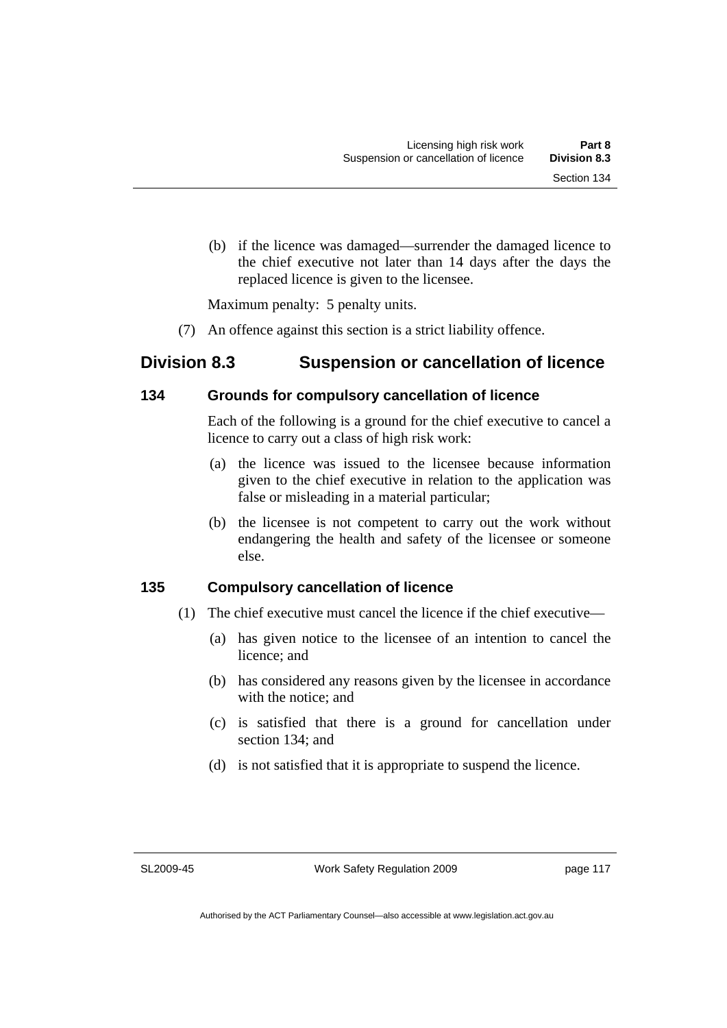(b) if the licence was damaged—surrender the damaged licence to the chief executive not later than 14 days after the days the replaced licence is given to the licensee.

Maximum penalty: 5 penalty units.

(7) An offence against this section is a strict liability offence.

## Division 8.3 Suspension or cancellation of licence

### 134 Grounds for compulsory cancellation of licence

Each of the following is a ground for the chief executive to cancel a licence to carry out a class of high risk work:

(a) the licence was issued to the licensee because information given to the chief executive in relation to the application was false or misleading in a material particular;

(b) the licensee is not competent to carry out the work without endangering the health and safety of the licensee or someone else.

### 135 Compulsory cancellation of licence

(1) The chief executive must cancel the licence if the chief executive—

(a) has given notice to the licensee of an intention to cancel the licence; and

(b) has considered any reasons given by the licensee in accordance with the notice; and

(c) is satisfied that there is a ground for cancellation under section 134; and

(d) is not satisfied that it is appropriate to suspend the licence.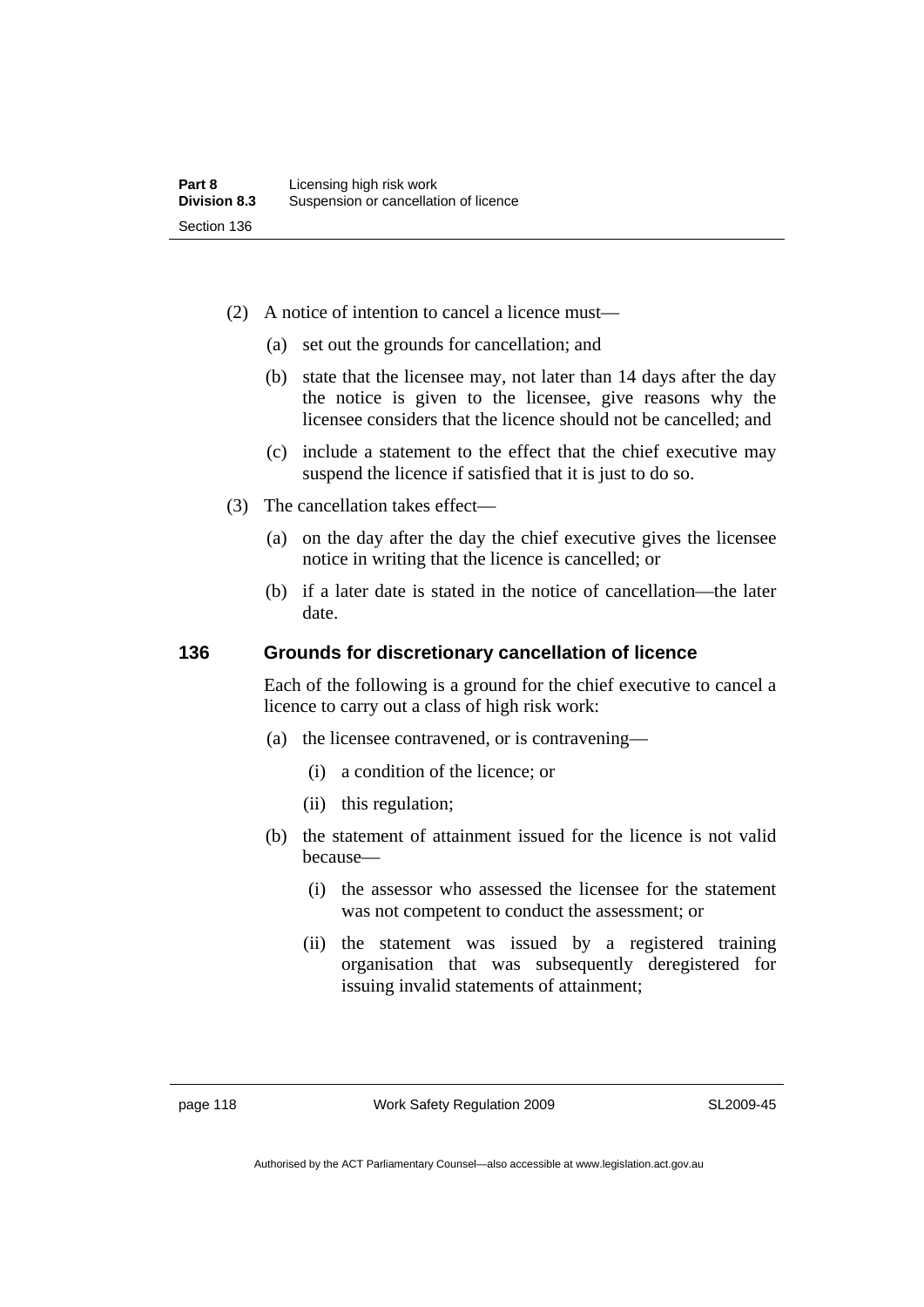(2) A notice of intention to cancel a licence must—

(a) set out the grounds for cancellation; and

(b) state that the licensee may, not later than 14 days after the day the notice is given to the licensee, give reasons why the licensee considers that the licence should not be cancelled; and

(c) include a statement to the effect that the chief executive may suspend the licence if satisfied that it is just to do so.

(3) The cancellation takes effect—

(a) on the day after the day the chief executive gives the licensee notice in writing that the licence is cancelled; or

(b) if a later date is stated in the notice of cancellation—the later date.

### 136 Grounds for discretionary cancellation of licence

Each of the following is a ground for the chief executive to cancel a licence to carry out a class of high risk work:

(a) the licensee contravened, or is contravening—

(i) a condition of the licence; or

(ii) this regulation;

(b) the statement of attainment issued for the licence is not valid because—

(i) the assessor who assessed the licensee for the statement was not competent to conduct the assessment; or

(ii) the statement was issued by a registered training organisation that was subsequently deregistered for issuing invalid statements of attainment;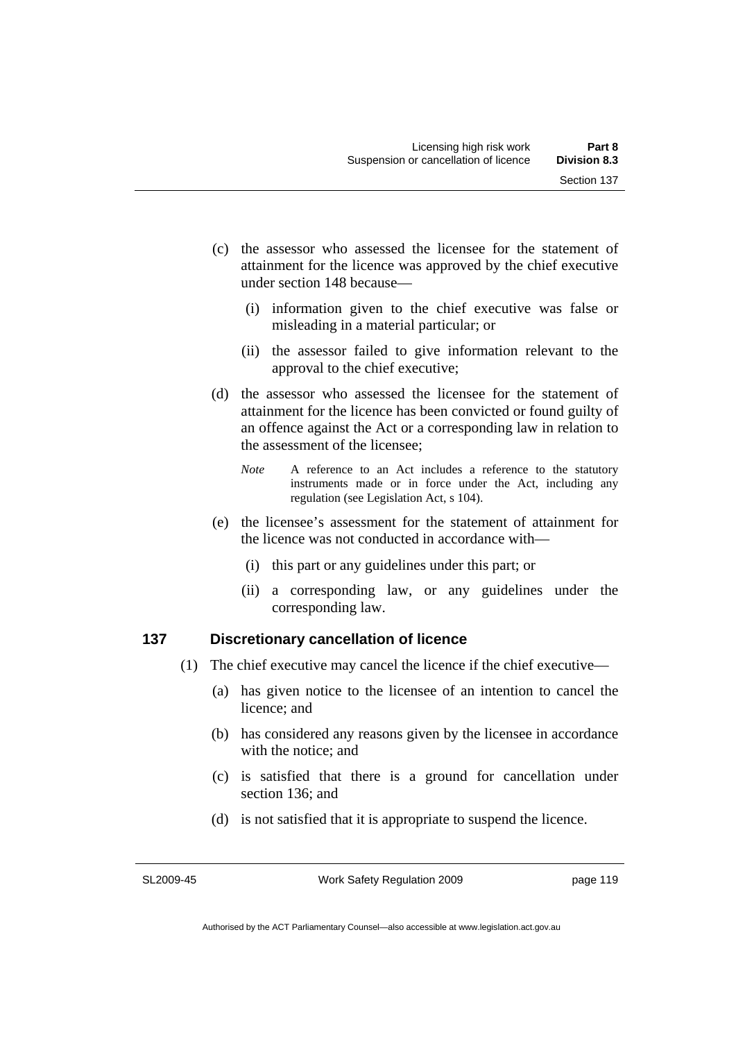(c) the assessor who assessed the licensee for the statement of attainment for the licence was approved by the chief executive under section 148 because—

(i) information given to the chief executive was false or misleading in a material particular; or

(ii) the assessor failed to give information relevant to the approval to the chief executive;

(d) the assessor who assessed the licensee for the statement of attainment for the licence has been convicted or found guilty of an offence against the Act or a corresponding law in relation to the assessment of the licensee;

*Note* A reference to an Act includes a reference to the statutory instruments made or in force under the Act, including any regulation (see Legislation Act, s 104).

(e) the licensee's assessment for the statement of attainment for the licence was not conducted in accordance with—

(i) this part or any guidelines under this part; or

(ii) a corresponding law, or any guidelines under the corresponding law.

### 137 Discretionary cancellation of licence

(1) The chief executive may cancel the licence if the chief executive—

(a) has given notice to the licensee of an intention to cancel the licence; and

(b) has considered any reasons given by the licensee in accordance with the notice; and

(c) is satisfied that there is a ground for cancellation under section 136; and

(d) is not satisfied that it is appropriate to suspend the licence.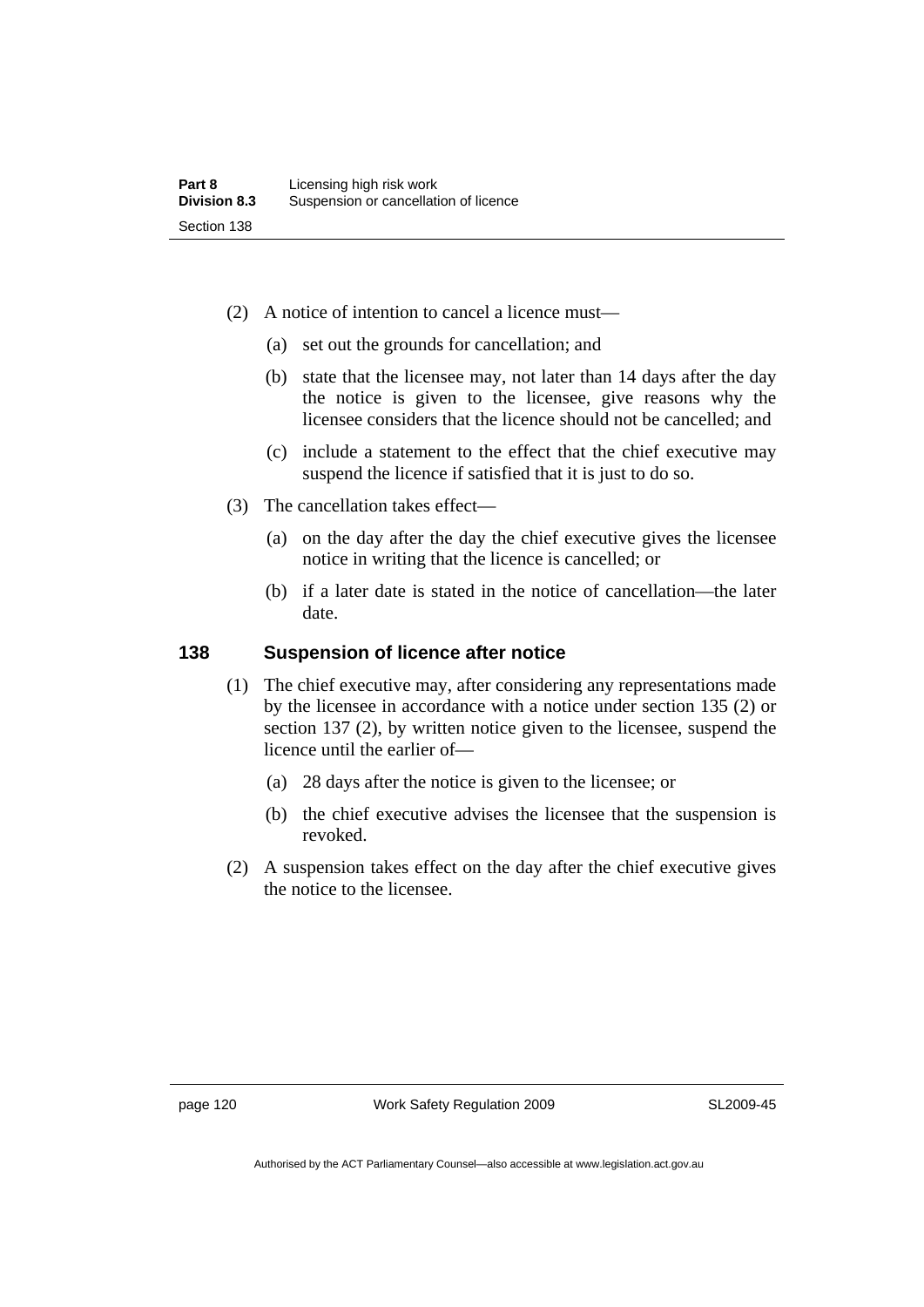(2) A notice of intention to cancel a licence must—

(a) set out the grounds for cancellation; and

(b) state that the licensee may, not later than 14 days after the day the notice is given to the licensee, give reasons why the licensee considers that the licence should not be cancelled; and

(c) include a statement to the effect that the chief executive may suspend the licence if satisfied that it is just to do so.

(3) The cancellation takes effect—

(a) on the day after the day the chief executive gives the licensee notice in writing that the licence is cancelled; or

(b) if a later date is stated in the notice of cancellation—the later date.

## 138 Suspension of licence after notice

(1) The chief executive may, after considering any representations made by the licensee in accordance with a notice under section 135 (2) or section 137 (2), by written notice given to the licensee, suspend the licence until the earlier of—

(a) 28 days after the notice is given to the licensee; or

(b) the chief executive advises the licensee that the suspension is revoked.

(2) A suspension takes effect on the day after the chief executive gives the notice to the licensee.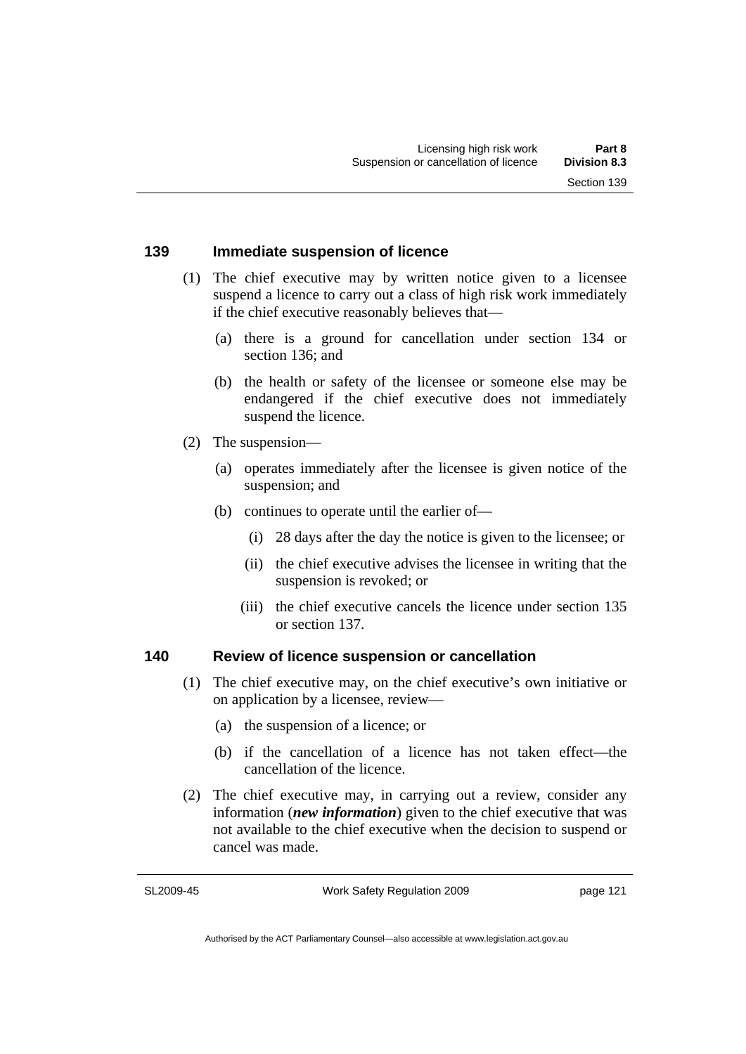## 139 Immediate suspension of licence

(1) The chief executive may by written notice given to a licensee suspend a licence to carry out a class of high risk work immediately if the chief executive reasonably believes that—

   (a) there is a ground for cancellation under section 134 or section 136; and

   (b) the health or safety of the licensee or someone else may be endangered if the chief executive does not immediately suspend the licence.

(2) The suspension—

   (a) operates immediately after the licensee is given notice of the suspension; and

   (b) continues to operate until the earlier of—

      (i) 28 days after the day the notice is given to the licensee; or

      (ii) the chief executive advises the licensee in writing that the suspension is revoked; or

      (iii) the chief executive cancels the licence under section 135 or section 137.

## 140 Review of licence suspension or cancellation

(1) The chief executive may, on the chief executive's own initiative or on application by a licensee, review—

   (a) the suspension of a licence; or

   (b) if the cancellation of a licence has not taken effect—the cancellation of the licence.

(2) The chief executive may, in carrying out a review, consider any information (***new information***) given to the chief executive that was not available to the chief executive when the decision to suspend or cancel was made.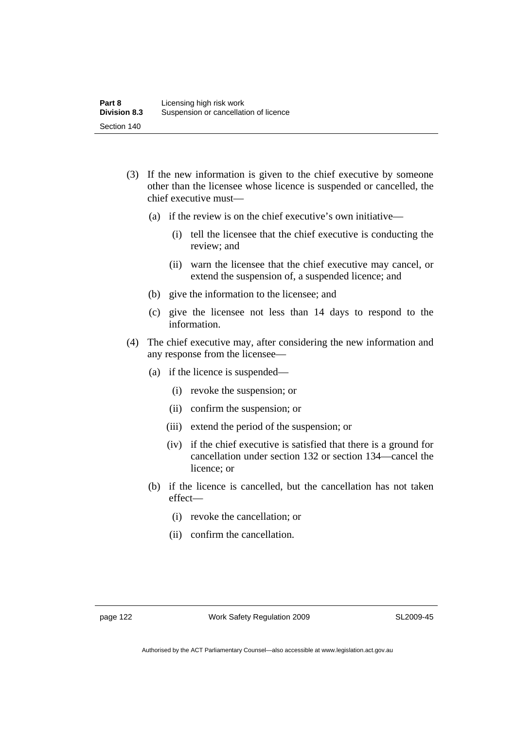(3) If the new information is given to the chief executive by someone other than the licensee whose licence is suspended or cancelled, the chief executive must—

  (a) if the review is on the chief executive's own initiative—

    (i) tell the licensee that the chief executive is conducting the review; and

    (ii) warn the licensee that the chief executive may cancel, or extend the suspension of, a suspended licence; and

  (b) give the information to the licensee; and

  (c) give the licensee not less than 14 days to respond to the information.

(4) The chief executive may, after considering the new information and any response from the licensee—

  (a) if the licence is suspended—

    (i) revoke the suspension; or

    (ii) confirm the suspension; or

    (iii) extend the period of the suspension; or

    (iv) if the chief executive is satisfied that there is a ground for cancellation under section 132 or section 134—cancel the licence; or

  (b) if the licence is cancelled, but the cancellation has not taken effect—

    (i) revoke the cancellation; or

    (ii) confirm the cancellation.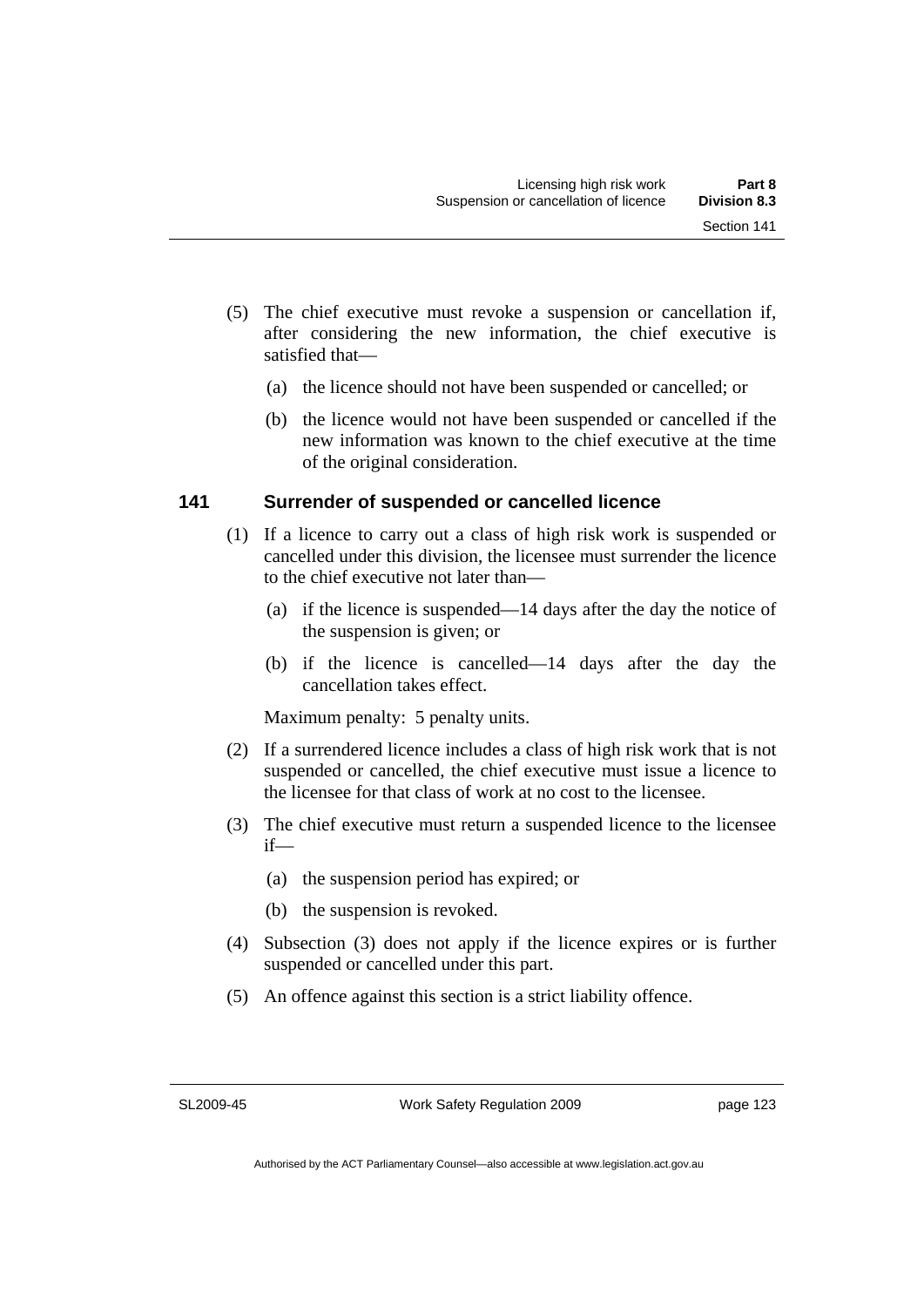(5) The chief executive must revoke a suspension or cancellation if, after considering the new information, the chief executive is satisfied that—

(a) the licence should not have been suspended or cancelled; or

(b) the licence would not have been suspended or cancelled if the new information was known to the chief executive at the time of the original consideration.

### 141 Surrender of suspended or cancelled licence

(1) If a licence to carry out a class of high risk work is suspended or cancelled under this division, the licensee must surrender the licence to the chief executive not later than—

(a) if the licence is suspended—14 days after the day the notice of the suspension is given; or

(b) if the licence is cancelled—14 days after the day the cancellation takes effect.

Maximum penalty: 5 penalty units.

(2) If a surrendered licence includes a class of high risk work that is not suspended or cancelled, the chief executive must issue a licence to the licensee for that class of work at no cost to the licensee.

(3) The chief executive must return a suspended licence to the licensee if—

(a) the suspension period has expired; or

(b) the suspension is revoked.

(4) Subsection (3) does not apply if the licence expires or is further suspended or cancelled under this part.

(5) An offence against this section is a strict liability offence.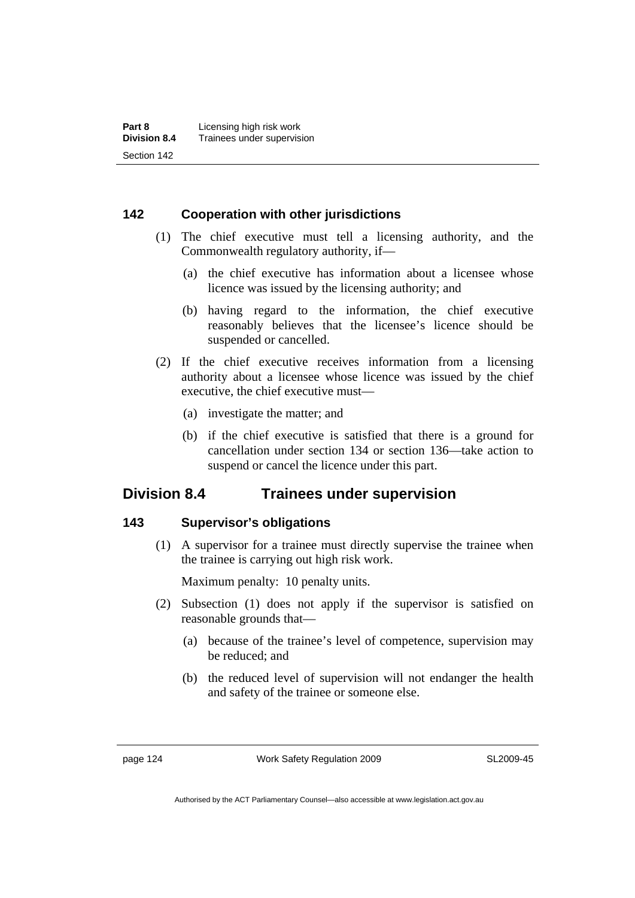### 142 Cooperation with other jurisdictions

(1) The chief executive must tell a licensing authority, and the Commonwealth regulatory authority, if—

(a) the chief executive has information about a licensee whose licence was issued by the licensing authority; and

(b) having regard to the information, the chief executive reasonably believes that the licensee's licence should be suspended or cancelled.

(2) If the chief executive receives information from a licensing authority about a licensee whose licence was issued by the chief executive, the chief executive must—

(a) investigate the matter; and

(b) if the chief executive is satisfied that there is a ground for cancellation under section 134 or section 136—take action to suspend or cancel the licence under this part.

## Division 8.4 Trainees under supervision

### 143 Supervisor's obligations

(1) A supervisor for a trainee must directly supervise the trainee when the trainee is carrying out high risk work.

Maximum penalty: 10 penalty units.

(2) Subsection (1) does not apply if the supervisor is satisfied on reasonable grounds that—

(a) because of the trainee's level of competence, supervision may be reduced; and

(b) the reduced level of supervision will not endanger the health and safety of the trainee or someone else.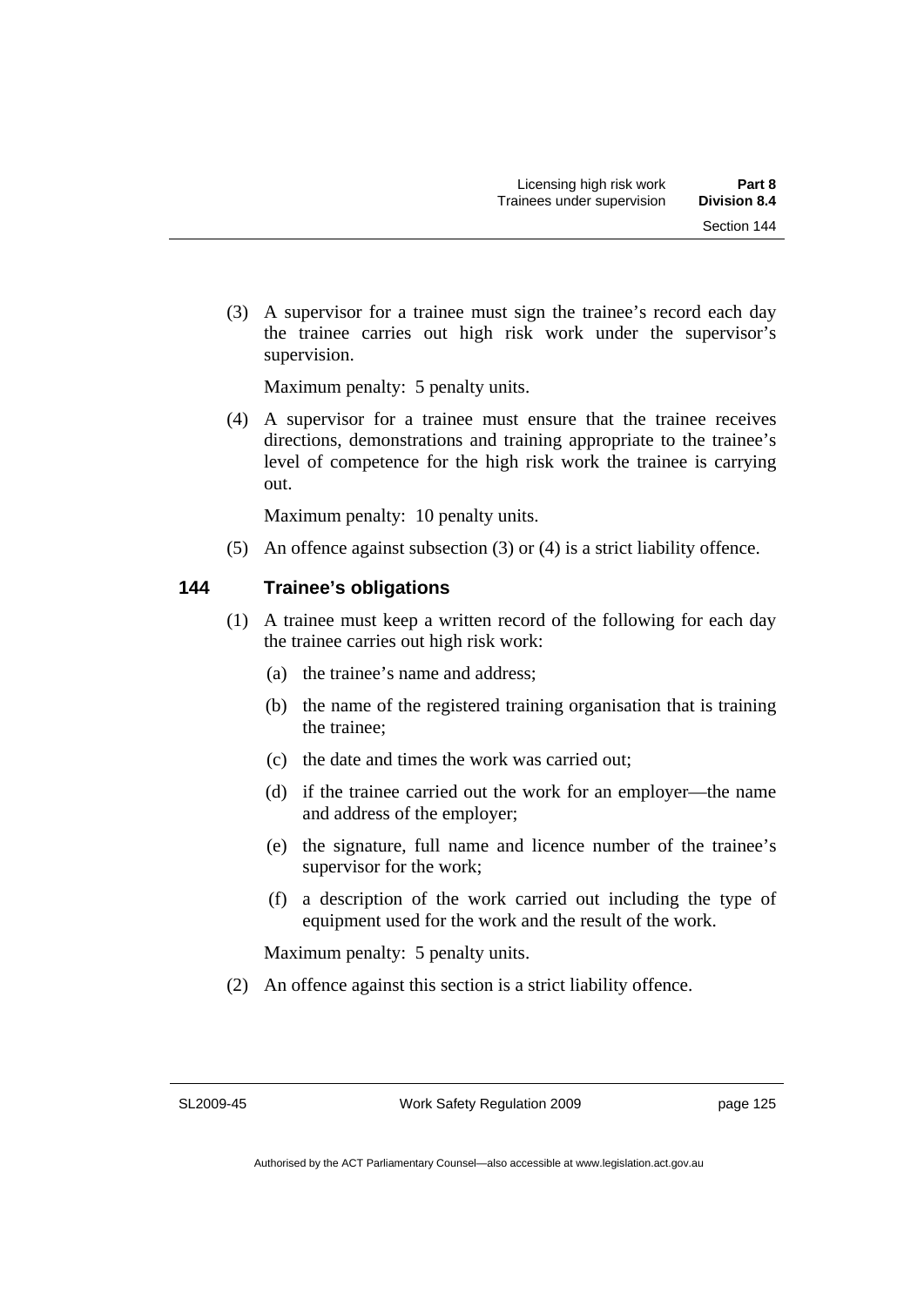(3) A supervisor for a trainee must sign the trainee's record each day the trainee carries out high risk work under the supervisor's supervision.

Maximum penalty: 5 penalty units.

(4) A supervisor for a trainee must ensure that the trainee receives directions, demonstrations and training appropriate to the trainee's level of competence for the high risk work the trainee is carrying out.

Maximum penalty: 10 penalty units.

(5) An offence against subsection (3) or (4) is a strict liability offence.

### 144 Trainee's obligations

(1) A trainee must keep a written record of the following for each day the trainee carries out high risk work:

- (a) the trainee's name and address;
- (b) the name of the registered training organisation that is training the trainee;
- (c) the date and times the work was carried out;
- (d) if the trainee carried out the work for an employer—the name and address of the employer;
- (e) the signature, full name and licence number of the trainee's supervisor for the work;
- (f) a description of the work carried out including the type of equipment used for the work and the result of the work.

Maximum penalty: 5 penalty units.

(2) An offence against this section is a strict liability offence.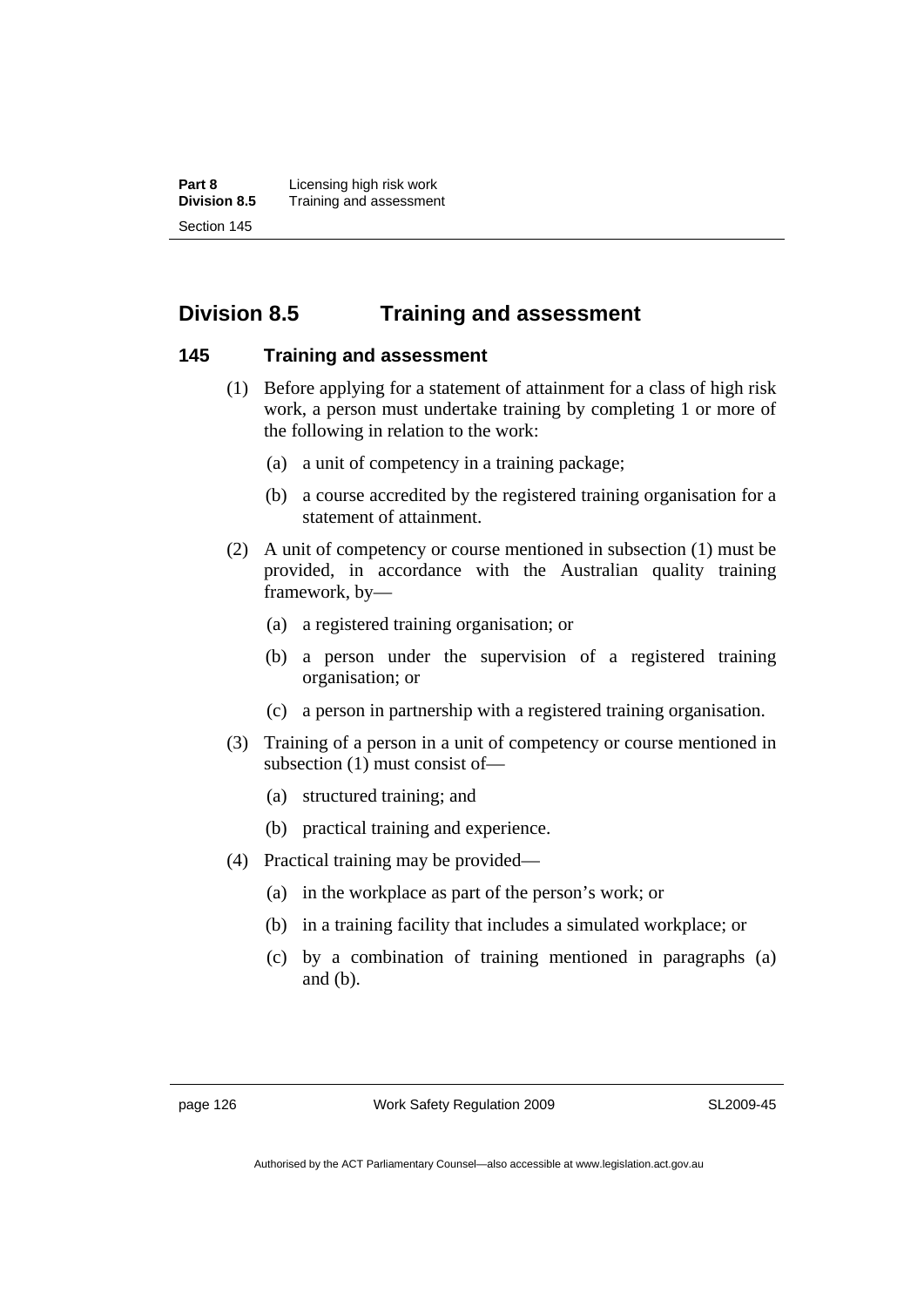## Division 8.5 Training and assessment

### 145 Training and assessment

(1) Before applying for a statement of attainment for a class of high risk work, a person must undertake training by completing 1 or more of the following in relation to the work:

  (a) a unit of competency in a training package;

  (b) a course accredited by the registered training organisation for a statement of attainment.

(2) A unit of competency or course mentioned in subsection (1) must be provided, in accordance with the Australian quality training framework, by—

  (a) a registered training organisation; or

  (b) a person under the supervision of a registered training organisation; or

  (c) a person in partnership with a registered training organisation.

(3) Training of a person in a unit of competency or course mentioned in subsection (1) must consist of—

  (a) structured training; and

  (b) practical training and experience.

(4) Practical training may be provided—

  (a) in the workplace as part of the person's work; or

  (b) in a training facility that includes a simulated workplace; or

  (c) by a combination of training mentioned in paragraphs (a) and (b).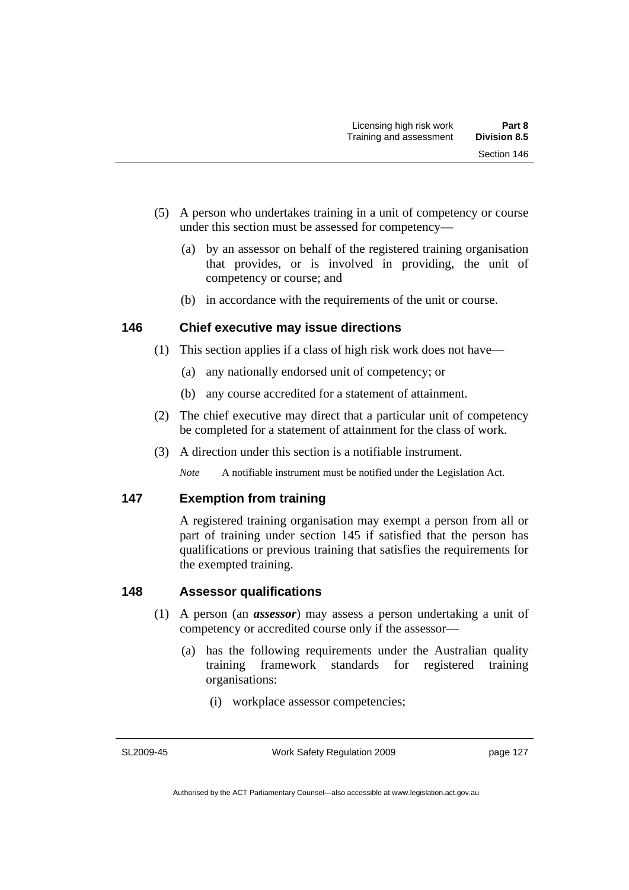(5) A person who undertakes training in a unit of competency or course under this section must be assessed for competency—

(a) by an assessor on behalf of the registered training organisation that provides, or is involved in providing, the unit of competency or course; and

(b) in accordance with the requirements of the unit or course.

## 146 Chief executive may issue directions

(1) This section applies if a class of high risk work does not have—

(a) any nationally endorsed unit of competency; or

(b) any course accredited for a statement of attainment.

(2) The chief executive may direct that a particular unit of competency be completed for a statement of attainment for the class of work.

(3) A direction under this section is a notifiable instrument.

*Note* A notifiable instrument must be notified under the Legislation Act.

## 147 Exemption from training

A registered training organisation may exempt a person from all or part of training under section 145 if satisfied that the person has qualifications or previous training that satisfies the requirements for the exempted training.

## 148 Assessor qualifications

(1) A person (an ***assessor***) may assess a person undertaking a unit of competency or accredited course only if the assessor—

(a) has the following requirements under the Australian quality training framework standards for registered training organisations:

(i) workplace assessor competencies;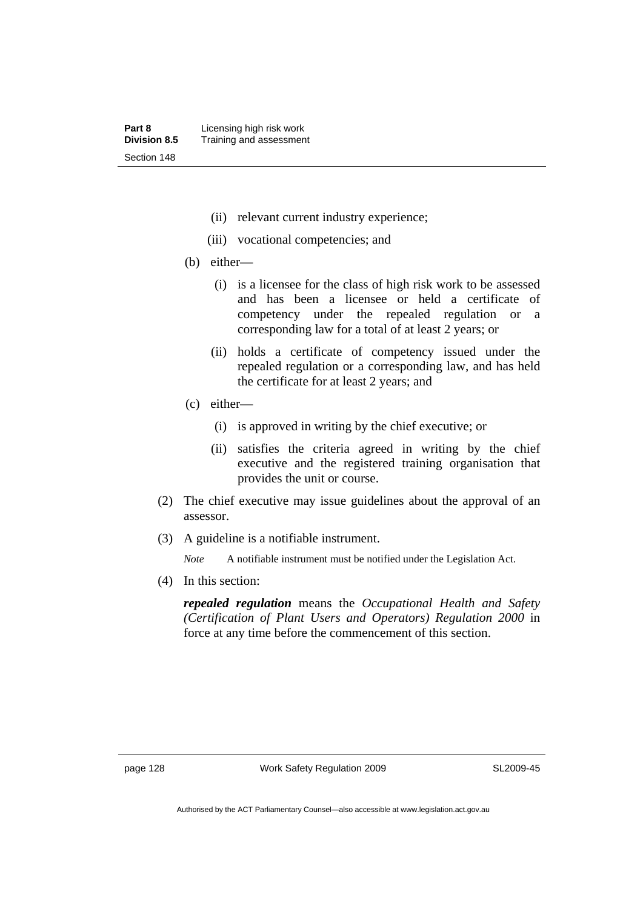(ii) relevant current industry experience;

(iii) vocational competencies; and

(b) either—

(i) is a licensee for the class of high risk work to be assessed and has been a licensee or held a certificate of competency under the repealed regulation or a corresponding law for a total of at least 2 years; or

(ii) holds a certificate of competency issued under the repealed regulation or a corresponding law, and has held the certificate for at least 2 years; and

(c) either—

(i) is approved in writing by the chief executive; or

(ii) satisfies the criteria agreed in writing by the chief executive and the registered training organisation that provides the unit or course.

(2) The chief executive may issue guidelines about the approval of an assessor.

(3) A guideline is a notifiable instrument.

*Note* A notifiable instrument must be notified under the Legislation Act.

(4) In this section:

***repealed regulation*** means the *Occupational Health and Safety (Certification of Plant Users and Operators) Regulation 2000* in force at any time before the commencement of this section.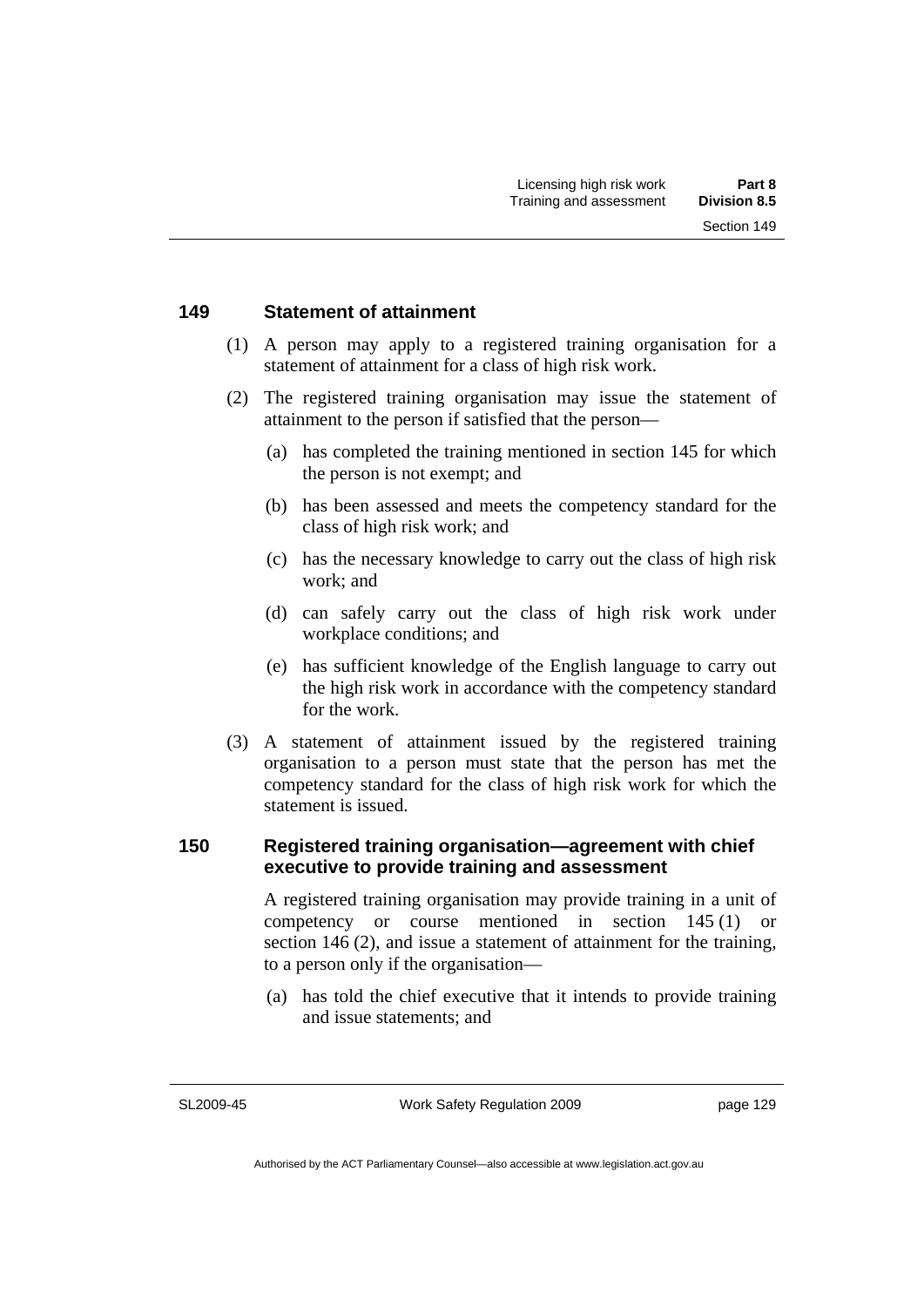## 149 Statement of attainment

(1) A person may apply to a registered training organisation for a statement of attainment for a class of high risk work.

(2) The registered training organisation may issue the statement of attainment to the person if satisfied that the person—

(a) has completed the training mentioned in section 145 for which the person is not exempt; and

(b) has been assessed and meets the competency standard for the class of high risk work; and

(c) has the necessary knowledge to carry out the class of high risk work; and

(d) can safely carry out the class of high risk work under workplace conditions; and

(e) has sufficient knowledge of the English language to carry out the high risk work in accordance with the competency standard for the work.

(3) A statement of attainment issued by the registered training organisation to a person must state that the person has met the competency standard for the class of high risk work for which the statement is issued.

## 150 Registered training organisation—agreement with chief executive to provide training and assessment

A registered training organisation may provide training in a unit of competency or course mentioned in section 145 (1) or section 146 (2), and issue a statement of attainment for the training, to a person only if the organisation—

(a) has told the chief executive that it intends to provide training and issue statements; and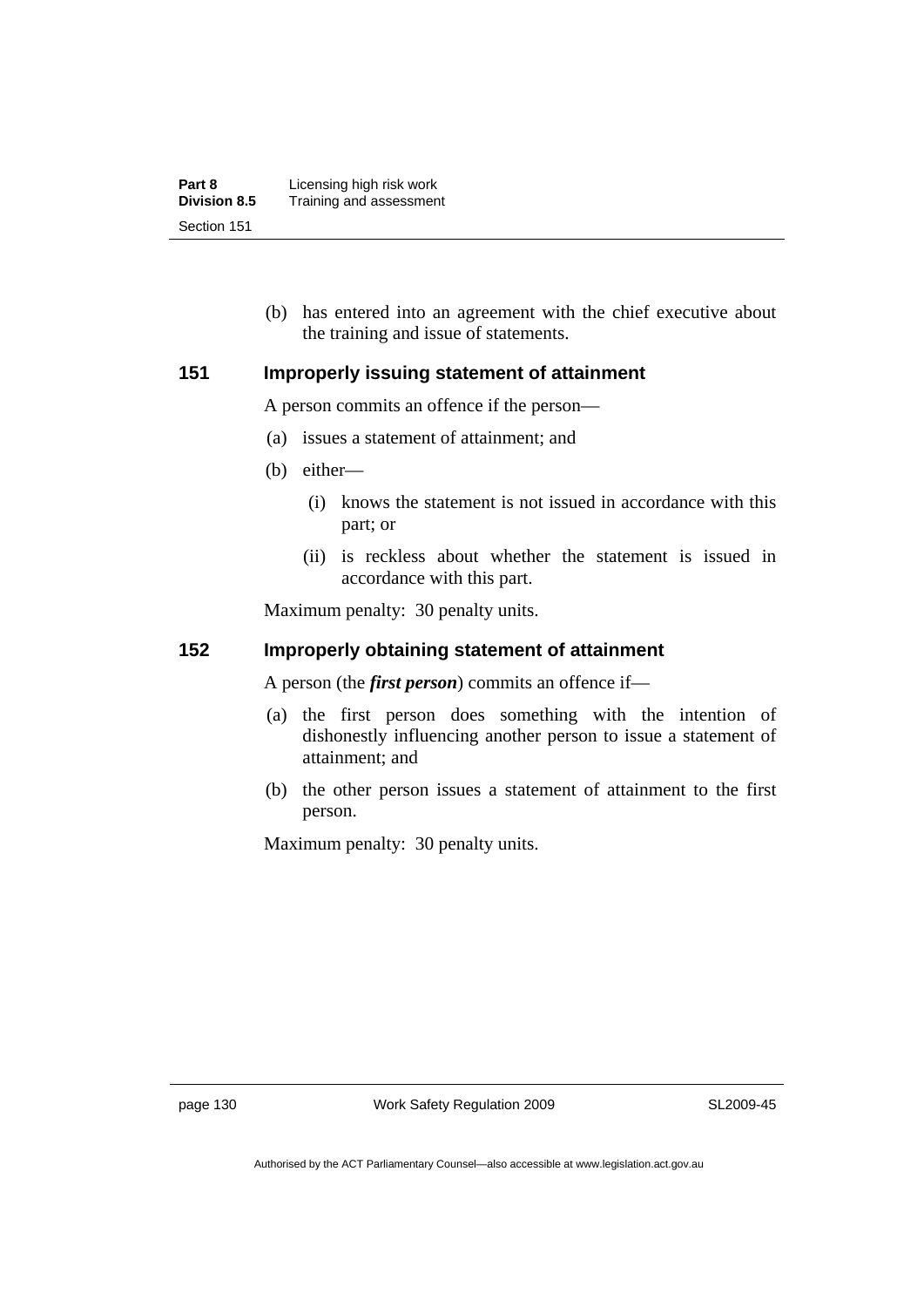(b) has entered into an agreement with the chief executive about the training and issue of statements.

### 151 Improperly issuing statement of attainment

A person commits an offence if the person—

(a) issues a statement of attainment; and

(b) either—

  (i) knows the statement is not issued in accordance with this part; or

  (ii) is reckless about whether the statement is issued in accordance with this part.

Maximum penalty: 30 penalty units.

### 152 Improperly obtaining statement of attainment

A person (the ***first person***) commits an offence if—

(a) the first person does something with the intention of dishonestly influencing another person to issue a statement of attainment; and

(b) the other person issues a statement of attainment to the first person.

Maximum penalty: 30 penalty units.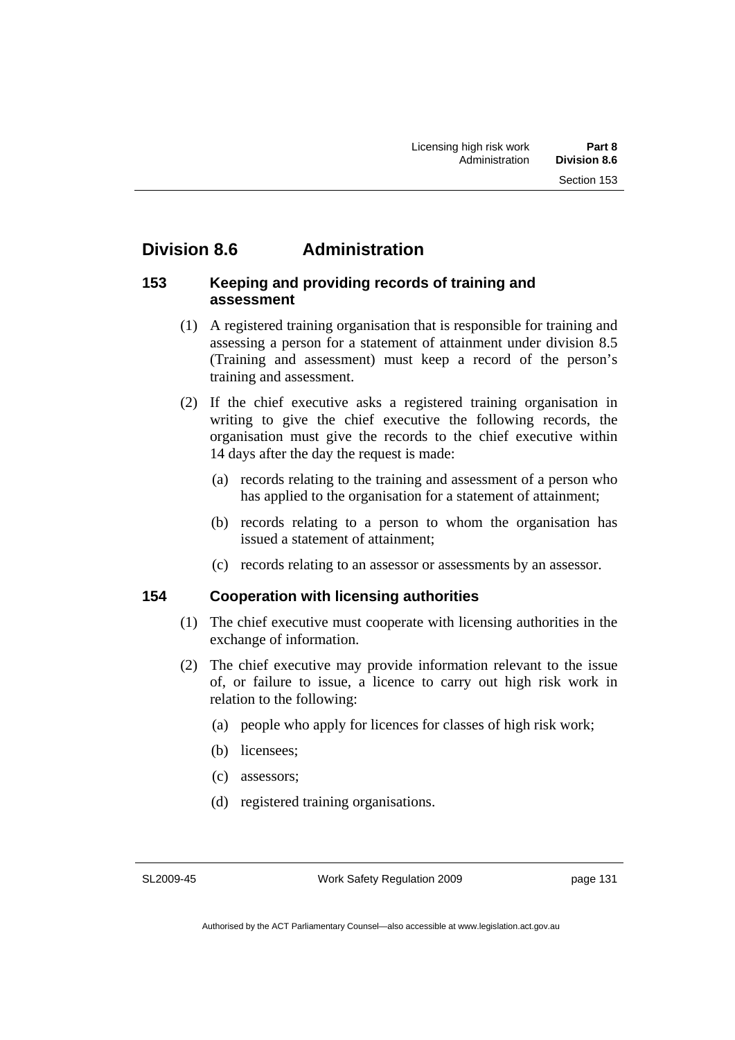## Division 8.6 Administration

### 153 Keeping and providing records of training and assessment

(1) A registered training organisation that is responsible for training and assessing a person for a statement of attainment under division 8.5 (Training and assessment) must keep a record of the person's training and assessment.

(2) If the chief executive asks a registered training organisation in writing to give the chief executive the following records, the organisation must give the records to the chief executive within 14 days after the day the request is made:

(a) records relating to the training and assessment of a person who has applied to the organisation for a statement of attainment;

(b) records relating to a person to whom the organisation has issued a statement of attainment;

(c) records relating to an assessor or assessments by an assessor.

### 154 Cooperation with licensing authorities

(1) The chief executive must cooperate with licensing authorities in the exchange of information.

(2) The chief executive may provide information relevant to the issue of, or failure to issue, a licence to carry out high risk work in relation to the following:

(a) people who apply for licences for classes of high risk work;

(b) licensees;

(c) assessors;

(d) registered training organisations.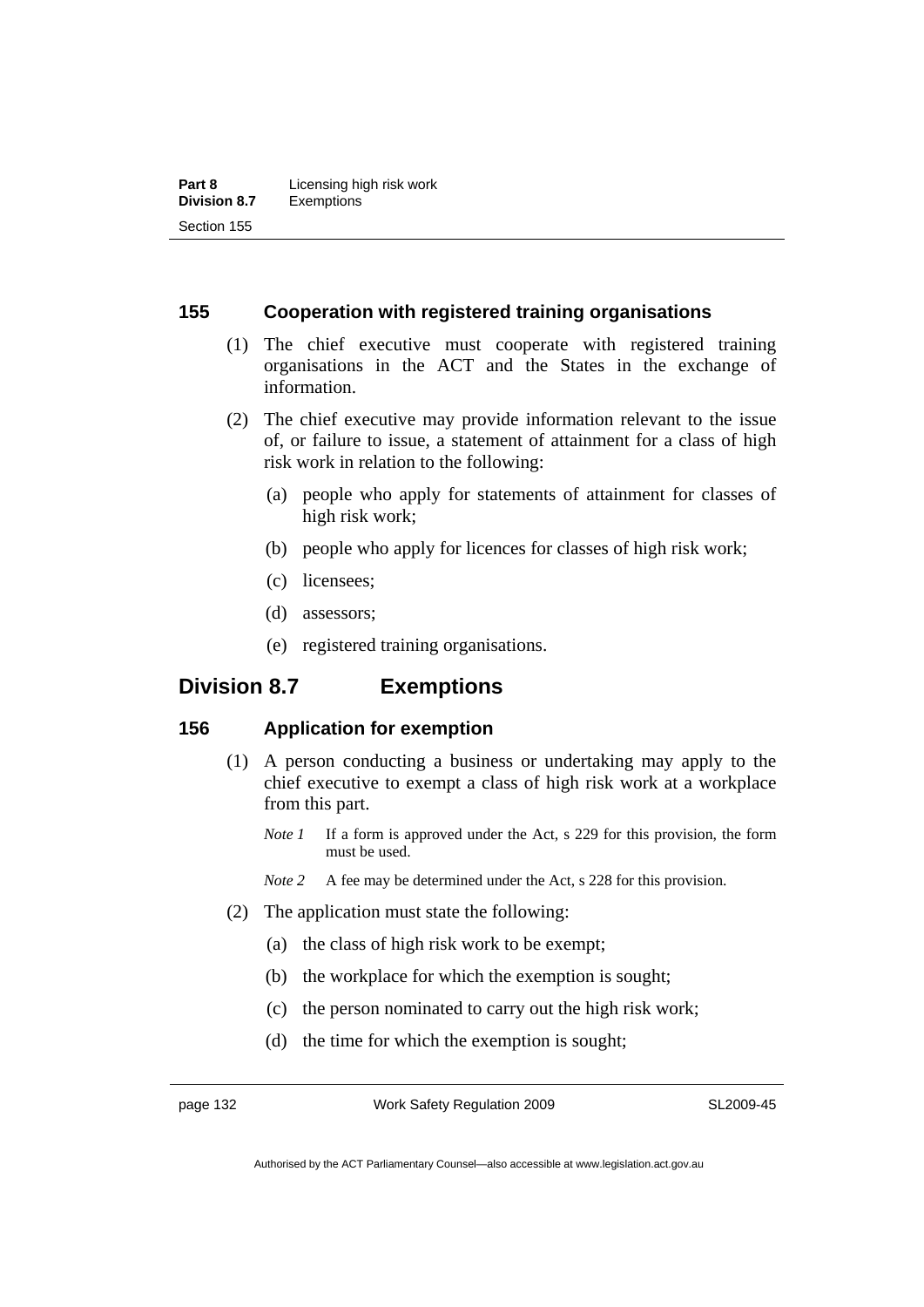### 155 Cooperation with registered training organisations

(1) The chief executive must cooperate with registered training organisations in the ACT and the States in the exchange of information.

(2) The chief executive may provide information relevant to the issue of, or failure to issue, a statement of attainment for a class of high risk work in relation to the following:

(a) people who apply for statements of attainment for classes of high risk work;

(b) people who apply for licences for classes of high risk work;

(c) licensees;

(d) assessors;

(e) registered training organisations.

## Division 8.7 Exemptions

### 156 Application for exemption

(1) A person conducting a business or undertaking may apply to the chief executive to exempt a class of high risk work at a workplace from this part.

*Note 1* If a form is approved under the Act, s 229 for this provision, the form must be used.

*Note 2* A fee may be determined under the Act, s 228 for this provision.

(2) The application must state the following:

(a) the class of high risk work to be exempt;

(b) the workplace for which the exemption is sought;

(c) the person nominated to carry out the high risk work;

(d) the time for which the exemption is sought;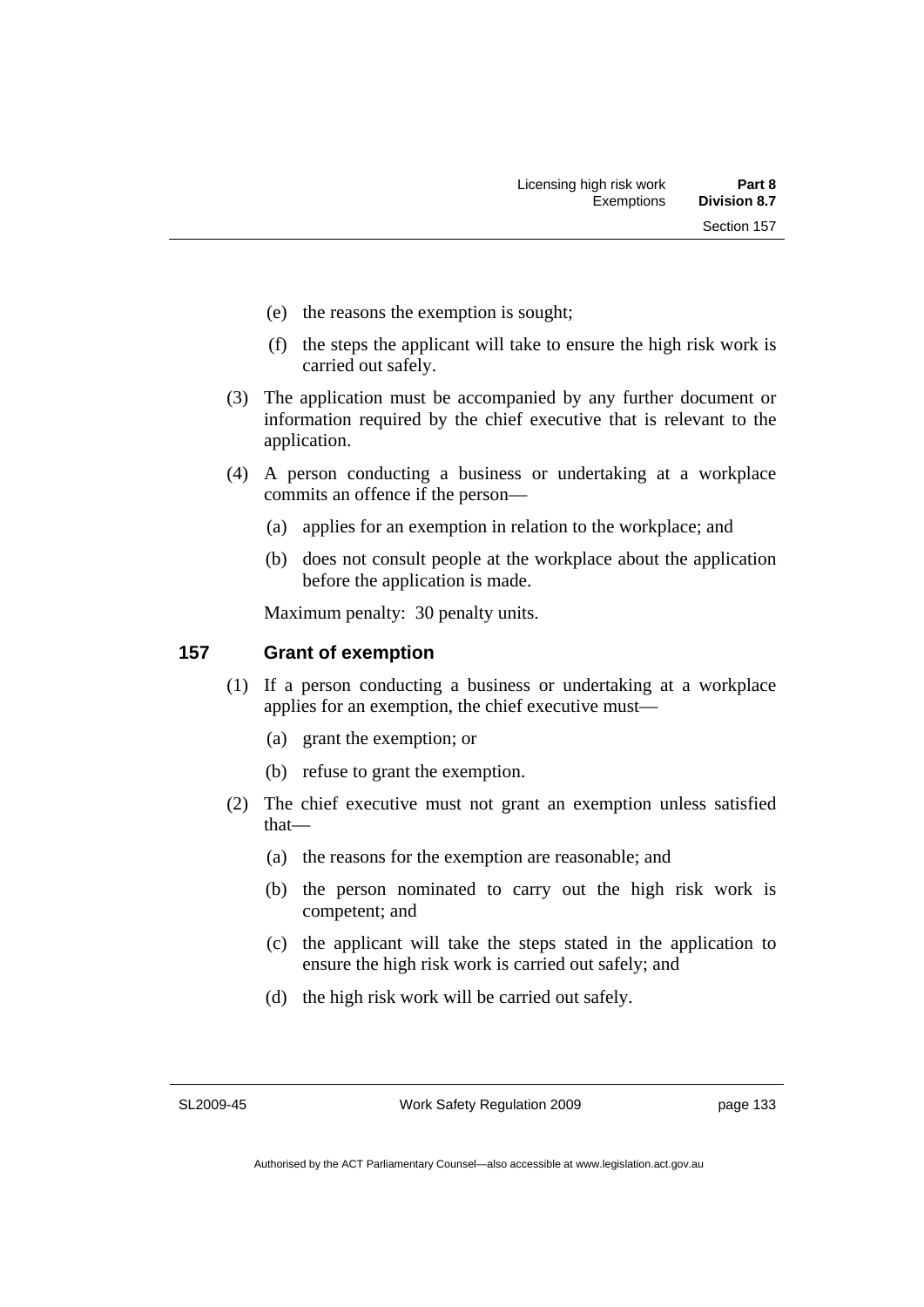(e) the reasons the exemption is sought;

(f) the steps the applicant will take to ensure the high risk work is carried out safely.

(3) The application must be accompanied by any further document or information required by the chief executive that is relevant to the application.

(4) A person conducting a business or undertaking at a workplace commits an offence if the person—

(a) applies for an exemption in relation to the workplace; and

(b) does not consult people at the workplace about the application before the application is made.

Maximum penalty: 30 penalty units.

## 157 Grant of exemption

(1) If a person conducting a business or undertaking at a workplace applies for an exemption, the chief executive must—

(a) grant the exemption; or

(b) refuse to grant the exemption.

(2) The chief executive must not grant an exemption unless satisfied that—

(a) the reasons for the exemption are reasonable; and

(b) the person nominated to carry out the high risk work is competent; and

(c) the applicant will take the steps stated in the application to ensure the high risk work is carried out safely; and

(d) the high risk work will be carried out safely.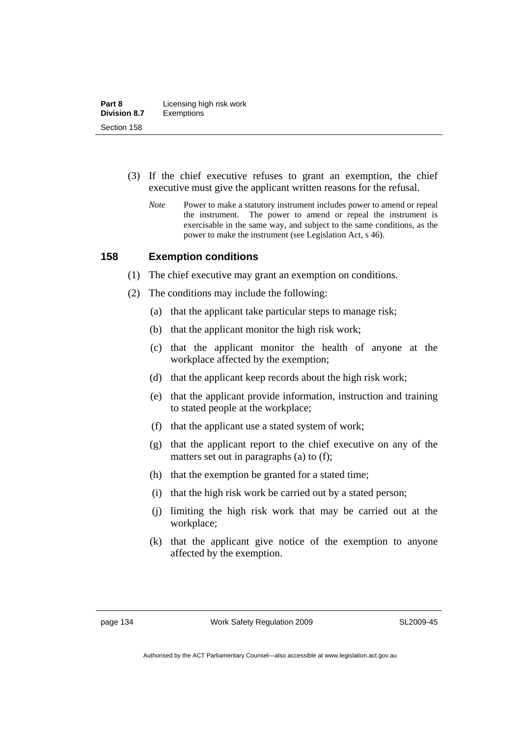(3) If the chief executive refuses to grant an exemption, the chief executive must give the applicant written reasons for the refusal.

*Note* Power to make a statutory instrument includes power to amend or repeal the instrument. The power to amend or repeal the instrument is exercisable in the same way, and subject to the same conditions, as the power to make the instrument (see Legislation Act, s 46).

## 158 Exemption conditions

(1) The chief executive may grant an exemption on conditions.

(2) The conditions may include the following:

(a) that the applicant take particular steps to manage risk;

(b) that the applicant monitor the high risk work;

(c) that the applicant monitor the health of anyone at the workplace affected by the exemption;

(d) that the applicant keep records about the high risk work;

(e) that the applicant provide information, instruction and training to stated people at the workplace;

(f) that the applicant use a stated system of work;

(g) that the applicant report to the chief executive on any of the matters set out in paragraphs (a) to (f);

(h) that the exemption be granted for a stated time;

(i) that the high risk work be carried out by a stated person;

(j) limiting the high risk work that may be carried out at the workplace;

(k) that the applicant give notice of the exemption to anyone affected by the exemption.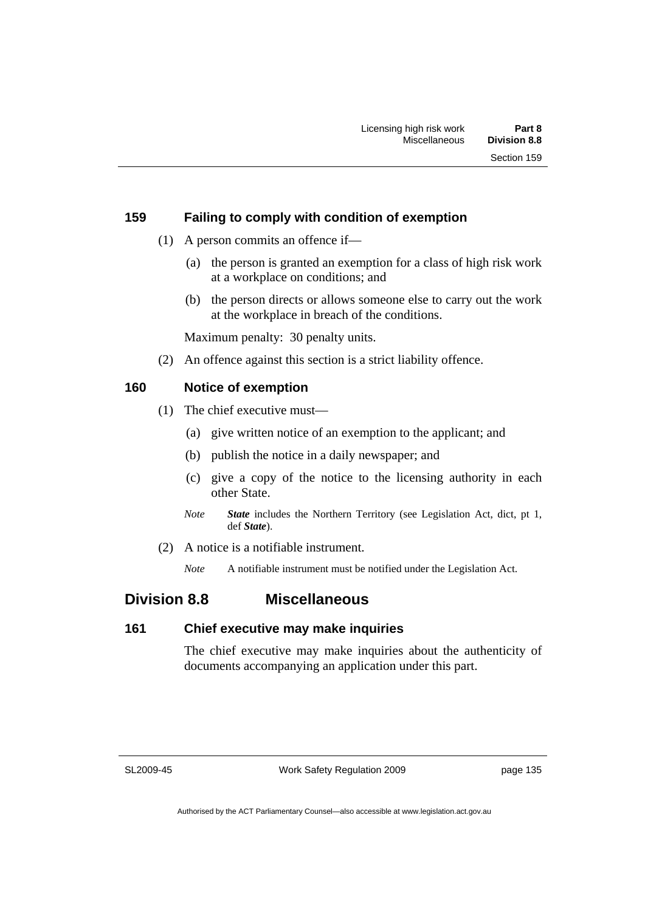### 159 Failing to comply with condition of exemption

(1) A person commits an offence if—

(a) the person is granted an exemption for a class of high risk work at a workplace on conditions; and

(b) the person directs or allows someone else to carry out the work at the workplace in breach of the conditions.

Maximum penalty: 30 penalty units.

(2) An offence against this section is a strict liability offence.

### 160 Notice of exemption

(1) The chief executive must—

(a) give written notice of an exemption to the applicant; and

(b) publish the notice in a daily newspaper; and

(c) give a copy of the notice to the licensing authority in each other State.

*Note* ***State*** includes the Northern Territory (see Legislation Act, dict, pt 1, def ***State***).

(2) A notice is a notifiable instrument.

*Note* A notifiable instrument must be notified under the Legislation Act.

## Division 8.8 Miscellaneous

### 161 Chief executive may make inquiries

The chief executive may make inquiries about the authenticity of documents accompanying an application under this part.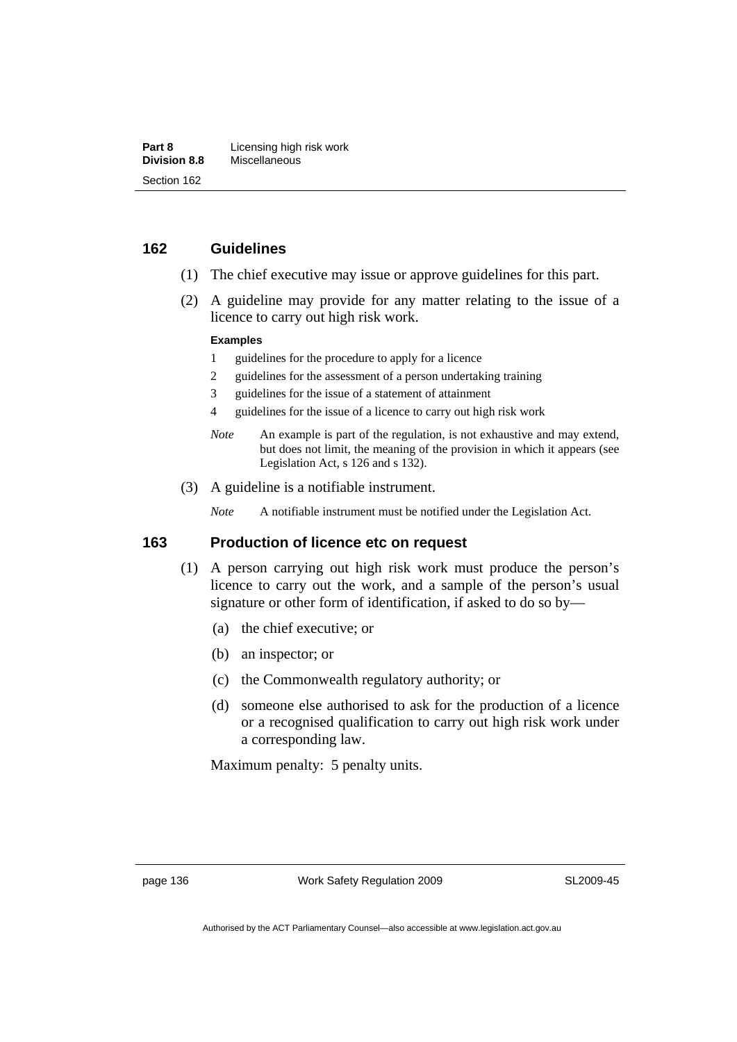## 162 Guidelines

(1) The chief executive may issue or approve guidelines for this part.

(2) A guideline may provide for any matter relating to the issue of a licence to carry out high risk work.

**Examples**

1 guidelines for the procedure to apply for a licence

2 guidelines for the assessment of a person undertaking training

3 guidelines for the issue of a statement of attainment

4 guidelines for the issue of a licence to carry out high risk work

*Note* An example is part of the regulation, is not exhaustive and may extend, but does not limit, the meaning of the provision in which it appears (see Legislation Act, s 126 and s 132).

(3) A guideline is a notifiable instrument.

*Note* A notifiable instrument must be notified under the Legislation Act.

## 163 Production of licence etc on request

(1) A person carrying out high risk work must produce the person's licence to carry out the work, and a sample of the person's usual signature or other form of identification, if asked to do so by—

(a) the chief executive; or

(b) an inspector; or

(c) the Commonwealth regulatory authority; or

(d) someone else authorised to ask for the production of a licence or a recognised qualification to carry out high risk work under a corresponding law.

Maximum penalty: 5 penalty units.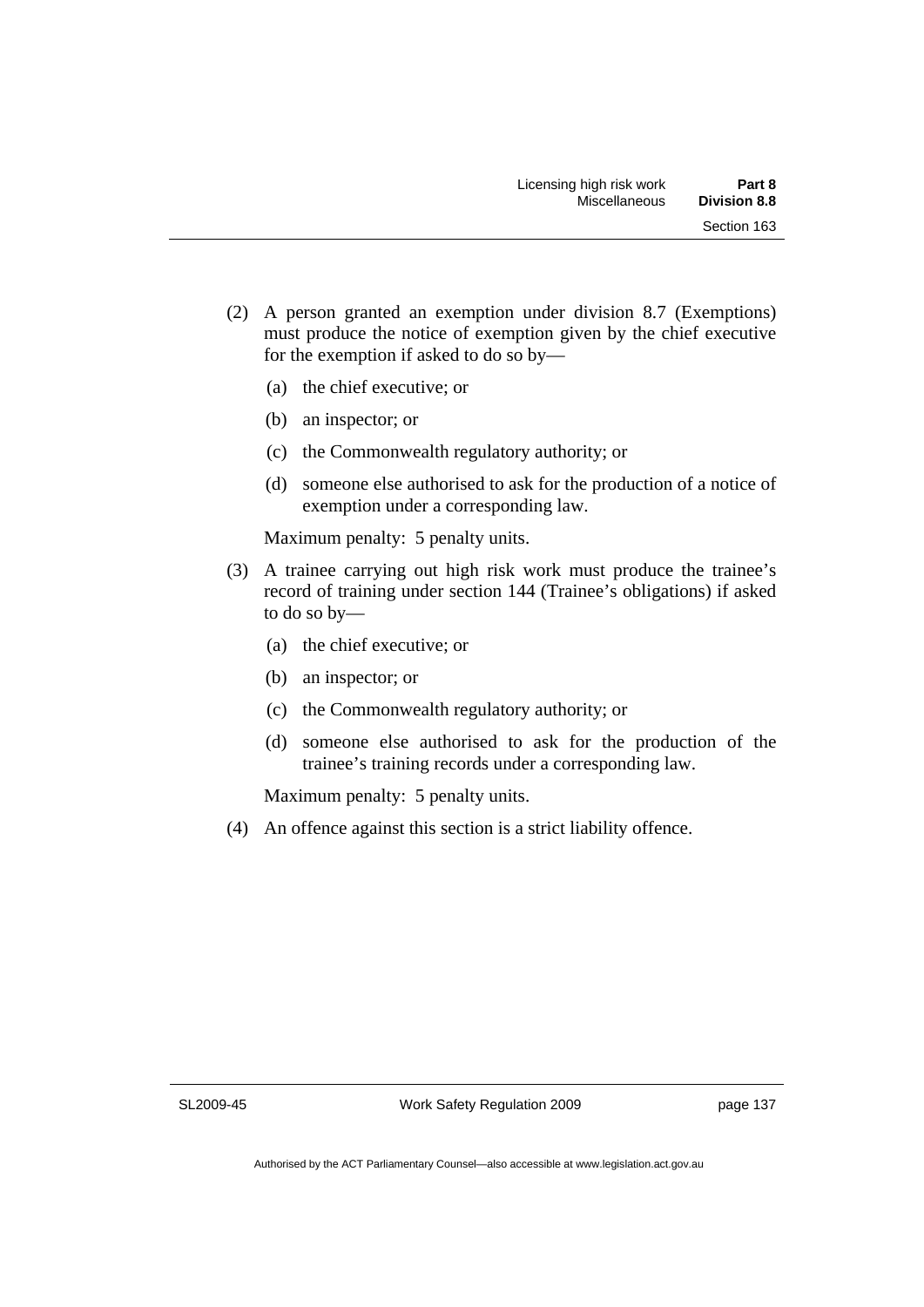(2) A person granted an exemption under division 8.7 (Exemptions) must produce the notice of exemption given by the chief executive for the exemption if asked to do so by—

(a) the chief executive; or

(b) an inspector; or

(c) the Commonwealth regulatory authority; or

(d) someone else authorised to ask for the production of a notice of exemption under a corresponding law.

Maximum penalty: 5 penalty units.

(3) A trainee carrying out high risk work must produce the trainee's record of training under section 144 (Trainee's obligations) if asked to do so by—

(a) the chief executive; or

(b) an inspector; or

(c) the Commonwealth regulatory authority; or

(d) someone else authorised to ask for the production of the trainee's training records under a corresponding law.

Maximum penalty: 5 penalty units.

(4) An offence against this section is a strict liability offence.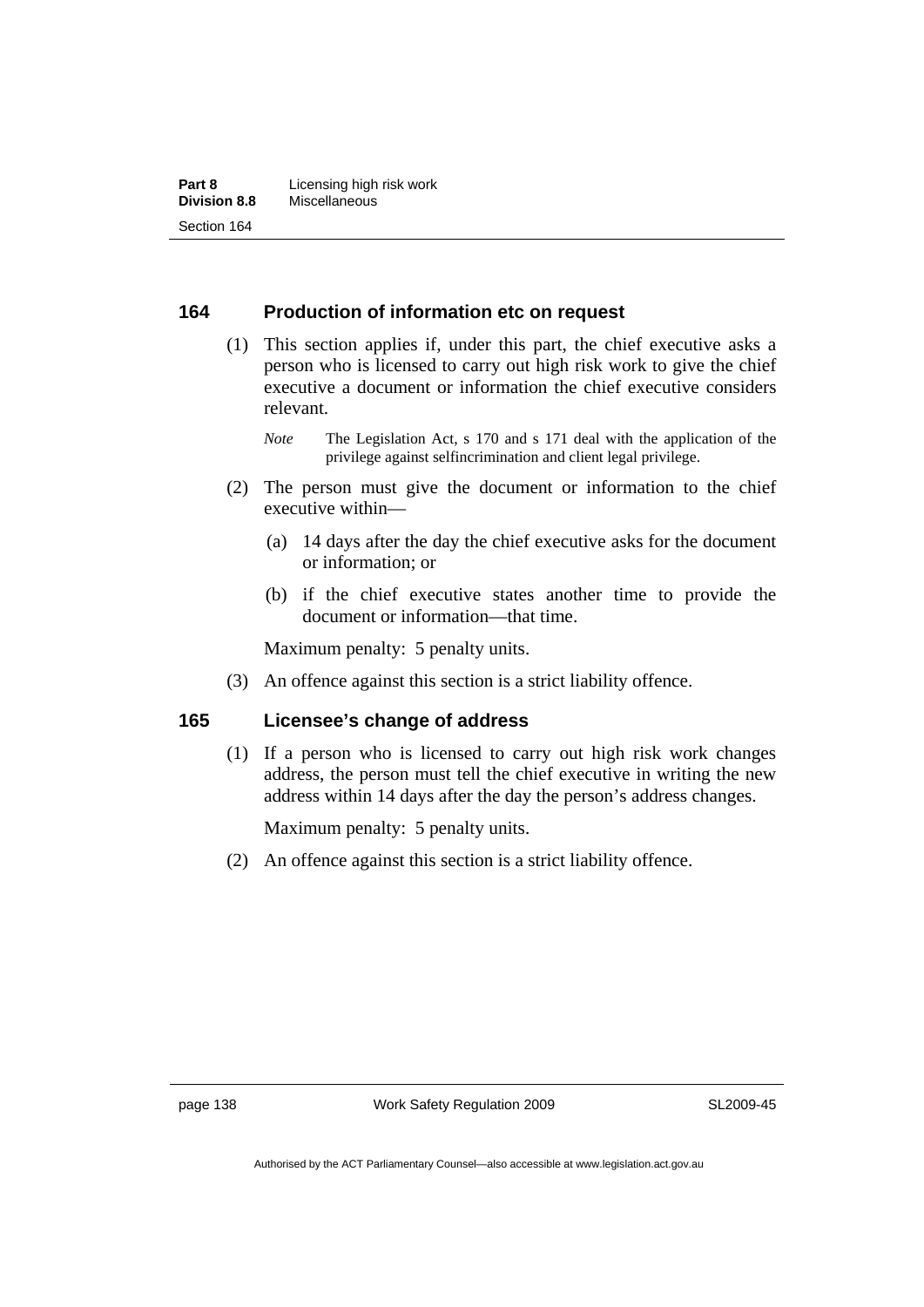## 164 Production of information etc on request

(1) This section applies if, under this part, the chief executive asks a person who is licensed to carry out high risk work to give the chief executive a document or information the chief executive considers relevant.

*Note* The Legislation Act, s 170 and s 171 deal with the application of the privilege against selfincrimination and client legal privilege.

(2) The person must give the document or information to the chief executive within—

(a) 14 days after the day the chief executive asks for the document or information; or

(b) if the chief executive states another time to provide the document or information—that time.

Maximum penalty: 5 penalty units.

(3) An offence against this section is a strict liability offence.

## 165 Licensee's change of address

(1) If a person who is licensed to carry out high risk work changes address, the person must tell the chief executive in writing the new address within 14 days after the day the person's address changes.

Maximum penalty: 5 penalty units.

(2) An offence against this section is a strict liability offence.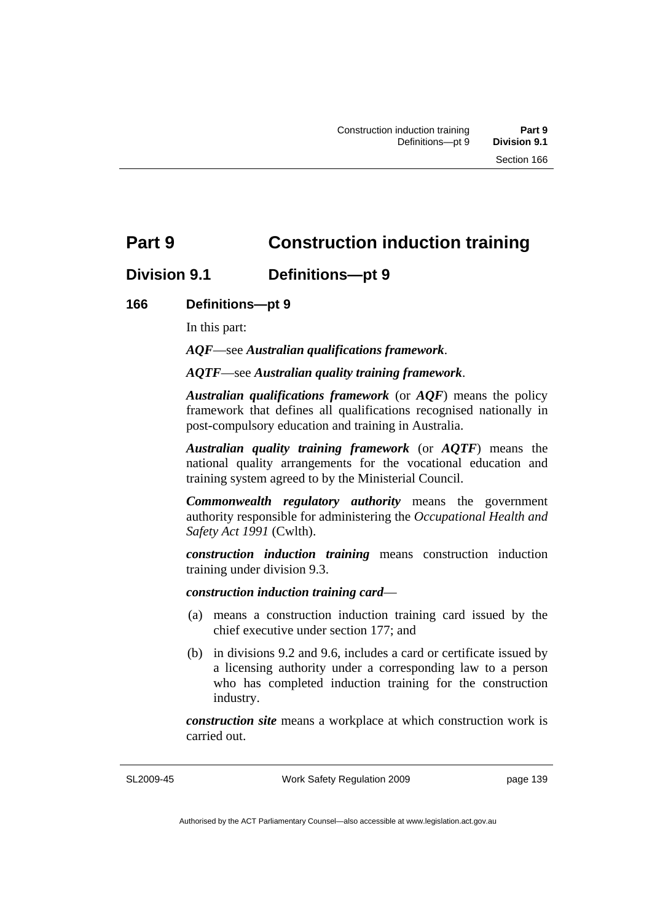# Part 9 Construction induction training

## Division 9.1 Definitions—pt 9

### 166 Definitions—pt 9

In this part:

***AQF***—see ***Australian qualifications framework***.

***AQTF***—see ***Australian quality training framework***.

***Australian qualifications framework*** (or ***AQF***) means the policy framework that defines all qualifications recognised nationally in post-compulsory education and training in Australia.

***Australian quality training framework*** (or ***AQTF***) means the national quality arrangements for the vocational education and training system agreed to by the Ministerial Council.

***Commonwealth regulatory authority*** means the government authority responsible for administering the *Occupational Health and Safety Act 1991* (Cwlth).

***construction induction training*** means construction induction training under division 9.3.

***construction induction training card***—

(a) means a construction induction training card issued by the chief executive under section 177; and

(b) in divisions 9.2 and 9.6, includes a card or certificate issued by a licensing authority under a corresponding law to a person who has completed induction training for the construction industry.

***construction site*** means a workplace at which construction work is carried out.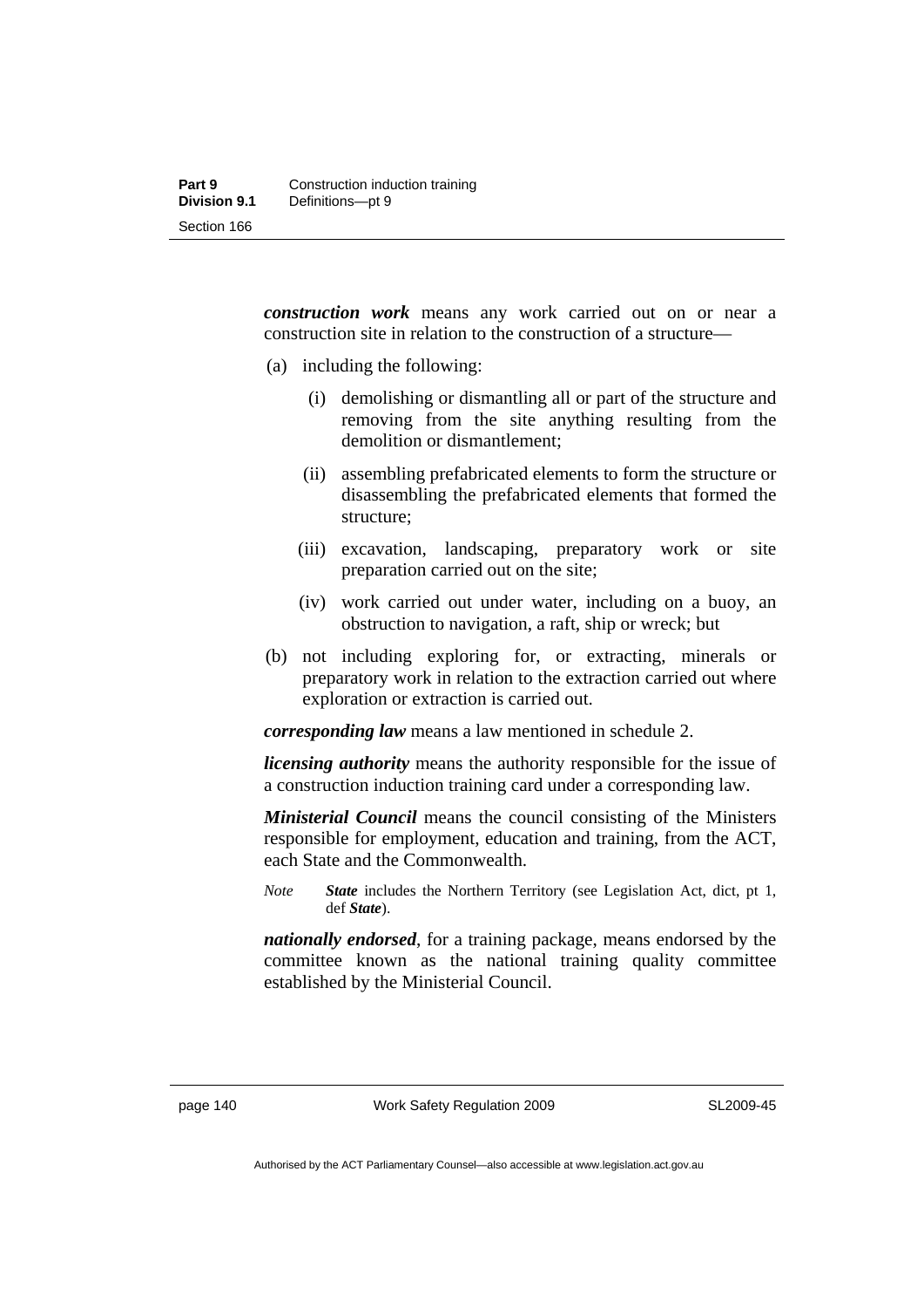***construction work*** means any work carried out on or near a construction site in relation to the construction of a structure—

(a) including the following:

  (i) demolishing or dismantling all or part of the structure and removing from the site anything resulting from the demolition or dismantlement;

  (ii) assembling prefabricated elements to form the structure or disassembling the prefabricated elements that formed the structure;

  (iii) excavation, landscaping, preparatory work or site preparation carried out on the site;

  (iv) work carried out under water, including on a buoy, an obstruction to navigation, a raft, ship or wreck; but

(b) not including exploring for, or extracting, minerals or preparatory work in relation to the extraction carried out where exploration or extraction is carried out.

***corresponding law*** means a law mentioned in schedule 2.

***licensing authority*** means the authority responsible for the issue of a construction induction training card under a corresponding law.

***Ministerial Council*** means the council consisting of the Ministers responsible for employment, education and training, from the ACT, each State and the Commonwealth.

*Note* ***State*** includes the Northern Territory (see Legislation Act, dict, pt 1, def ***State***).

***nationally endorsed***, for a training package, means endorsed by the committee known as the national training quality committee established by the Ministerial Council.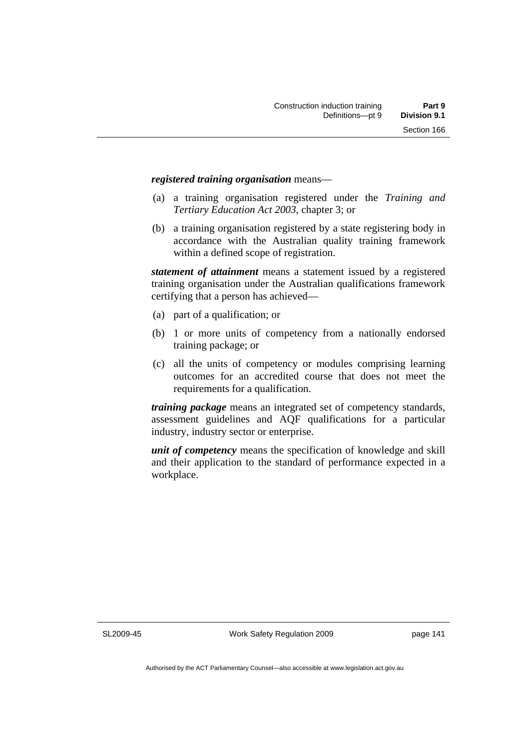***registered training organisation*** means—

(a) a training organisation registered under the *Training and Tertiary Education Act 2003*, chapter 3; or

(b) a training organisation registered by a state registering body in accordance with the Australian quality training framework within a defined scope of registration.

***statement of attainment*** means a statement issued by a registered training organisation under the Australian qualifications framework certifying that a person has achieved—

(a) part of a qualification; or

(b) 1 or more units of competency from a nationally endorsed training package; or

(c) all the units of competency or modules comprising learning outcomes for an accredited course that does not meet the requirements for a qualification.

***training package*** means an integrated set of competency standards, assessment guidelines and AQF qualifications for a particular industry, industry sector or enterprise.

***unit of competency*** means the specification of knowledge and skill and their application to the standard of performance expected in a workplace.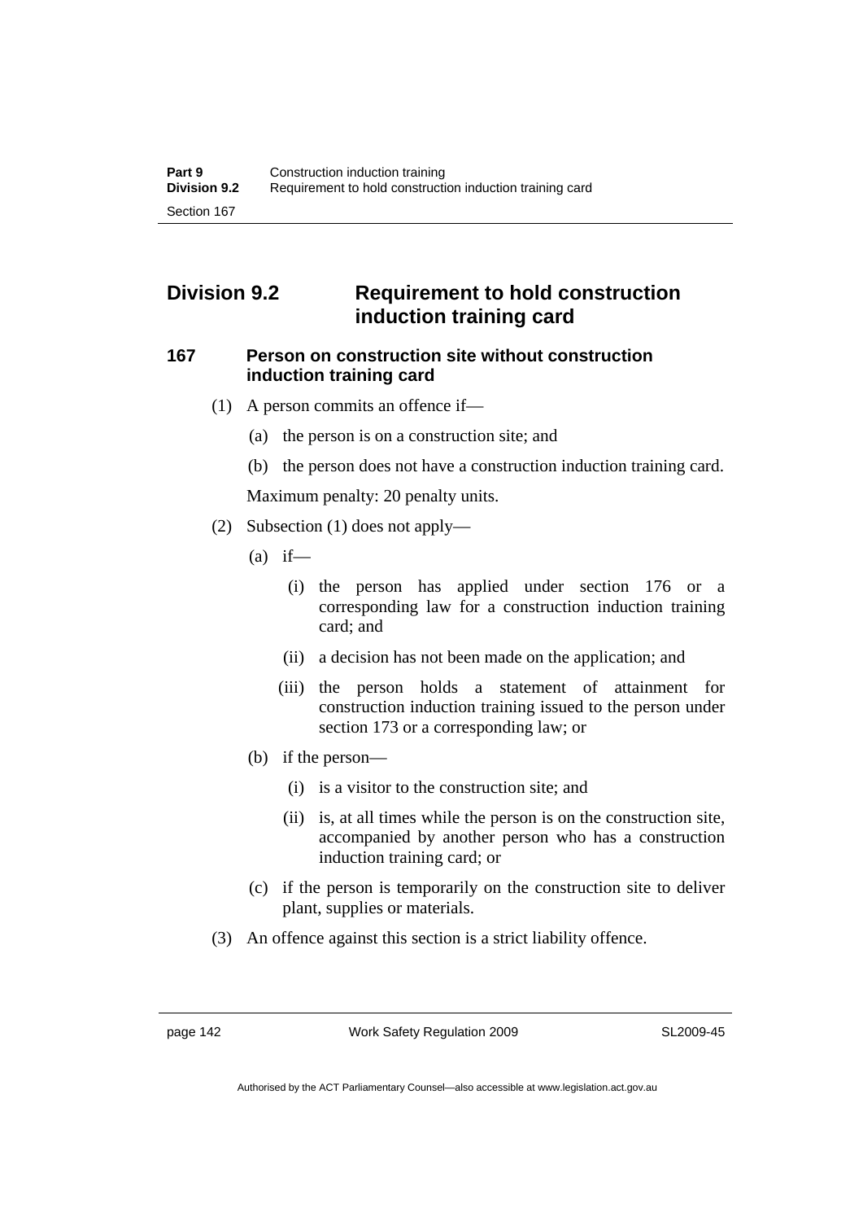## Division 9.2 Requirement to hold construction induction training card

### 167 Person on construction site without construction induction training card

(1) A person commits an offence if—

(a) the person is on a construction site; and

(b) the person does not have a construction induction training card.

Maximum penalty: 20 penalty units.

(2) Subsection (1) does not apply—

(a) if—

(i) the person has applied under section 176 or a corresponding law for a construction induction training card; and

(ii) a decision has not been made on the application; and

(iii) the person holds a statement of attainment for construction induction training issued to the person under section 173 or a corresponding law; or

(b) if the person—

(i) is a visitor to the construction site; and

(ii) is, at all times while the person is on the construction site, accompanied by another person who has a construction induction training card; or

(c) if the person is temporarily on the construction site to deliver plant, supplies or materials.

(3) An offence against this section is a strict liability offence.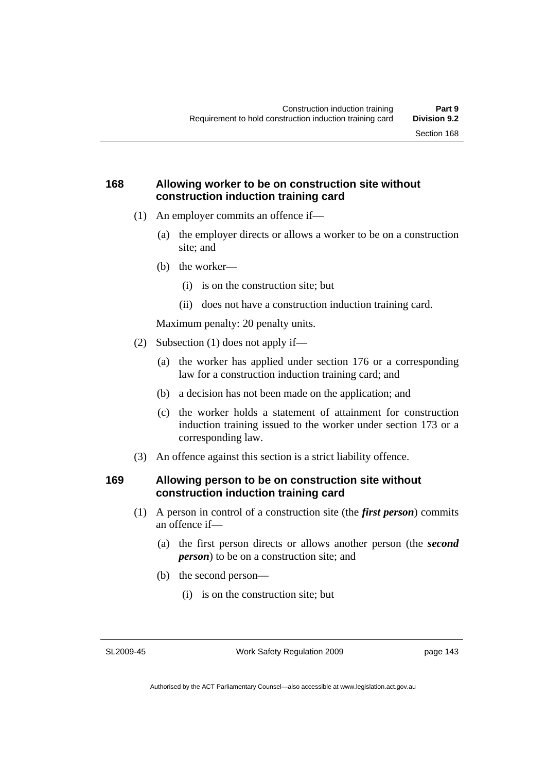### 168 Allowing worker to be on construction site without construction induction training card

(1) An employer commits an offence if—

(a) the employer directs or allows a worker to be on a construction site; and

(b) the worker—

(i) is on the construction site; but

(ii) does not have a construction induction training card.

Maximum penalty: 20 penalty units.

(2) Subsection (1) does not apply if—

(a) the worker has applied under section 176 or a corresponding law for a construction induction training card; and

(b) a decision has not been made on the application; and

(c) the worker holds a statement of attainment for construction induction training issued to the worker under section 173 or a corresponding law.

(3) An offence against this section is a strict liability offence.

### 169 Allowing person to be on construction site without construction induction training card

(1) A person in control of a construction site (the ***first person***) commits an offence if—

(a) the first person directs or allows another person (the ***second person***) to be on a construction site; and

(b) the second person—

(i) is on the construction site; but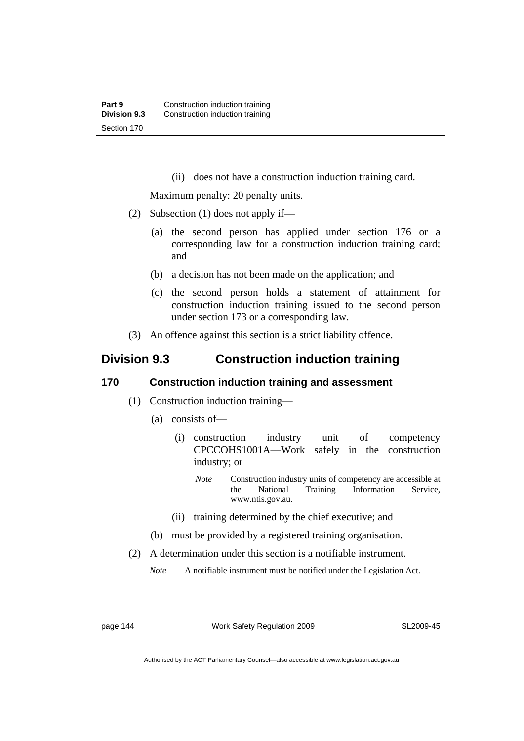(ii) does not have a construction induction training card.

Maximum penalty: 20 penalty units.

(2) Subsection (1) does not apply if—

(a) the second person has applied under section 176 or a corresponding law for a construction induction training card; and

(b) a decision has not been made on the application; and

(c) the second person holds a statement of attainment for construction induction training issued to the second person under section 173 or a corresponding law.

(3) An offence against this section is a strict liability offence.

## Division 9.3 Construction induction training

### 170 Construction induction training and assessment

(1) Construction induction training—

(a) consists of—

(i) construction industry unit of competency CPCCOHS1001A—Work safely in the construction industry; or

*Note* Construction industry units of competency are accessible at the National Training Information Service, www.ntis.gov.au.

(ii) training determined by the chief executive; and

(b) must be provided by a registered training organisation.

(2) A determination under this section is a notifiable instrument.

*Note* A notifiable instrument must be notified under the Legislation Act.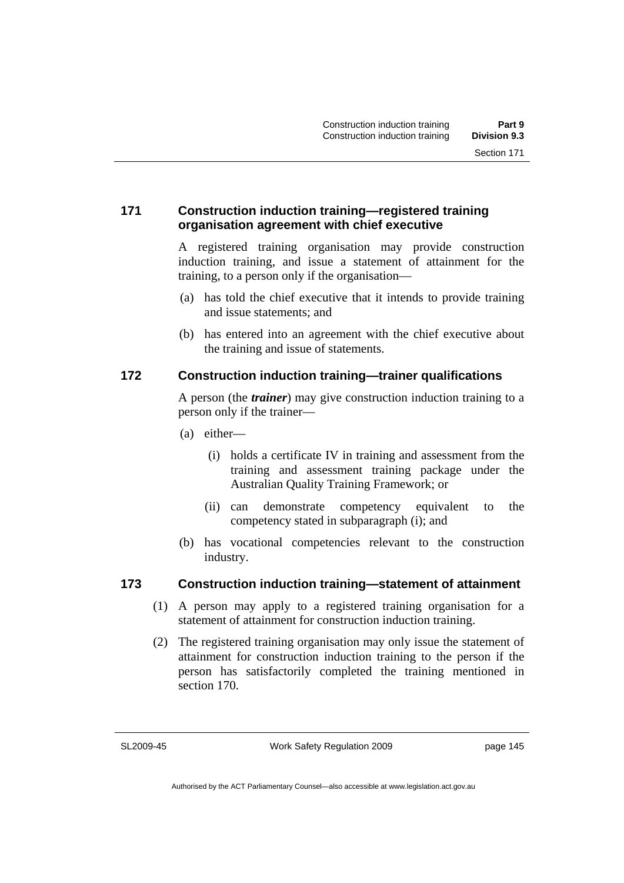### 171 Construction induction training—registered training organisation agreement with chief executive

A registered training organisation may provide construction induction training, and issue a statement of attainment for the training, to a person only if the organisation—

(a) has told the chief executive that it intends to provide training and issue statements; and

(b) has entered into an agreement with the chief executive about the training and issue of statements.

### 172 Construction induction training—trainer qualifications

A person (the ***trainer***) may give construction induction training to a person only if the trainer—

(a) either—

(i) holds a certificate IV in training and assessment from the training and assessment training package under the Australian Quality Training Framework; or

(ii) can demonstrate competency equivalent to the competency stated in subparagraph (i); and

(b) has vocational competencies relevant to the construction industry.

### 173 Construction induction training—statement of attainment

(1) A person may apply to a registered training organisation for a statement of attainment for construction induction training.

(2) The registered training organisation may only issue the statement of attainment for construction induction training to the person if the person has satisfactorily completed the training mentioned in section 170.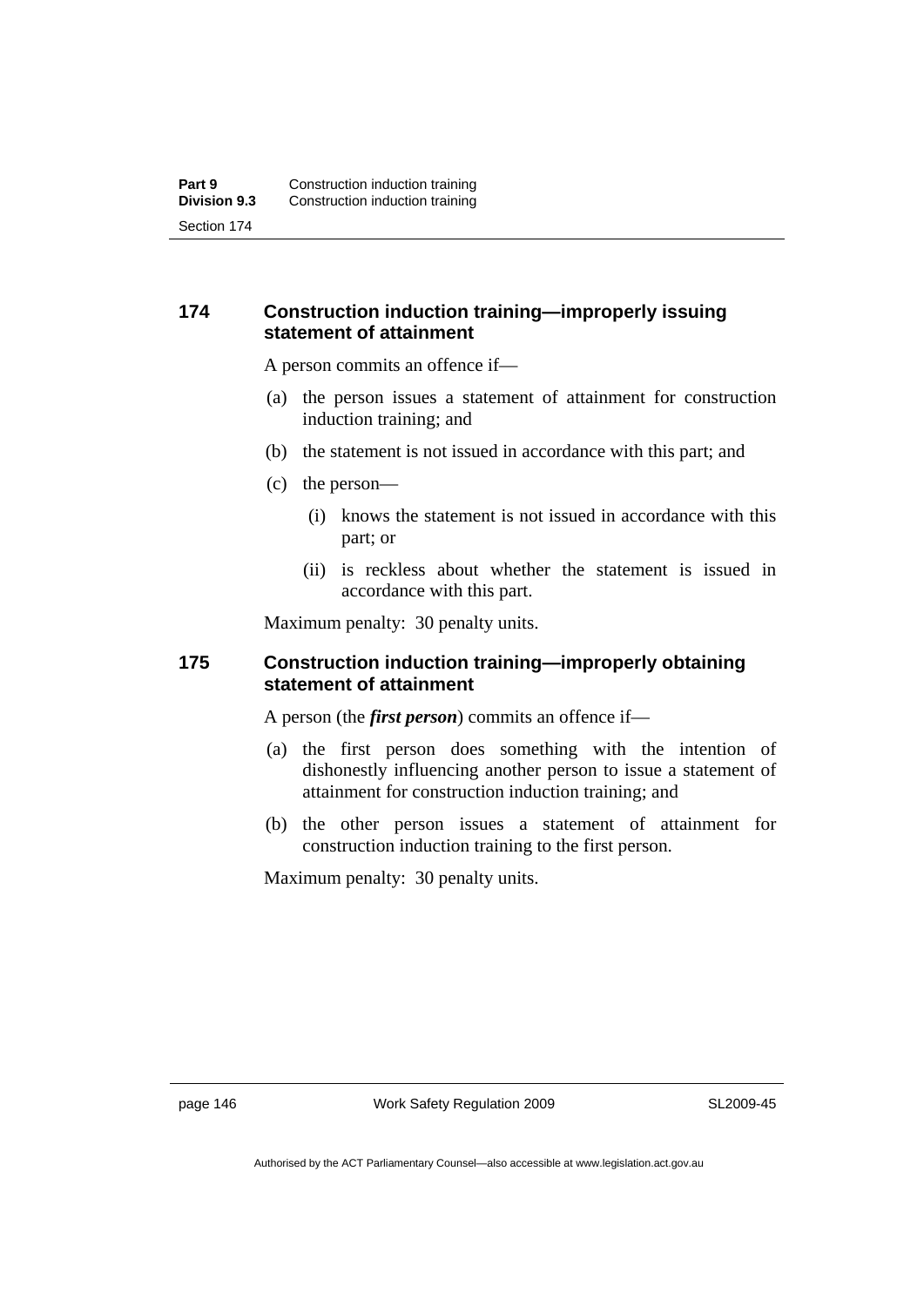### 174 Construction induction training—improperly issuing statement of attainment

A person commits an offence if—

(a) the person issues a statement of attainment for construction induction training; and

(b) the statement is not issued in accordance with this part; and

(c) the person—

  (i) knows the statement is not issued in accordance with this part; or

  (ii) is reckless about whether the statement is issued in accordance with this part.

Maximum penalty: 30 penalty units.

### 175 Construction induction training—improperly obtaining statement of attainment

A person (the ***first person***) commits an offence if—

(a) the first person does something with the intention of dishonestly influencing another person to issue a statement of attainment for construction induction training; and

(b) the other person issues a statement of attainment for construction induction training to the first person.

Maximum penalty: 30 penalty units.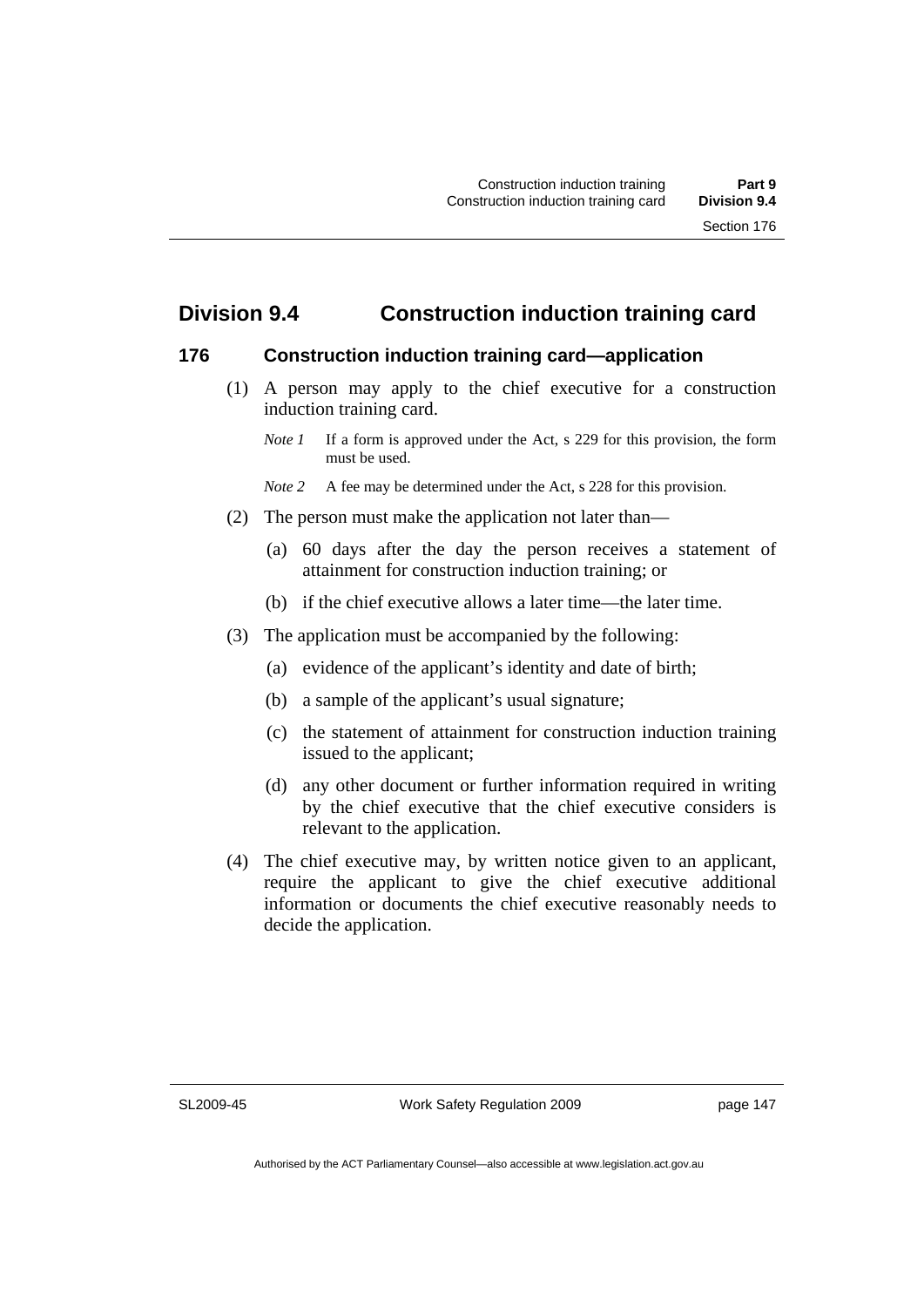## Division 9.4 Construction induction training card

### 176 Construction induction training card—application

(1) A person may apply to the chief executive for a construction induction training card.

*Note 1* If a form is approved under the Act, s 229 for this provision, the form must be used.

*Note 2* A fee may be determined under the Act, s 228 for this provision.

(2) The person must make the application not later than—

(a) 60 days after the day the person receives a statement of attainment for construction induction training; or

(b) if the chief executive allows a later time—the later time.

(3) The application must be accompanied by the following:

(a) evidence of the applicant's identity and date of birth;

(b) a sample of the applicant's usual signature;

(c) the statement of attainment for construction induction training issued to the applicant;

(d) any other document or further information required in writing by the chief executive that the chief executive considers is relevant to the application.

(4) The chief executive may, by written notice given to an applicant, require the applicant to give the chief executive additional information or documents the chief executive reasonably needs to decide the application.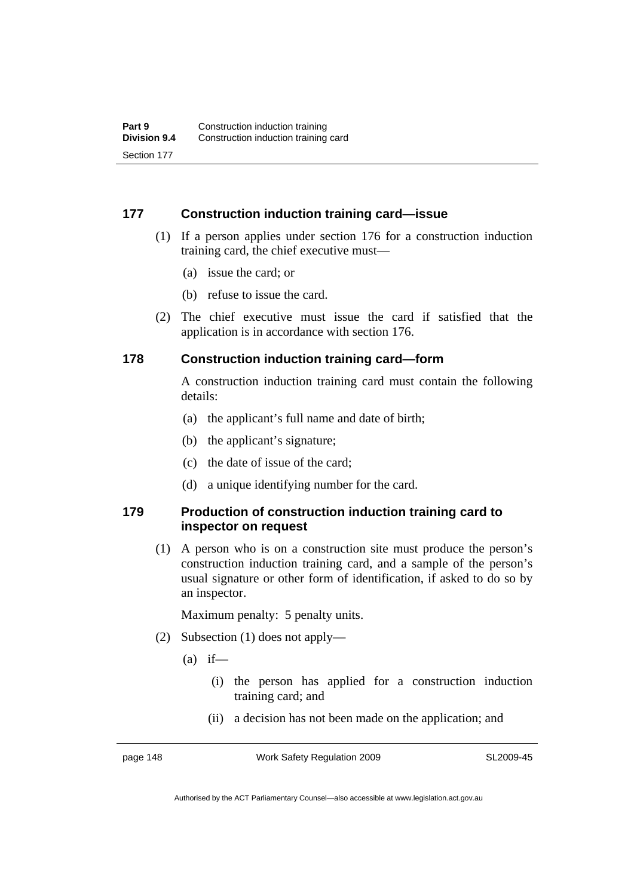## 177 Construction induction training card—issue

(1) If a person applies under section 176 for a construction induction training card, the chief executive must—

(a) issue the card; or

(b) refuse to issue the card.

(2) The chief executive must issue the card if satisfied that the application is in accordance with section 176.

## 178 Construction induction training card—form

A construction induction training card must contain the following details:

(a) the applicant's full name and date of birth;

(b) the applicant's signature;

(c) the date of issue of the card;

(d) a unique identifying number for the card.

## 179 Production of construction induction training card to inspector on request

(1) A person who is on a construction site must produce the person's construction induction training card, and a sample of the person's usual signature or other form of identification, if asked to do so by an inspector.

Maximum penalty: 5 penalty units.

(2) Subsection (1) does not apply—

(a) if—

(i) the person has applied for a construction induction training card; and

(ii) a decision has not been made on the application; and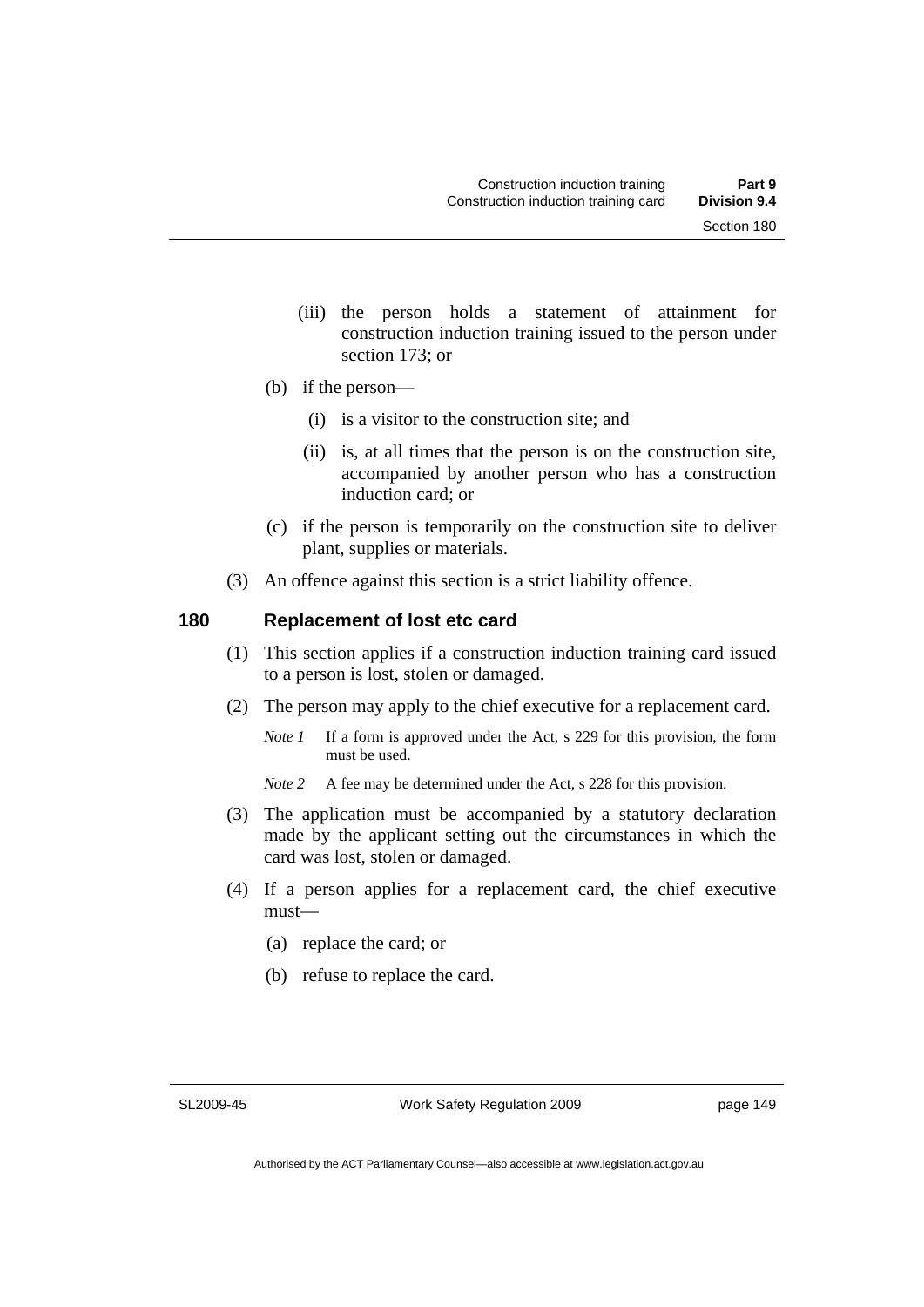(iii) the person holds a statement of attainment for construction induction training issued to the person under section 173; or

(b) if the person—

(i) is a visitor to the construction site; and

(ii) is, at all times that the person is on the construction site, accompanied by another person who has a construction induction card; or

(c) if the person is temporarily on the construction site to deliver plant, supplies or materials.

(3) An offence against this section is a strict liability offence.

## 180 Replacement of lost etc card

(1) This section applies if a construction induction training card issued to a person is lost, stolen or damaged.

(2) The person may apply to the chief executive for a replacement card.

*Note 1* If a form is approved under the Act, s 229 for this provision, the form must be used.

*Note 2* A fee may be determined under the Act, s 228 for this provision.

(3) The application must be accompanied by a statutory declaration made by the applicant setting out the circumstances in which the card was lost, stolen or damaged.

(4) If a person applies for a replacement card, the chief executive must—

(a) replace the card; or

(b) refuse to replace the card.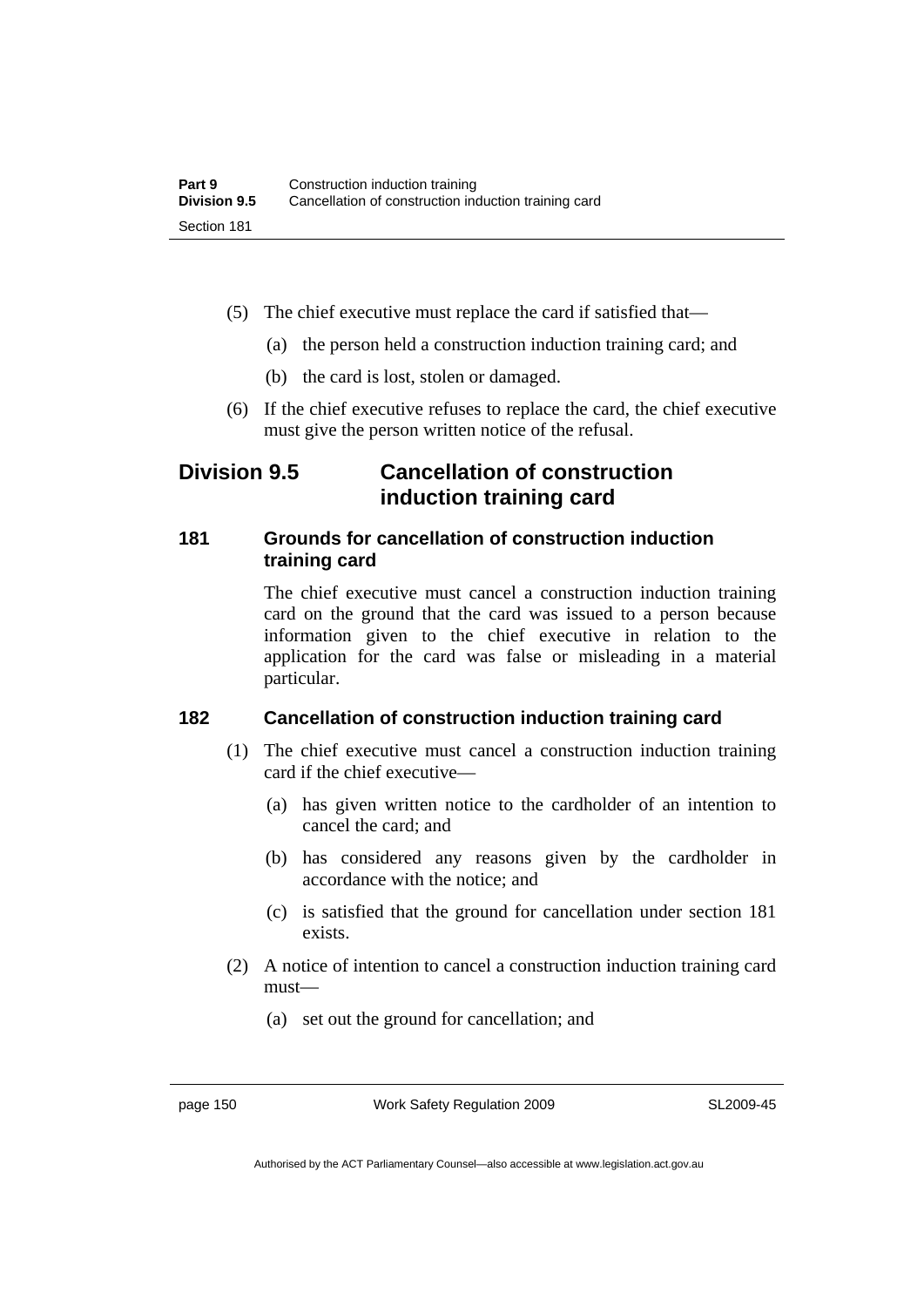(5) The chief executive must replace the card if satisfied that—

(a) the person held a construction induction training card; and

(b) the card is lost, stolen or damaged.

(6) If the chief executive refuses to replace the card, the chief executive must give the person written notice of the refusal.

## Division 9.5 Cancellation of construction induction training card

### 181 Grounds for cancellation of construction induction training card

The chief executive must cancel a construction induction training card on the ground that the card was issued to a person because information given to the chief executive in relation to the application for the card was false or misleading in a material particular.

### 182 Cancellation of construction induction training card

(1) The chief executive must cancel a construction induction training card if the chief executive—

(a) has given written notice to the cardholder of an intention to cancel the card; and

(b) has considered any reasons given by the cardholder in accordance with the notice; and

(c) is satisfied that the ground for cancellation under section 181 exists.

(2) A notice of intention to cancel a construction induction training card must—

(a) set out the ground for cancellation; and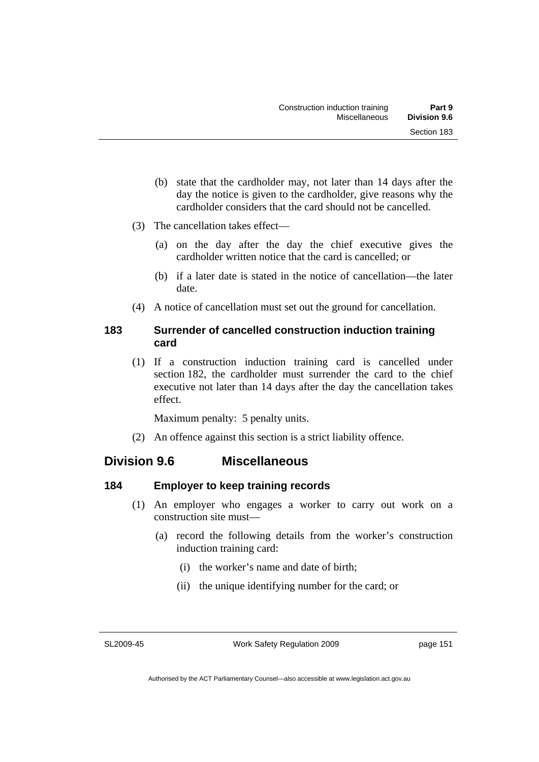(b) state that the cardholder may, not later than 14 days after the day the notice is given to the cardholder, give reasons why the cardholder considers that the card should not be cancelled.

(3) The cancellation takes effect—

(a) on the day after the day the chief executive gives the cardholder written notice that the card is cancelled; or

(b) if a later date is stated in the notice of cancellation—the later date.

(4) A notice of cancellation must set out the ground for cancellation.

### 183 Surrender of cancelled construction induction training card

(1) If a construction induction training card is cancelled under section 182, the cardholder must surrender the card to the chief executive not later than 14 days after the day the cancellation takes effect.

Maximum penalty: 5 penalty units.

(2) An offence against this section is a strict liability offence.

## Division 9.6 Miscellaneous

### 184 Employer to keep training records

(1) An employer who engages a worker to carry out work on a construction site must—

(a) record the following details from the worker's construction induction training card:

(i) the worker's name and date of birth;

(ii) the unique identifying number for the card; or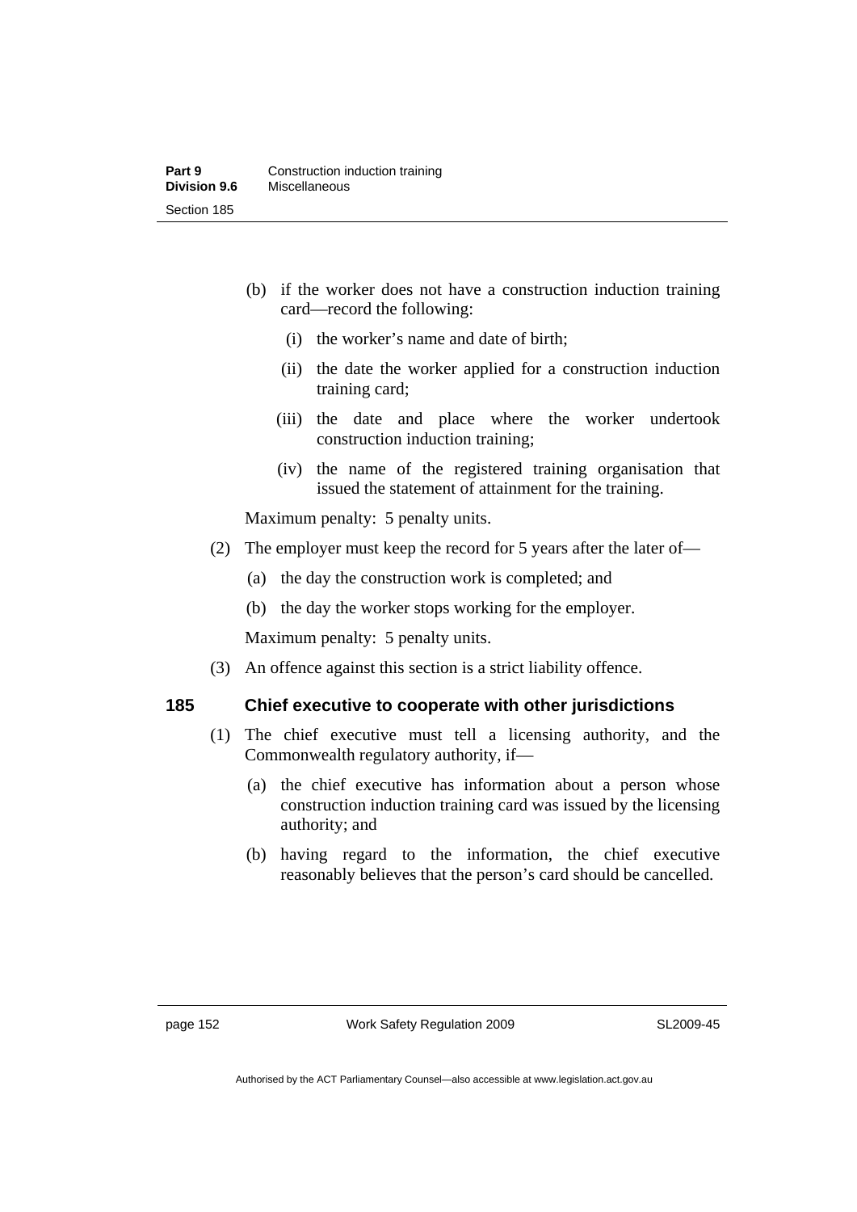(b) if the worker does not have a construction induction training card—record the following:

  (i) the worker's name and date of birth;

  (ii) the date the worker applied for a construction induction training card;

  (iii) the date and place where the worker undertook construction induction training;

  (iv) the name of the registered training organisation that issued the statement of attainment for the training.

Maximum penalty: 5 penalty units.

(2) The employer must keep the record for 5 years after the later of—

  (a) the day the construction work is completed; and

  (b) the day the worker stops working for the employer.

Maximum penalty: 5 penalty units.

(3) An offence against this section is a strict liability offence.

### 185 Chief executive to cooperate with other jurisdictions

(1) The chief executive must tell a licensing authority, and the Commonwealth regulatory authority, if—

  (a) the chief executive has information about a person whose construction induction training card was issued by the licensing authority; and

  (b) having regard to the information, the chief executive reasonably believes that the person's card should be cancelled.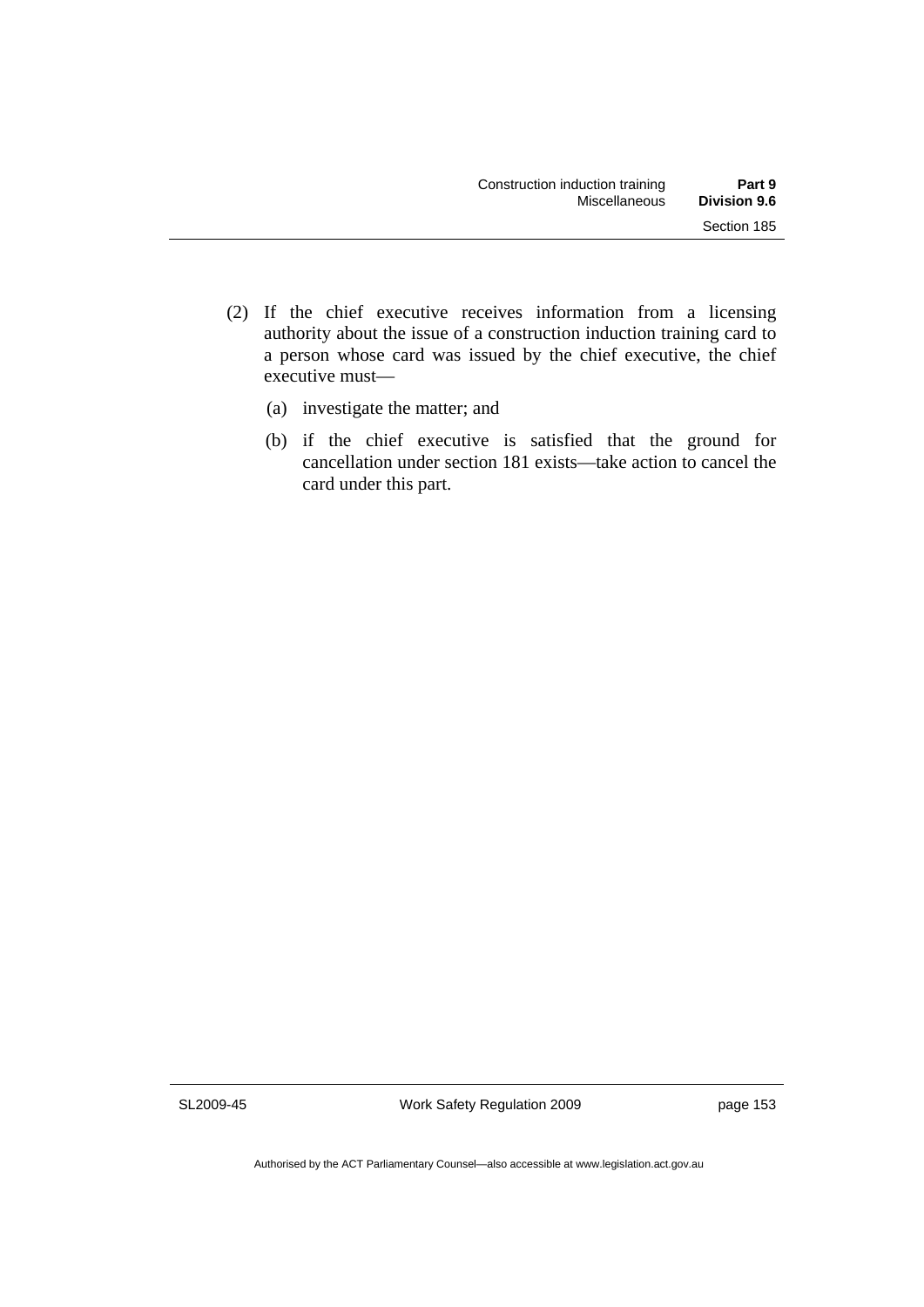(2) If the chief executive receives information from a licensing authority about the issue of a construction induction training card to a person whose card was issued by the chief executive, the chief executive must—

(a) investigate the matter; and

(b) if the chief executive is satisfied that the ground for cancellation under section 181 exists—take action to cancel the card under this part.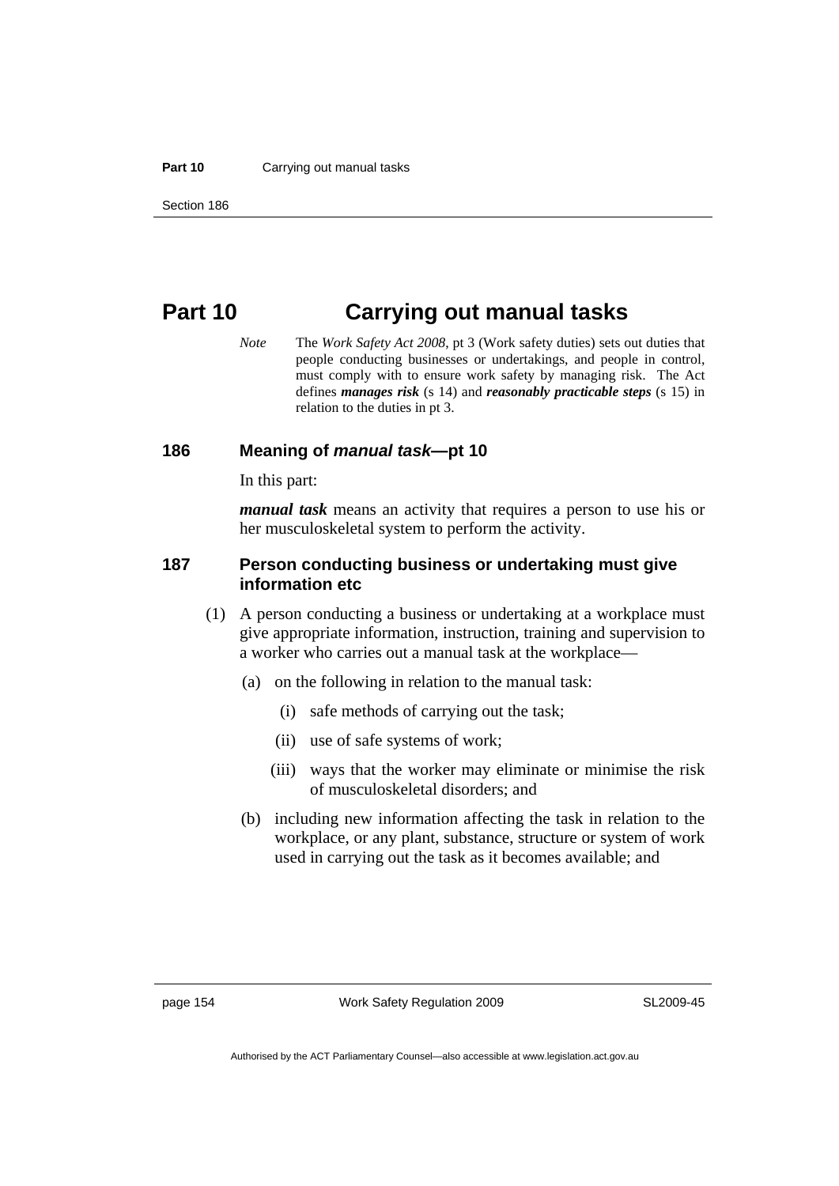# Part 10 Carrying out manual tasks

*Note* The *Work Safety Act 2008*, pt 3 (Work safety duties) sets out duties that people conducting businesses or undertakings, and people in control, must comply with to ensure work safety by managing risk. The Act defines ***manages risk*** (s 14) and ***reasonably practicable steps*** (s 15) in relation to the duties in pt 3.

### 186 Meaning of *manual task*—pt 10

In this part:

***manual task*** means an activity that requires a person to use his or her musculoskeletal system to perform the activity.

### 187 Person conducting business or undertaking must give information etc

(1) A person conducting a business or undertaking at a workplace must give appropriate information, instruction, training and supervision to a worker who carries out a manual task at the workplace—

(a) on the following in relation to the manual task:

(i) safe methods of carrying out the task;

(ii) use of safe systems of work;

(iii) ways that the worker may eliminate or minimise the risk of musculoskeletal disorders; and

(b) including new information affecting the task in relation to the workplace, or any plant, substance, structure or system of work used in carrying out the task as it becomes available; and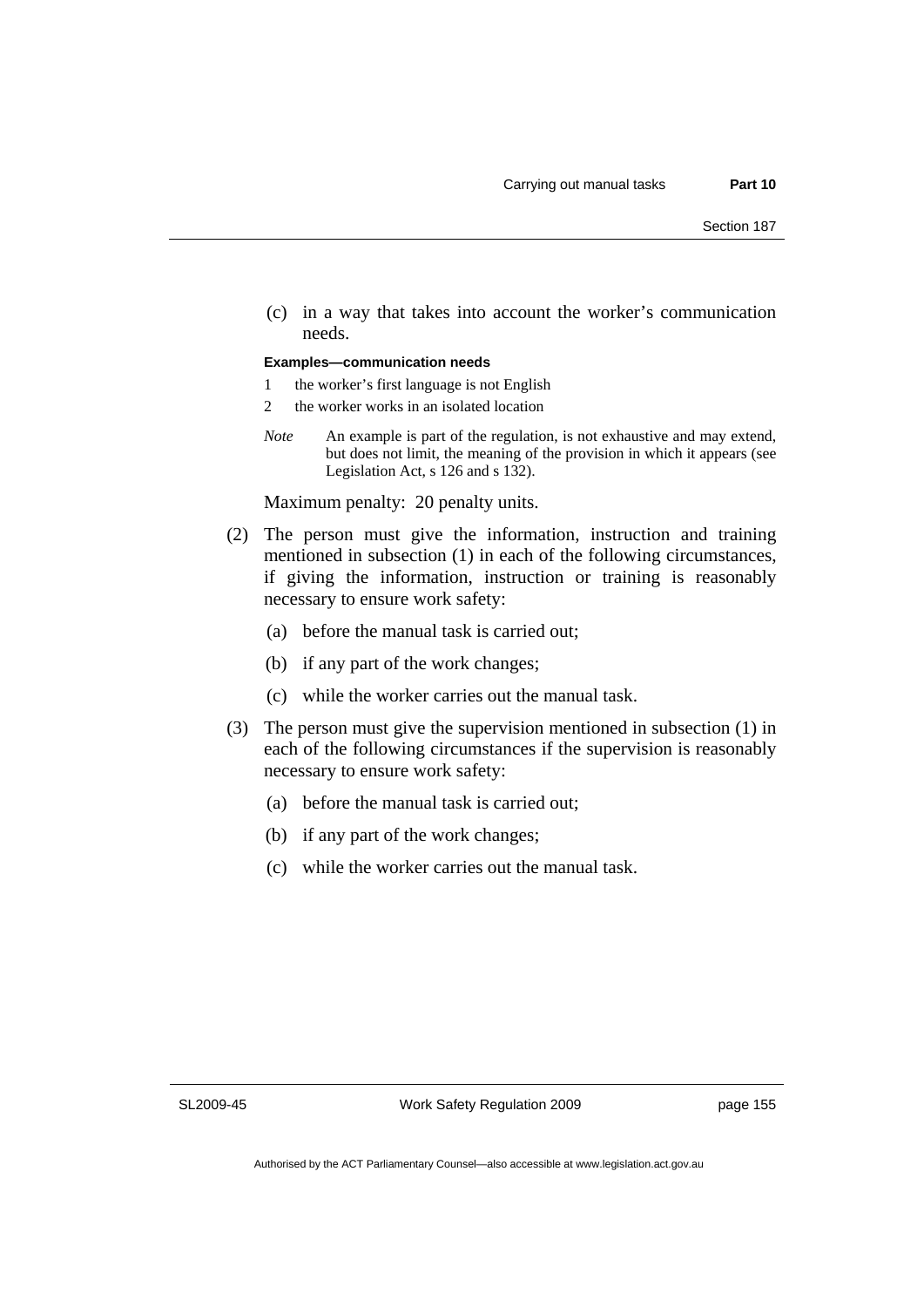(c) in a way that takes into account the worker's communication needs.

**Examples—communication needs**

1 the worker's first language is not English

2 the worker works in an isolated location

*Note* An example is part of the regulation, is not exhaustive and may extend, but does not limit, the meaning of the provision in which it appears (see Legislation Act, s 126 and s 132).

Maximum penalty: 20 penalty units.

(2) The person must give the information, instruction and training mentioned in subsection (1) in each of the following circumstances, if giving the information, instruction or training is reasonably necessary to ensure work safety:

(a) before the manual task is carried out;

(b) if any part of the work changes;

(c) while the worker carries out the manual task.

(3) The person must give the supervision mentioned in subsection (1) in each of the following circumstances if the supervision is reasonably necessary to ensure work safety:

(a) before the manual task is carried out;

(b) if any part of the work changes;

(c) while the worker carries out the manual task.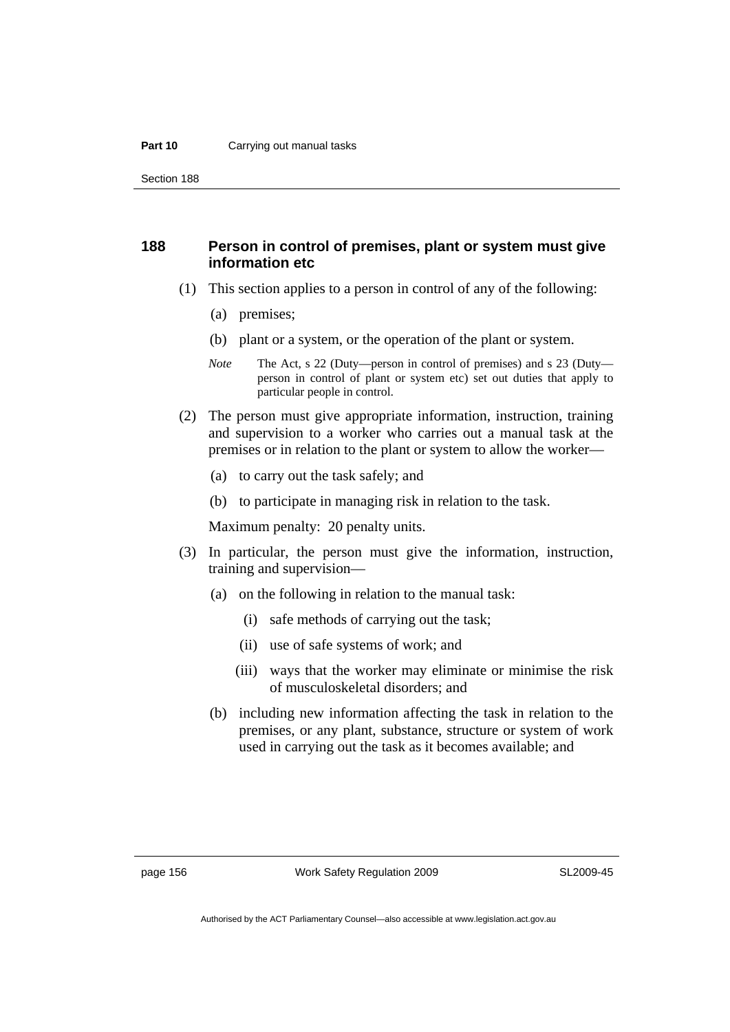## 188 Person in control of premises, plant or system must give information etc

(1) This section applies to a person in control of any of the following:

(a) premises;

(b) plant or a system, or the operation of the plant or system.

*Note* The Act, s 22 (Duty—person in control of premises) and s 23 (Duty—person in control of plant or system etc) set out duties that apply to particular people in control.

(2) The person must give appropriate information, instruction, training and supervision to a worker who carries out a manual task at the premises or in relation to the plant or system to allow the worker—

(a) to carry out the task safely; and

(b) to participate in managing risk in relation to the task.

Maximum penalty: 20 penalty units.

(3) In particular, the person must give the information, instruction, training and supervision—

(a) on the following in relation to the manual task:

(i) safe methods of carrying out the task;

(ii) use of safe systems of work; and

(iii) ways that the worker may eliminate or minimise the risk of musculoskeletal disorders; and

(b) including new information affecting the task in relation to the premises, or any plant, substance, structure or system of work used in carrying out the task as it becomes available; and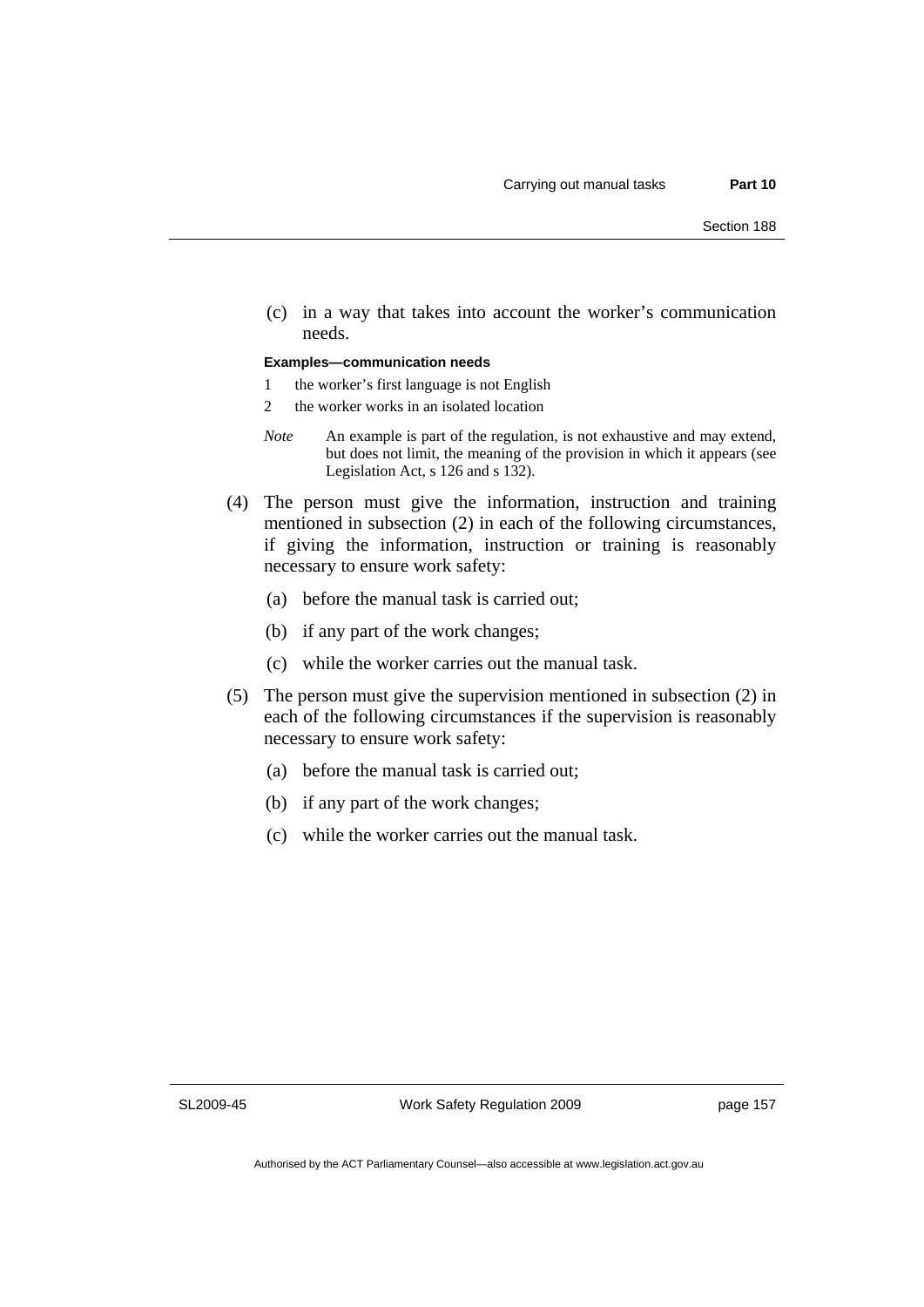(c) in a way that takes into account the worker's communication needs.

**Examples—communication needs**

1 the worker's first language is not English

2 the worker works in an isolated location

*Note* An example is part of the regulation, is not exhaustive and may extend, but does not limit, the meaning of the provision in which it appears (see Legislation Act, s 126 and s 132).

(4) The person must give the information, instruction and training mentioned in subsection (2) in each of the following circumstances, if giving the information, instruction or training is reasonably necessary to ensure work safety:

(a) before the manual task is carried out;

(b) if any part of the work changes;

(c) while the worker carries out the manual task.

(5) The person must give the supervision mentioned in subsection (2) in each of the following circumstances if the supervision is reasonably necessary to ensure work safety:

(a) before the manual task is carried out;

(b) if any part of the work changes;

(c) while the worker carries out the manual task.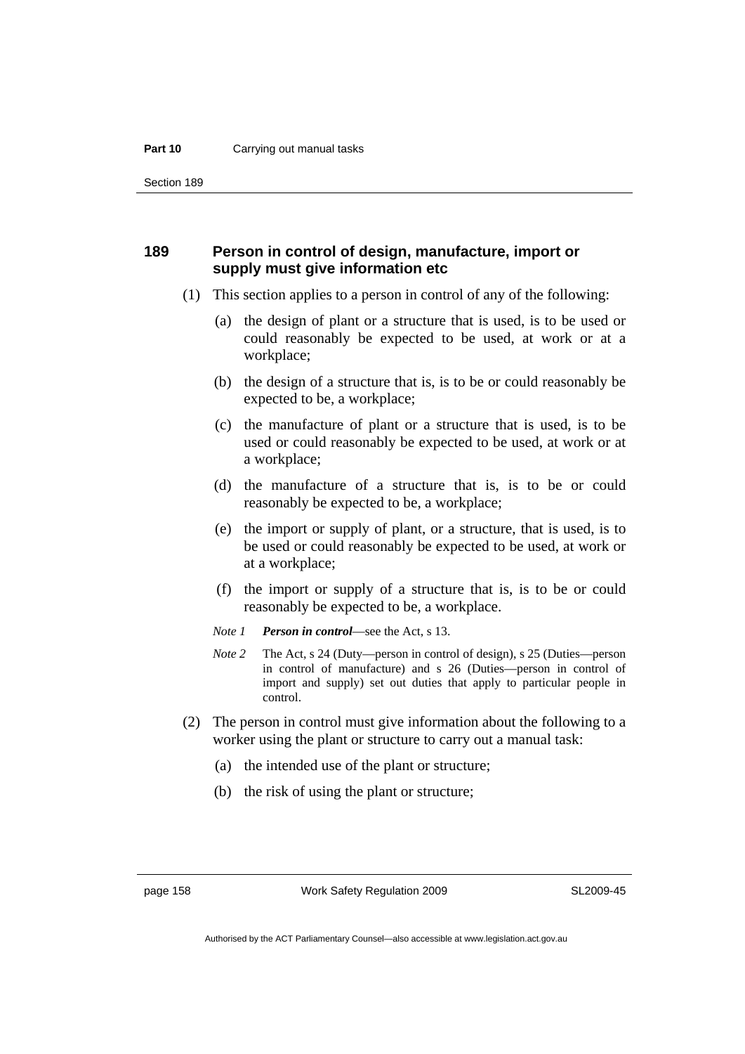### 189 Person in control of design, manufacture, import or supply must give information etc

(1) This section applies to a person in control of any of the following:

(a) the design of plant or a structure that is used, is to be used or could reasonably be expected to be used, at work or at a workplace;

(b) the design of a structure that is, is to be or could reasonably be expected to be, a workplace;

(c) the manufacture of plant or a structure that is used, is to be used or could reasonably be expected to be used, at work or at a workplace;

(d) the manufacture of a structure that is, is to be or could reasonably be expected to be, a workplace;

(e) the import or supply of plant, or a structure, that is used, is to be used or could reasonably be expected to be used, at work or at a workplace;

(f) the import or supply of a structure that is, is to be or could reasonably be expected to be, a workplace.

*Note 1* ***Person in control***—see the Act, s 13.

*Note 2* The Act, s 24 (Duty—person in control of design), s 25 (Duties—person in control of manufacture) and s 26 (Duties—person in control of import and supply) set out duties that apply to particular people in control.

(2) The person in control must give information about the following to a worker using the plant or structure to carry out a manual task:

(a) the intended use of the plant or structure;

(b) the risk of using the plant or structure;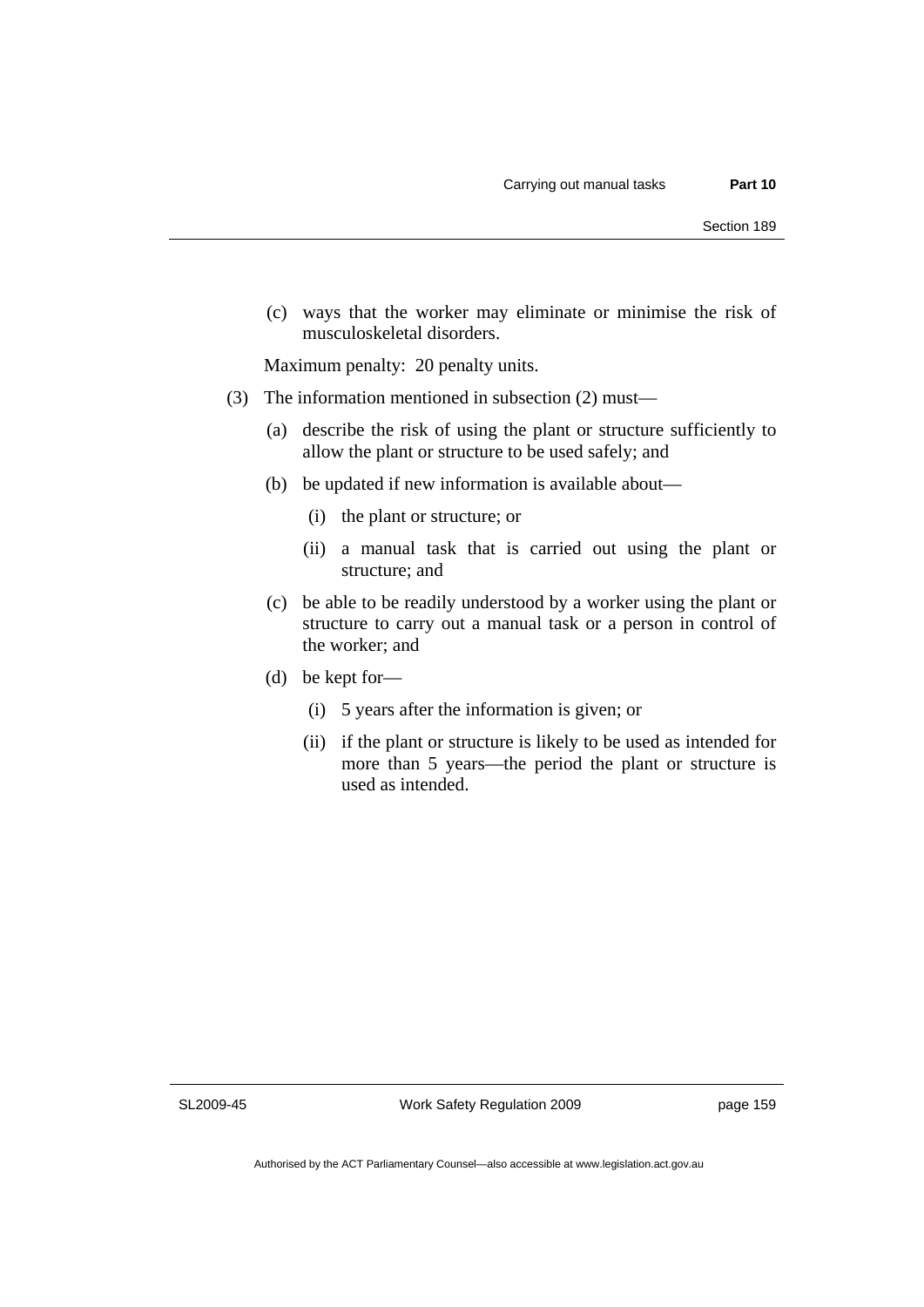(c) ways that the worker may eliminate or minimise the risk of musculoskeletal disorders.

Maximum penalty: 20 penalty units.

(3) The information mentioned in subsection (2) must—

(a) describe the risk of using the plant or structure sufficiently to allow the plant or structure to be used safely; and

(b) be updated if new information is available about—

(i) the plant or structure; or

(ii) a manual task that is carried out using the plant or structure; and

(c) be able to be readily understood by a worker using the plant or structure to carry out a manual task or a person in control of the worker; and

(d) be kept for—

(i) 5 years after the information is given; or

(ii) if the plant or structure is likely to be used as intended for more than 5 years—the period the plant or structure is used as intended.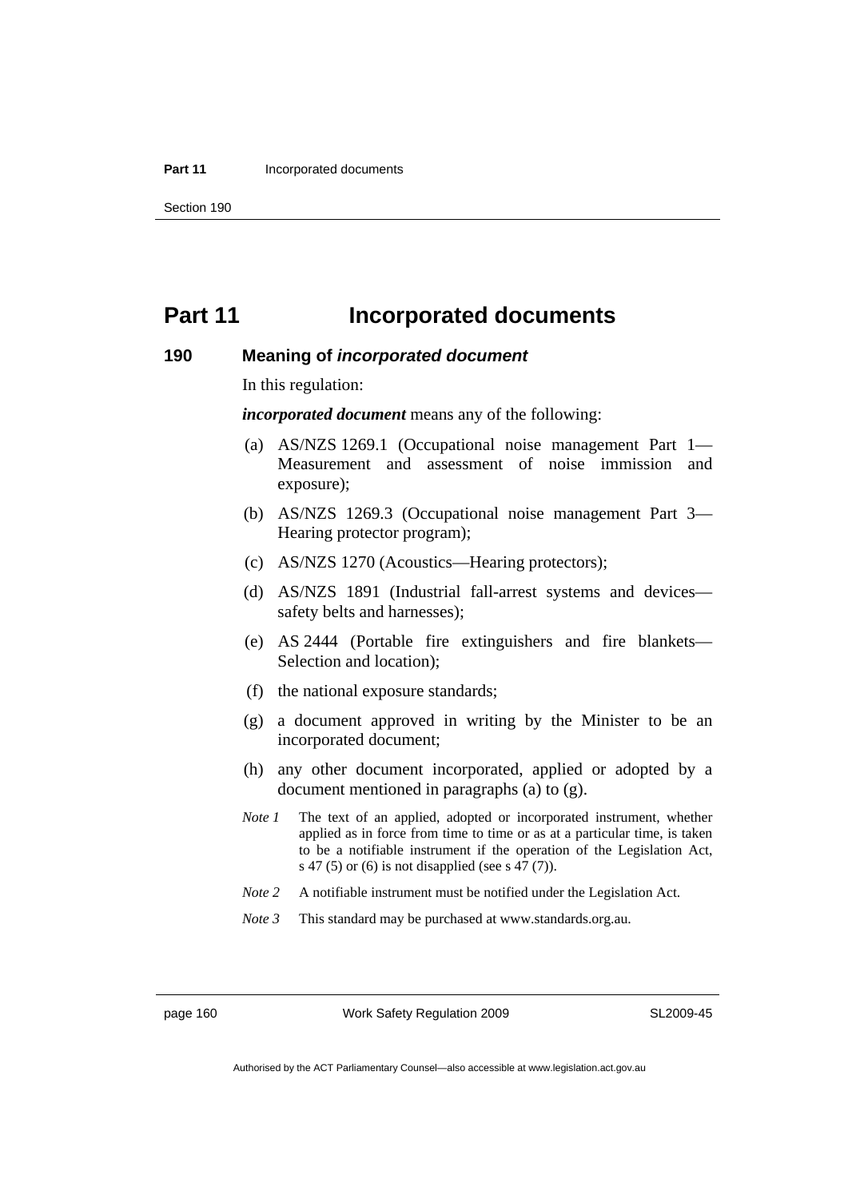# Part 11 Incorporated documents

## 190 Meaning of *incorporated document*

In this regulation:

***incorporated document*** means any of the following:

(a) AS/NZS 1269.1 (Occupational noise management Part 1—Measurement and assessment of noise immission and exposure);

(b) AS/NZS 1269.3 (Occupational noise management Part 3—Hearing protector program);

(c) AS/NZS 1270 (Acoustics—Hearing protectors);

(d) AS/NZS 1891 (Industrial fall-arrest systems and devices—safety belts and harnesses);

(e) AS 2444 (Portable fire extinguishers and fire blankets—Selection and location);

(f) the national exposure standards;

(g) a document approved in writing by the Minister to be an incorporated document;

(h) any other document incorporated, applied or adopted by a document mentioned in paragraphs (a) to (g).

*Note 1* The text of an applied, adopted or incorporated instrument, whether applied as in force from time to time or as at a particular time, is taken to be a notifiable instrument if the operation of the Legislation Act, s 47 (5) or (6) is not disapplied (see s 47 (7)).

*Note 2* A notifiable instrument must be notified under the Legislation Act.

*Note 3* This standard may be purchased at www.standards.org.au.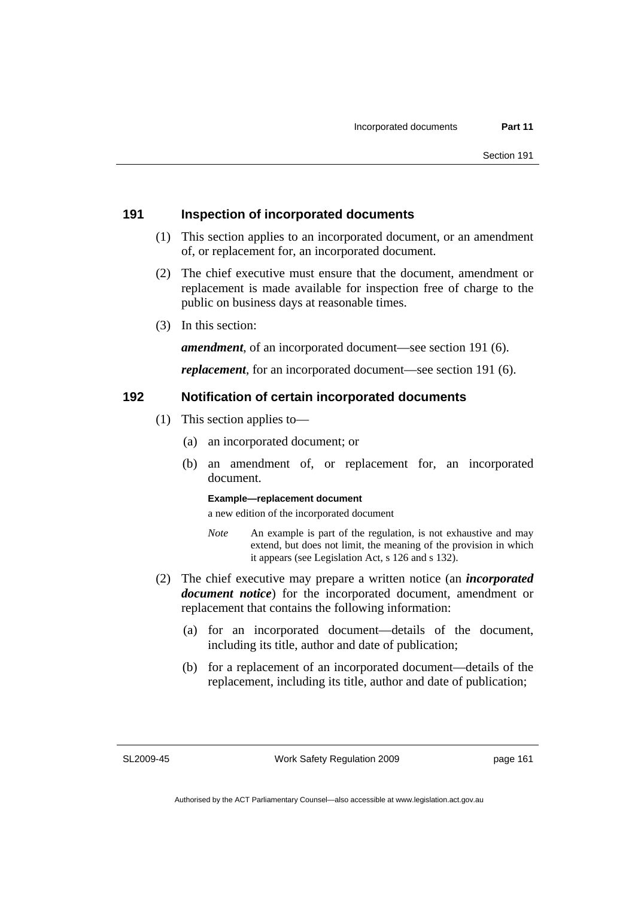## 191 Inspection of incorporated documents

(1) This section applies to an incorporated document, or an amendment of, or replacement for, an incorporated document.

(2) The chief executive must ensure that the document, amendment or replacement is made available for inspection free of charge to the public on business days at reasonable times.

(3) In this section:

***amendment***, of an incorporated document—see section 191 (6).

***replacement***, for an incorporated document—see section 191 (6).

## 192 Notification of certain incorporated documents

(1) This section applies to—

(a) an incorporated document; or

(b) an amendment of, or replacement for, an incorporated document.

**Example—replacement document**

a new edition of the incorporated document

*Note* An example is part of the regulation, is not exhaustive and may extend, but does not limit, the meaning of the provision in which it appears (see Legislation Act, s 126 and s 132).

(2) The chief executive may prepare a written notice (an ***incorporated document notice***) for the incorporated document, amendment or replacement that contains the following information:

(a) for an incorporated document—details of the document, including its title, author and date of publication;

(b) for a replacement of an incorporated document—details of the replacement, including its title, author and date of publication;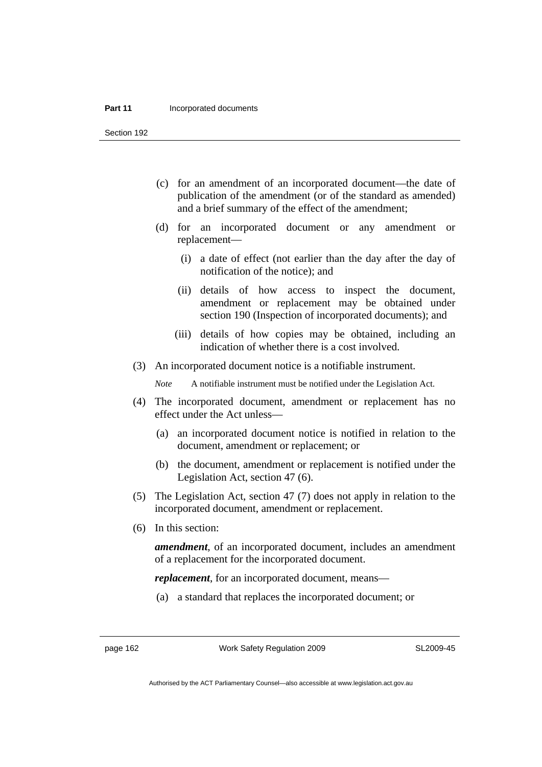(c) for an amendment of an incorporated document—the date of publication of the amendment (or of the standard as amended) and a brief summary of the effect of the amendment;

(d) for an incorporated document or any amendment or replacement—

(i) a date of effect (not earlier than the day after the day of notification of the notice); and

(ii) details of how access to inspect the document, amendment or replacement may be obtained under section 190 (Inspection of incorporated documents); and

(iii) details of how copies may be obtained, including an indication of whether there is a cost involved.

(3) An incorporated document notice is a notifiable instrument.

*Note* A notifiable instrument must be notified under the Legislation Act.

(4) The incorporated document, amendment or replacement has no effect under the Act unless—

(a) an incorporated document notice is notified in relation to the document, amendment or replacement; or

(b) the document, amendment or replacement is notified under the Legislation Act, section 47 (6).

(5) The Legislation Act, section 47 (7) does not apply in relation to the incorporated document, amendment or replacement.

(6) In this section:

***amendment***, of an incorporated document, includes an amendment of a replacement for the incorporated document.

***replacement***, for an incorporated document, means—

(a) a standard that replaces the incorporated document; or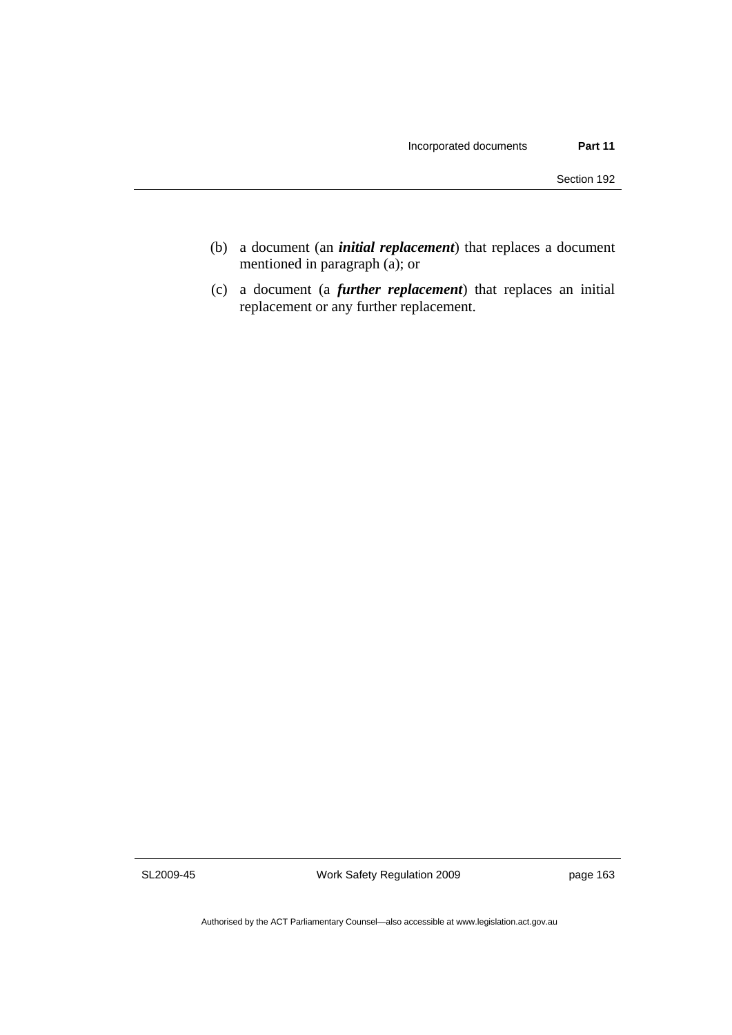(b) a document (an ***initial replacement***) that replaces a document mentioned in paragraph (a); or

(c) a document (a ***further replacement***) that replaces an initial replacement or any further replacement.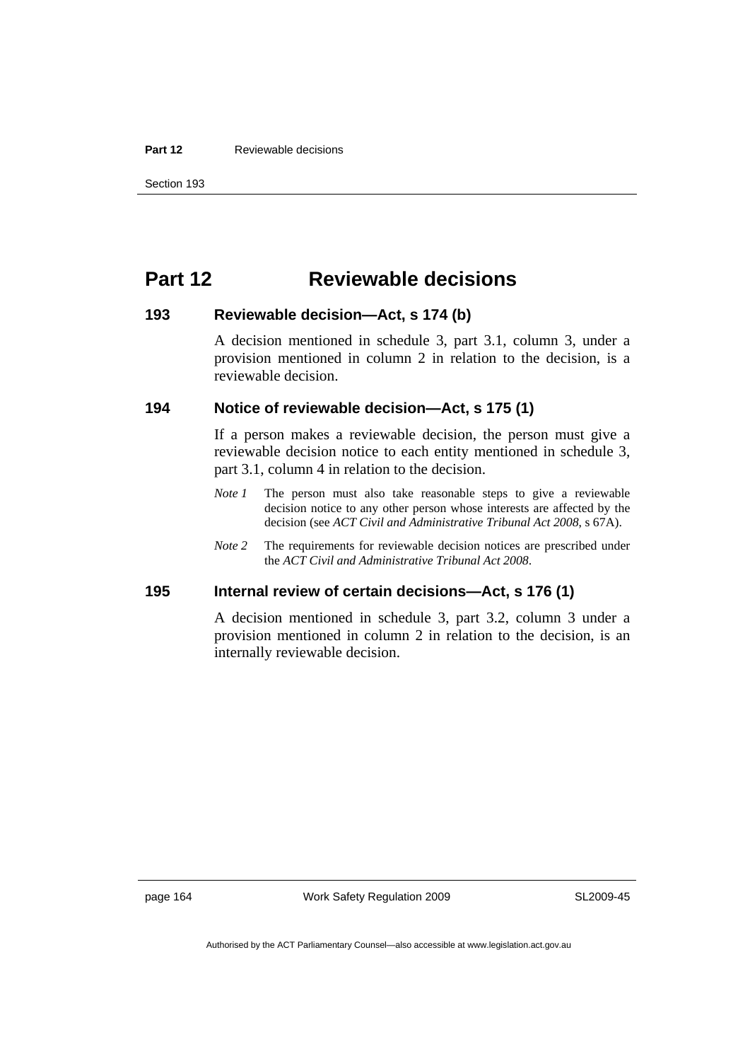# Part 12 Reviewable decisions

## 193 Reviewable decision—Act, s 174 (b)

A decision mentioned in schedule 3, part 3.1, column 3, under a provision mentioned in column 2 in relation to the decision, is a reviewable decision.

## 194 Notice of reviewable decision—Act, s 175 (1)

If a person makes a reviewable decision, the person must give a reviewable decision notice to each entity mentioned in schedule 3, part 3.1, column 4 in relation to the decision.

*Note 1* The person must also take reasonable steps to give a reviewable decision notice to any other person whose interests are affected by the decision (see *ACT Civil and Administrative Tribunal Act 2008*, s 67A).

*Note 2* The requirements for reviewable decision notices are prescribed under the *ACT Civil and Administrative Tribunal Act 2008*.

## 195 Internal review of certain decisions—Act, s 176 (1)

A decision mentioned in schedule 3, part 3.2, column 3 under a provision mentioned in column 2 in relation to the decision, is an internally reviewable decision.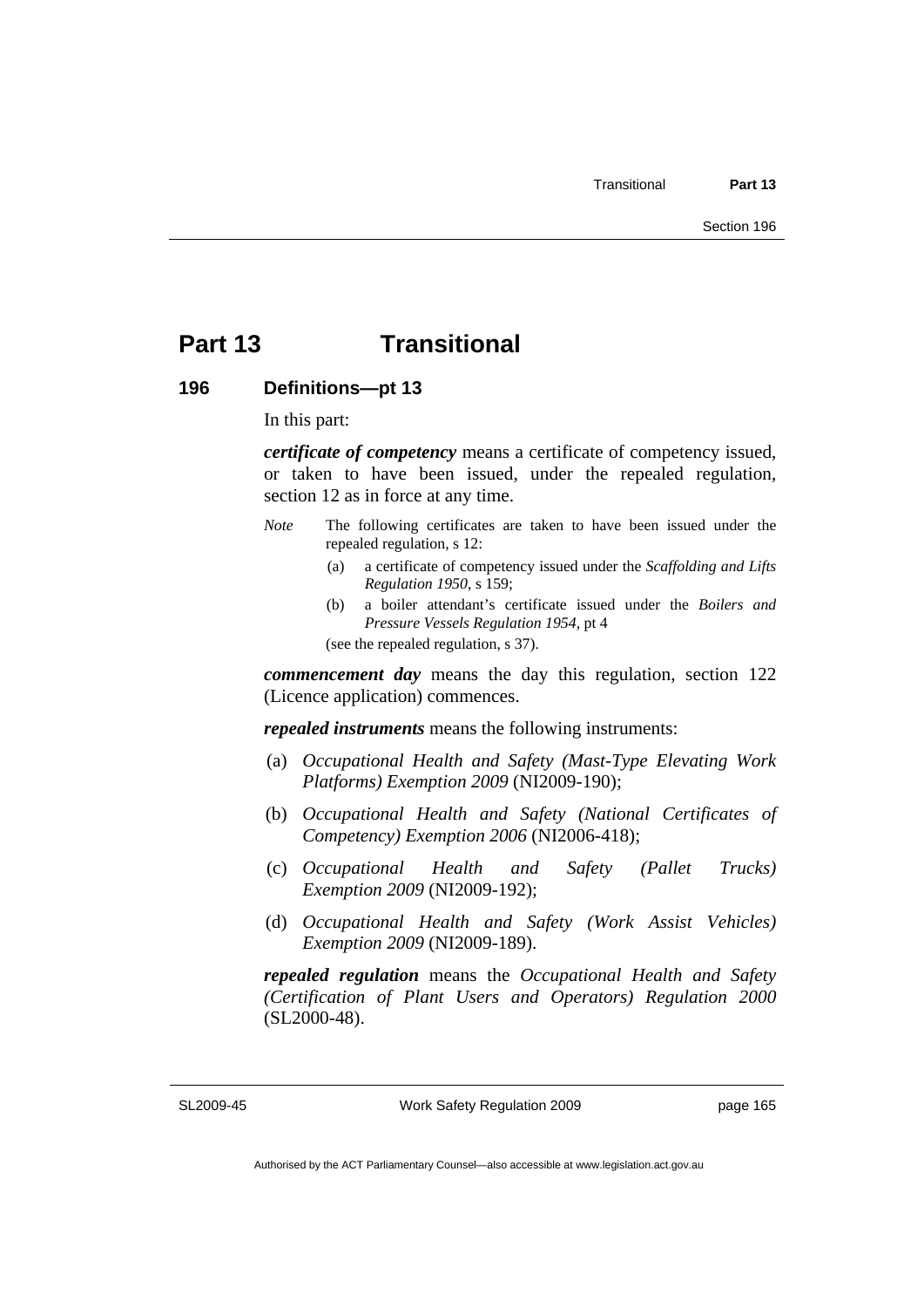# Part 13 Transitional

## 196 Definitions—pt 13

In this part:

***certificate of competency*** means a certificate of competency issued, or taken to have been issued, under the repealed regulation, section 12 as in force at any time.

*Note* The following certificates are taken to have been issued under the repealed regulation, s 12:

(a) a certificate of competency issued under the *Scaffolding and Lifts Regulation 1950*, s 159;

(b) a boiler attendant's certificate issued under the *Boilers and Pressure Vessels Regulation 1954*, pt 4

(see the repealed regulation, s 37).

***commencement day*** means the day this regulation, section 122 (Licence application) commences.

***repealed instruments*** means the following instruments:

(a) *Occupational Health and Safety (Mast-Type Elevating Work Platforms) Exemption 2009* (NI2009-190);

(b) *Occupational Health and Safety (National Certificates of Competency) Exemption 2006* (NI2006-418);

(c) *Occupational Health and Safety (Pallet Trucks) Exemption 2009* (NI2009-192);

(d) *Occupational Health and Safety (Work Assist Vehicles) Exemption 2009* (NI2009-189).

***repealed regulation*** means the *Occupational Health and Safety (Certification of Plant Users and Operators) Regulation 2000* (SL2000-48).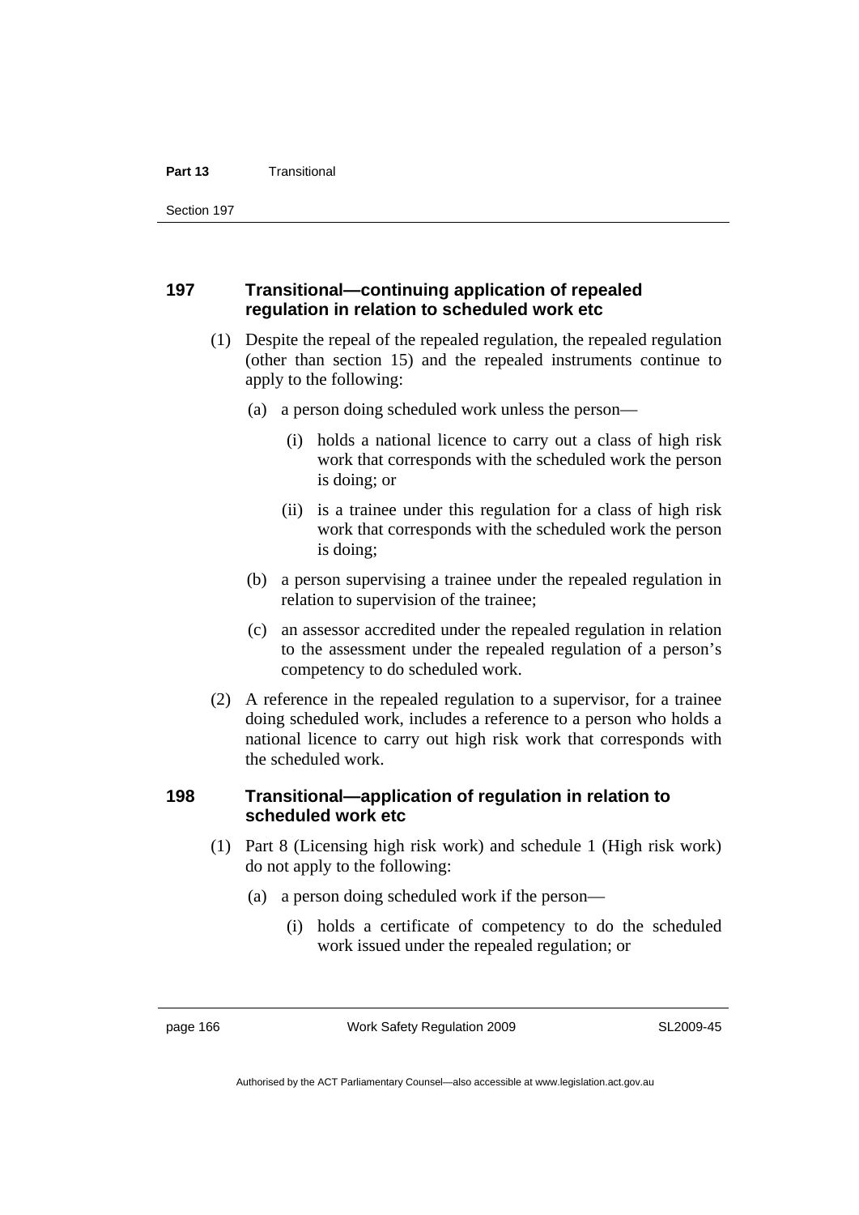### 197 Transitional—continuing application of repealed regulation in relation to scheduled work etc

(1) Despite the repeal of the repealed regulation, the repealed regulation (other than section 15) and the repealed instruments continue to apply to the following:

(a) a person doing scheduled work unless the person—

(i) holds a national licence to carry out a class of high risk work that corresponds with the scheduled work the person is doing; or

(ii) is a trainee under this regulation for a class of high risk work that corresponds with the scheduled work the person is doing;

(b) a person supervising a trainee under the repealed regulation in relation to supervision of the trainee;

(c) an assessor accredited under the repealed regulation in relation to the assessment under the repealed regulation of a person's competency to do scheduled work.

(2) A reference in the repealed regulation to a supervisor, for a trainee doing scheduled work, includes a reference to a person who holds a national licence to carry out high risk work that corresponds with the scheduled work.

### 198 Transitional—application of regulation in relation to scheduled work etc

(1) Part 8 (Licensing high risk work) and schedule 1 (High risk work) do not apply to the following:

(a) a person doing scheduled work if the person—

(i) holds a certificate of competency to do the scheduled work issued under the repealed regulation; or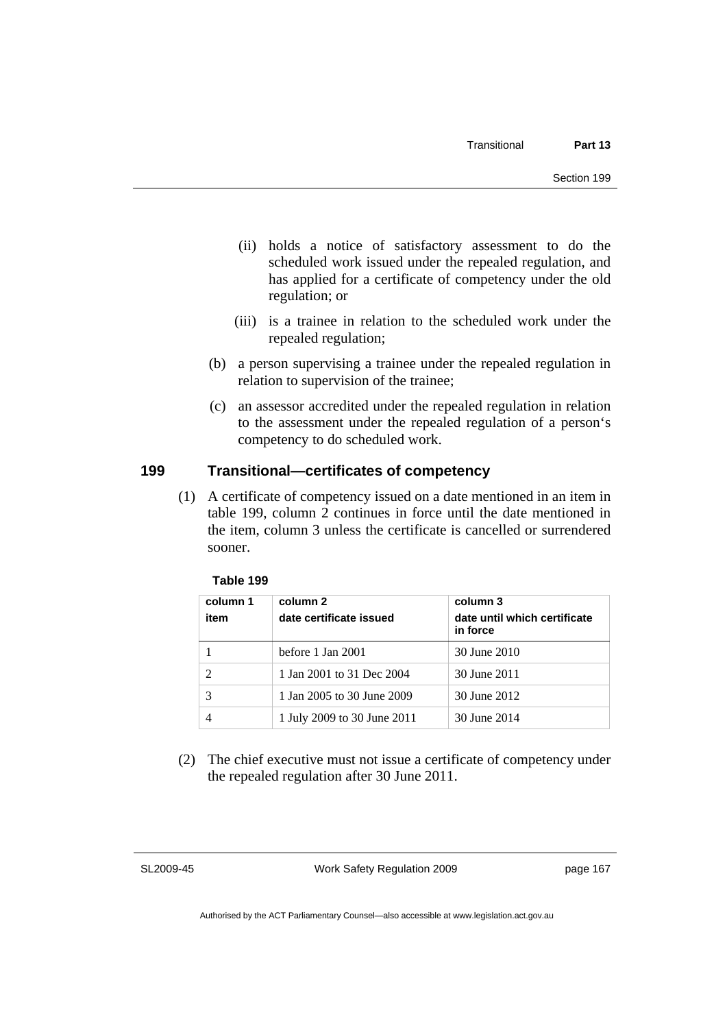(ii) holds a notice of satisfactory assessment to do the scheduled work issued under the repealed regulation, and has applied for a certificate of competency under the old regulation; or

(iii) is a trainee in relation to the scheduled work under the repealed regulation;

(b) a person supervising a trainee under the repealed regulation in relation to supervision of the trainee;

(c) an assessor accredited under the repealed regulation in relation to the assessment under the repealed regulation of a person‘s competency to do scheduled work.

## 199 Transitional—certificates of competency

(1) A certificate of competency issued on a date mentioned in an item in table 199, column 2 continues in force until the date mentioned in the item, column 3 unless the certificate is cancelled or surrendered sooner.

**Table 199**

| column 1<br>item | column 2<br>date certificate issued | column 3<br>date until which certificate in force |
|---|---|---|
| 1 | before 1 Jan 2001 | 30 June 2010 |
| 2 | 1 Jan 2001 to 31 Dec 2004 | 30 June 2011 |
| 3 | 1 Jan 2005 to 30 June 2009 | 30 June 2012 |
| 4 | 1 July 2009 to 30 June 2011 | 30 June 2014 |

(2) The chief executive must not issue a certificate of competency under the repealed regulation after 30 June 2011.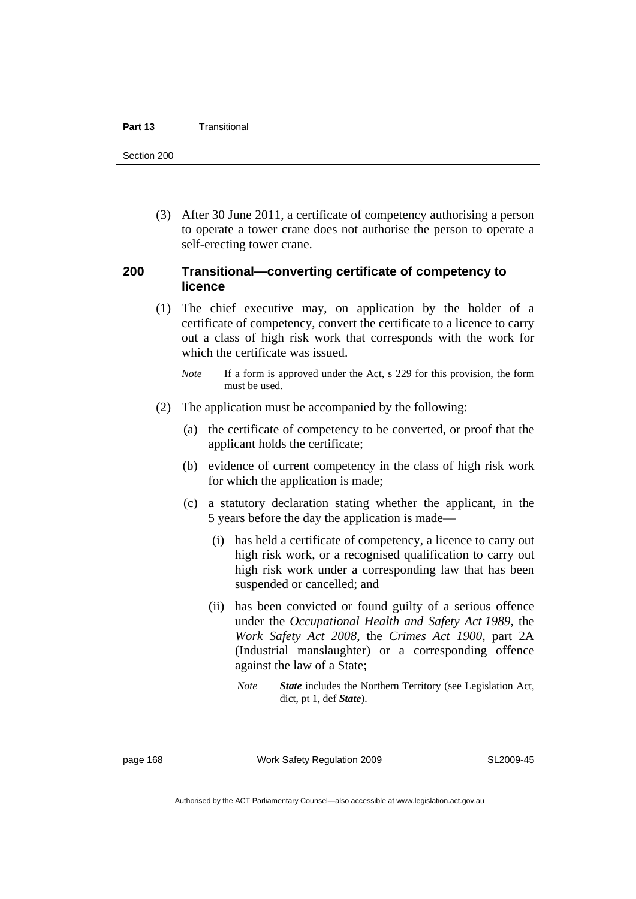(3) After 30 June 2011, a certificate of competency authorising a person to operate a tower crane does not authorise the person to operate a self-erecting tower crane.

## 200 Transitional—converting certificate of competency to licence

(1) The chief executive may, on application by the holder of a certificate of competency, convert the certificate to a licence to carry out a class of high risk work that corresponds with the work for which the certificate was issued.

*Note* If a form is approved under the Act, s 229 for this provision, the form must be used.

(2) The application must be accompanied by the following:

(a) the certificate of competency to be converted, or proof that the applicant holds the certificate;

(b) evidence of current competency in the class of high risk work for which the application is made;

(c) a statutory declaration stating whether the applicant, in the 5 years before the day the application is made—

(i) has held a certificate of competency, a licence to carry out high risk work, or a recognised qualification to carry out high risk work under a corresponding law that has been suspended or cancelled; and

(ii) has been convicted or found guilty of a serious offence under the *Occupational Health and Safety Act 1989*, the *Work Safety Act 2008*, the *Crimes Act 1900*, part 2A (Industrial manslaughter) or a corresponding offence against the law of a State;

*Note* ***State*** includes the Northern Territory (see Legislation Act, dict, pt 1, def ***State***).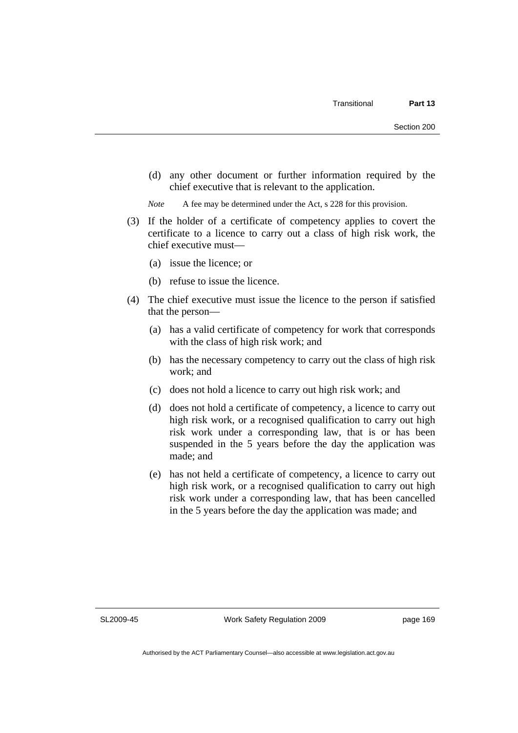(d) any other document or further information required by the chief executive that is relevant to the application.

*Note* A fee may be determined under the Act, s 228 for this provision.

(3) If the holder of a certificate of competency applies to covert the certificate to a licence to carry out a class of high risk work, the chief executive must—

(a) issue the licence; or

(b) refuse to issue the licence.

(4) The chief executive must issue the licence to the person if satisfied that the person—

(a) has a valid certificate of competency for work that corresponds with the class of high risk work; and

(b) has the necessary competency to carry out the class of high risk work; and

(c) does not hold a licence to carry out high risk work; and

(d) does not hold a certificate of competency, a licence to carry out high risk work, or a recognised qualification to carry out high risk work under a corresponding law, that is or has been suspended in the 5 years before the day the application was made; and

(e) has not held a certificate of competency, a licence to carry out high risk work, or a recognised qualification to carry out high risk work under a corresponding law, that has been cancelled in the 5 years before the day the application was made; and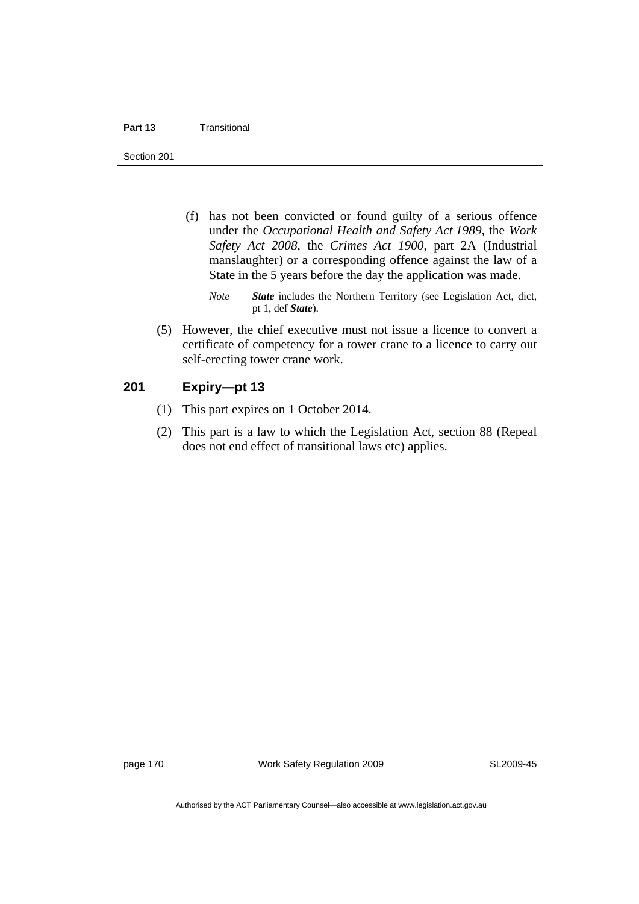(f) has not been convicted or found guilty of a serious offence under the *Occupational Health and Safety Act 1989*, the *Work Safety Act 2008*, the *Crimes Act 1900*, part 2A (Industrial manslaughter) or a corresponding offence against the law of a State in the 5 years before the day the application was made.

*Note* ***State*** includes the Northern Territory (see Legislation Act, dict, pt 1, def ***State***).

(5) However, the chief executive must not issue a licence to convert a certificate of competency for a tower crane to a licence to carry out self-erecting tower crane work.

### 201 Expiry—pt 13

(1) This part expires on 1 October 2014.

(2) This part is a law to which the Legislation Act, section 88 (Repeal does not end effect of transitional laws etc) applies.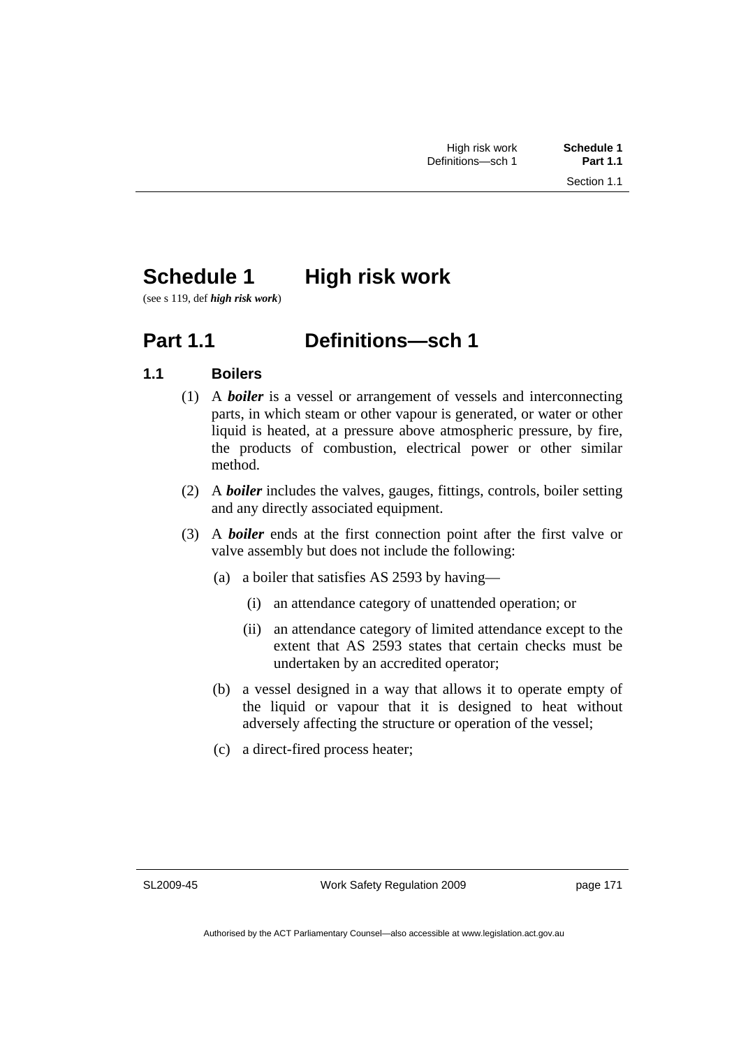# Schedule 1 High risk work

(see s 119, def ***high risk work***)

## Part 1.1 Definitions—sch 1

### 1.1 Boilers

(1) A ***boiler*** is a vessel or arrangement of vessels and interconnecting parts, in which steam or other vapour is generated, or water or other liquid is heated, at a pressure above atmospheric pressure, by fire, the products of combustion, electrical power or other similar method.

(2) A ***boiler*** includes the valves, gauges, fittings, controls, boiler setting and any directly associated equipment.

(3) A ***boiler*** ends at the first connection point after the first valve or valve assembly but does not include the following:

(a) a boiler that satisfies AS 2593 by having—

(i) an attendance category of unattended operation; or

(ii) an attendance category of limited attendance except to the extent that AS 2593 states that certain checks must be undertaken by an accredited operator;

(b) a vessel designed in a way that allows it to operate empty of the liquid or vapour that it is designed to heat without adversely affecting the structure or operation of the vessel;

(c) a direct-fired process heater;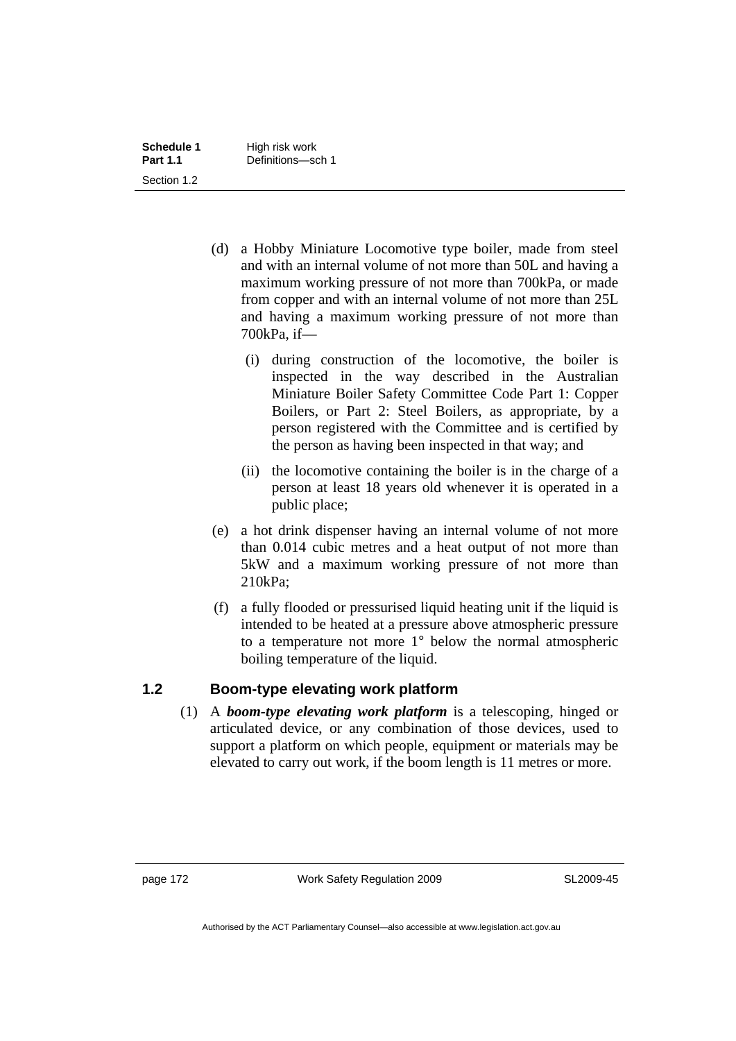(d) a Hobby Miniature Locomotive type boiler, made from steel and with an internal volume of not more than 50L and having a maximum working pressure of not more than 700kPa, or made from copper and with an internal volume of not more than 25L and having a maximum working pressure of not more than 700kPa, if—

   (i) during construction of the locomotive, the boiler is inspected in the way described in the Australian Miniature Boiler Safety Committee Code Part 1: Copper Boilers, or Part 2: Steel Boilers, as appropriate, by a person registered with the Committee and is certified by the person as having been inspected in that way; and

   (ii) the locomotive containing the boiler is in the charge of a person at least 18 years old whenever it is operated in a public place;

(e) a hot drink dispenser having an internal volume of not more than 0.014 cubic metres and a heat output of not more than 5kW and a maximum working pressure of not more than 210kPa;

(f) a fully flooded or pressurised liquid heating unit if the liquid is intended to be heated at a pressure above atmospheric pressure to a temperature not more 1° below the normal atmospheric boiling temperature of the liquid.

## 1.2 Boom-type elevating work platform

(1) A ***boom-type elevating work platform*** is a telescoping, hinged or articulated device, or any combination of those devices, used to support a platform on which people, equipment or materials may be elevated to carry out work, if the boom length is 11 metres or more.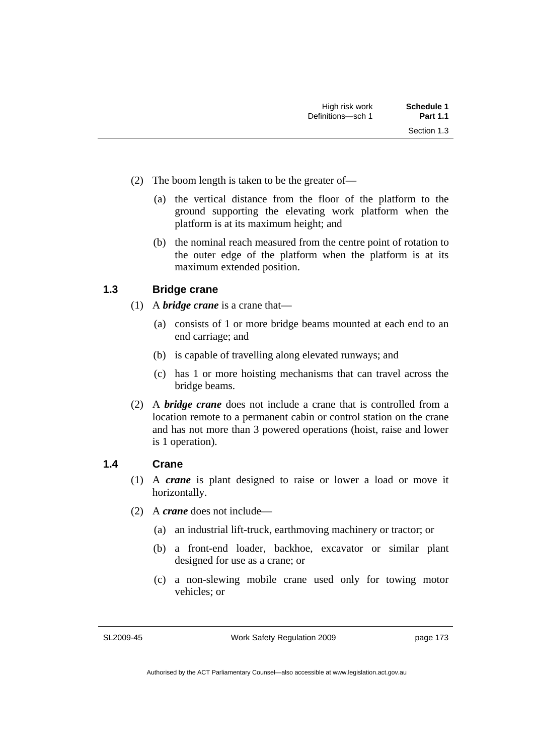(2) The boom length is taken to be the greater of—

(a) the vertical distance from the floor of the platform to the ground supporting the elevating work platform when the platform is at its maximum height; and

(b) the nominal reach measured from the centre point of rotation to the outer edge of the platform when the platform is at its maximum extended position.

### 1.3 Bridge crane

(1) A ***bridge crane*** is a crane that—

(a) consists of 1 or more bridge beams mounted at each end to an end carriage; and

(b) is capable of travelling along elevated runways; and

(c) has 1 or more hoisting mechanisms that can travel across the bridge beams.

(2) A ***bridge crane*** does not include a crane that is controlled from a location remote to a permanent cabin or control station on the crane and has not more than 3 powered operations (hoist, raise and lower is 1 operation).

### 1.4 Crane

(1) A ***crane*** is plant designed to raise or lower a load or move it horizontally.

(2) A ***crane*** does not include—

(a) an industrial lift-truck, earthmoving machinery or tractor; or

(b) a front-end loader, backhoe, excavator or similar plant designed for use as a crane; or

(c) a non-slewing mobile crane used only for towing motor vehicles; or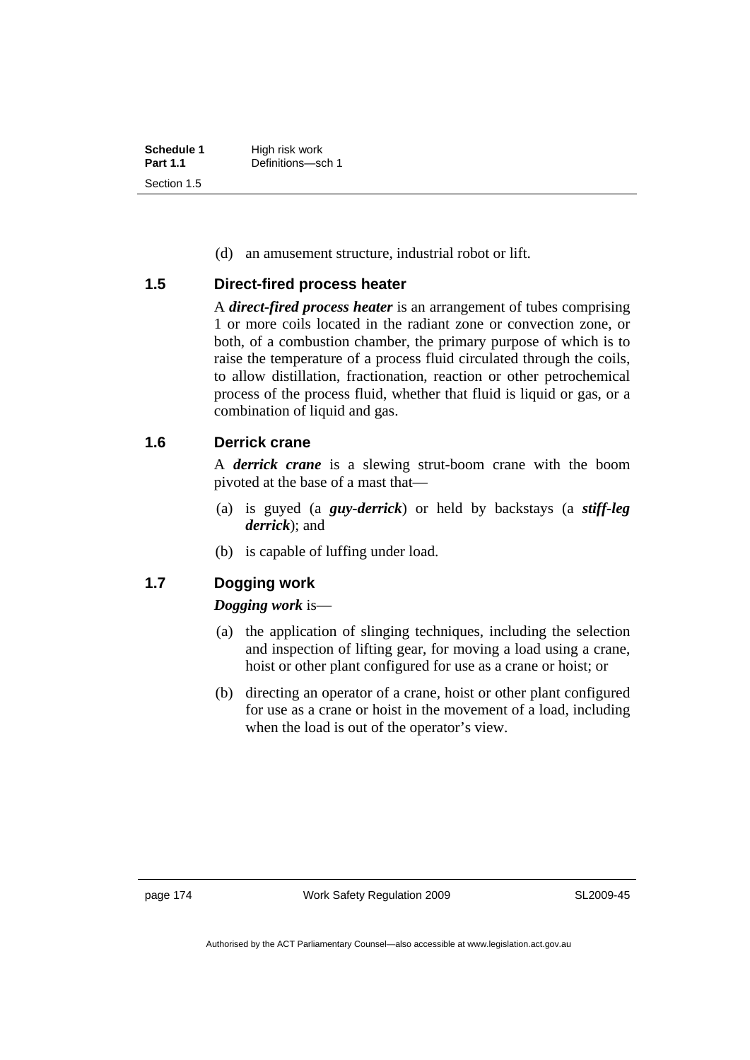(d) an amusement structure, industrial robot or lift.

## 1.5 Direct-fired process heater

A ***direct-fired process heater*** is an arrangement of tubes comprising 1 or more coils located in the radiant zone or convection zone, or both, of a combustion chamber, the primary purpose of which is to raise the temperature of a process fluid circulated through the coils, to allow distillation, fractionation, reaction or other petrochemical process of the process fluid, whether that fluid is liquid or gas, or a combination of liquid and gas.

## 1.6 Derrick crane

A ***derrick crane*** is a slewing strut-boom crane with the boom pivoted at the base of a mast that—

(a) is guyed (a ***guy-derrick***) or held by backstays (a ***stiff-leg derrick***); and

(b) is capable of luffing under load.

## 1.7 Dogging work

***Dogging work*** is—

(a) the application of slinging techniques, including the selection and inspection of lifting gear, for moving a load using a crane, hoist or other plant configured for use as a crane or hoist; or

(b) directing an operator of a crane, hoist or other plant configured for use as a crane or hoist in the movement of a load, including when the load is out of the operator's view.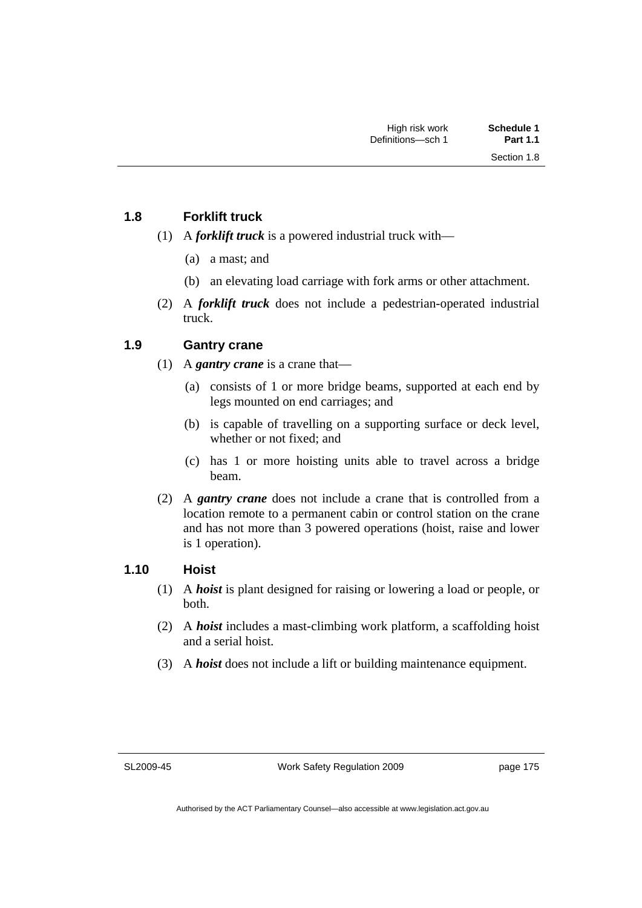### 1.8 Forklift truck

(1) A ***forklift truck*** is a powered industrial truck with—

(a) a mast; and

(b) an elevating load carriage with fork arms or other attachment.

(2) A ***forklift truck*** does not include a pedestrian-operated industrial truck.

### 1.9 Gantry crane

(1) A ***gantry crane*** is a crane that—

(a) consists of 1 or more bridge beams, supported at each end by legs mounted on end carriages; and

(b) is capable of travelling on a supporting surface or deck level, whether or not fixed; and

(c) has 1 or more hoisting units able to travel across a bridge beam.

(2) A ***gantry crane*** does not include a crane that is controlled from a location remote to a permanent cabin or control station on the crane and has not more than 3 powered operations (hoist, raise and lower is 1 operation).

### 1.10 Hoist

(1) A ***hoist*** is plant designed for raising or lowering a load or people, or both.

(2) A ***hoist*** includes a mast-climbing work platform, a scaffolding hoist and a serial hoist.

(3) A ***hoist*** does not include a lift or building maintenance equipment.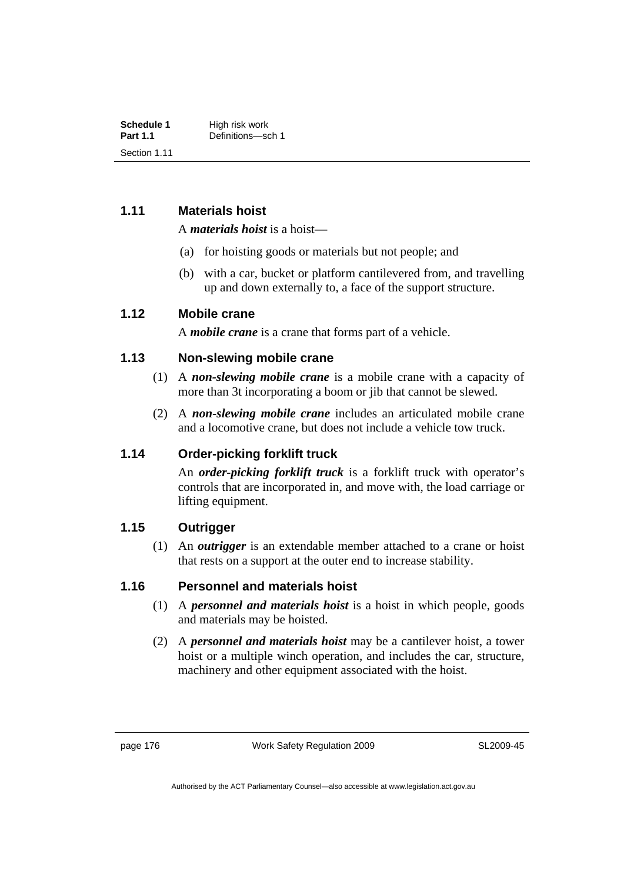### 1.11 Materials hoist

A ***materials hoist*** is a hoist—

(a) for hoisting goods or materials but not people; and

(b) with a car, bucket or platform cantilevered from, and travelling up and down externally to, a face of the support structure.

### 1.12 Mobile crane

A ***mobile crane*** is a crane that forms part of a vehicle.

### 1.13 Non-slewing mobile crane

(1) A ***non-slewing mobile crane*** is a mobile crane with a capacity of more than 3t incorporating a boom or jib that cannot be slewed.

(2) A ***non-slewing mobile crane*** includes an articulated mobile crane and a locomotive crane, but does not include a vehicle tow truck.

### 1.14 Order-picking forklift truck

An ***order-picking forklift truck*** is a forklift truck with operator's controls that are incorporated in, and move with, the load carriage or lifting equipment.

### 1.15 Outrigger

(1) An ***outrigger*** is an extendable member attached to a crane or hoist that rests on a support at the outer end to increase stability.

### 1.16 Personnel and materials hoist

(1) A ***personnel and materials hoist*** is a hoist in which people, goods and materials may be hoisted.

(2) A ***personnel and materials hoist*** may be a cantilever hoist, a tower hoist or a multiple winch operation, and includes the car, structure, machinery and other equipment associated with the hoist.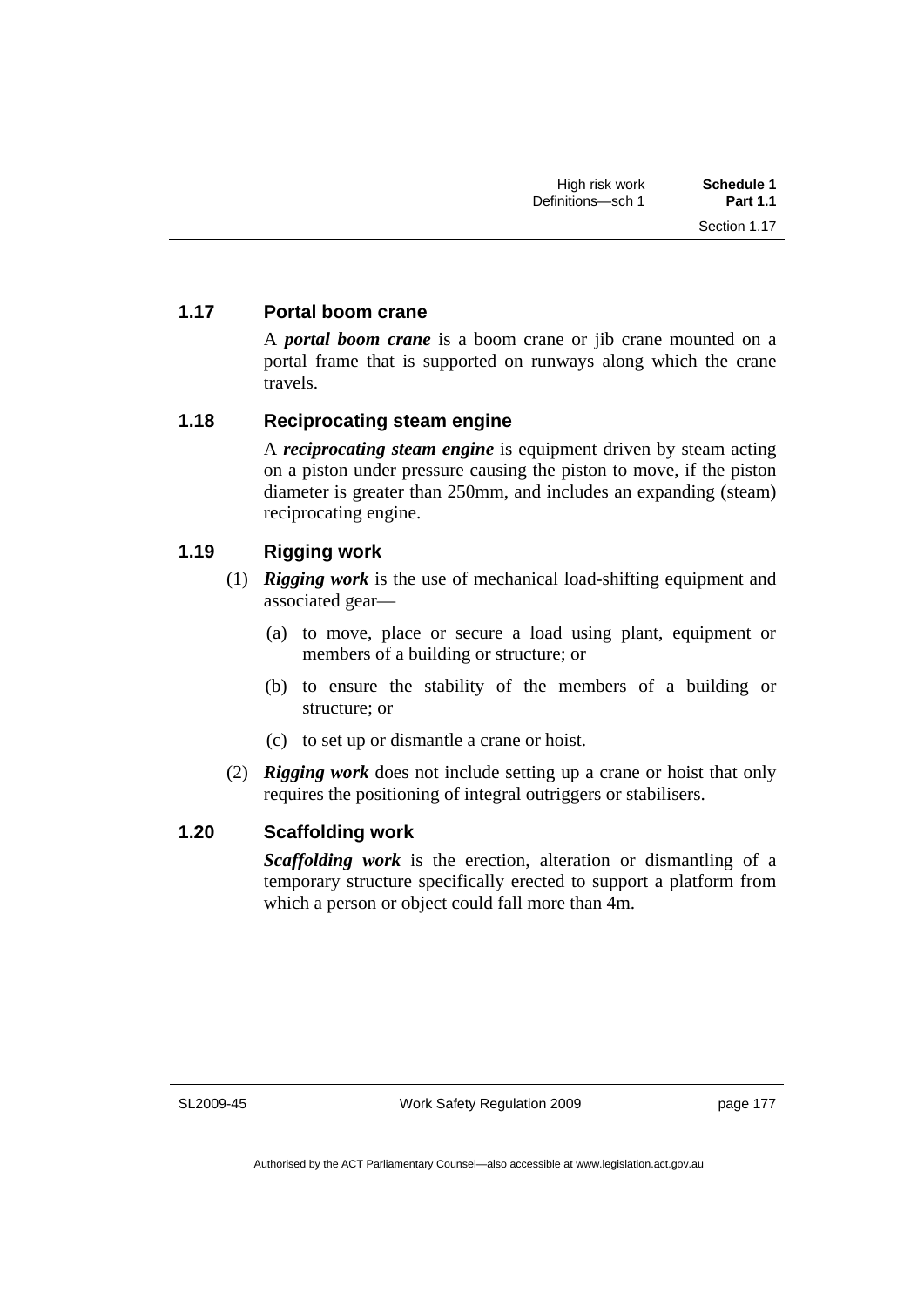### 1.17 Portal boom crane

A ***portal boom crane*** is a boom crane or jib crane mounted on a portal frame that is supported on runways along which the crane travels.

### 1.18 Reciprocating steam engine

A ***reciprocating steam engine*** is equipment driven by steam acting on a piston under pressure causing the piston to move, if the piston diameter is greater than 250mm, and includes an expanding (steam) reciprocating engine.

### 1.19 Rigging work

(1) ***Rigging work*** is the use of mechanical load-shifting equipment and associated gear—

- (a) to move, place or secure a load using plant, equipment or members of a building or structure; or
- (b) to ensure the stability of the members of a building or structure; or
- (c) to set up or dismantle a crane or hoist.

(2) ***Rigging work*** does not include setting up a crane or hoist that only requires the positioning of integral outriggers or stabilisers.

### 1.20 Scaffolding work

***Scaffolding work*** is the erection, alteration or dismantling of a temporary structure specifically erected to support a platform from which a person or object could fall more than 4m.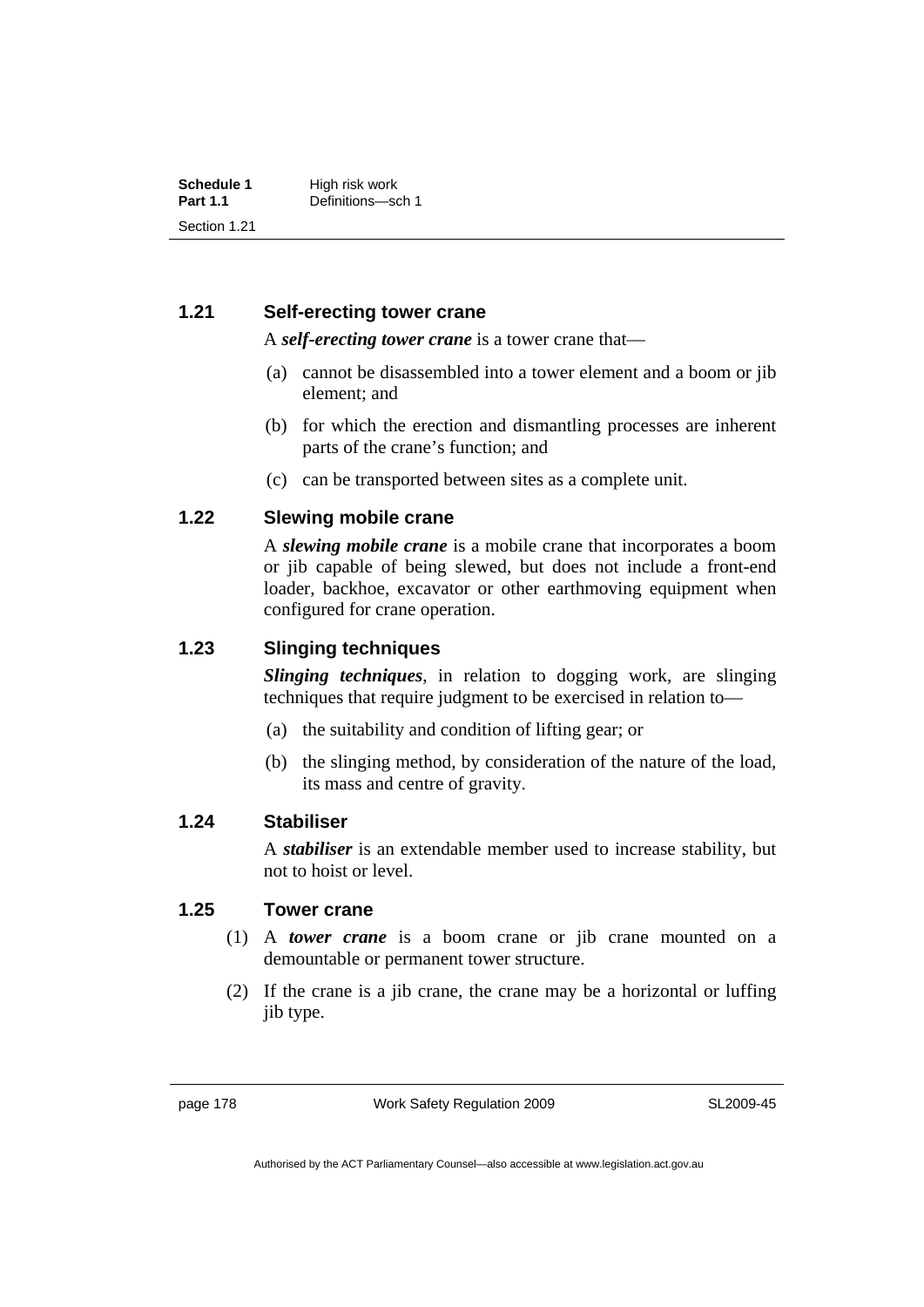### 1.21 Self-erecting tower crane

A ***self-erecting tower crane*** is a tower crane that—

(a) cannot be disassembled into a tower element and a boom or jib element; and

(b) for which the erection and dismantling processes are inherent parts of the crane's function; and

(c) can be transported between sites as a complete unit.

### 1.22 Slewing mobile crane

A ***slewing mobile crane*** is a mobile crane that incorporates a boom or jib capable of being slewed, but does not include a front-end loader, backhoe, excavator or other earthmoving equipment when configured for crane operation.

### 1.23 Slinging techniques

***Slinging techniques***, in relation to dogging work, are slinging techniques that require judgment to be exercised in relation to—

(a) the suitability and condition of lifting gear; or

(b) the slinging method, by consideration of the nature of the load, its mass and centre of gravity.

### 1.24 Stabiliser

A ***stabiliser*** is an extendable member used to increase stability, but not to hoist or level.

### 1.25 Tower crane

(1) A ***tower crane*** is a boom crane or jib crane mounted on a demountable or permanent tower structure.

(2) If the crane is a jib crane, the crane may be a horizontal or luffing jib type.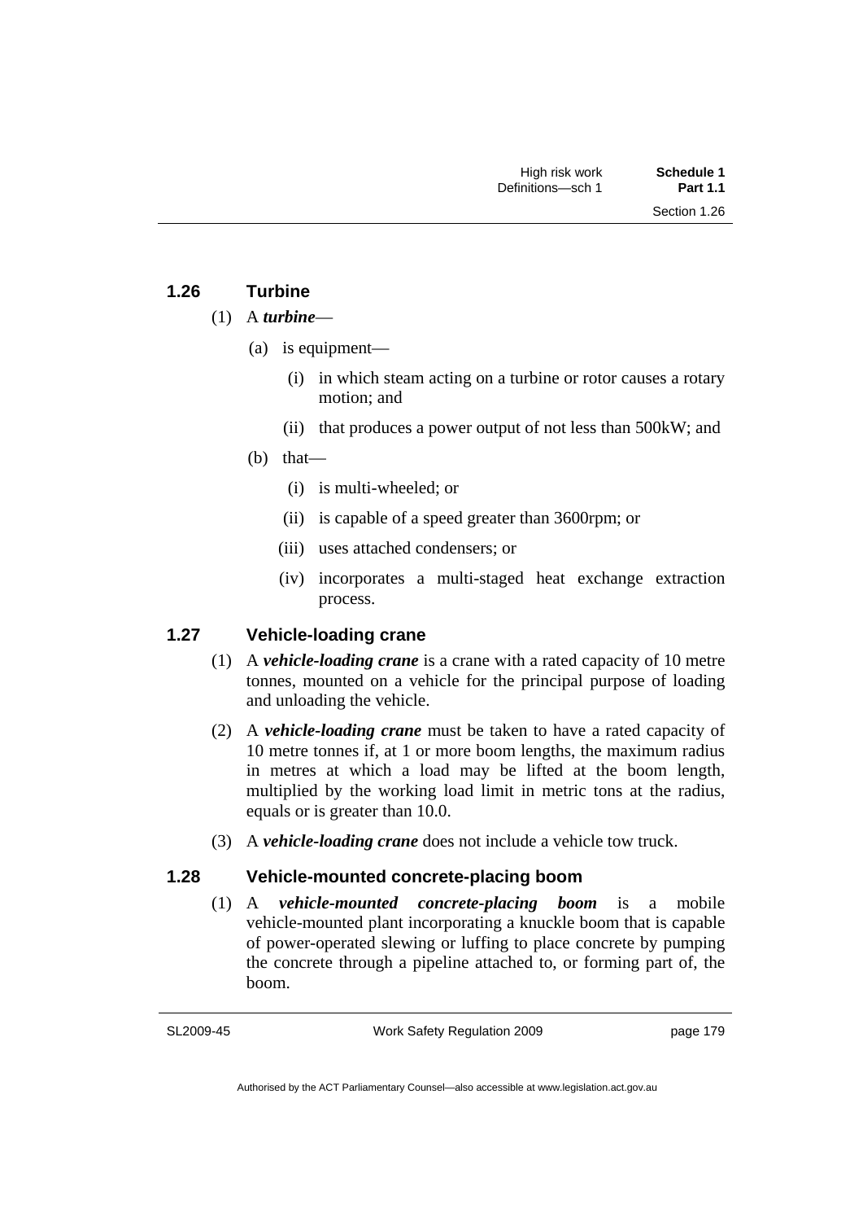## 1.26 Turbine

(1) A ***turbine***—

(a) is equipment—

(i) in which steam acting on a turbine or rotor causes a rotary motion; and

(ii) that produces a power output of not less than 500kW; and

(b) that—

(i) is multi-wheeled; or

(ii) is capable of a speed greater than 3600rpm; or

(iii) uses attached condensers; or

(iv) incorporates a multi-staged heat exchange extraction process.

## 1.27 Vehicle-loading crane

(1) A ***vehicle-loading crane*** is a crane with a rated capacity of 10 metre tonnes, mounted on a vehicle for the principal purpose of loading and unloading the vehicle.

(2) A ***vehicle-loading crane*** must be taken to have a rated capacity of 10 metre tonnes if, at 1 or more boom lengths, the maximum radius in metres at which a load may be lifted at the boom length, multiplied by the working load limit in metric tons at the radius, equals or is greater than 10.0.

(3) A ***vehicle-loading crane*** does not include a vehicle tow truck.

## 1.28 Vehicle-mounted concrete-placing boom

(1) A ***vehicle-mounted concrete-placing boom*** is a mobile vehicle-mounted plant incorporating a knuckle boom that is capable of power-operated slewing or luffing to place concrete by pumping the concrete through a pipeline attached to, or forming part of, the boom.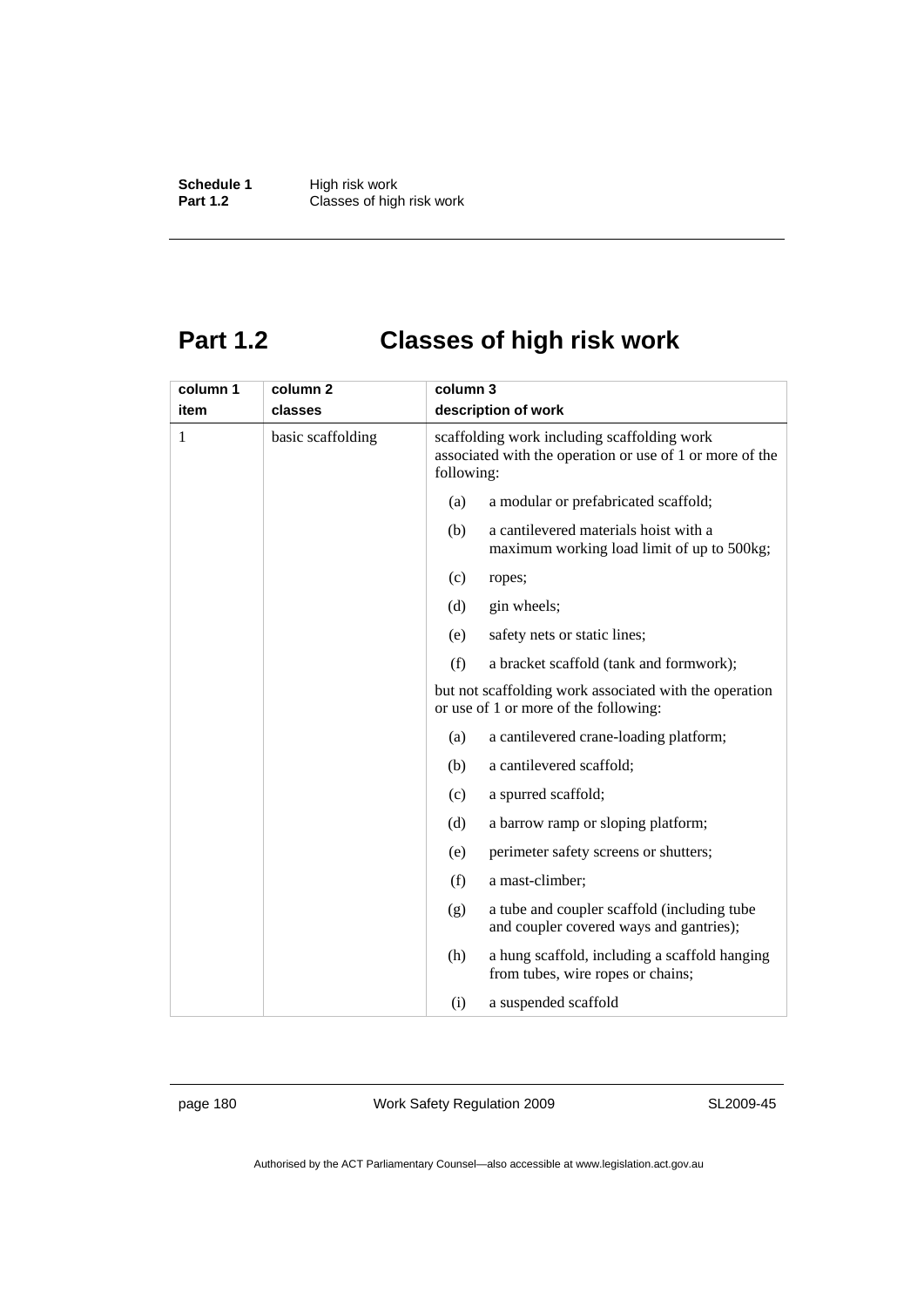# Part 1.2 Classes of high risk work

| column 1<br>item | column 2<br>classes | column 3<br>description of work |
|---|---|---|
| 1 | basic scaffolding | scaffolding work including scaffolding work associated with the operation or use of 1 or more of the following:<br>(a) a modular or prefabricated scaffold;<br>(b) a cantilevered materials hoist with a maximum working load limit of up to 500kg;<br>(c) ropes;<br>(d) gin wheels;<br>(e) safety nets or static lines;<br>(f) a bracket scaffold (tank and formwork);<br>but not scaffolding work associated with the operation or use of 1 or more of the following:<br>(a) a cantilevered crane-loading platform;<br>(b) a cantilevered scaffold;<br>(c) a spurred scaffold;<br>(d) a barrow ramp or sloping platform;<br>(e) perimeter safety screens or shutters;<br>(f) a mast-climber;<br>(g) a tube and coupler scaffold (including tube and coupler covered ways and gantries);<br>(h) a hung scaffold, including a scaffold hanging from tubes, wire ropes or chains;<br>(i) a suspended scaffold |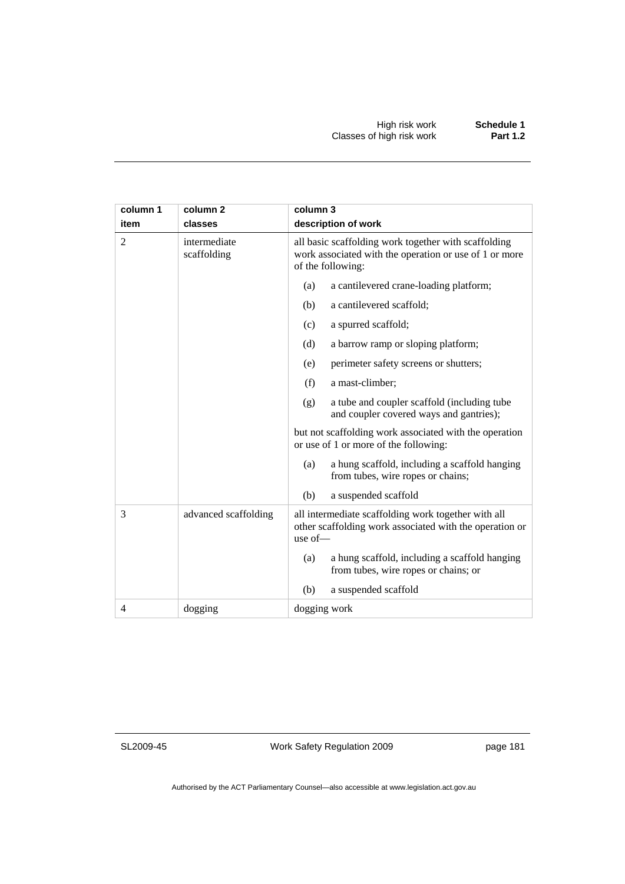| column 1 item | column 2 classes | column 3 description of work |
|---|---|---|
| 2 | intermediate scaffolding | all basic scaffolding work together with scaffolding work associated with the operation or use of 1 or more of the following:<br>(a) a cantilevered crane-loading platform;<br>(b) a cantilevered scaffold;<br>(c) a spurred scaffold;<br>(d) a barrow ramp or sloping platform;<br>(e) perimeter safety screens or shutters;<br>(f) a mast-climber;<br>(g) a tube and coupler scaffold (including tube and coupler covered ways and gantries);<br>but not scaffolding work associated with the operation or use of 1 or more of the following:<br>(a) a hung scaffold, including a scaffold hanging from tubes, wire ropes or chains;<br>(b) a suspended scaffold |
| 3 | advanced scaffolding | all intermediate scaffolding work together with all other scaffolding work associated with the operation or use of—<br>(a) a hung scaffold, including a scaffold hanging from tubes, wire ropes or chains; or<br>(b) a suspended scaffold |
| 4 | dogging | dogging work |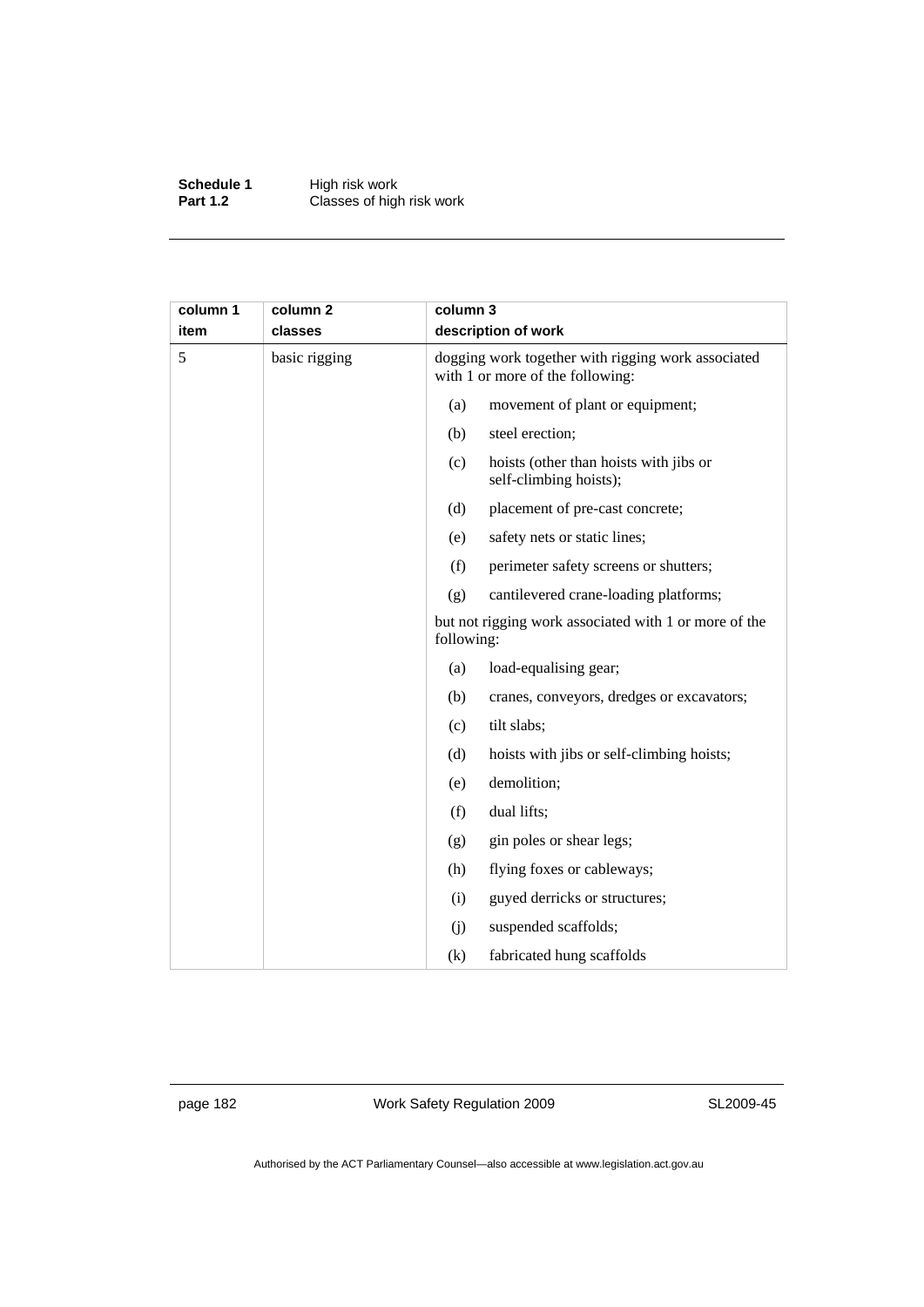| column 1 item | column 2 classes | column 3 description of work |
|---|---|---|
| 5 | basic rigging | dogging work together with rigging work associated with 1 or more of the following: |
| | | (a) movement of plant or equipment; |
| | | (b) steel erection; |
| | | (c) hoists (other than hoists with jibs or self-climbing hoists); |
| | | (d) placement of pre-cast concrete; |
| | | (e) safety nets or static lines; |
| | | (f) perimeter safety screens or shutters; |
| | | (g) cantilevered crane-loading platforms; |
| | | but not rigging work associated with 1 or more of the following: |
| | | (a) load-equalising gear; |
| | | (b) cranes, conveyors, dredges or excavators; |
| | | (c) tilt slabs; |
| | | (d) hoists with jibs or self-climbing hoists; |
| | | (e) demolition; |
| | | (f) dual lifts; |
| | | (g) gin poles or shear legs; |
| | | (h) flying foxes or cableways; |
| | | (i) guyed derricks or structures; |
| | | (j) suspended scaffolds; |
| | | (k) fabricated hung scaffolds |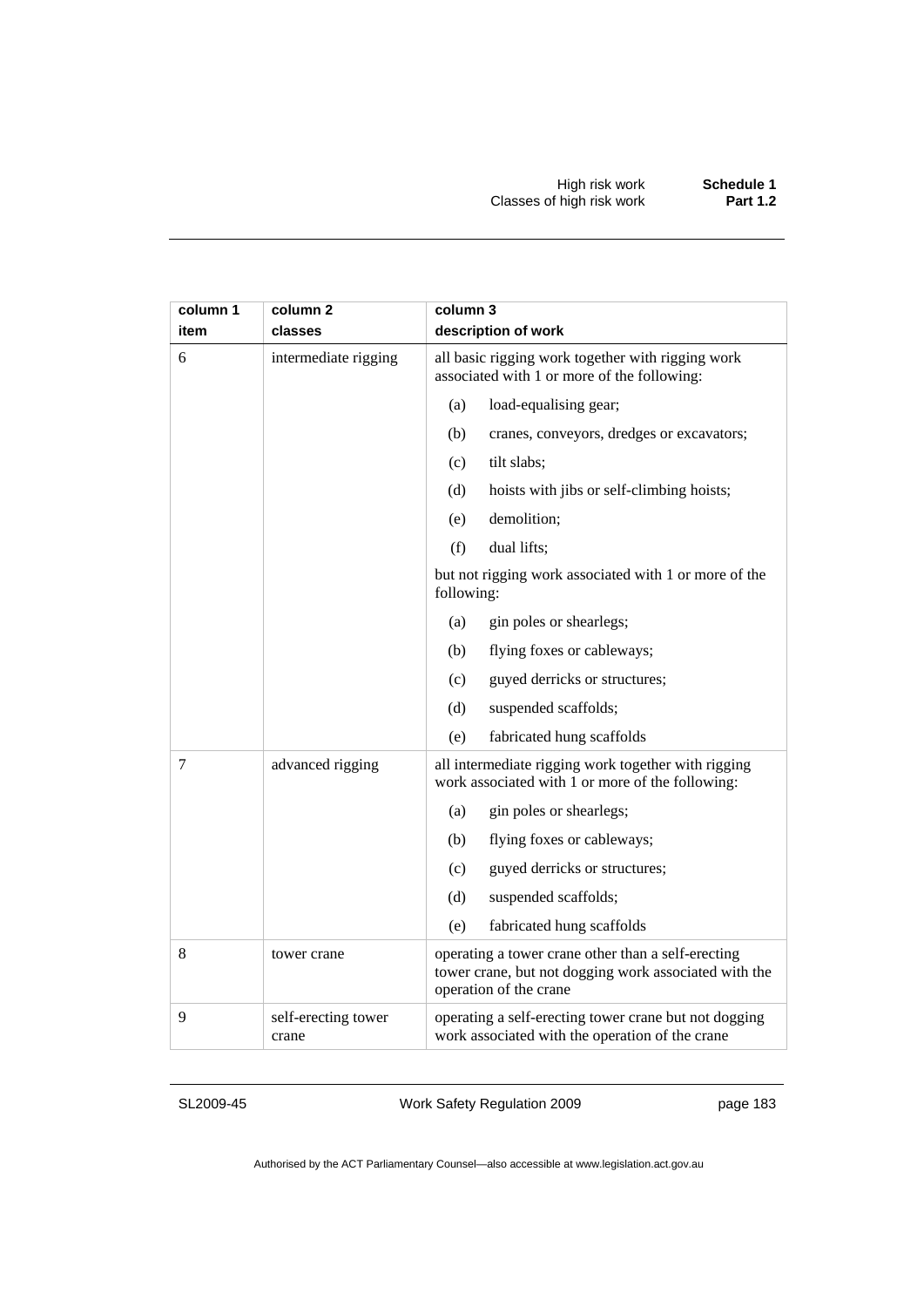| column 1 item | column 2 classes | column 3 description of work |
|---|---|---|
| 6 | intermediate rigging | all basic rigging work together with rigging work associated with 1 or more of the following:<br>(a) load-equalising gear;<br>(b) cranes, conveyors, dredges or excavators;<br>(c) tilt slabs;<br>(d) hoists with jibs or self-climbing hoists;<br>(e) demolition;<br>(f) dual lifts;<br>but not rigging work associated with 1 or more of the following:<br>(a) gin poles or shearlegs;<br>(b) flying foxes or cableways;<br>(c) guyed derricks or structures;<br>(d) suspended scaffolds;<br>(e) fabricated hung scaffolds |
| 7 | advanced rigging | all intermediate rigging work together with rigging work associated with 1 or more of the following:<br>(a) gin poles or shearlegs;<br>(b) flying foxes or cableways;<br>(c) guyed derricks or structures;<br>(d) suspended scaffolds;<br>(e) fabricated hung scaffolds |
| 8 | tower crane | operating a tower crane other than a self-erecting tower crane, but not dogging work associated with the operation of the crane |
| 9 | self-erecting tower crane | operating a self-erecting tower crane but not dogging work associated with the operation of the crane |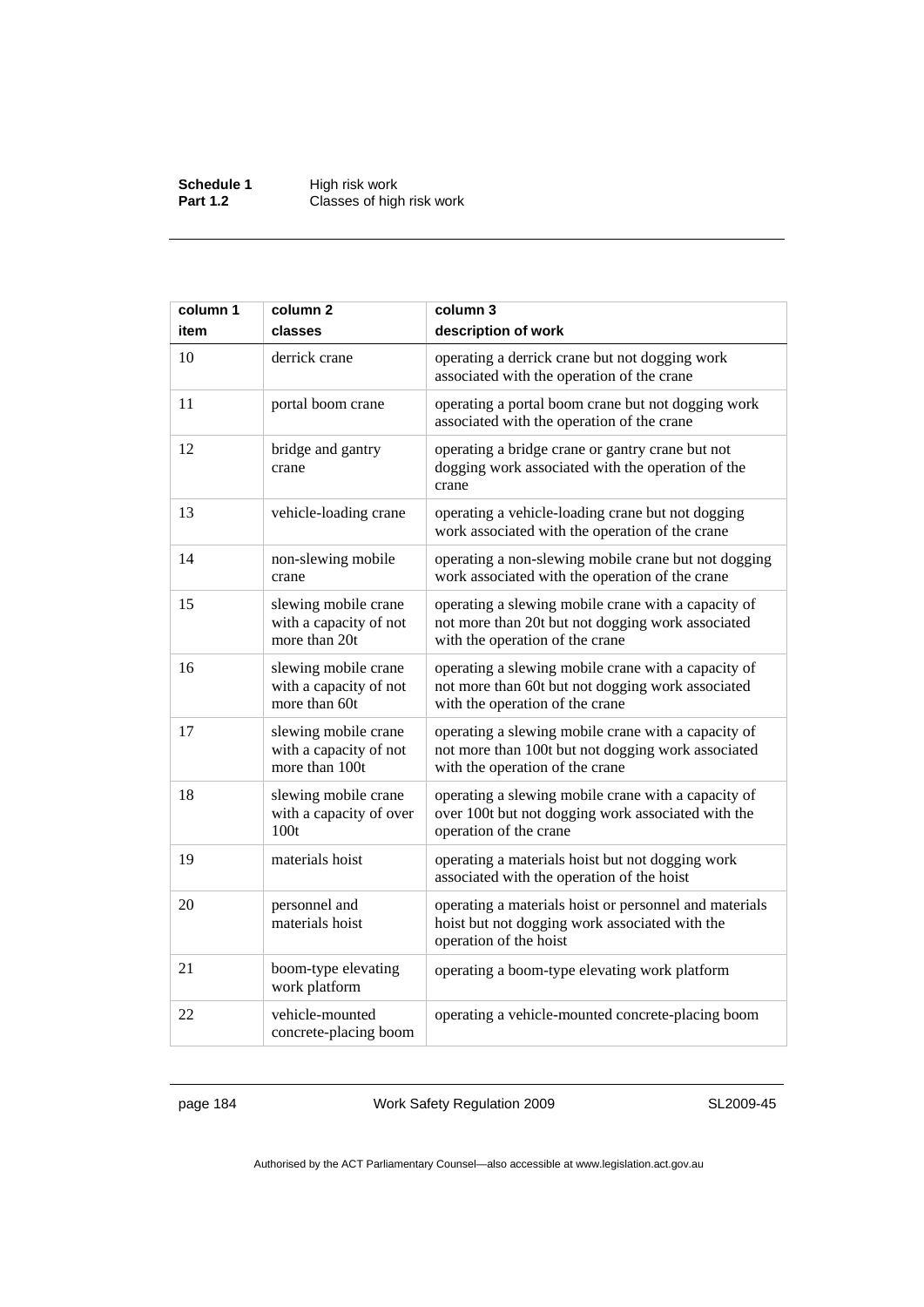| column 1<br>item | column 2<br>classes | column 3<br>description of work |
|---|---|---|
| 10 | derrick crane | operating a derrick crane but not dogging work associated with the operation of the crane |
| 11 | portal boom crane | operating a portal boom crane but not dogging work associated with the operation of the crane |
| 12 | bridge and gantry crane | operating a bridge crane or gantry crane but not dogging work associated with the operation of the crane |
| 13 | vehicle-loading crane | operating a vehicle-loading crane but not dogging work associated with the operation of the crane |
| 14 | non-slewing mobile crane | operating a non-slewing mobile crane but not dogging work associated with the operation of the crane |
| 15 | slewing mobile crane with a capacity of not more than 20t | operating a slewing mobile crane with a capacity of not more than 20t but not dogging work associated with the operation of the crane |
| 16 | slewing mobile crane with a capacity of not more than 60t | operating a slewing mobile crane with a capacity of not more than 60t but not dogging work associated with the operation of the crane |
| 17 | slewing mobile crane with a capacity of not more than 100t | operating a slewing mobile crane with a capacity of not more than 100t but not dogging work associated with the operation of the crane |
| 18 | slewing mobile crane with a capacity of over 100t | operating a slewing mobile crane with a capacity of over 100t but not dogging work associated with the operation of the crane |
| 19 | materials hoist | operating a materials hoist but not dogging work associated with the operation of the hoist |
| 20 | personnel and materials hoist | operating a materials hoist or personnel and materials hoist but not dogging work associated with the operation of the hoist |
| 21 | boom-type elevating work platform | operating a boom-type elevating work platform |
| 22 | vehicle-mounted concrete-placing boom | operating a vehicle-mounted concrete-placing boom |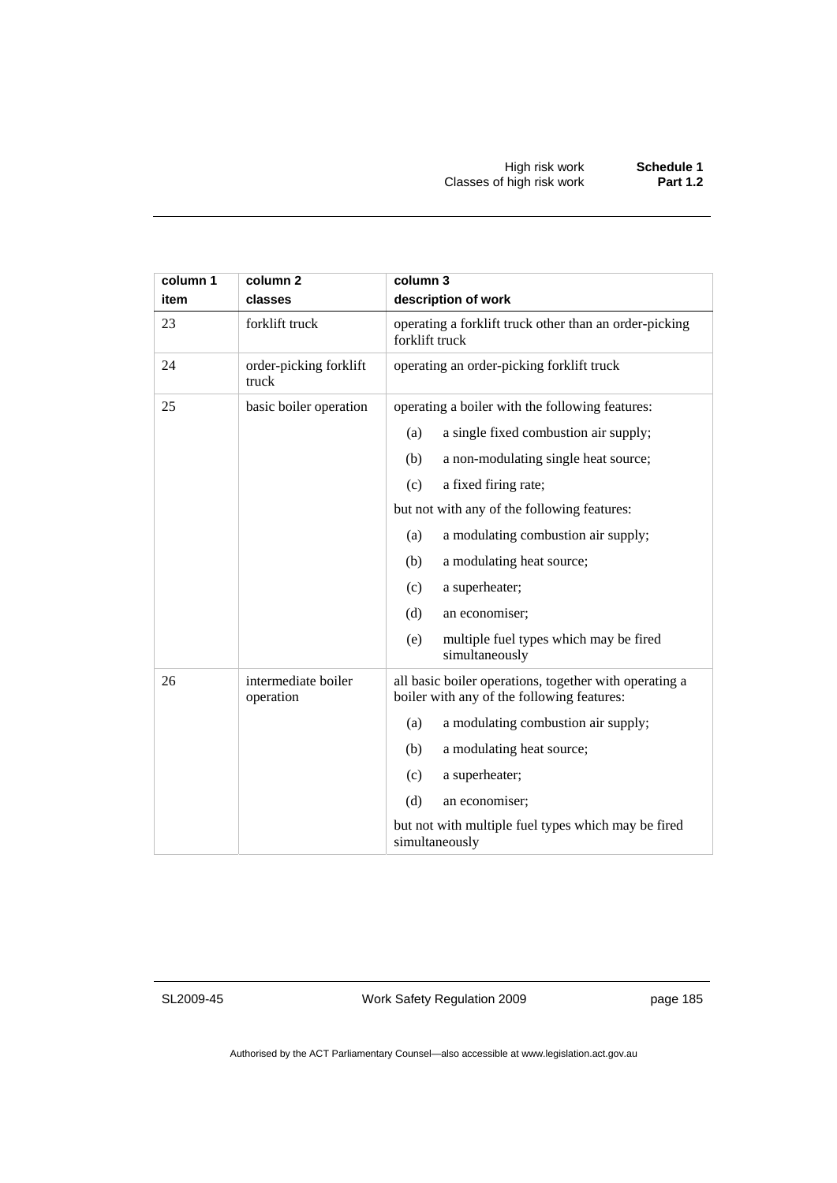| column 1<br>item | column 2<br>classes | column 3<br>description of work |
|---|---|---|
| 23 | forklift truck | operating a forklift truck other than an order-picking forklift truck |
| 24 | order-picking forklift truck | operating an order-picking forklift truck |
| 25 | basic boiler operation | operating a boiler with the following features:<br>(a) a single fixed combustion air supply;<br>(b) a non-modulating single heat source;<br>(c) a fixed firing rate;<br>but not with any of the following features:<br>(a) a modulating combustion air supply;<br>(b) a modulating heat source;<br>(c) a superheater;<br>(d) an economiser;<br>(e) multiple fuel types which may be fired simultaneously |
| 26 | intermediate boiler operation | all basic boiler operations, together with operating a boiler with any of the following features:<br>(a) a modulating combustion air supply;<br>(b) a modulating heat source;<br>(c) a superheater;<br>(d) an economiser;<br>but not with multiple fuel types which may be fired simultaneously |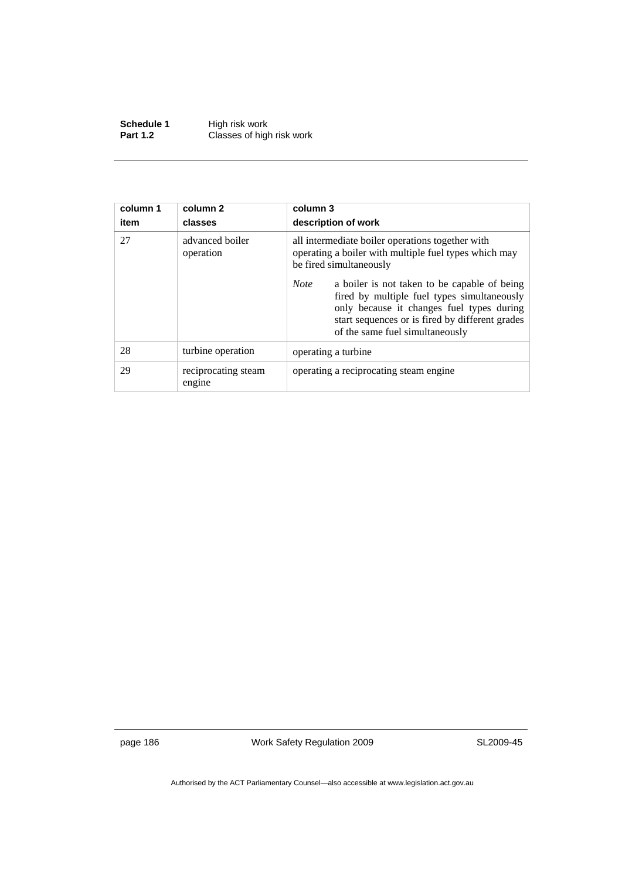| column 1<br>item | column 2<br>classes | column 3<br>description of work |
|---|---|---|
| 27 | advanced boiler operation | all intermediate boiler operations together with operating a boiler with multiple fuel types which may be fired simultaneously<br>*Note* a boiler is not taken to be capable of being fired by multiple fuel types simultaneously only because it changes fuel types during start sequences or is fired by different grades of the same fuel simultaneously |
| 28 | turbine operation | operating a turbine |
| 29 | reciprocating steam engine | operating a reciprocating steam engine |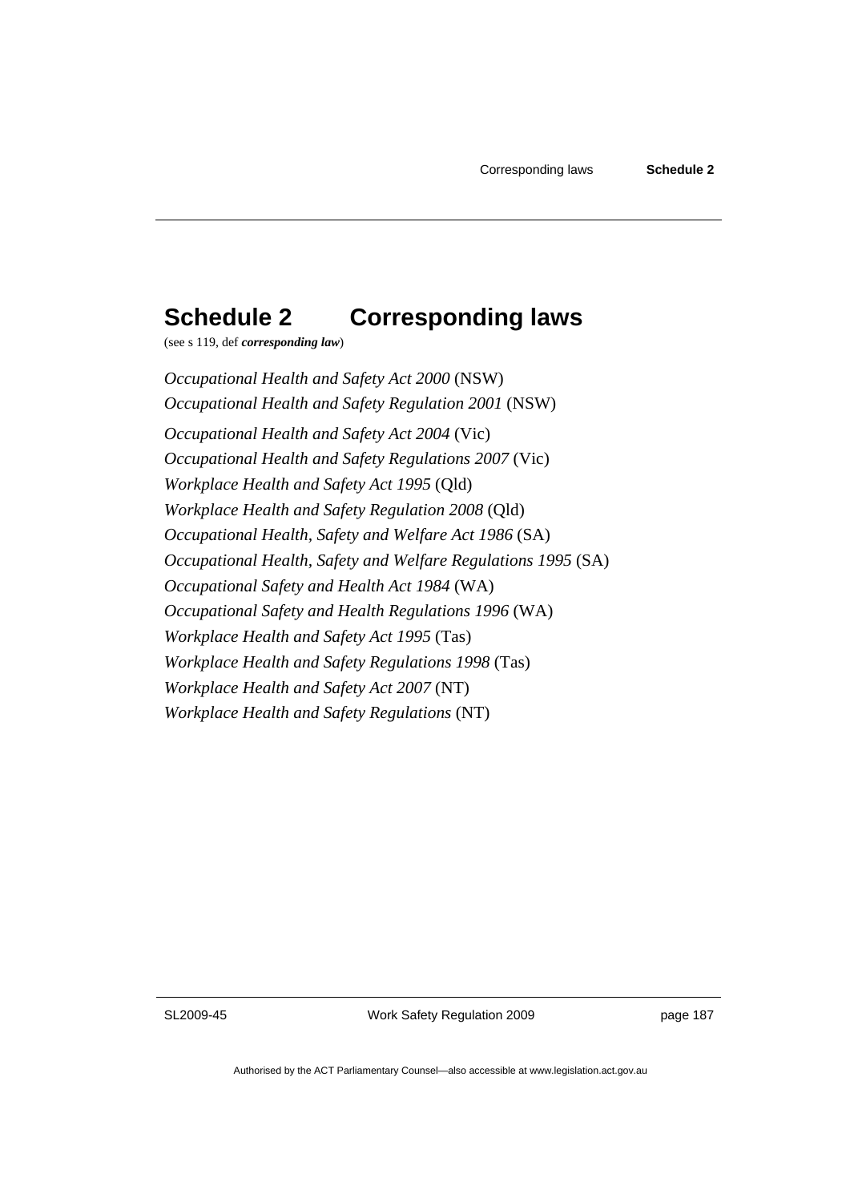# Schedule 2 Corresponding laws

(see s 119, def ***corresponding law***)

*Occupational Health and Safety Act 2000* (NSW)

*Occupational Health and Safety Regulation 2001* (NSW)

*Occupational Health and Safety Act 2004* (Vic)

*Occupational Health and Safety Regulations 2007* (Vic)

*Workplace Health and Safety Act 1995* (Qld)

*Workplace Health and Safety Regulation 2008* (Qld)

*Occupational Health, Safety and Welfare Act 1986* (SA)

*Occupational Health, Safety and Welfare Regulations 1995* (SA)

*Occupational Safety and Health Act 1984* (WA)

*Occupational Safety and Health Regulations 1996* (WA)

*Workplace Health and Safety Act 1995* (Tas)

*Workplace Health and Safety Regulations 1998* (Tas)

*Workplace Health and Safety Act 2007* (NT)

*Workplace Health and Safety Regulations* (NT)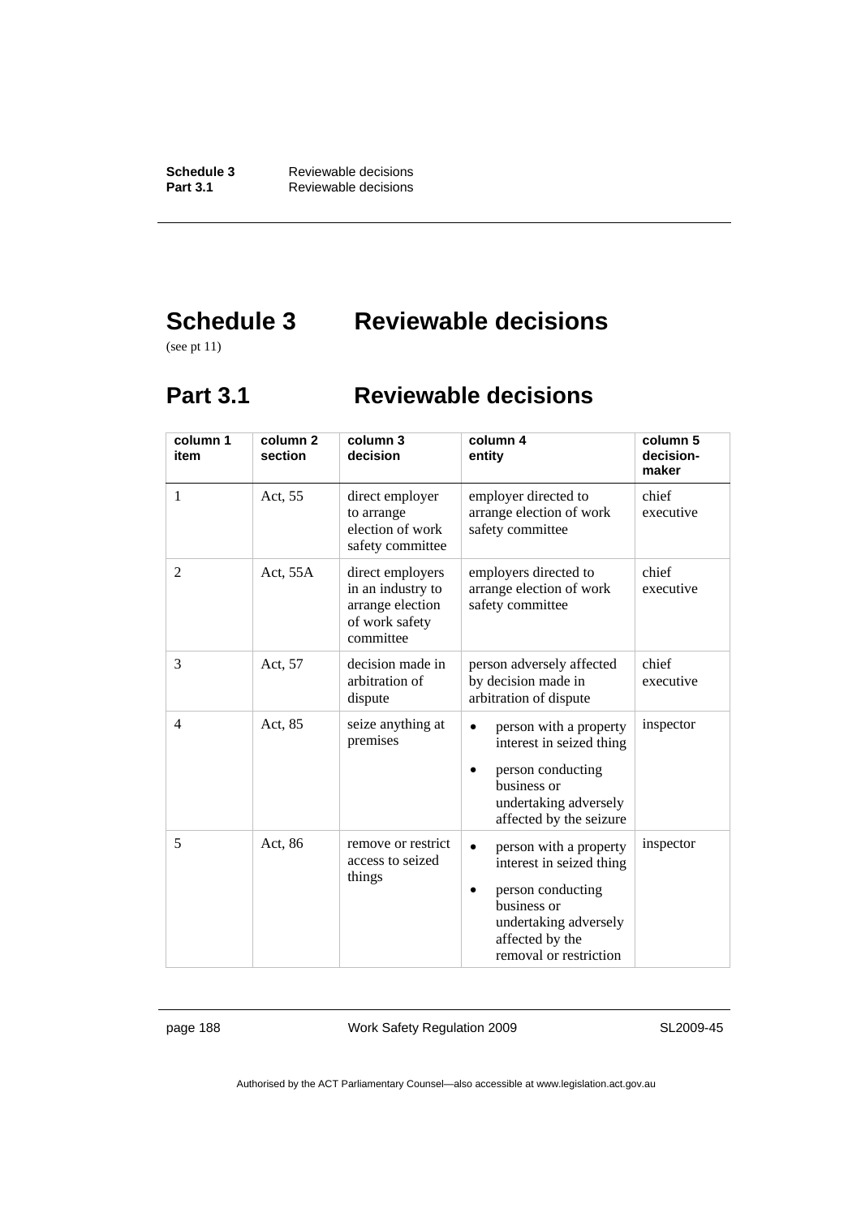# Schedule 3 Reviewable decisions

(see pt 11)

## Part 3.1 Reviewable decisions

| column 1 item | column 2 section | column 3 decision | column 4 entity | column 5 decision-maker |
|---|---|---|---|---|
| 1 | Act, 55 | direct employer to arrange election of work safety committee | employer directed to arrange election of work safety committee | chief executive |
| 2 | Act, 55A | direct employers in an industry to arrange election of work safety committee | employers directed to arrange election of work safety committee | chief executive |
| 3 | Act, 57 | decision made in arbitration of dispute | person adversely affected by decision made in arbitration of dispute | chief executive |
| 4 | Act, 85 | seize anything at premises | • person with a property interest in seized thing<br>• person conducting business or undertaking adversely affected by the seizure | inspector |
| 5 | Act, 86 | remove or restrict access to seized things | • person with a property interest in seized thing<br>• person conducting business or undertaking adversely affected by the removal or restriction | inspector |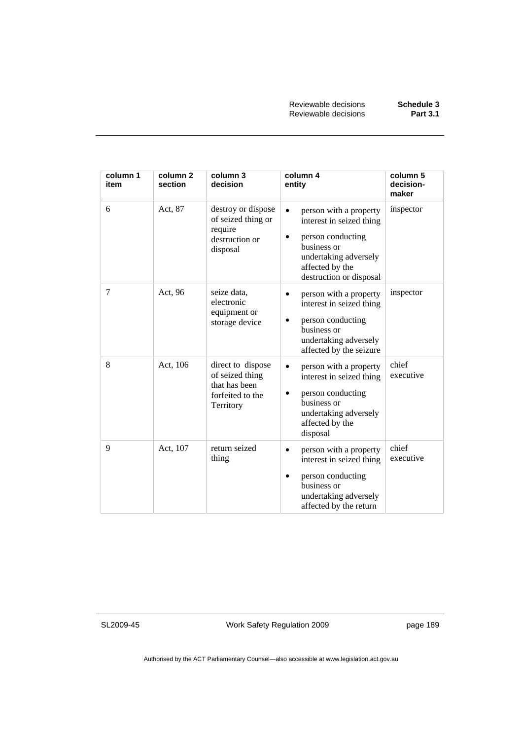| column 1 item | column 2 section | column 3 decision | column 4 entity | column 5 decision-maker |
|---|---|---|---|---|
| 6 | Act, 87 | destroy or dispose of seized thing or require destruction or disposal | • person with a property interest in seized thing<br>• person conducting business or undertaking adversely affected by the destruction or disposal | inspector |
| 7 | Act, 96 | seize data, electronic equipment or storage device | • person with a property interest in seized thing<br>• person conducting business or undertaking adversely affected by the seizure | inspector |
| 8 | Act, 106 | direct to dispose of seized thing that has been forfeited to the Territory | • person with a property interest in seized thing<br>• person conducting business or undertaking adversely affected by the disposal | chief executive |
| 9 | Act, 107 | return seized thing | • person with a property interest in seized thing<br>• person conducting business or undertaking adversely affected by the return | chief executive |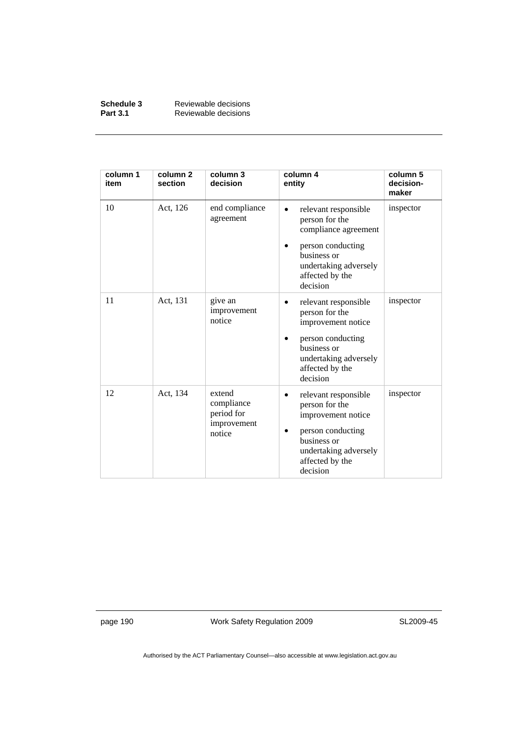| column 1 item | column 2 section | column 3 decision | column 4 entity | column 5 decision-maker |
|---|---|---|---|---|
| 10 | Act, 126 | end compliance agreement | • relevant responsible person for the compliance agreement<br>• person conducting business or undertaking adversely affected by the decision | inspector |
| 11 | Act, 131 | give an improvement notice | • relevant responsible person for the improvement notice<br>• person conducting business or undertaking adversely affected by the decision | inspector |
| 12 | Act, 134 | extend compliance period for improvement notice | • relevant responsible person for the improvement notice<br>• person conducting business or undertaking adversely affected by the decision | inspector |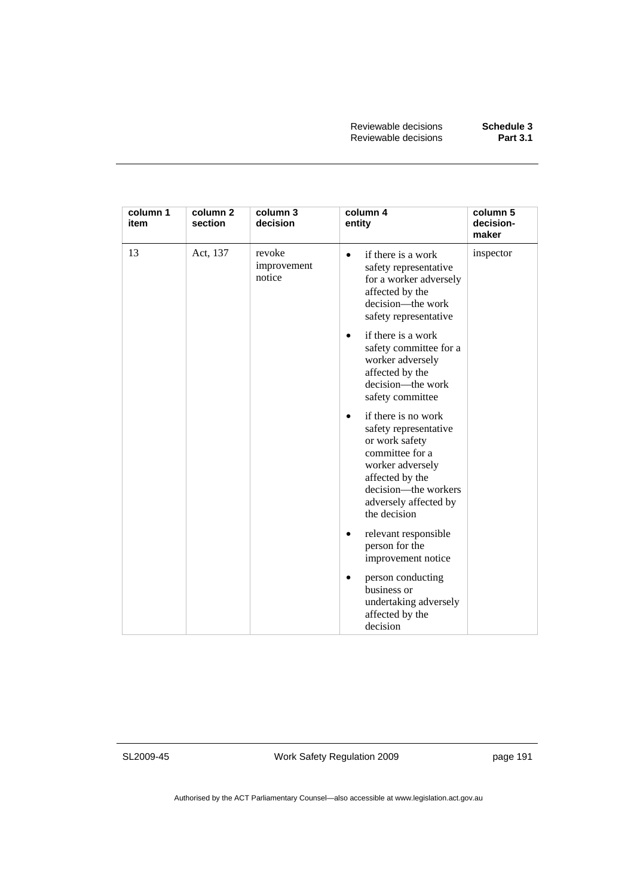| column 1 item | column 2 section | column 3 decision | column 4 entity | column 5 decision-maker |
|---|---|---|---|---|
| 13 | Act, 137 | revoke improvement notice | • if there is a work safety representative for a worker adversely affected by the decision—the work safety representative<br>• if there is a work safety committee for a worker adversely affected by the decision—the work safety committee<br>• if there is no work safety representative or work safety committee for a worker adversely affected by the decision—the workers adversely affected by the decision<br>• relevant responsible person for the improvement notice<br>• person conducting business or undertaking adversely affected by the decision | inspector |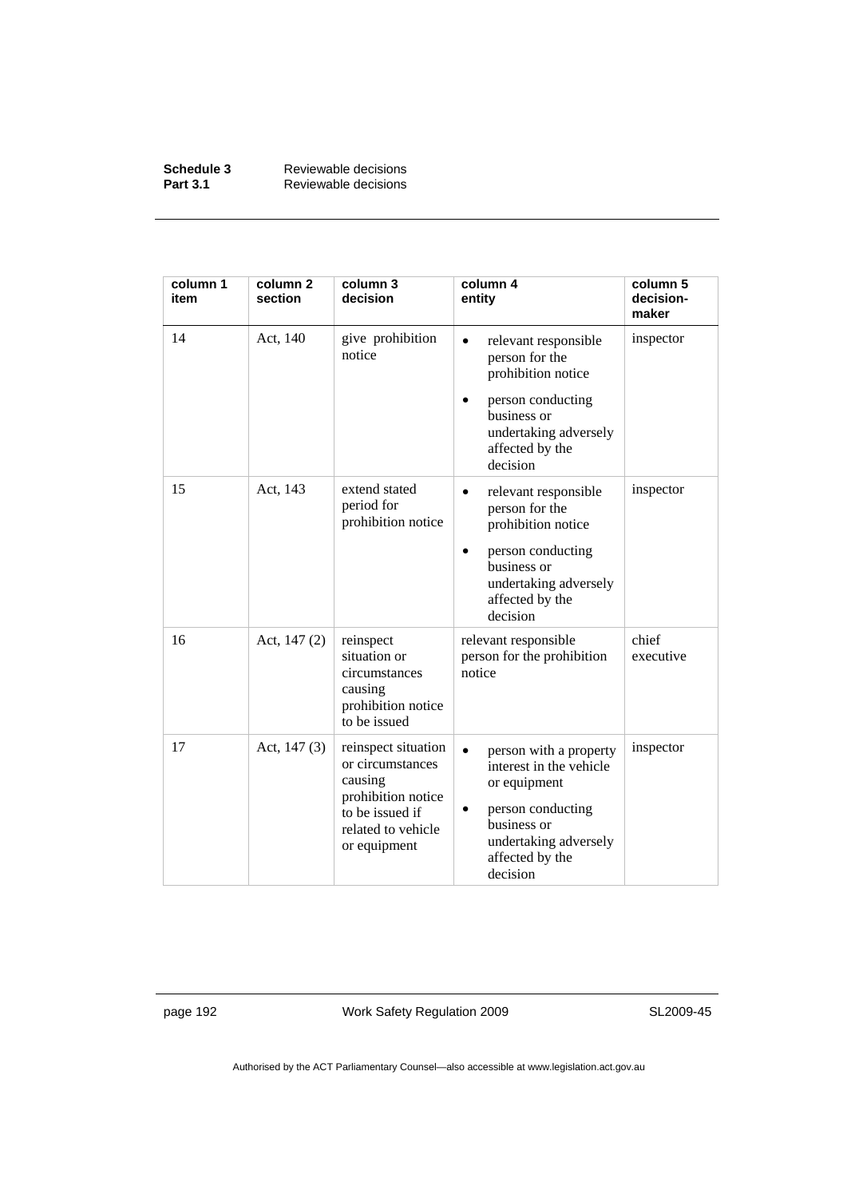| column 1 item | column 2 section | column 3 decision | column 4 entity | column 5 decision-maker |
|---|---|---|---|---|
| 14 | Act, 140 | give prohibition notice | • relevant responsible person for the prohibition notice<br>• person conducting business or undertaking adversely affected by the decision | inspector |
| 15 | Act, 143 | extend stated period for prohibition notice | • relevant responsible person for the prohibition notice<br>• person conducting business or undertaking adversely affected by the decision | inspector |
| 16 | Act, 147 (2) | reinspect situation or circumstances causing prohibition notice to be issued | relevant responsible person for the prohibition notice | chief executive |
| 17 | Act, 147 (3) | reinspect situation or circumstances causing prohibition notice to be issued if related to vehicle or equipment | • person with a property interest in the vehicle or equipment<br>• person conducting business or undertaking adversely affected by the decision | inspector |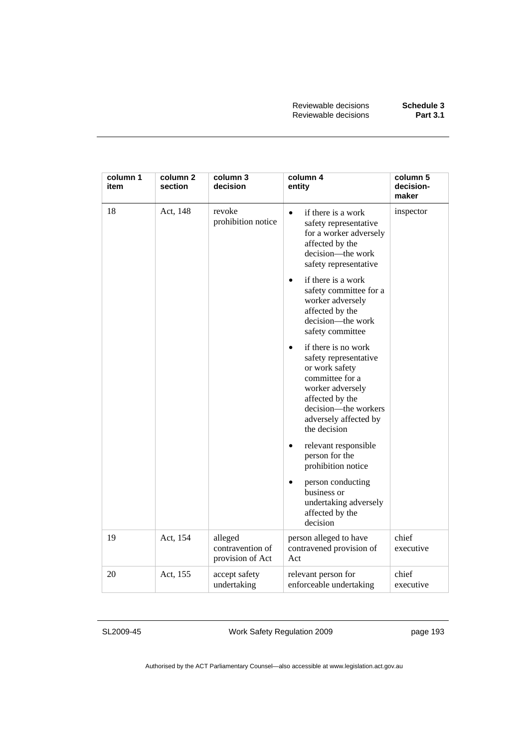| column 1 item | column 2 section | column 3 decision | column 4 entity | column 5 decision-maker |
|---|---|---|---|---|
| 18 | Act, 148 | revoke prohibition notice | • if there is a work safety representative for a worker adversely affected by the decision—the work safety representative<br>• if there is a work safety committee for a worker adversely affected by the decision—the work safety committee<br>• if there is no work safety representative or work safety committee for a worker adversely affected by the decision—the workers adversely affected by the decision<br>• relevant responsible person for the prohibition notice<br>• person conducting business or undertaking adversely affected by the decision | inspector |
| 19 | Act, 154 | alleged contravention of provision of Act | person alleged to have contravened provision of Act | chief executive |
| 20 | Act, 155 | accept safety undertaking | relevant person for enforceable undertaking | chief executive |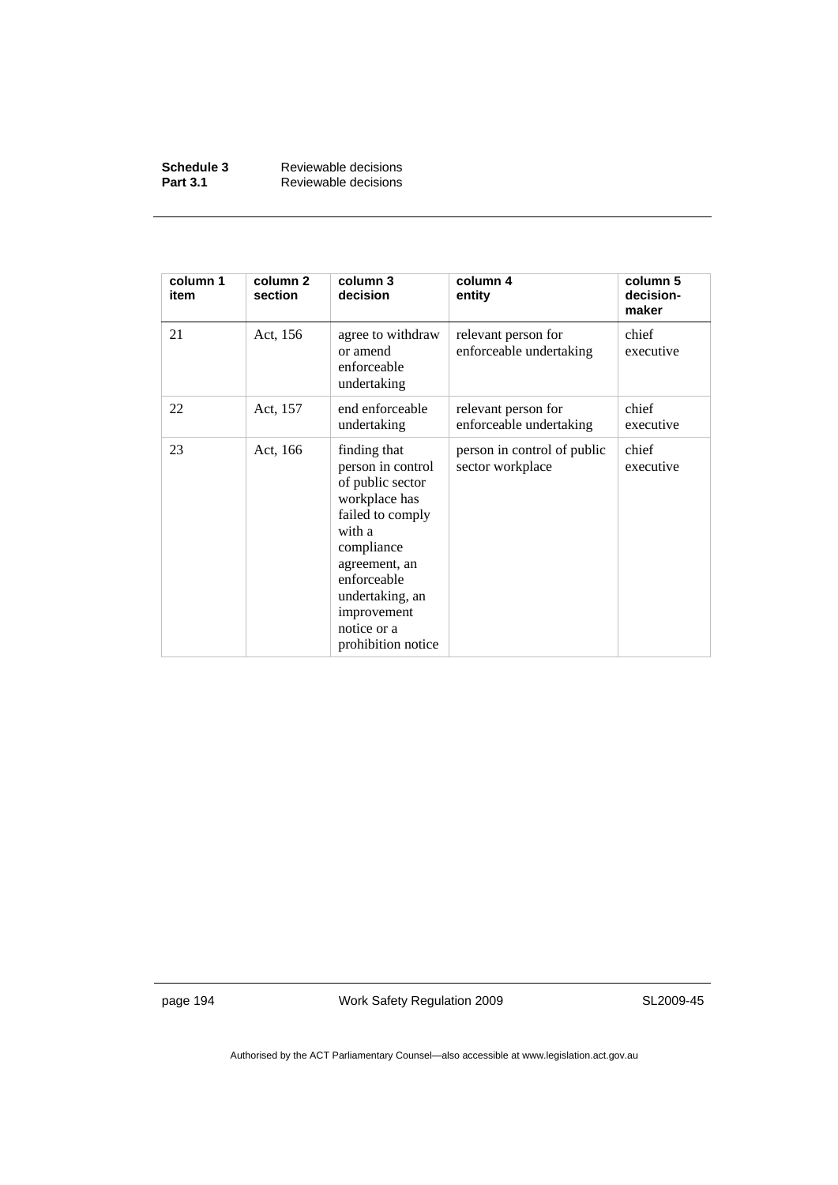| column 1 item | column 2 section | column 3 decision | column 4 entity | column 5 decision-maker |
|---|---|---|---|---|
| 21 | Act, 156 | agree to withdraw or amend enforceable undertaking | relevant person for enforceable undertaking | chief executive |
| 22 | Act, 157 | end enforceable undertaking | relevant person for enforceable undertaking | chief executive |
| 23 | Act, 166 | finding that person in control of public sector workplace has failed to comply with a compliance agreement, an enforceable undertaking, an improvement notice or a prohibition notice | person in control of public sector workplace | chief executive |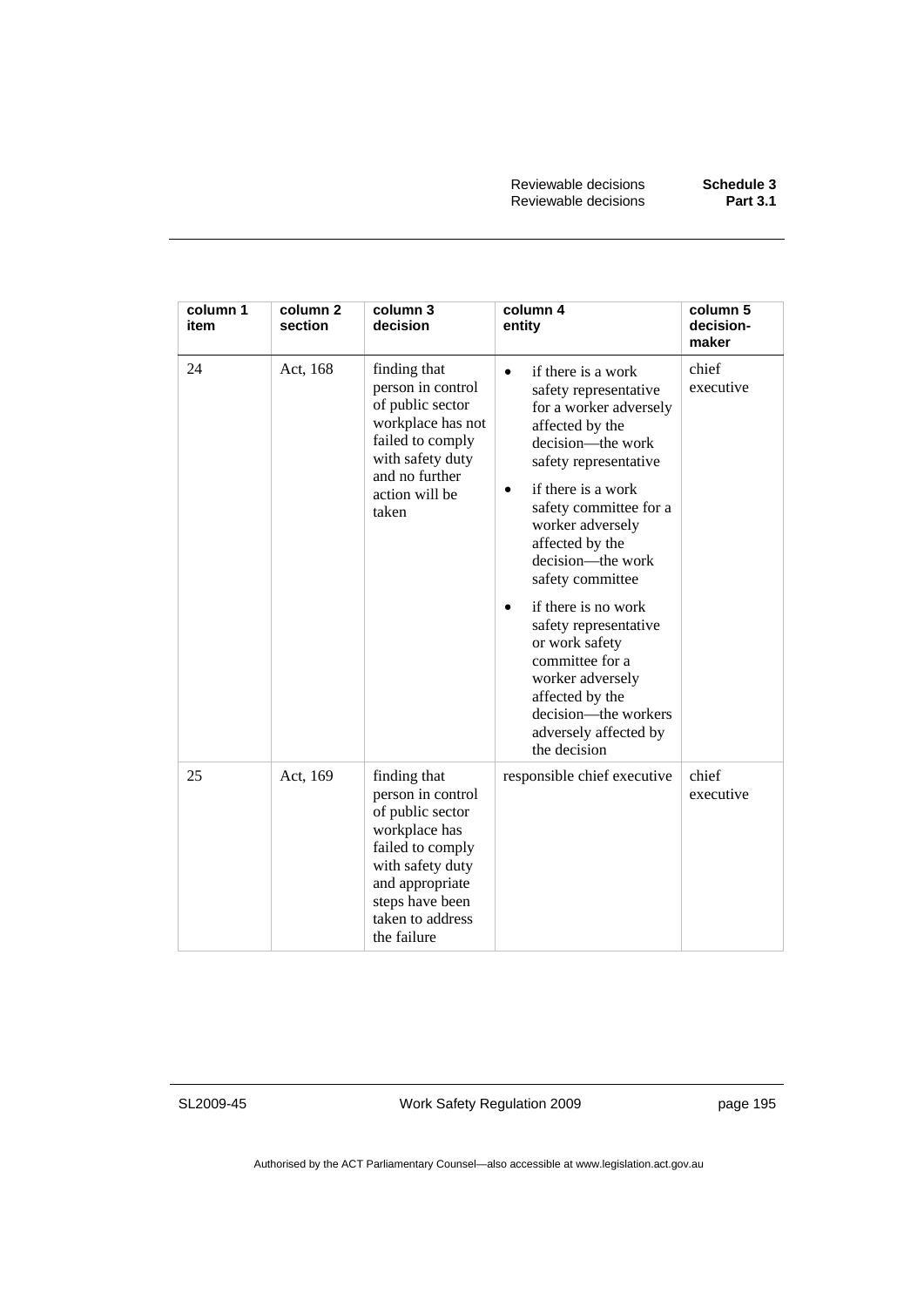| column 1 item | column 2 section | column 3 decision | column 4 entity | column 5 decision-maker |
|---|---|---|---|---|
| 24 | Act, 168 | finding that person in control of public sector workplace has not failed to comply with safety duty and no further action will be taken | • if there is a work safety representative for a worker adversely affected by the decision—the work safety representative<br>• if there is a work safety committee for a worker adversely affected by the decision—the work safety committee<br>• if there is no work safety representative or work safety committee for a worker adversely affected by the decision—the workers adversely affected by the decision | chief executive |
| 25 | Act, 169 | finding that person in control of public sector workplace has failed to comply with safety duty and appropriate steps have been taken to address the failure | responsible chief executive | chief executive |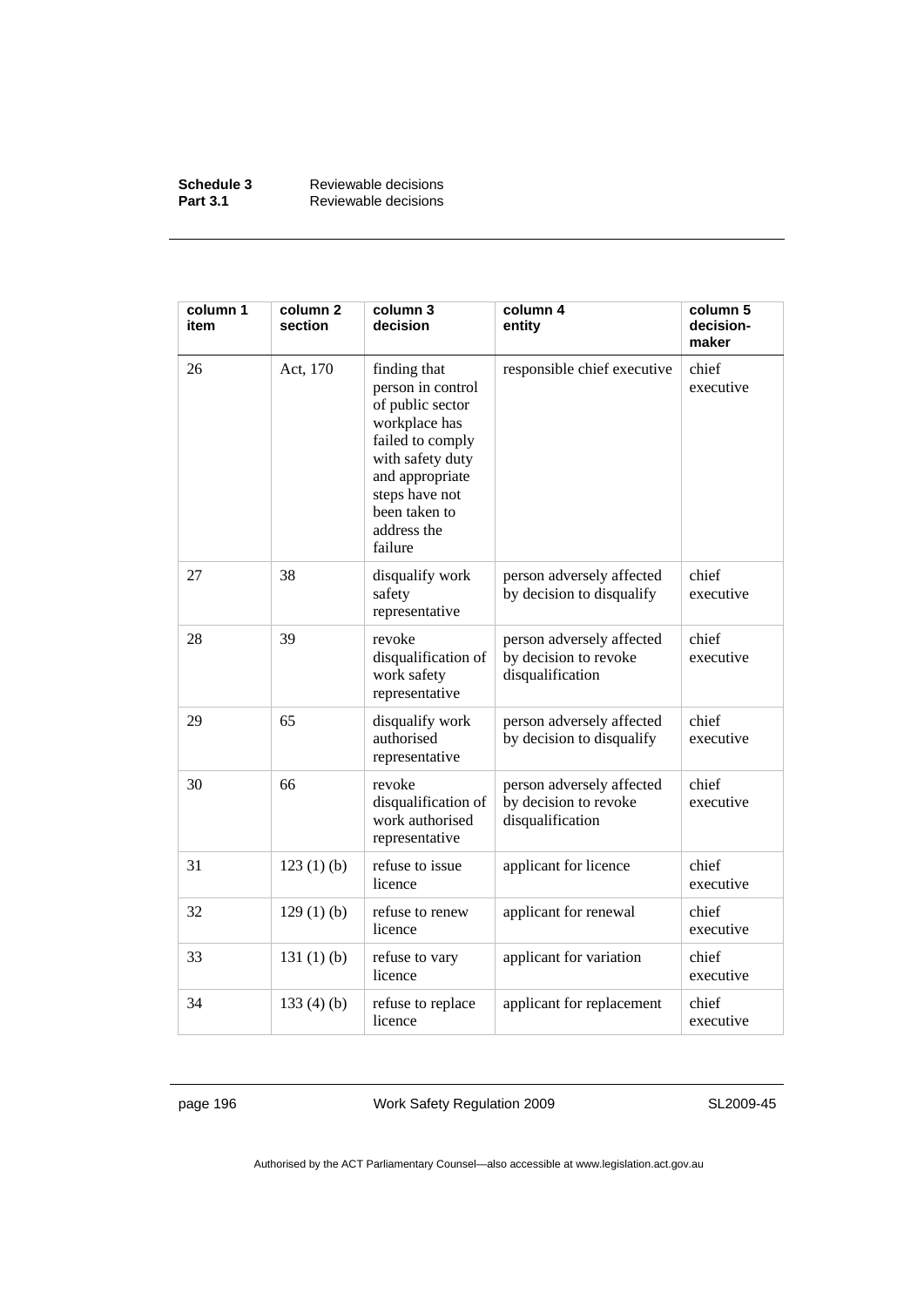| column 1 item | column 2 section | column 3 decision | column 4 entity | column 5 decision-maker |
|---|---|---|---|---|
| 26 | Act, 170 | finding that person in control of public sector workplace has failed to comply with safety duty and appropriate steps have not been taken to address the failure | responsible chief executive | chief executive |
| 27 | 38 | disqualify work safety representative | person adversely affected by decision to disqualify | chief executive |
| 28 | 39 | revoke disqualification of work safety representative | person adversely affected by decision to revoke disqualification | chief executive |
| 29 | 65 | disqualify work authorised representative | person adversely affected by decision to disqualify | chief executive |
| 30 | 66 | revoke disqualification of work authorised representative | person adversely affected by decision to revoke disqualification | chief executive |
| 31 | 123 (1) (b) | refuse to issue licence | applicant for licence | chief executive |
| 32 | 129 (1) (b) | refuse to renew licence | applicant for renewal | chief executive |
| 33 | 131 (1) (b) | refuse to vary licence | applicant for variation | chief executive |
| 34 | 133 (4) (b) | refuse to replace licence | applicant for replacement | chief executive |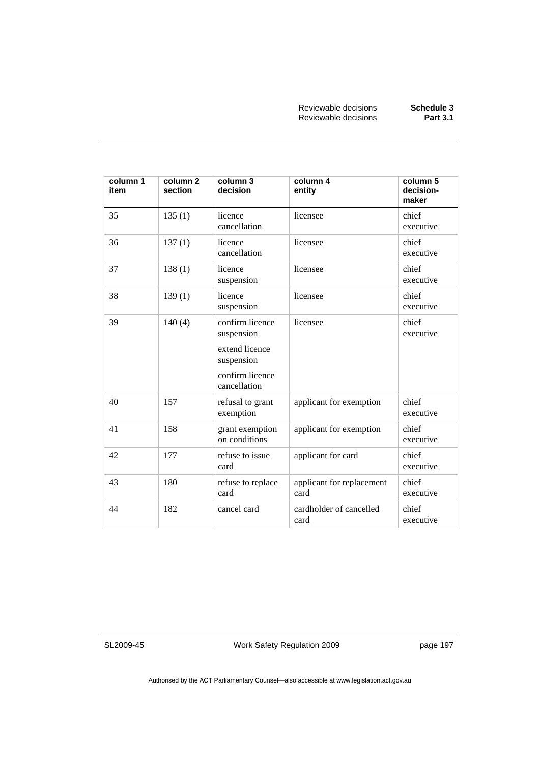| column 1 item | column 2 section | column 3 decision | column 4 entity | column 5 decision-maker |
|---|---|---|---|---|
| 35 | 135 (1) | licence cancellation | licensee | chief executive |
| 36 | 137 (1) | licence cancellation | licensee | chief executive |
| 37 | 138 (1) | licence suspension | licensee | chief executive |
| 38 | 139 (1) | licence suspension | licensee | chief executive |
| 39 | 140 (4) | confirm licence suspension<br><br>extend licence suspension<br><br>confirm licence cancellation | licensee | chief executive |
| 40 | 157 | refusal to grant exemption | applicant for exemption | chief executive |
| 41 | 158 | grant exemption on conditions | applicant for exemption | chief executive |
| 42 | 177 | refuse to issue card | applicant for card | chief executive |
| 43 | 180 | refuse to replace card | applicant for replacement card | chief executive |
| 44 | 182 | cancel card | cardholder of cancelled card | chief executive |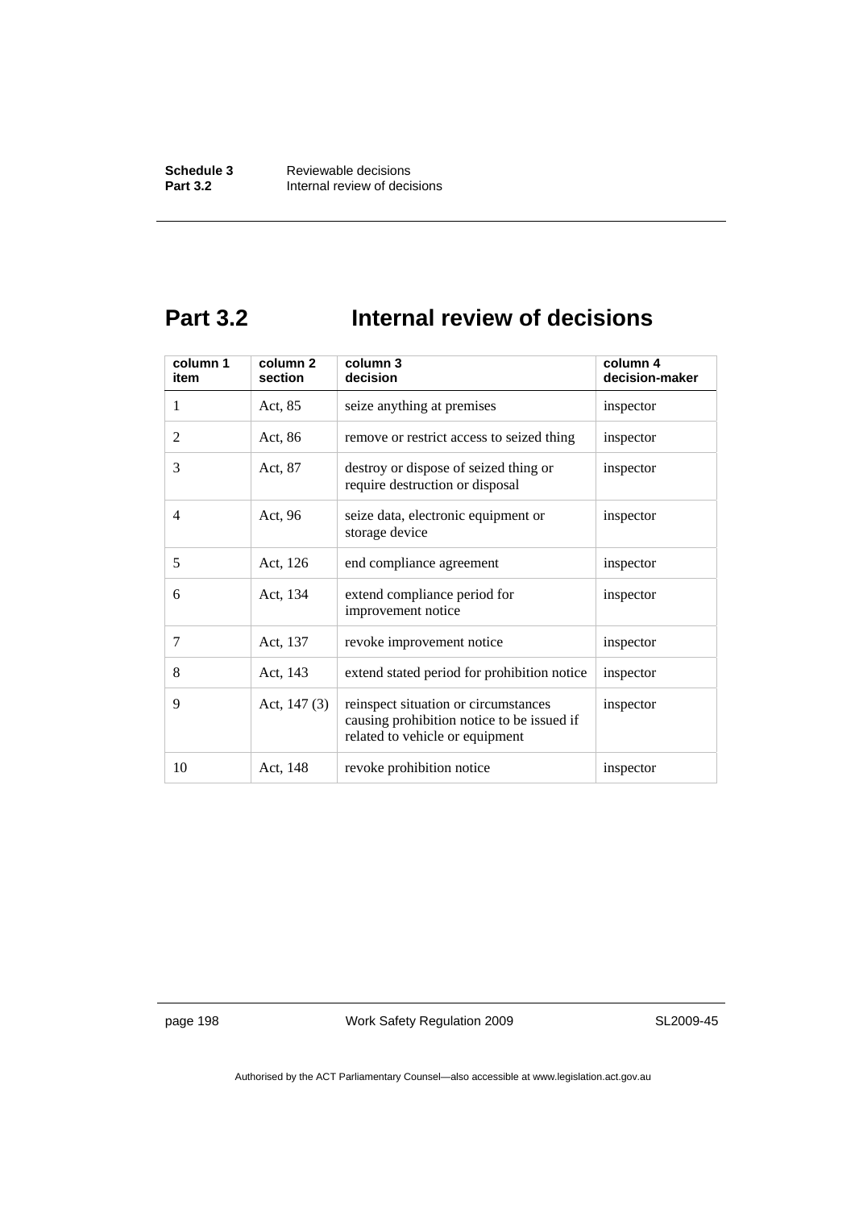## Part 3.2 Internal review of decisions

| column 1 item | column 2 section | column 3 decision | column 4 decision-maker |
|---|---|---|---|
| 1 | Act, 85 | seize anything at premises | inspector |
| 2 | Act, 86 | remove or restrict access to seized thing | inspector |
| 3 | Act, 87 | destroy or dispose of seized thing or require destruction or disposal | inspector |
| 4 | Act, 96 | seize data, electronic equipment or storage device | inspector |
| 5 | Act, 126 | end compliance agreement | inspector |
| 6 | Act, 134 | extend compliance period for improvement notice | inspector |
| 7 | Act, 137 | revoke improvement notice | inspector |
| 8 | Act, 143 | extend stated period for prohibition notice | inspector |
| 9 | Act, 147 (3) | reinspect situation or circumstances causing prohibition notice to be issued if related to vehicle or equipment | inspector |
| 10 | Act, 148 | revoke prohibition notice | inspector |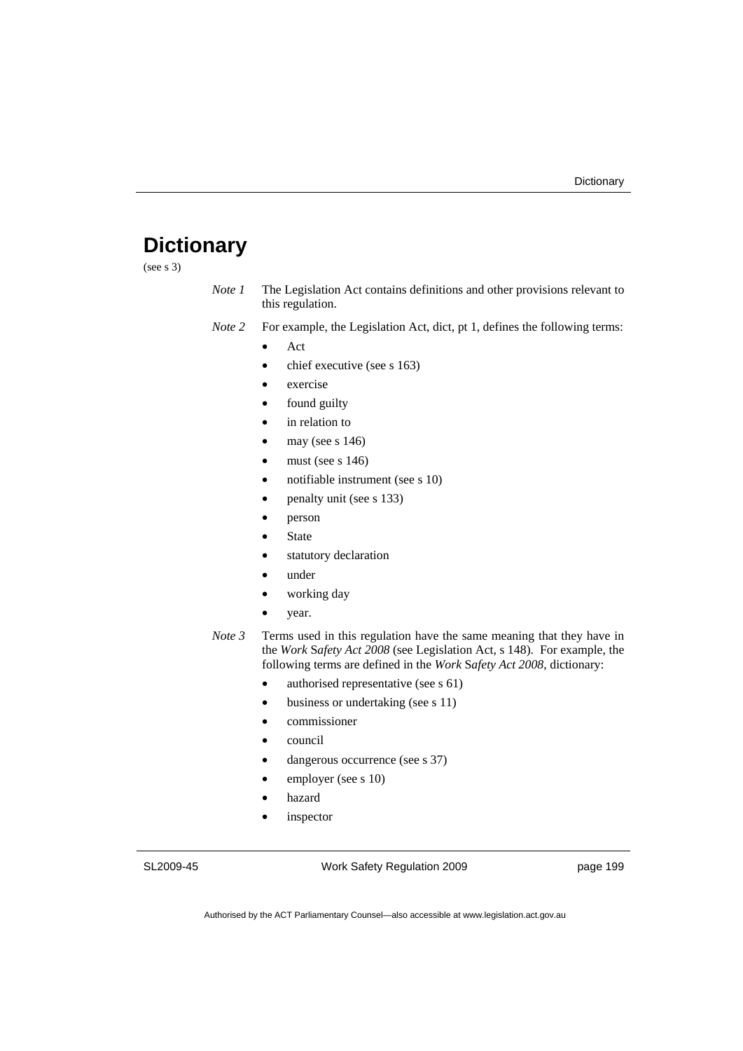# Dictionary

(see s 3)

*Note 1* The Legislation Act contains definitions and other provisions relevant to this regulation.

*Note 2* For example, the Legislation Act, dict, pt 1, defines the following terms:

- Act
- chief executive (see s 163)
- exercise
- found guilty
- in relation to
- may (see s 146)
- must (see s 146)
- notifiable instrument (see s 10)
- penalty unit (see s 133)
- person
- State
- statutory declaration
- under
- working day
- year.

*Note 3* Terms used in this regulation have the same meaning that they have in the *Work Safety Act 2008* (see Legislation Act, s 148). For example, the following terms are defined in the *Work Safety Act 2008*, dictionary:

- authorised representative (see s 61)
- business or undertaking (see s 11)
- commissioner
- council
- dangerous occurrence (see s 37)
- employer (see s 10)
- hazard
- inspector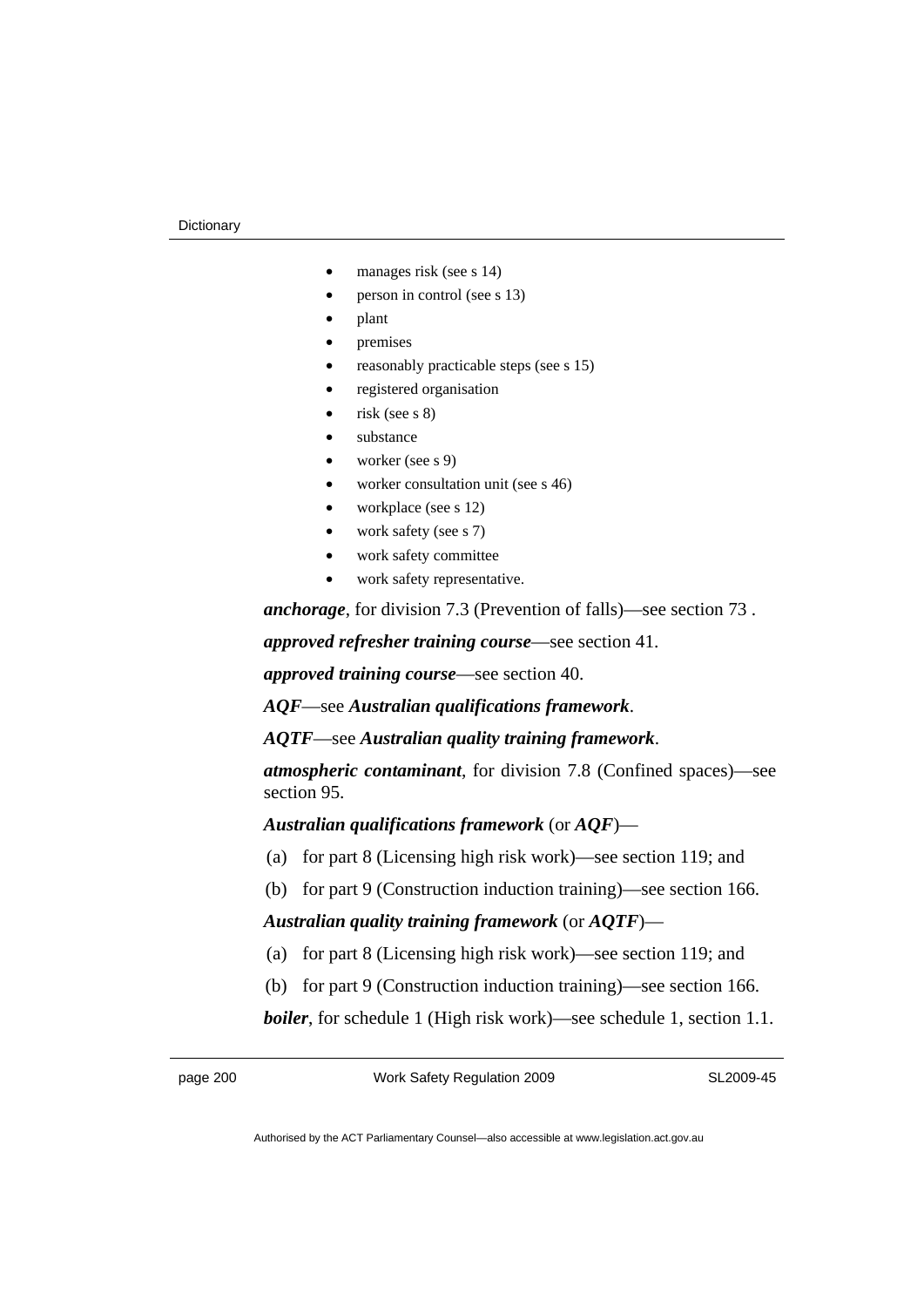- manages risk (see s 14)
- person in control (see s 13)
- plant
- premises
- reasonably practicable steps (see s 15)
- registered organisation
- risk (see s 8)
- substance
- worker (see s 9)
- worker consultation unit (see s 46)
- workplace (see s 12)
- work safety (see s 7)
- work safety committee
- work safety representative.

***anchorage***, for division 7.3 (Prevention of falls)—see section 73 .

***approved refresher training course***—see section 41.

***approved training course***—see section 40.

***AQF***—see ***Australian qualifications framework***.

***AQTF***—see ***Australian quality training framework***.

***atmospheric contaminant***, for division 7.8 (Confined spaces)—see section 95.

***Australian qualifications framework*** (or ***AQF***)—

(a) for part 8 (Licensing high risk work)—see section 119; and

(b) for part 9 (Construction induction training)—see section 166.

***Australian quality training framework*** (or ***AQTF***)—

(a) for part 8 (Licensing high risk work)—see section 119; and

(b) for part 9 (Construction induction training)—see section 166.

***boiler***, for schedule 1 (High risk work)—see schedule 1, section 1.1.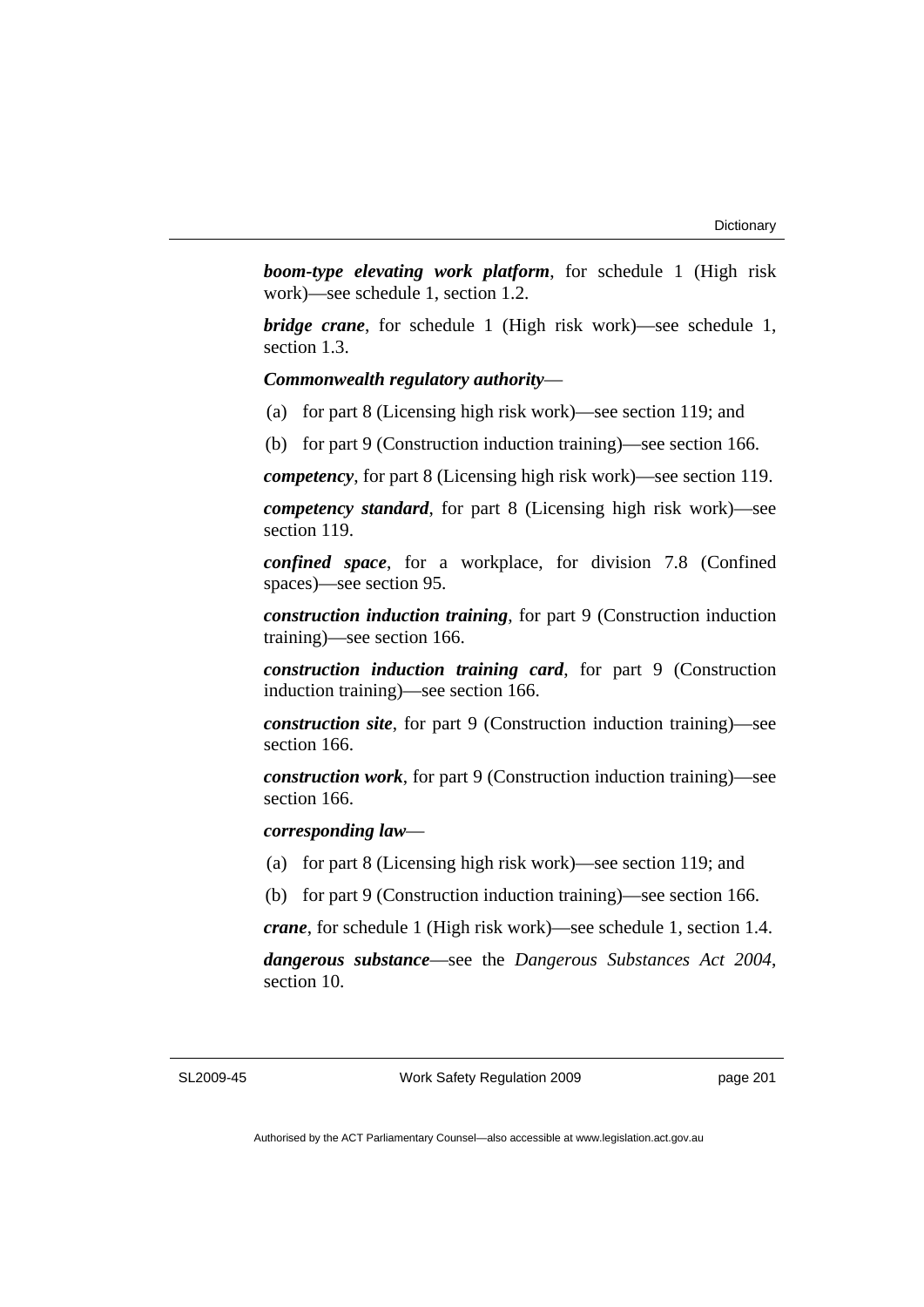***boom-type elevating work platform***, for schedule 1 (High risk work)—see schedule 1, section 1.2.

***bridge crane***, for schedule 1 (High risk work)—see schedule 1, section 1.3.

***Commonwealth regulatory authority***—

(a) for part 8 (Licensing high risk work)—see section 119; and

(b) for part 9 (Construction induction training)—see section 166.

***competency***, for part 8 (Licensing high risk work)—see section 119.

***competency standard***, for part 8 (Licensing high risk work)—see section 119.

***confined space***, for a workplace, for division 7.8 (Confined spaces)—see section 95.

***construction induction training***, for part 9 (Construction induction training)—see section 166.

***construction induction training card***, for part 9 (Construction induction training)—see section 166.

***construction site***, for part 9 (Construction induction training)—see section 166.

***construction work***, for part 9 (Construction induction training)—see section 166.

***corresponding law***—

(a) for part 8 (Licensing high risk work)—see section 119; and

(b) for part 9 (Construction induction training)—see section 166.

***crane***, for schedule 1 (High risk work)—see schedule 1, section 1.4.

***dangerous substance***—see the *Dangerous Substances Act 2004*, section 10.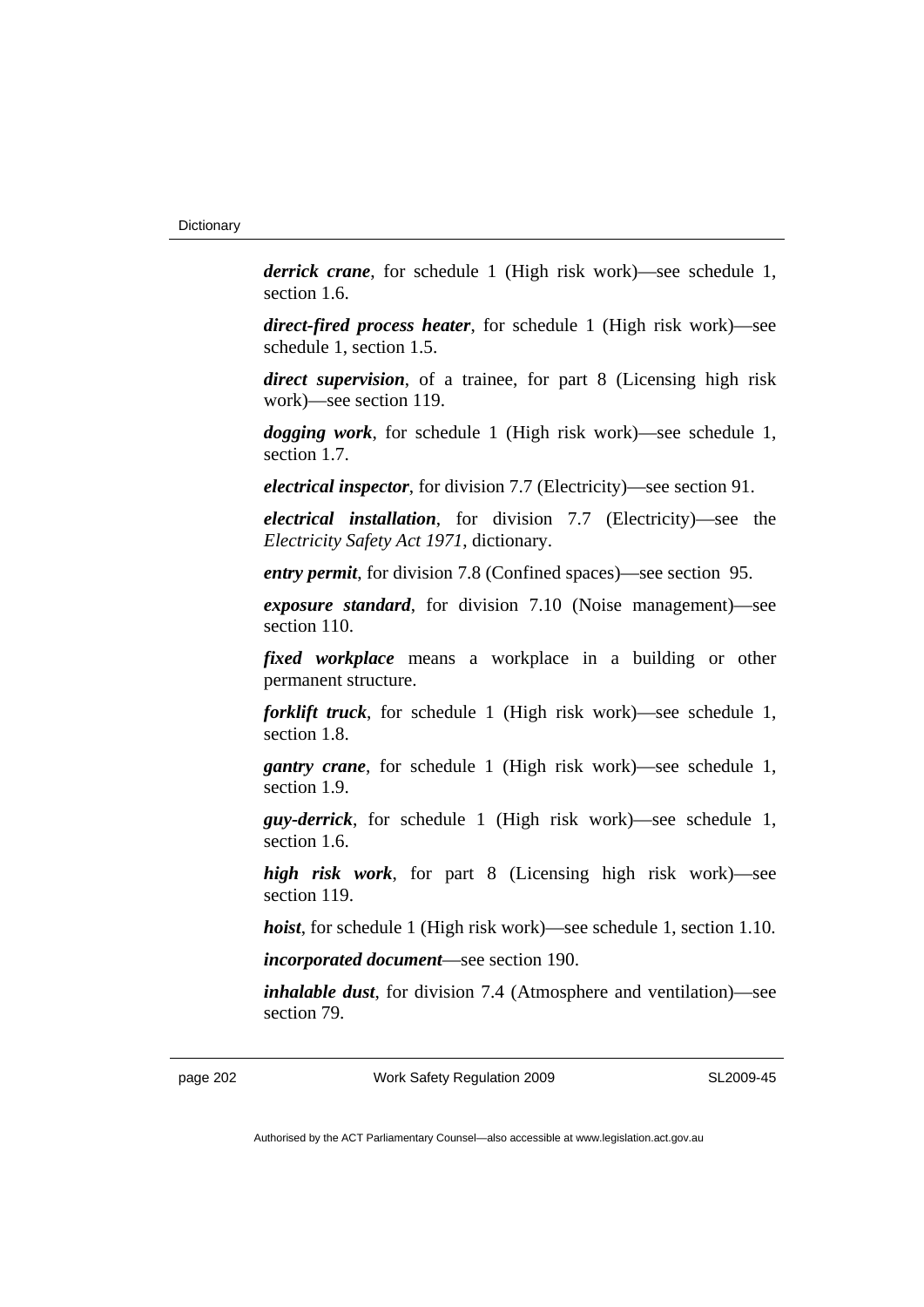***derrick crane***, for schedule 1 (High risk work)—see schedule 1, section 1.6.

***direct-fired process heater***, for schedule 1 (High risk work)—see schedule 1, section 1.5.

***direct supervision***, of a trainee, for part 8 (Licensing high risk work)—see section 119.

***dogging work***, for schedule 1 (High risk work)—see schedule 1, section 1.7.

***electrical inspector***, for division 7.7 (Electricity)—see section 91.

***electrical installation***, for division 7.7 (Electricity)—see the *Electricity Safety Act 1971*, dictionary.

***entry permit***, for division 7.8 (Confined spaces)—see section 95.

***exposure standard***, for division 7.10 (Noise management)—see section 110.

***fixed workplace*** means a workplace in a building or other permanent structure.

***forklift truck***, for schedule 1 (High risk work)—see schedule 1, section 1.8.

***gantry crane***, for schedule 1 (High risk work)—see schedule 1, section 1.9.

***guy-derrick***, for schedule 1 (High risk work)—see schedule 1, section 1.6.

***high risk work***, for part 8 (Licensing high risk work)—see section 119.

***hoist***, for schedule 1 (High risk work)—see schedule 1, section 1.10.

***incorporated document***—see section 190.

***inhalable dust***, for division 7.4 (Atmosphere and ventilation)—see section 79.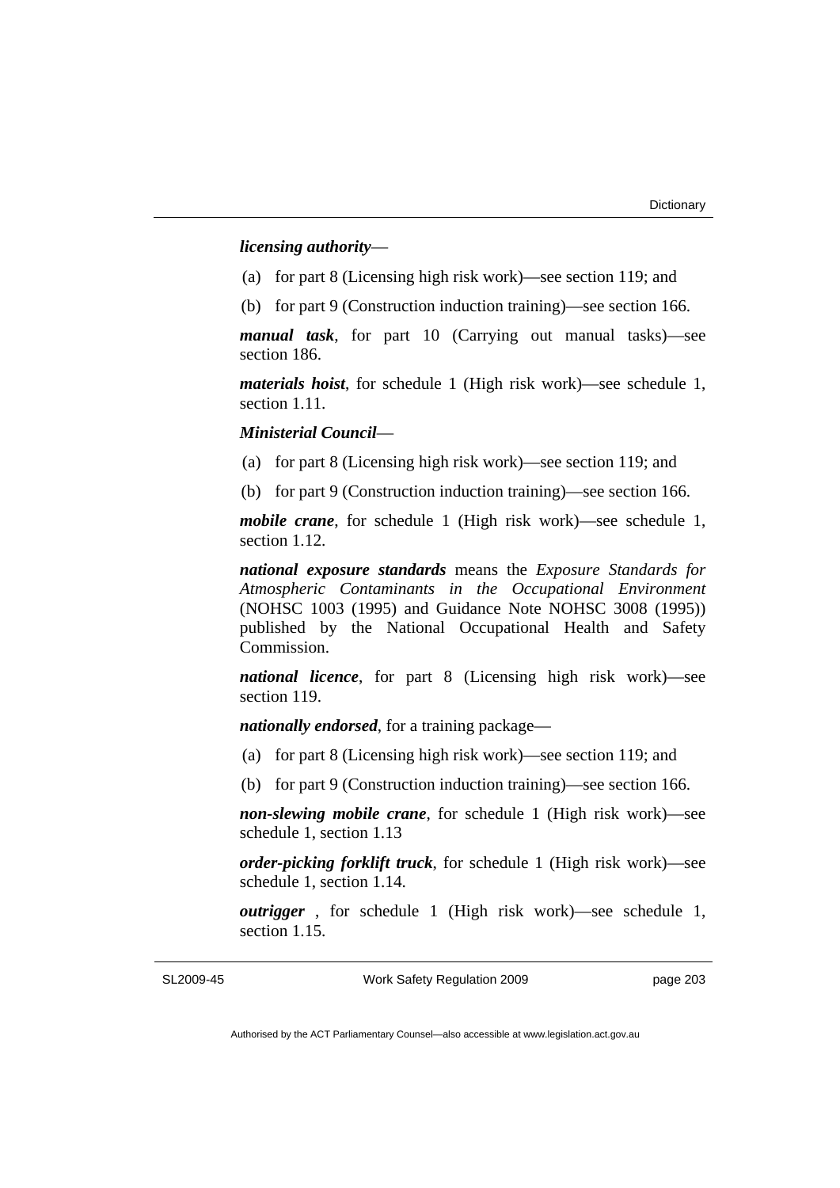***licensing authority***—

(a) for part 8 (Licensing high risk work)—see section 119; and

(b) for part 9 (Construction induction training)—see section 166.

***manual task***, for part 10 (Carrying out manual tasks)—see section 186.

***materials hoist***, for schedule 1 (High risk work)—see schedule 1, section 1.11.

***Ministerial Council***—

(a) for part 8 (Licensing high risk work)—see section 119; and

(b) for part 9 (Construction induction training)—see section 166.

***mobile crane***, for schedule 1 (High risk work)—see schedule 1, section 1.12.

***national exposure standards*** means the *Exposure Standards for Atmospheric Contaminants in the Occupational Environment* (NOHSC 1003 (1995) and Guidance Note NOHSC 3008 (1995)) published by the National Occupational Health and Safety Commission.

***national licence***, for part 8 (Licensing high risk work)—see section 119.

***nationally endorsed***, for a training package—

(a) for part 8 (Licensing high risk work)—see section 119; and

(b) for part 9 (Construction induction training)—see section 166.

***non-slewing mobile crane***, for schedule 1 (High risk work)—see schedule 1, section 1.13

***order-picking forklift truck***, for schedule 1 (High risk work)—see schedule 1, section 1.14.

***outrigger*** , for schedule 1 (High risk work)—see schedule 1, section 1.15.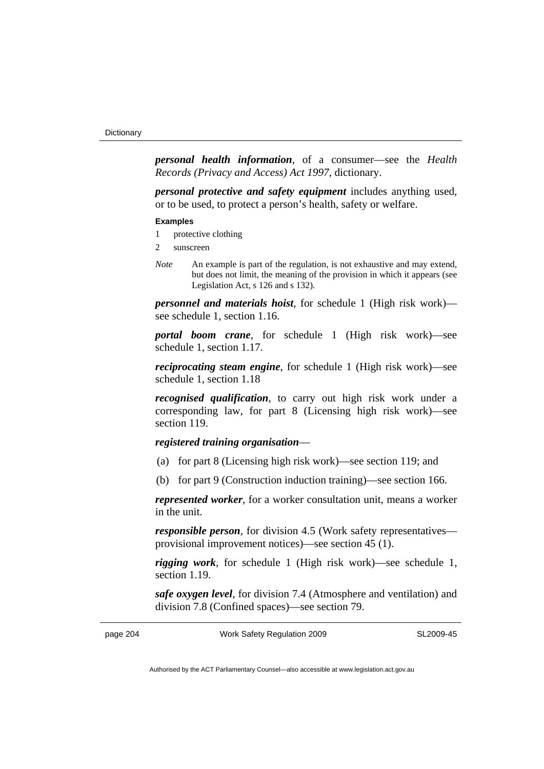***personal health information***, of a consumer—see the *Health Records (Privacy and Access) Act 1997*, dictionary.

***personal protective and safety equipment*** includes anything used, or to be used, to protect a person's health, safety or welfare.

**Examples**

1 protective clothing

2 sunscreen

*Note* An example is part of the regulation, is not exhaustive and may extend, but does not limit, the meaning of the provision in which it appears (see Legislation Act, s 126 and s 132).

***personnel and materials hoist***, for schedule 1 (High risk work)—see schedule 1, section 1.16.

***portal boom crane***, for schedule 1 (High risk work)—see schedule 1, section 1.17.

***reciprocating steam engine***, for schedule 1 (High risk work)—see schedule 1, section 1.18

***recognised qualification***, to carry out high risk work under a corresponding law, for part 8 (Licensing high risk work)—see section 119.

***registered training organisation***—

(a) for part 8 (Licensing high risk work)—see section 119; and

(b) for part 9 (Construction induction training)—see section 166.

***represented worker***, for a worker consultation unit, means a worker in the unit.

***responsible person***, for division 4.5 (Work safety representatives—provisional improvement notices)—see section 45 (1).

***rigging work***, for schedule 1 (High risk work)—see schedule 1, section 1.19.

***safe oxygen level***, for division 7.4 (Atmosphere and ventilation) and division 7.8 (Confined spaces)—see section 79.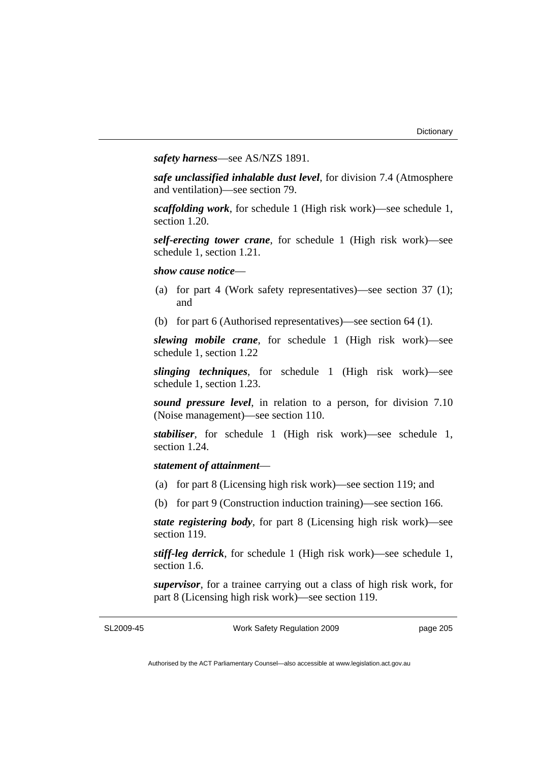***safety harness***—see AS/NZS 1891.

***safe unclassified inhalable dust level***, for division 7.4 (Atmosphere and ventilation)—see section 79.

***scaffolding work***, for schedule 1 (High risk work)—see schedule 1, section 1.20.

***self-erecting tower crane***, for schedule 1 (High risk work)—see schedule 1, section 1.21.

***show cause notice***—

(a) for part 4 (Work safety representatives)—see section 37 (1); and

(b) for part 6 (Authorised representatives)—see section 64 (1).

***slewing mobile crane***, for schedule 1 (High risk work)—see schedule 1, section 1.22

***slinging techniques***, for schedule 1 (High risk work)—see schedule 1, section 1.23.

***sound pressure level***, in relation to a person, for division 7.10 (Noise management)—see section 110.

***stabiliser***, for schedule 1 (High risk work)—see schedule 1, section 1.24.

***statement of attainment***—

(a) for part 8 (Licensing high risk work)—see section 119; and

(b) for part 9 (Construction induction training)—see section 166.

***state registering body***, for part 8 (Licensing high risk work)—see section 119.

***stiff-leg derrick***, for schedule 1 (High risk work)—see schedule 1, section 1.6.

***supervisor***, for a trainee carrying out a class of high risk work, for part 8 (Licensing high risk work)—see section 119.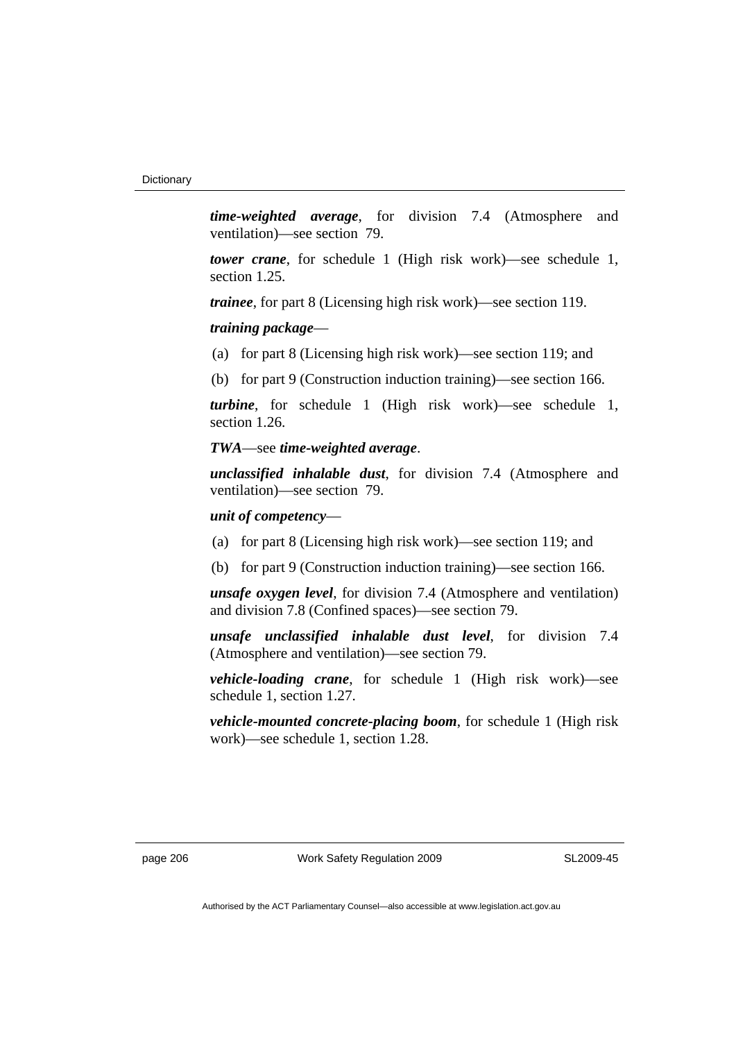***time-weighted average***, for division 7.4 (Atmosphere and ventilation)—see section 79.

***tower crane***, for schedule 1 (High risk work)—see schedule 1, section 1.25.

***trainee***, for part 8 (Licensing high risk work)—see section 119.

***training package***—

(a) for part 8 (Licensing high risk work)—see section 119; and

(b) for part 9 (Construction induction training)—see section 166.

***turbine***, for schedule 1 (High risk work)—see schedule 1, section 1.26.

***TWA***—see ***time-weighted average***.

***unclassified inhalable dust***, for division 7.4 (Atmosphere and ventilation)—see section 79.

***unit of competency***—

(a) for part 8 (Licensing high risk work)—see section 119; and

(b) for part 9 (Construction induction training)—see section 166.

***unsafe oxygen level***, for division 7.4 (Atmosphere and ventilation) and division 7.8 (Confined spaces)—see section 79.

***unsafe unclassified inhalable dust level***, for division 7.4 (Atmosphere and ventilation)—see section 79.

***vehicle-loading crane***, for schedule 1 (High risk work)—see schedule 1, section 1.27.

***vehicle-mounted concrete-placing boom***, for schedule 1 (High risk work)—see schedule 1, section 1.28.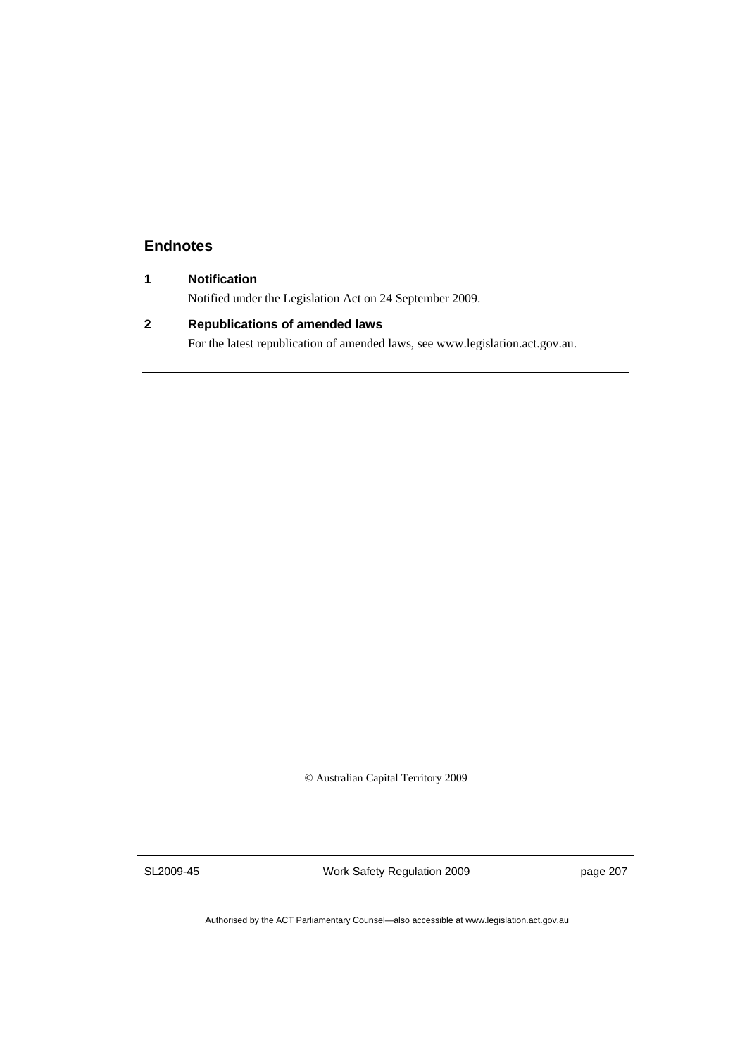## Endnotes

### 1 Notification

Notified under the Legislation Act on 24 September 2009.

### 2 Republications of amended laws

For the latest republication of amended laws, see www.legislation.act.gov.au.

© Australian Capital Territory 2009